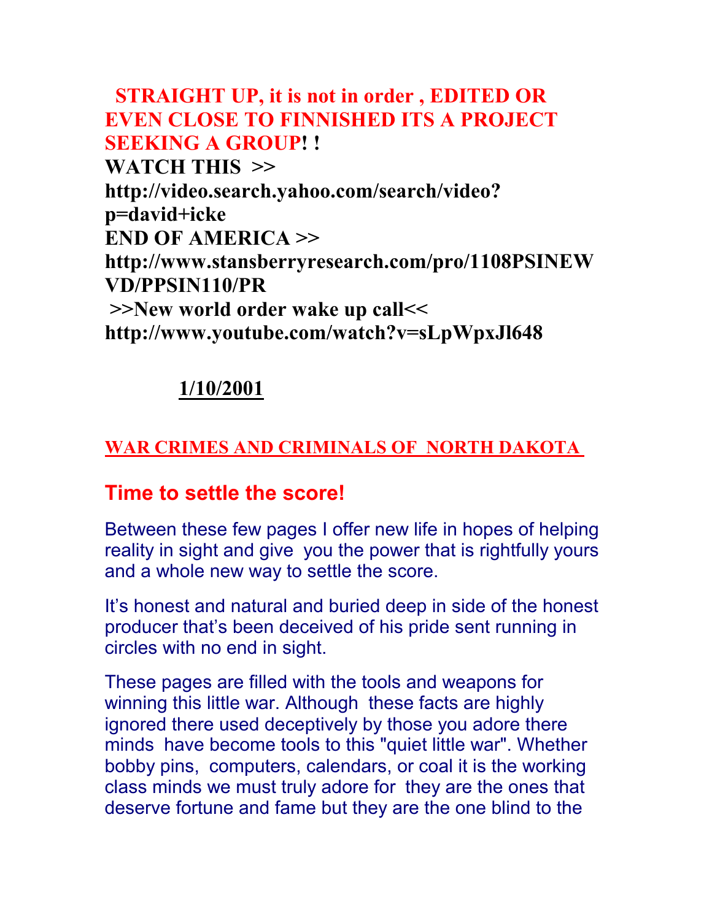**STRAIGHT UP, it is not in order , EDITED OR EVEN CLOSE TO FINNISHED ITS A PROJECT SEEKING A GROUP! !**

**WATCH THIS >>**
**http://video.search.yahoo.com/search/video?p=david+icke**

**END OF AMERICA >>**
**http://www.stansberryresearch.com/pro/1108PSINEWVD/PPSIN110/PR**

**>>New world order wake up call<<**
**http://www.youtube.com/watch?v=sLpWpxJl648**

**1/10/2001**

# WAR CRIMES AND CRIMINALS OF NORTH DAKOTA

## Time to settle the score!

Between these few pages I offer new life in hopes of helping reality in sight and give you the power that is rightfully yours and a whole new way to settle the score.

It's honest and natural and buried deep in side of the honest producer that's been deceived of his pride sent running in circles with no end in sight.

These pages are filled with the tools and weapons for winning this little war. Although these facts are highly ignored there used deceptively by those you adore there minds have become tools to this "quiet little war". Whether bobby pins, computers, calendars, or coal it is the working class minds we must truly adore for they are the ones that deserve fortune and fame but they are the one blind to the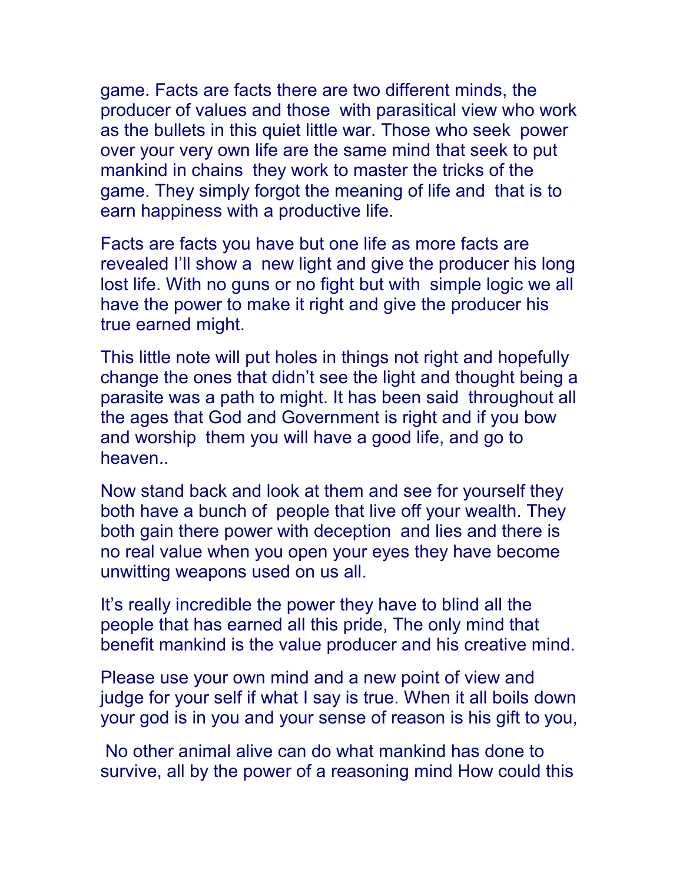game. Facts are facts there are two different minds, the producer of values and those with parasitical view who work as the bullets in this quiet little war. Those who seek power over your very own life are the same mind that seek to put mankind in chains they work to master the tricks of the game. They simply forgot the meaning of life and that is to earn happiness with a productive life.

Facts are facts you have but one life as more facts are revealed I'll show a new light and give the producer his long lost life. With no guns or no fight but with simple logic we all have the power to make it right and give the producer his true earned might.

This little note will put holes in things not right and hopefully change the ones that didn't see the light and thought being a parasite was a path to might. It has been said throughout all the ages that God and Government is right and if you bow and worship them you will have a good life, and go to heaven..

Now stand back and look at them and see for yourself they both have a bunch of people that live off your wealth. They both gain there power with deception and lies and there is no real value when you open your eyes they have become unwitting weapons used on us all.

It's really incredible the power they have to blind all the people that has earned all this pride, The only mind that benefit mankind is the value producer and his creative mind.

Please use your own mind and a new point of view and judge for your self if what I say is true. When it all boils down your god is in you and your sense of reason is his gift to you,

No other animal alive can do what mankind has done to survive, all by the power of a reasoning mind How could this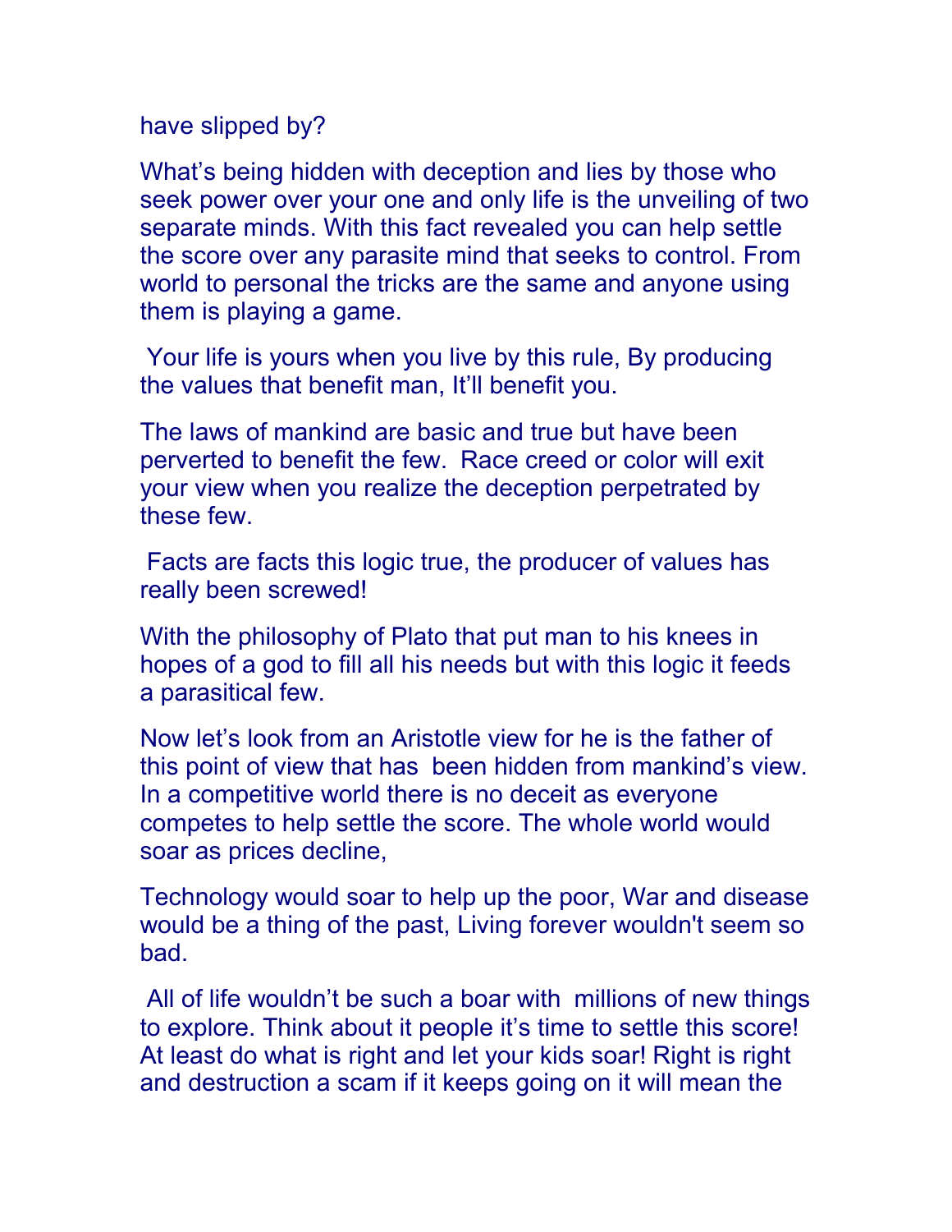have slipped by?

What's being hidden with deception and lies by those who seek power over your one and only life is the unveiling of two separate minds. With this fact revealed you can help settle the score over any parasite mind that seeks to control. From world to personal the tricks are the same and anyone using them is playing a game.

Your life is yours when you live by this rule, By producing the values that benefit man, It'll benefit you.

The laws of mankind are basic and true but have been perverted to benefit the few.  Race creed or color will exit your view when you realize the deception perpetrated by these few.

Facts are facts this logic true, the producer of values has really been screwed!

With the philosophy of Plato that put man to his knees in hopes of a god to fill all his needs but with this logic it feeds a parasitical few.

Now let's look from an Aristotle view for he is the father of this point of view that has  been hidden from mankind's view. In a competitive world there is no deceit as everyone competes to help settle the score. The whole world would soar as prices decline,

Technology would soar to help up the poor, War and disease would be a thing of the past, Living forever wouldn't seem so bad.

All of life wouldn't be such a boar with  millions of new things to explore. Think about it people it's time to settle this score! At least do what is right and let your kids soar! Right is right and destruction a scam if it keeps going on it will mean the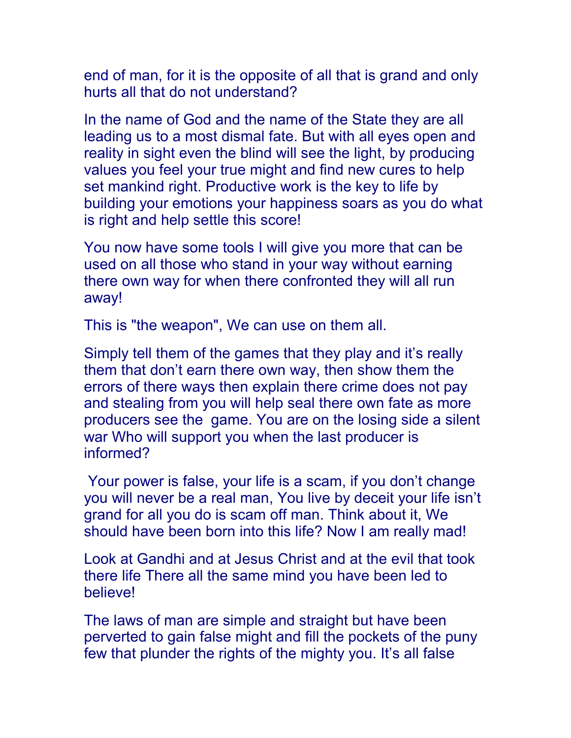end of man, for it is the opposite of all that is grand and only hurts all that do not understand?

In the name of God and the name of the State they are all leading us to a most dismal fate. But with all eyes open and reality in sight even the blind will see the light, by producing values you feel your true might and find new cures to help set mankind right. Productive work is the key to life by building your emotions your happiness soars as you do what is right and help settle this score!

You now have some tools I will give you more that can be used on all those who stand in your way without earning there own way for when there confronted they will all run away!

This is "the weapon", We can use on them all.

Simply tell them of the games that they play and it's really them that don't earn there own way, then show them the errors of there ways then explain there crime does not pay and stealing from you will help seal there own fate as more producers see the game. You are on the losing side a silent war Who will support you when the last producer is informed?

Your power is false, your life is a scam, if you don't change you will never be a real man, You live by deceit your life isn't grand for all you do is scam off man. Think about it, We should have been born into this life? Now I am really mad!

Look at Gandhi and at Jesus Christ and at the evil that took there life There all the same mind you have been led to believe!

The laws of man are simple and straight but have been perverted to gain false might and fill the pockets of the puny few that plunder the rights of the mighty you. It's all false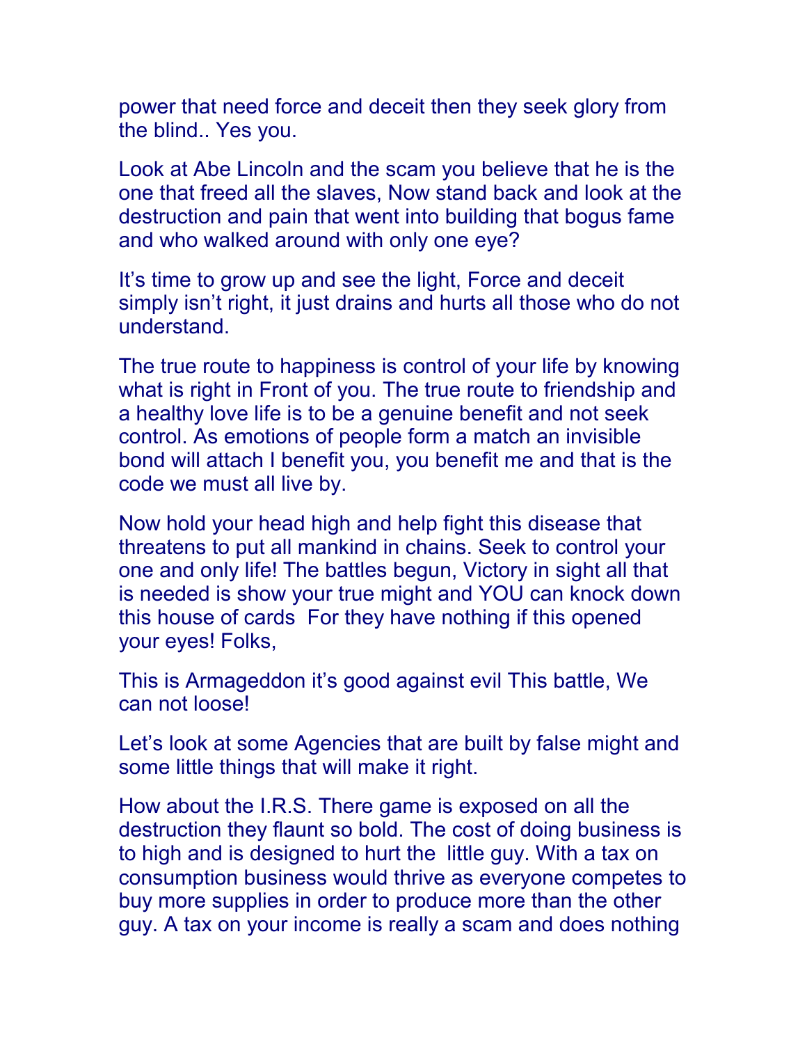power that need force and deceit then they seek glory from the blind.. Yes you.

Look at Abe Lincoln and the scam you believe that he is the one that freed all the slaves, Now stand back and look at the destruction and pain that went into building that bogus fame and who walked around with only one eye?

It's time to grow up and see the light, Force and deceit simply isn't right, it just drains and hurts all those who do not understand.

The true route to happiness is control of your life by knowing what is right in Front of you. The true route to friendship and a healthy love life is to be a genuine benefit and not seek control. As emotions of people form a match an invisible bond will attach I benefit you, you benefit me and that is the code we must all live by.

Now hold your head high and help fight this disease that threatens to put all mankind in chains. Seek to control your one and only life! The battles begun, Victory in sight all that is needed is show your true might and YOU can knock down this house of cards  For they have nothing if this opened your eyes! Folks,

This is Armageddon it's good against evil This battle, We can not loose!

Let's look at some Agencies that are built by false might and some little things that will make it right.

How about the I.R.S. There game is exposed on all the destruction they flaunt so bold. The cost of doing business is to high and is designed to hurt the  little guy. With a tax on consumption business would thrive as everyone competes to buy more supplies in order to produce more than the other guy. A tax on your income is really a scam and does nothing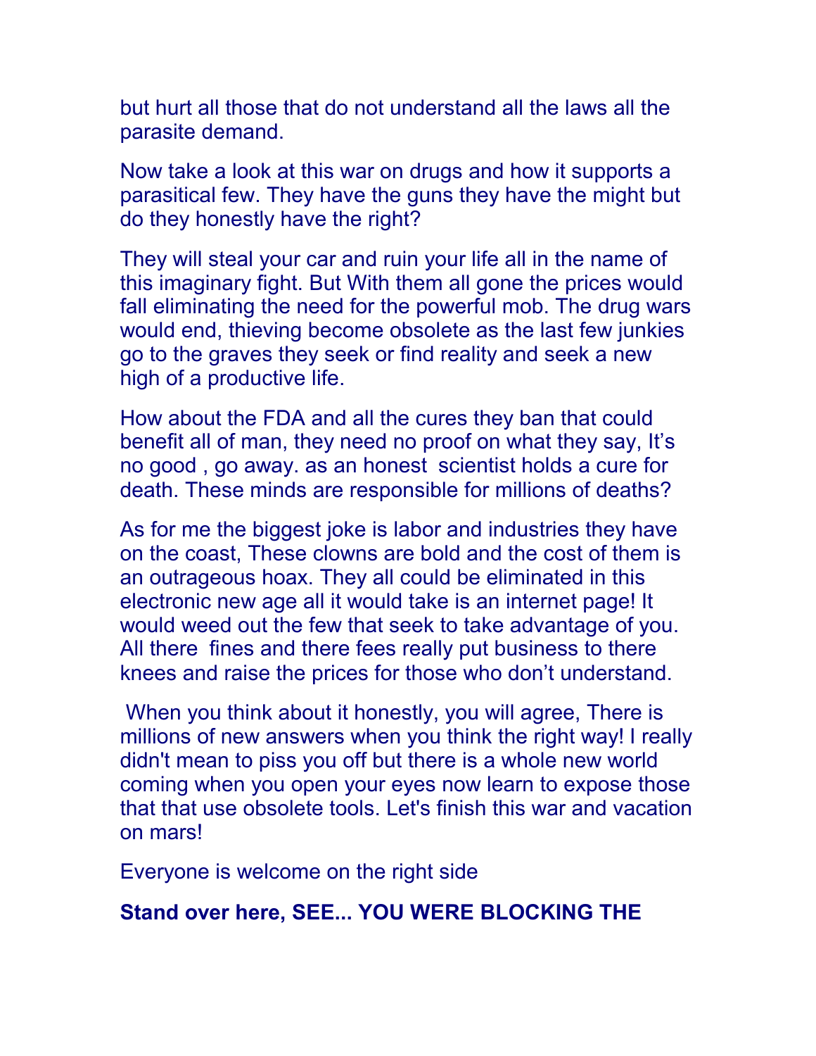but hurt all those that do not understand all the laws all the parasite demand.

Now take a look at this war on drugs and how it supports a parasitical few. They have the guns they have the might but do they honestly have the right?

They will steal your car and ruin your life all in the name of this imaginary fight. But With them all gone the prices would fall eliminating the need for the powerful mob. The drug wars would end, thieving become obsolete as the last few junkies go to the graves they seek or find reality and seek a new high of a productive life.

How about the FDA and all the cures they ban that could benefit all of man, they need no proof on what they say, It's no good , go away. as an honest scientist holds a cure for death. These minds are responsible for millions of deaths?

As for me the biggest joke is labor and industries they have on the coast, These clowns are bold and the cost of them is an outrageous hoax. They all could be eliminated in this electronic new age all it would take is an internet page! It would weed out the few that seek to take advantage of you. All there fines and there fees really put business to there knees and raise the prices for those who don't understand.

When you think about it honestly, you will agree, There is millions of new answers when you think the right way! I really didn't mean to piss you off but there is a whole new world coming when you open your eyes now learn to expose those that that use obsolete tools. Let's finish this war and vacation on mars!

Everyone is welcome on the right side

**Stand over here, SEE... YOU WERE BLOCKING THE**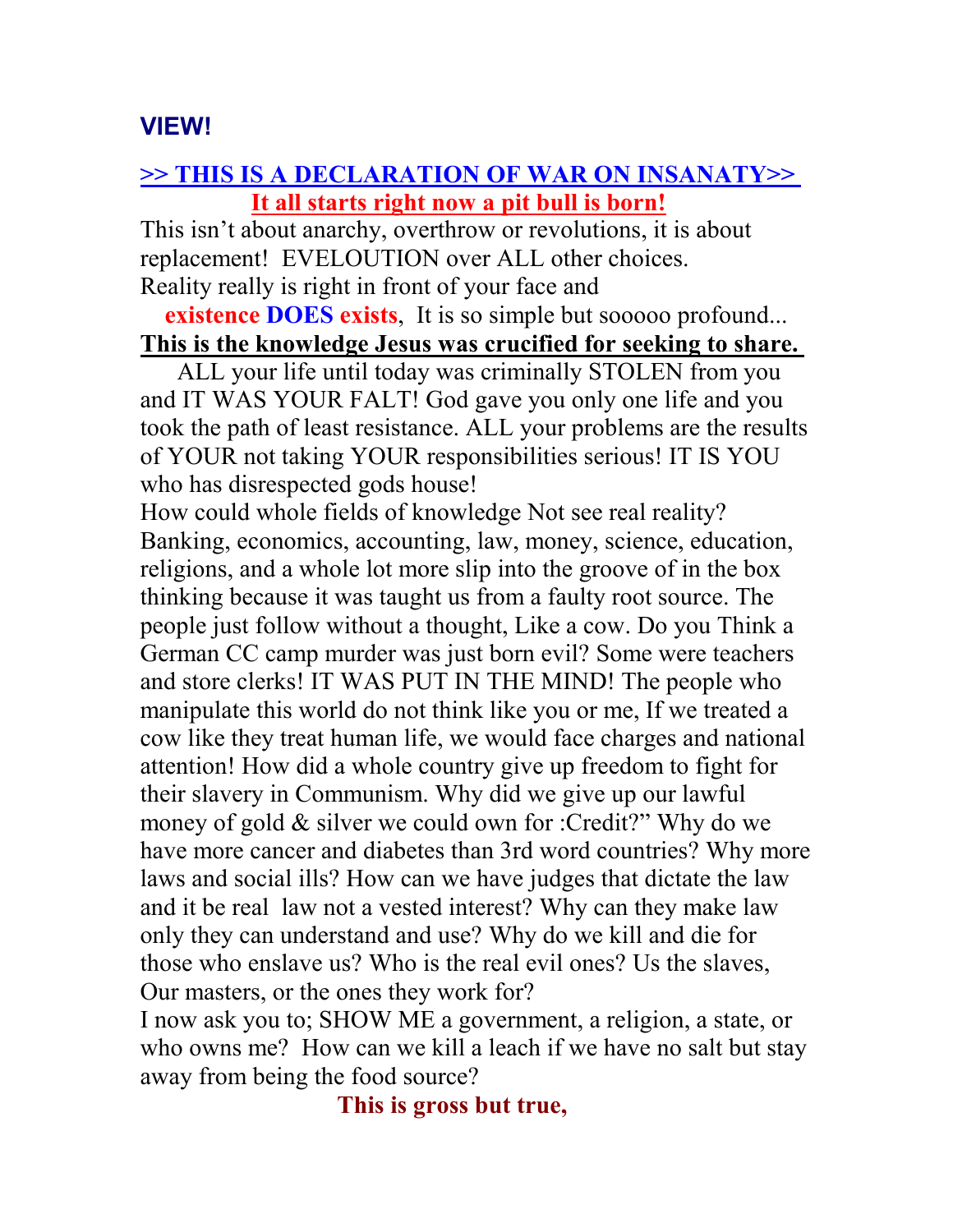## VIEW!

**>> THIS IS A DECLARATION OF WAR ON INSANATY>>**

**It all starts right now a pit bull is born!**

This isn't about anarchy, overthrow or revolutions, it is about replacement! EVELOUTION over ALL other choices. Reality really is right in front of your face and

**existence DOES exists**, It is so simple but sooooo profound...

**This is the knowledge Jesus was crucified for seeking to share.**

ALL your life until today was criminally STOLEN from you and IT WAS YOUR FALT! God gave you only one life and you took the path of least resistance. ALL your problems are the results of YOUR not taking YOUR responsibilities serious! IT IS YOU who has disrespected gods house!

How could whole fields of knowledge Not see real reality? Banking, economics, accounting, law, money, science, education, religions, and a whole lot more slip into the groove of in the box thinking because it was taught us from a faulty root source. The people just follow without a thought, Like a cow. Do you Think a German CC camp murder was just born evil? Some were teachers and store clerks! IT WAS PUT IN THE MIND! The people who manipulate this world do not think like you or me, If we treated a cow like they treat human life, we would face charges and national attention! How did a whole country give up freedom to fight for their slavery in Communism. Why did we give up our lawful money of gold & silver we could own for :Credit?" Why do we have more cancer and diabetes than 3rd word countries? Why more laws and social ills? How can we have judges that dictate the law and it be real law not a vested interest? Why can they make law only they can understand and use? Why do we kill and die for those who enslave us? Who is the real evil ones? Us the slaves, Our masters, or the ones they work for?

I now ask you to; SHOW ME a government, a religion, a state, or who owns me? How can we kill a leach if we have no salt but stay away from being the food source?

**This is gross but true,**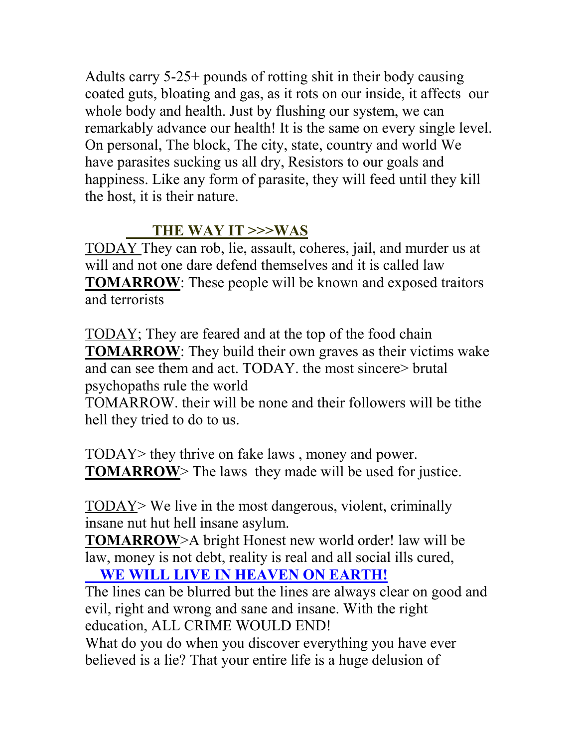Adults carry 5-25+ pounds of rotting shit in their body causing coated guts, bloating and gas, as it rots on our inside, it affects our whole body and health. Just by flushing our system, we can remarkably advance our health! It is the same on every single level. On personal, The block, The city, state, country and world We have parasites sucking us all dry, Resistors to our goals and happiness. Like any form of parasite, they will feed until they kill the host, it is their nature.

## THE WAY IT >>>WAS

TODAY They can rob, lie, assault, coheres, jail, and murder us at will and not one dare defend themselves and it is called law
**TOMARROW**: These people will be known and exposed traitors and terrorists

TODAY; They are feared and at the top of the food chain
**TOMARROW**: They build their own graves as their victims wake and can see them and act. TODAY. the most sincere> brutal psychopaths rule the world
TOMARROW. their will be none and their followers will be tithe hell they tried to do to us.

TODAY> they thrive on fake laws , money and power.
**TOMARROW**> The laws they made will be used for justice.

TODAY> We live in the most dangerous, violent, criminally insane nut hut hell insane asylum.
**TOMARROW**>A bright Honest new world order! law will be law, money is not debt, reality is real and all social ills cured,

**WE WILL LIVE IN HEAVEN ON EARTH!**

The lines can be blurred but the lines are always clear on good and evil, right and wrong and sane and insane. With the right education, ALL CRIME WOULD END!
What do you do when you discover everything you have ever believed is a lie? That your entire life is a huge delusion of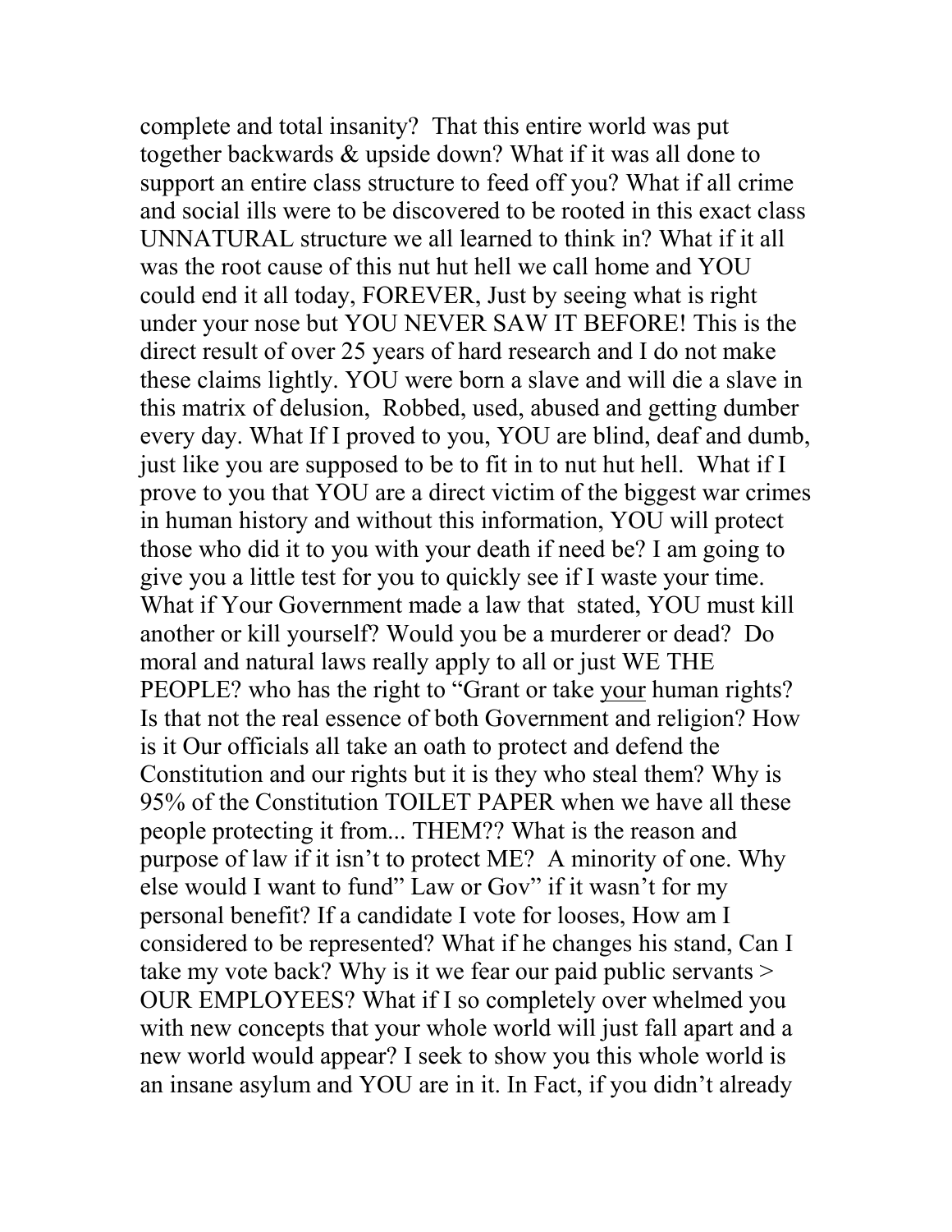complete and total insanity? That this entire world was put together backwards & upside down? What if it was all done to support an entire class structure to feed off you? What if all crime and social ills were to be discovered to be rooted in this exact class UNNATURAL structure we all learned to think in? What if it all was the root cause of this nut hut hell we call home and YOU could end it all today, FOREVER, Just by seeing what is right under your nose but YOU NEVER SAW IT BEFORE! This is the direct result of over 25 years of hard research and I do not make these claims lightly. YOU were born a slave and will die a slave in this matrix of delusion, Robbed, used, abused and getting dumber every day. What If I proved to you, YOU are blind, deaf and dumb, just like you are supposed to be to fit in to nut hut hell. What if I prove to you that YOU are a direct victim of the biggest war crimes in human history and without this information, YOU will protect those who did it to you with your death if need be? I am going to give you a little test for you to quickly see if I waste your time. What if Your Government made a law that stated, YOU must kill another or kill yourself? Would you be a murderer or dead? Do moral and natural laws really apply to all or just WE THE PEOPLE? who has the right to "Grant or take <u>your</u> human rights? Is that not the real essence of both Government and religion? How is it Our officials all take an oath to protect and defend the Constitution and our rights but it is they who steal them? Why is 95% of the Constitution TOILET PAPER when we have all these people protecting it from... THEM?? What is the reason and purpose of law if it isn't to protect ME? A minority of one. Why else would I want to fund" Law or Gov" if it wasn't for my personal benefit? If a candidate I vote for looses, How am I considered to be represented? What if he changes his stand, Can I take my vote back? Why is it we fear our paid public servants > OUR EMPLOYEES? What if I so completely over whelmed you with new concepts that your whole world will just fall apart and a new world would appear? I seek to show you this whole world is an insane asylum and YOU are in it. In Fact, if you didn't already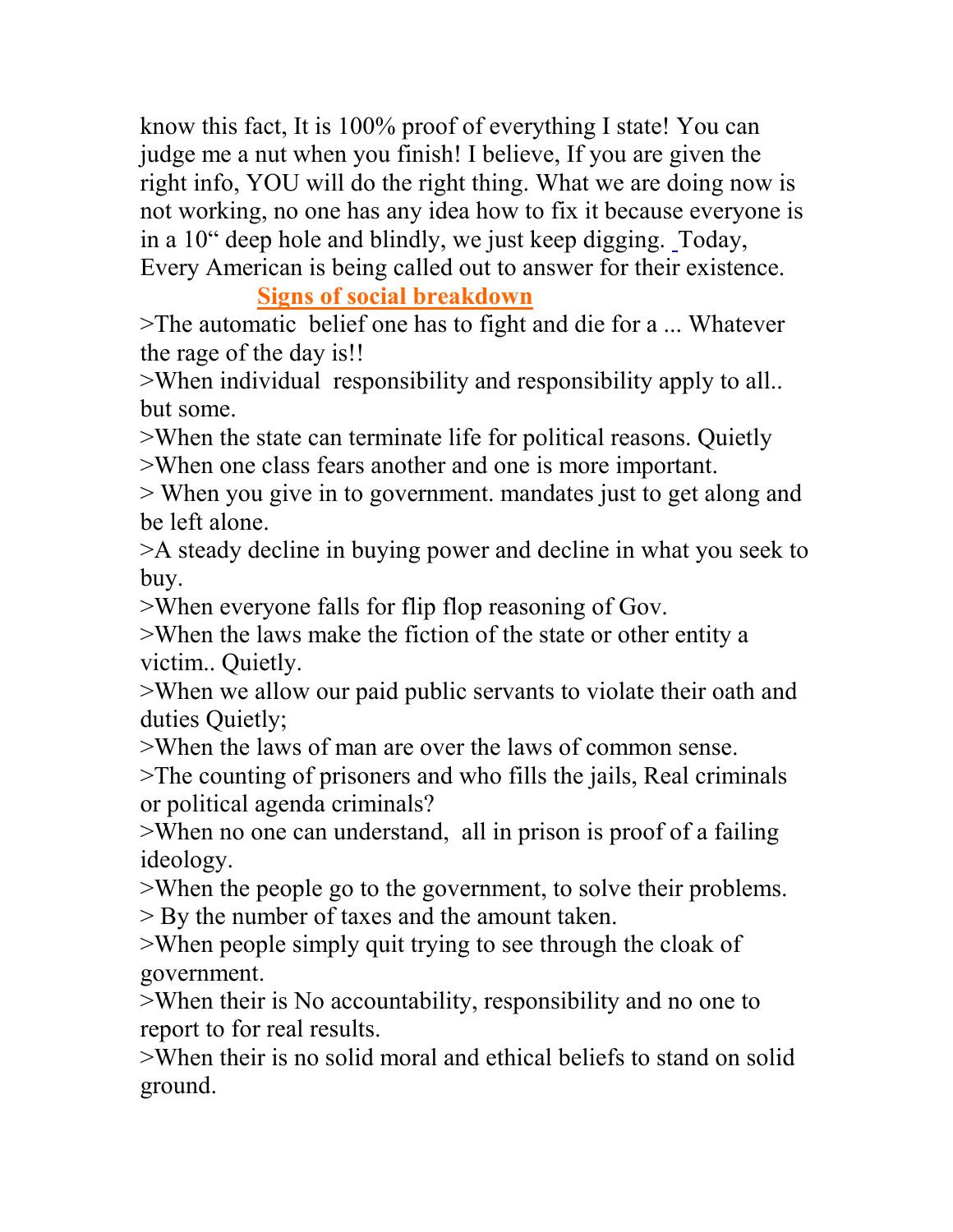know this fact, It is 100% proof of everything I state! You can judge me a nut when you finish! I believe, If you are given the right info, YOU will do the right thing. What we are doing now is not working, no one has any idea how to fix it because everyone is in a 10" deep hole and blindly, we just keep digging. Today, Every American is being called out to answer for their existence.

## Signs of social breakdown

>The automatic belief one has to fight and die for a ... Whatever the rage of the day is!!

>When individual responsibility and responsibility apply to all.. but some.

>When the state can terminate life for political reasons. Quietly

>When one class fears another and one is more important.

> When you give in to government. mandates just to get along and be left alone.

>A steady decline in buying power and decline in what you seek to buy.

>When everyone falls for flip flop reasoning of Gov.

>When the laws make the fiction of the state or other entity a victim.. Quietly.

>When we allow our paid public servants to violate their oath and duties Quietly;

>When the laws of man are over the laws of common sense.

>The counting of prisoners and who fills the jails, Real criminals or political agenda criminals?

>When no one can understand, all in prison is proof of a failing ideology.

>When the people go to the government, to solve their problems.

> By the number of taxes and the amount taken.

>When people simply quit trying to see through the cloak of government.

>When their is No accountability, responsibility and no one to report to for real results.

>When their is no solid moral and ethical beliefs to stand on solid ground.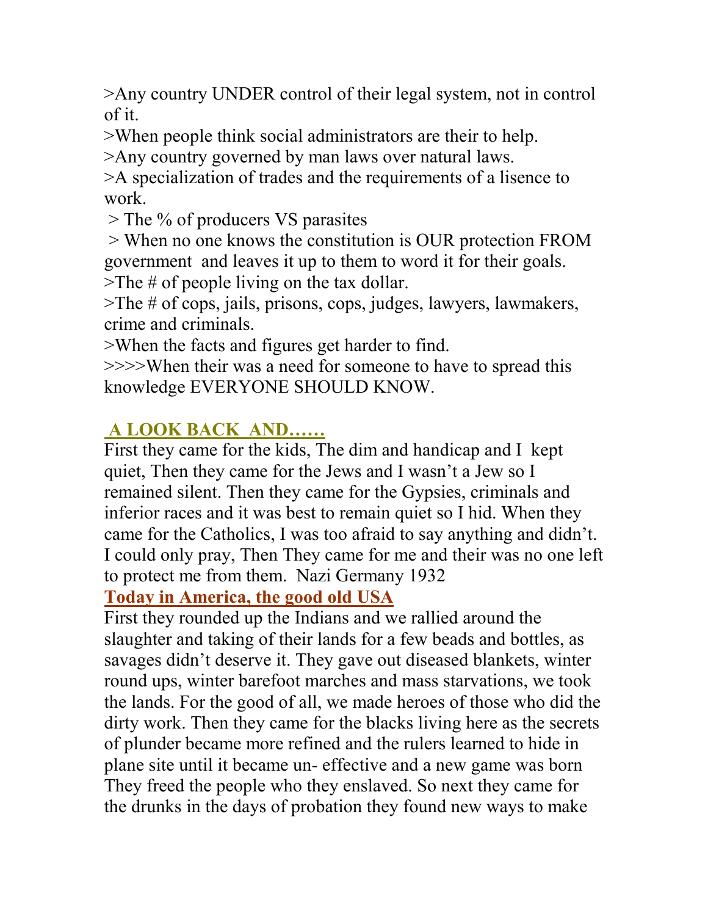>Any country UNDER control of their legal system, not in control of it.
>When people think social administrators are their to help.
>Any country governed by man laws over natural laws.
>A specialization of trades and the requirements of a lisence to work.
> The % of producers VS parasites
> When no one knows the constitution is OUR protection FROM government and leaves it up to them to word it for their goals.
>The # of people living on the tax dollar.
>The # of cops, jails, prisons, cops, judges, lawyers, lawmakers, crime and criminals.
>When the facts and figures get harder to find.
>>>>When their was a need for someone to have to spread this knowledge EVERYONE SHOULD KNOW.

## A LOOK BACK AND……

First they came for the kids, The dim and handicap and I kept quiet, Then they came for the Jews and I wasn't a Jew so I remained silent. Then they came for the Gypsies, criminals and inferior races and it was best to remain quiet so I hid. When they came for the Catholics, I was too afraid to say anything and didn't. I could only pray, Then They came for me and their was no one left to protect me from them. Nazi Germany 1932

## Today in America, the good old USA

First they rounded up the Indians and we rallied around the slaughter and taking of their lands for a few beads and bottles, as savages didn't deserve it. They gave out diseased blankets, winter round ups, winter barefoot marches and mass starvations, we took the lands. For the good of all, we made heroes of those who did the dirty work. Then they came for the blacks living here as the secrets of plunder became more refined and the rulers learned to hide in plane site until it became un- effective and a new game was born They freed the people who they enslaved. So next they came for the drunks in the days of probation they found new ways to make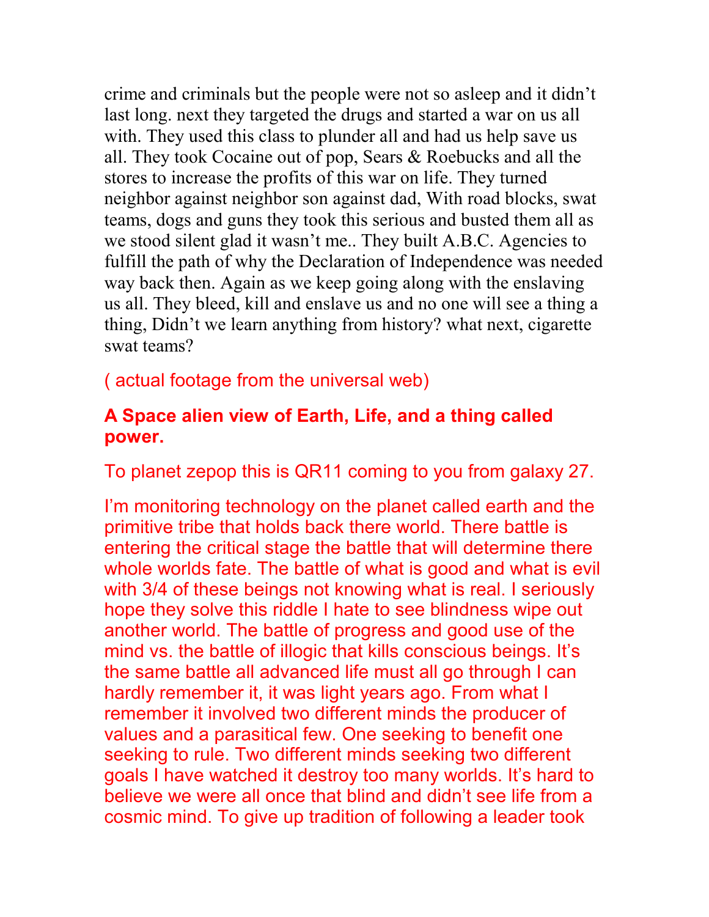crime and criminals but the people were not so asleep and it didn't last long. next they targeted the drugs and started a war on us all with. They used this class to plunder all and had us help save us all. They took Cocaine out of pop, Sears & Roebucks and all the stores to increase the profits of this war on life. They turned neighbor against neighbor son against dad, With road blocks, swat teams, dogs and guns they took this serious and busted them all as we stood silent glad it wasn't me.. They built A.B.C. Agencies to fulfill the path of why the Declaration of Independence was needed way back then. Again as we keep going along with the enslaving us all. They bleed, kill and enslave us and no one will see a thing a thing, Didn't we learn anything from history? what next, cigarette swat teams?

( actual footage from the universal web)

**A Space alien view of Earth, Life, and a thing called power.**

To planet zepop this is QR11 coming to you from galaxy 27.

I'm monitoring technology on the planet called earth and the primitive tribe that holds back there world. There battle is entering the critical stage the battle that will determine there whole worlds fate. The battle of what is good and what is evil with 3/4 of these beings not knowing what is real. I seriously hope they solve this riddle I hate to see blindness wipe out another world. The battle of progress and good use of the mind vs. the battle of illogic that kills conscious beings. It's the same battle all advanced life must all go through I can hardly remember it, it was light years ago. From what I remember it involved two different minds the producer of values and a parasitical few. One seeking to benefit one seeking to rule. Two different minds seeking two different goals I have watched it destroy too many worlds. It's hard to believe we were all once that blind and didn't see life from a cosmic mind. To give up tradition of following a leader took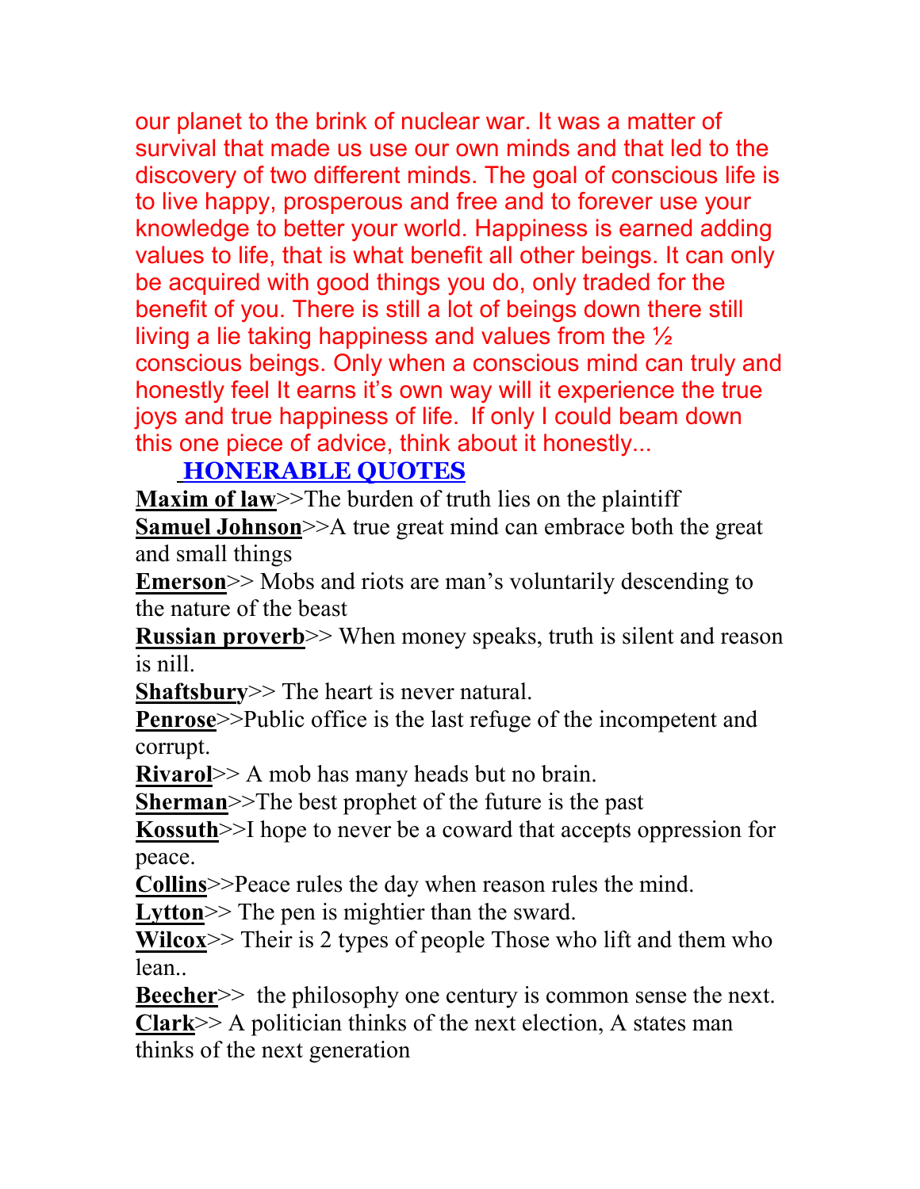our planet to the brink of nuclear war. It was a matter of survival that made us use our own minds and that led to the discovery of two different minds. The goal of conscious life is to live happy, prosperous and free and to forever use your knowledge to better your world. Happiness is earned adding values to life, that is what benefit all other beings. It can only be acquired with good things you do, only traded for the benefit of you. There is still a lot of beings down there still living a lie taking happiness and values from the ½ conscious beings. Only when a conscious mind can truly and honestly feel It earns it's own way will it experience the true joys and true happiness of life. If only I could beam down this one piece of advice, think about it honestly...

## HONERABLE QUOTES

**Maxim of law**>>The burden of truth lies on the plaintiff

**Samuel Johnson**>>A true great mind can embrace both the great and small things

**Emerson**>> Mobs and riots are man's voluntarily descending to the nature of the beast

**Russian proverb**>> When money speaks, truth is silent and reason is nill.

**Shaftsbury**>> The heart is never natural.

**Penrose**>>Public office is the last refuge of the incompetent and corrupt.

**Rivarol**>> A mob has many heads but no brain.

**Sherman**>>The best prophet of the future is the past

**Kossuth**>>I hope to never be a coward that accepts oppression for peace.

**Collins**>>Peace rules the day when reason rules the mind.

**Lytton**>> The pen is mightier than the sward.

**Wilcox**>> Their is 2 types of people Those who lift and them who lean..

**Beecher**>> the philosophy one century is common sense the next.

**Clark**>> A politician thinks of the next election, A states man thinks of the next generation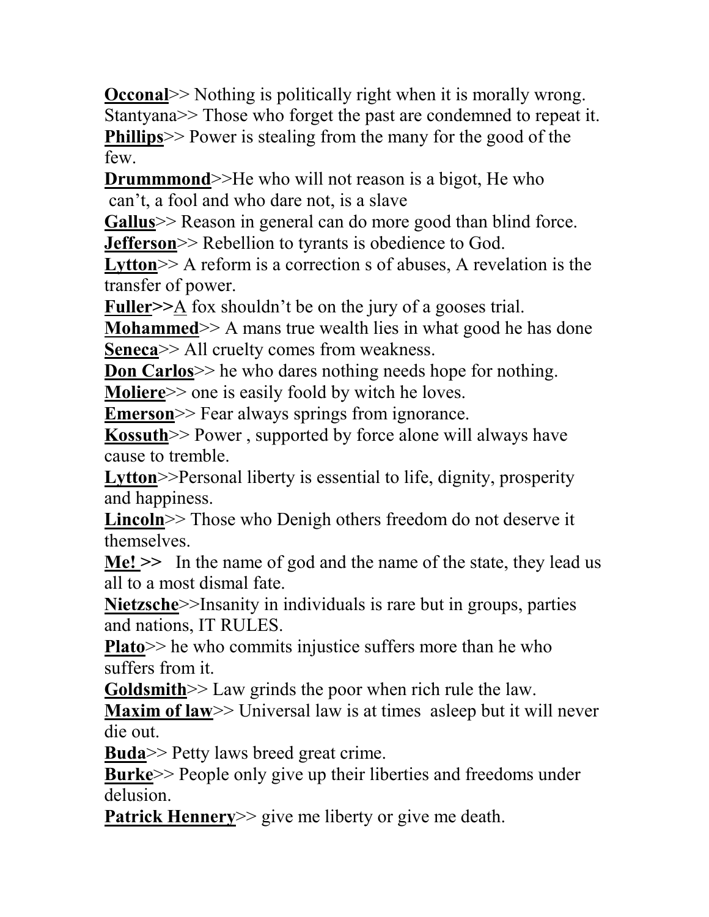**Occonal**>> Nothing is politically right when it is morally wrong.
Stantyana>> Those who forget the past are condemned to repeat it.
**Phillips**>> Power is stealing from the many for the good of the few.
**Drummmond**>>He who will not reason is a bigot, He who can't, a fool and who dare not, is a slave
**Gallus**>> Reason in general can do more good than blind force.
**Jefferson**>> Rebellion to tyrants is obedience to God.
**Lytton**>> A reform is a correction s of abuses, A revelation is the transfer of power.
**Fuller>>**A fox shouldn't be on the jury of a gooses trial.
**Mohammed**>> A mans true wealth lies in what good he has done
**Seneca**>> All cruelty comes from weakness.
**Don Carlos**>> he who dares nothing needs hope for nothing.
**Moliere**>> one is easily foold by witch he loves.
**Emerson**>> Fear always springs from ignorance.
**Kossuth**>> Power , supported by force alone will always have cause to tremble.
**Lytton**>>Personal liberty is essential to life, dignity, prosperity and happiness.
**Lincoln**>> Those who Denigh others freedom do not deserve it themselves.
**Me! >>** In the name of god and the name of the state, they lead us all to a most dismal fate.
**Nietzsche**>>Insanity in individuals is rare but in groups, parties and nations, IT RULES.
**Plato**>> he who commits injustice suffers more than he who suffers from it.
**Goldsmith**>> Law grinds the poor when rich rule the law.
**Maxim of law**>> Universal law is at times asleep but it will never die out.
**Buda**>> Petty laws breed great crime.
**Burke**>> People only give up their liberties and freedoms under delusion.
**Patrick Hennery**>> give me liberty or give me death.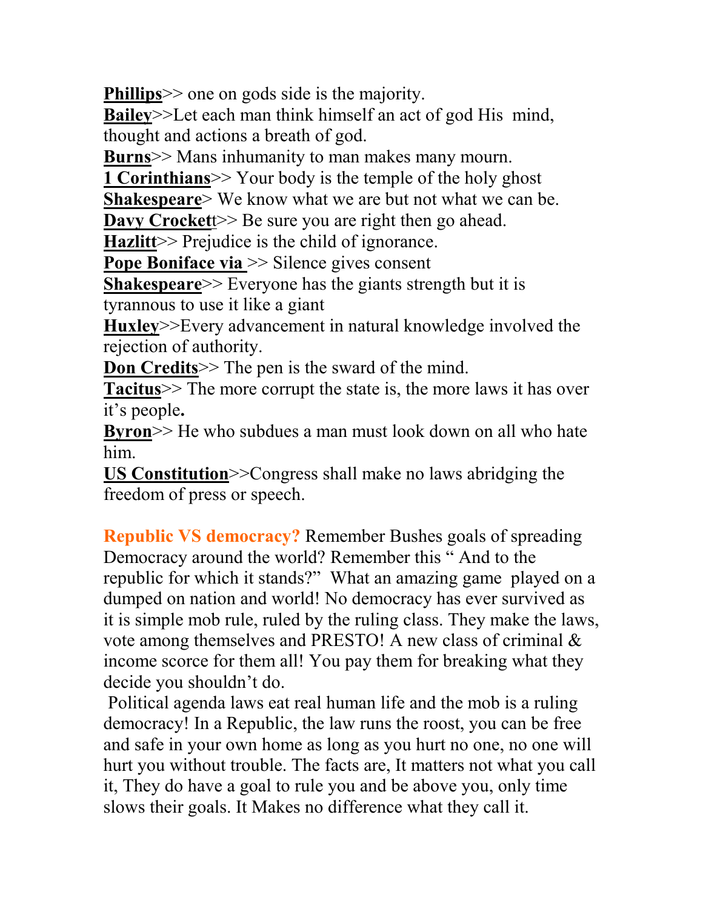**Phillips**>> one on gods side is the majority.
**Bailey**>>Let each man think himself an act of god His mind, thought and actions a breath of god.
**Burns**>> Mans inhumanity to man makes many mourn.
**1 Corinthians**>> Your body is the temple of the holy ghost
**Shakespeare**> We know what we are but not what we can be.
**Davy Crocket**t>> Be sure you are right then go ahead.
**Hazlitt**>> Prejudice is the child of ignorance.
**Pope Boniface via** >> Silence gives consent
**Shakespeare**>> Everyone has the giants strength but it is tyrannous to use it like a giant
**Huxley**>>Every advancement in natural knowledge involved the rejection of authority.
**Don Credits**>> The pen is the sward of the mind.
**Tacitus**>> The more corrupt the state is, the more laws it has over it's people**.**
**Byron**>> He who subdues a man must look down on all who hate him.
**US Constitution**>>Congress shall make no laws abridging the freedom of press or speech.

**Republic VS democracy?** Remember Bushes goals of spreading Democracy around the world? Remember this " And to the republic for which it stands?" What an amazing game played on a dumped on nation and world! No democracy has ever survived as it is simple mob rule, ruled by the ruling class. They make the laws, vote among themselves and PRESTO! A new class of criminal & income scorce for them all! You pay them for breaking what they decide you shouldn't do.

Political agenda laws eat real human life and the mob is a ruling democracy! In a Republic, the law runs the roost, you can be free and safe in your own home as long as you hurt no one, no one will hurt you without trouble. The facts are, It matters not what you call it, They do have a goal to rule you and be above you, only time slows their goals. It Makes no difference what they call it.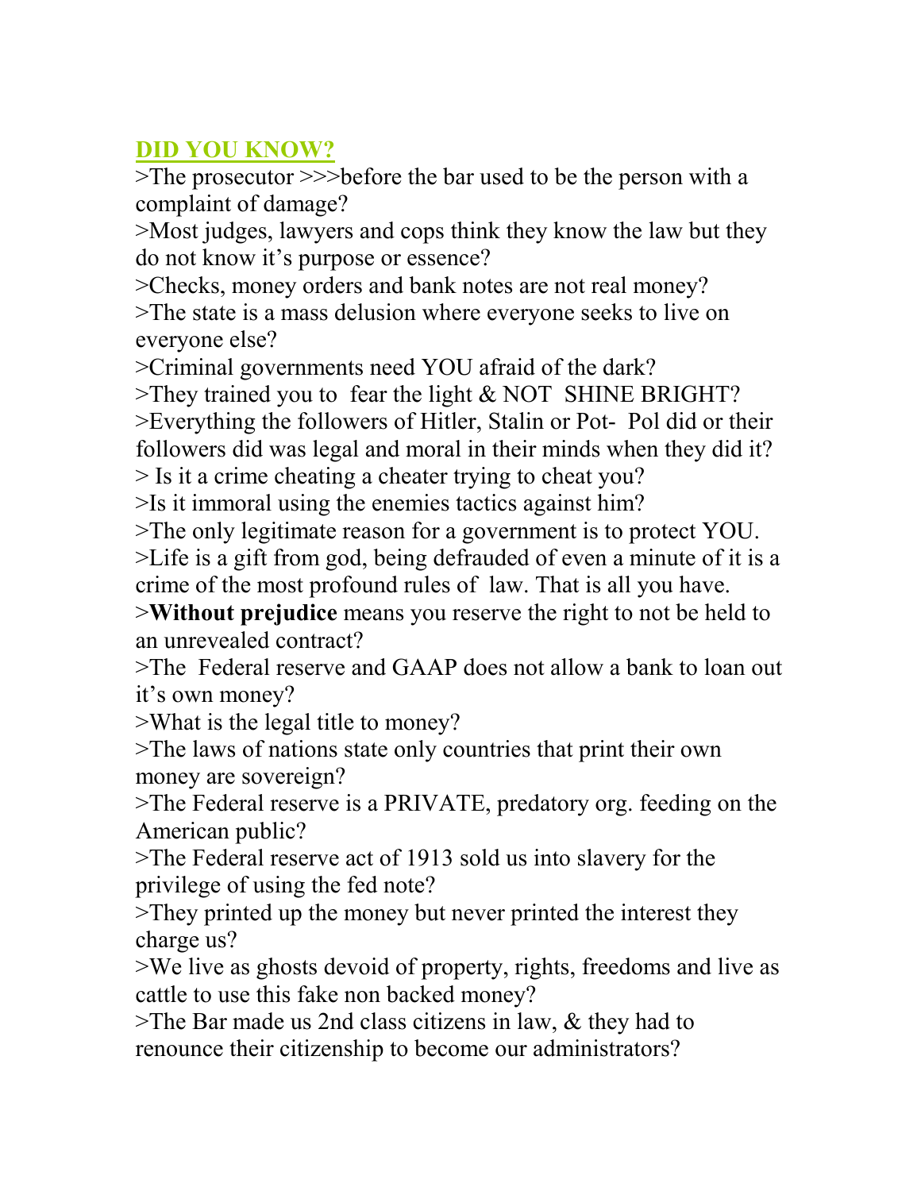## DID YOU KNOW?

>The prosecutor >>>before the bar used to be the person with a complaint of damage?
>Most judges, lawyers and cops think they know the law but they do not know it's purpose or essence?
>Checks, money orders and bank notes are not real money?
>The state is a mass delusion where everyone seeks to live on everyone else?
>Criminal governments need YOU afraid of the dark?
>They trained you to fear the light & NOT SHINE BRIGHT?
>Everything the followers of Hitler, Stalin or Pot- Pol did or their followers did was legal and moral in their minds when they did it?
> Is it a crime cheating a cheater trying to cheat you?
>Is it immoral using the enemies tactics against him?
>The only legitimate reason for a government is to protect YOU.
>Life is a gift from god, being defrauded of even a minute of it is a crime of the most profound rules of law. That is all you have.
>**Without prejudice** means you reserve the right to not be held to an unrevealed contract?
>The Federal reserve and GAAP does not allow a bank to loan out it's own money?
>What is the legal title to money?
>The laws of nations state only countries that print their own money are sovereign?
>The Federal reserve is a PRIVATE, predatory org. feeding on the American public?
>The Federal reserve act of 1913 sold us into slavery for the privilege of using the fed note?
>They printed up the money but never printed the interest they charge us?
>We live as ghosts devoid of property, rights, freedoms and live as cattle to use this fake non backed money?
>The Bar made us 2nd class citizens in law, & they had to renounce their citizenship to become our administrators?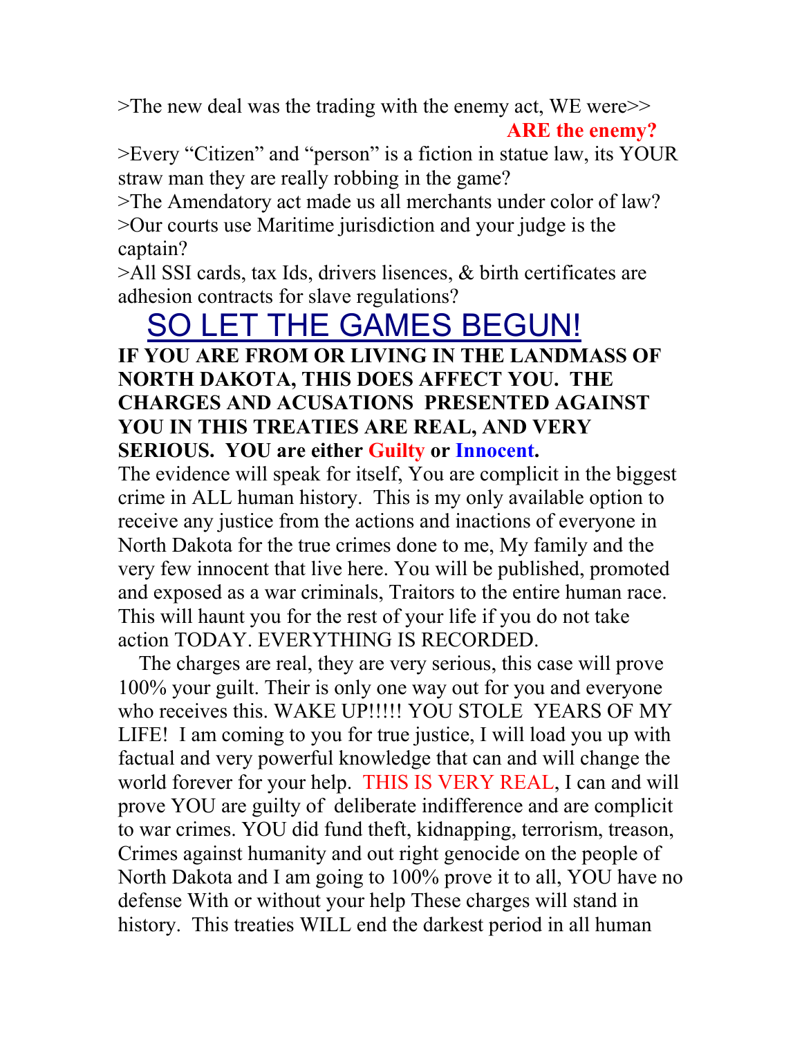>The new deal was the trading with the enemy act, WE were>>

**ARE the enemy?**

>Every "Citizen" and "person" is a fiction in statue law, its YOUR straw man they are really robbing in the game?

>The Amendatory act made us all merchants under color of law?

>Our courts use Maritime jurisdiction and your judge is the captain?

>All SSI cards, tax Ids, drivers lisences, & birth certificates are adhesion contracts for slave regulations?

# SO LET THE GAMES BEGUN!

**IF YOU ARE FROM OR LIVING IN THE LANDMASS OF NORTH DAKOTA, THIS DOES AFFECT YOU. THE CHARGES AND ACUSATIONS PRESENTED AGAINST YOU IN THIS TREATIES ARE REAL, AND VERY SERIOUS. YOU are either Guilty or Innocent.**

The evidence will speak for itself, You are complicit in the biggest crime in ALL human history. This is my only available option to receive any justice from the actions and inactions of everyone in North Dakota for the true crimes done to me, My family and the very few innocent that live here. You will be published, promoted and exposed as a war criminals, Traitors to the entire human race. This will haunt you for the rest of your life if you do not take action TODAY. EVERYTHING IS RECORDED.

The charges are real, they are very serious, this case will prove 100% your guilt. Their is only one way out for you and everyone who receives this. WAKE UP!!!!! YOU STOLE YEARS OF MY LIFE! I am coming to you for true justice, I will load you up with factual and very powerful knowledge that can and will change the world forever for your help. THIS IS VERY REAL, I can and will prove YOU are guilty of deliberate indifference and are complicit to war crimes. YOU did fund theft, kidnapping, terrorism, treason, Crimes against humanity and out right genocide on the people of North Dakota and I am going to 100% prove it to all, YOU have no defense With or without your help These charges will stand in history. This treaties WILL end the darkest period in all human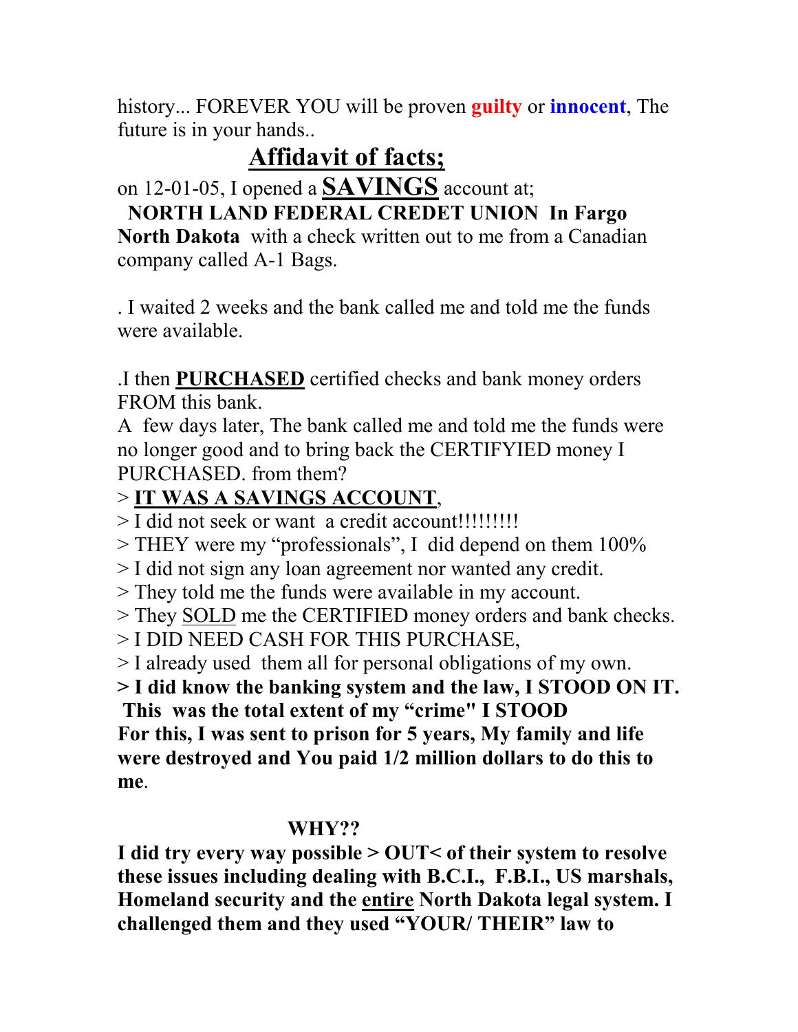history... FOREVER YOU will be proven guilty or innocent, The future is in your hands..

## Affidavit of facts;

on 12-01-05, I opened a **SAVINGS** account at;
**NORTH LAND FEDERAL CREDET UNION In Fargo North Dakota** with a check written out to me from a Canadian company called A-1 Bags.

. I waited 2 weeks and the bank called me and told me the funds were available.

.I then **PURCHASED** certified checks and bank money orders FROM this bank.
A few days later, The bank called me and told me the funds were no longer good and to bring back the CERTIFYIED money I PURCHASED. from them?

> **IT WAS A SAVINGS ACCOUNT**,
> I did not seek or want a credit account!!!!!!!!!
> THEY were my "professionals", I did depend on them 100%
> I did not sign any loan agreement nor wanted any credit.
> They told me the funds were available in my account.
> They SOLD me the CERTIFIED money orders and bank checks.
> I DID NEED CASH FOR THIS PURCHASE,
> I already used them all for personal obligations of my own.
**> I did know the banking system and the law, I STOOD ON IT.**
**This was the total extent of my "crime" I STOOD**
**For this, I was sent to prison for 5 years, My family and life were destroyed and You paid 1/2 million dollars to do this to me.**

**WHY??**

**I did try every way possible > OUT< of their system to resolve these issues including dealing with B.C.I., F.B.I., US marshals, Homeland security and the entire North Dakota legal system. I challenged them and they used "YOUR/ THEIR" law to**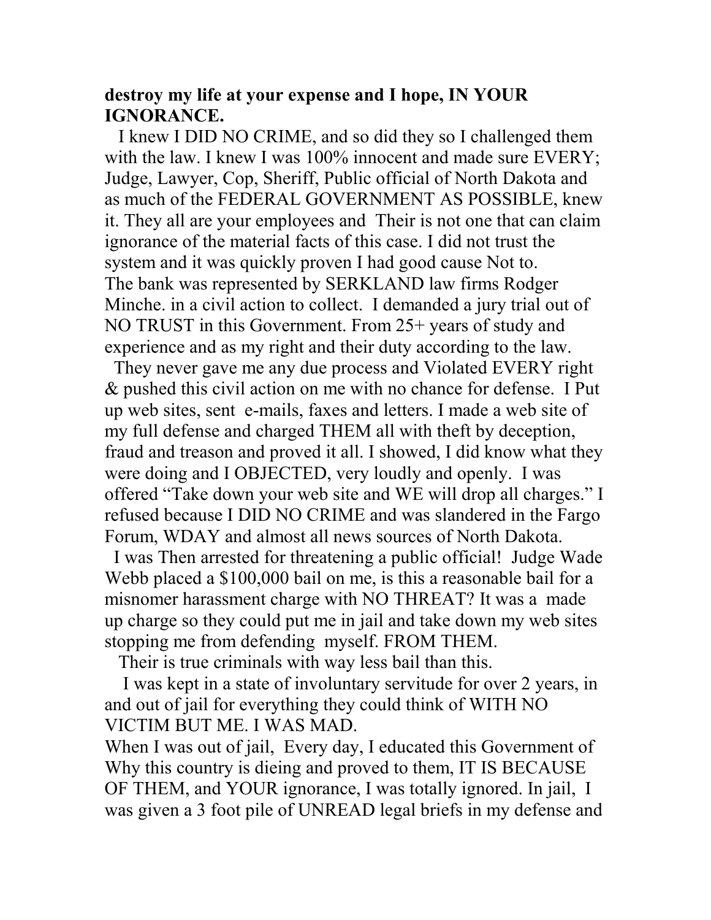**destroy my life at your expense and I hope, IN YOUR IGNORANCE.**

I knew I DID NO CRIME, and so did they so I challenged them with the law. I knew I was 100% innocent and made sure EVERY; Judge, Lawyer, Cop, Sheriff, Public official of North Dakota and as much of the FEDERAL GOVERNMENT AS POSSIBLE, knew it. They all are your employees and Their is not one that can claim ignorance of the material facts of this case. I did not trust the system and it was quickly proven I had good cause Not to.

The bank was represented by SERKLAND law firms Rodger Minche. in a civil action to collect. I demanded a jury trial out of NO TRUST in this Government. From 25+ years of study and experience and as my right and their duty according to the law.

They never gave me any due process and Violated EVERY right & pushed this civil action on me with no chance for defense. I Put up web sites, sent e-mails, faxes and letters. I made a web site of my full defense and charged THEM all with theft by deception, fraud and treason and proved it all. I showed, I did know what they were doing and I OBJECTED, very loudly and openly. I was offered "Take down your web site and WE will drop all charges." I refused because I DID NO CRIME and was slandered in the Fargo Forum, WDAY and almost all news sources of North Dakota.

I was Then arrested for threatening a public official! Judge Wade Webb placed a $100,000 bail on me, is this a reasonable bail for a misnomer harassment charge with NO THREAT? It was a made up charge so they could put me in jail and take down my web sites stopping me from defending myself. FROM THEM.

Their is true criminals with way less bail than this.

I was kept in a state of involuntary servitude for over 2 years, in and out of jail for everything they could think of WITH NO VICTIM BUT ME. I WAS MAD.

When I was out of jail, Every day, I educated this Government of Why this country is dieing and proved to them, IT IS BECAUSE OF THEM, and YOUR ignorance, I was totally ignored. In jail, I was given a 3 foot pile of UNREAD legal briefs in my defense and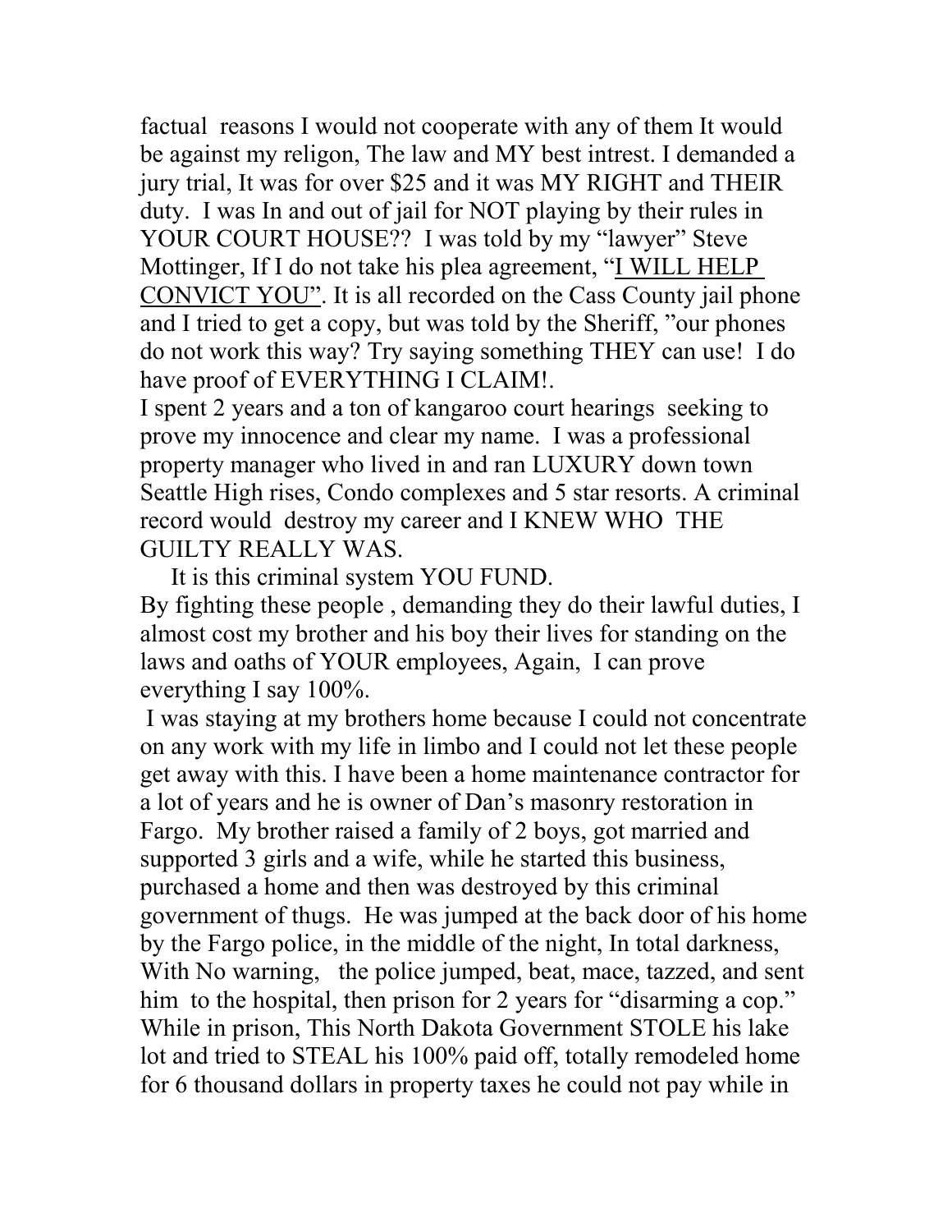factual reasons I would not cooperate with any of them It would be against my religon, The law and MY best intrest. I demanded a jury trial, It was for over $25 and it was MY RIGHT and THEIR duty. I was In and out of jail for NOT playing by their rules in YOUR COURT HOUSE?? I was told by my "lawyer" Steve Mottinger, If I do not take his plea agreement, "<u>I WILL HELP CONVICT YOU</u>". It is all recorded on the Cass County jail phone and I tried to get a copy, but was told by the Sheriff, "our phones do not work this way? Try saying something THEY can use! I do have proof of EVERYTHING I CLAIM!.

I spent 2 years and a ton of kangaroo court hearings seeking to prove my innocence and clear my name. I was a professional property manager who lived in and ran LUXURY down town Seattle High rises, Condo complexes and 5 star resorts. A criminal record would destroy my career and I KNEW WHO THE GUILTY REALLY WAS.

It is this criminal system YOU FUND.

By fighting these people , demanding they do their lawful duties, I almost cost my brother and his boy their lives for standing on the laws and oaths of YOUR employees, Again, I can prove everything I say 100%.

I was staying at my brothers home because I could not concentrate on any work with my life in limbo and I could not let these people get away with this. I have been a home maintenance contractor for a lot of years and he is owner of Dan's masonry restoration in Fargo. My brother raised a family of 2 boys, got married and supported 3 girls and a wife, while he started this business, purchased a home and then was destroyed by this criminal government of thugs. He was jumped at the back door of his home by the Fargo police, in the middle of the night, In total darkness, With No warning, the police jumped, beat, mace, tazzed, and sent him to the hospital, then prison for 2 years for "disarming a cop." While in prison, This North Dakota Government STOLE his lake lot and tried to STEAL his 100% paid off, totally remodeled home for 6 thousand dollars in property taxes he could not pay while in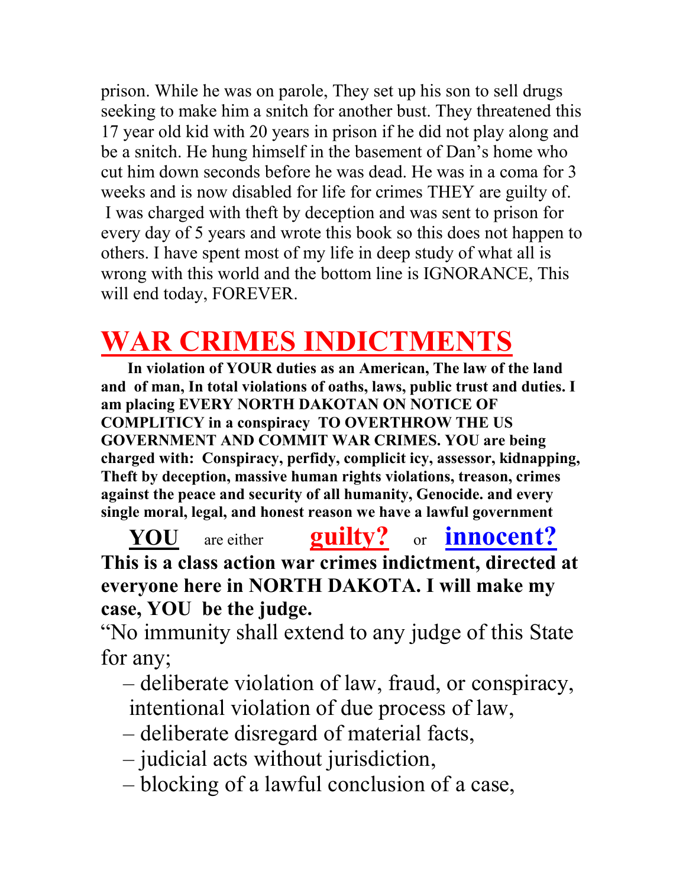prison. While he was on parole, They set up his son to sell drugs seeking to make him a snitch for another bust. They threatened this 17 year old kid with 20 years in prison if he did not play along and be a snitch. He hung himself in the basement of Dan's home who cut him down seconds before he was dead. He was in a coma for 3 weeks and is now disabled for life for crimes THEY are guilty of. I was charged with theft by deception and was sent to prison for every day of 5 years and wrote this book so this does not happen to others. I have spent most of my life in deep study of what all is wrong with this world and the bottom line is IGNORANCE, This will end today, FOREVER.

# WAR CRIMES INDICTMENTS

**In violation of YOUR duties as an American, The law of the land and of man, In total violations of oaths, laws, public trust and duties. I am placing EVERY NORTH DAKOTAN ON NOTICE OF COMPLITICY in a conspiracy TO OVERTHROW THE US GOVERNMENT AND COMMIT WAR CRIMES. YOU are being charged with: Conspiracy, perfidy, complicit icy, assessor, kidnapping, Theft by deception, massive human rights violations, treason, crimes against the peace and security of all humanity, Genocide. and every single moral, legal, and honest reason we have a lawful government**

**YOU** are either **guilty?** or **innocent?**

**This is a class action war crimes indictment, directed at everyone here in NORTH DAKOTA. I will make my case, YOU be the judge.**

"No immunity shall extend to any judge of this State for any;

- deliberate violation of law, fraud, or conspiracy, intentional violation of due process of law,
- deliberate disregard of material facts,
- judicial acts without jurisdiction,
- blocking of a lawful conclusion of a case,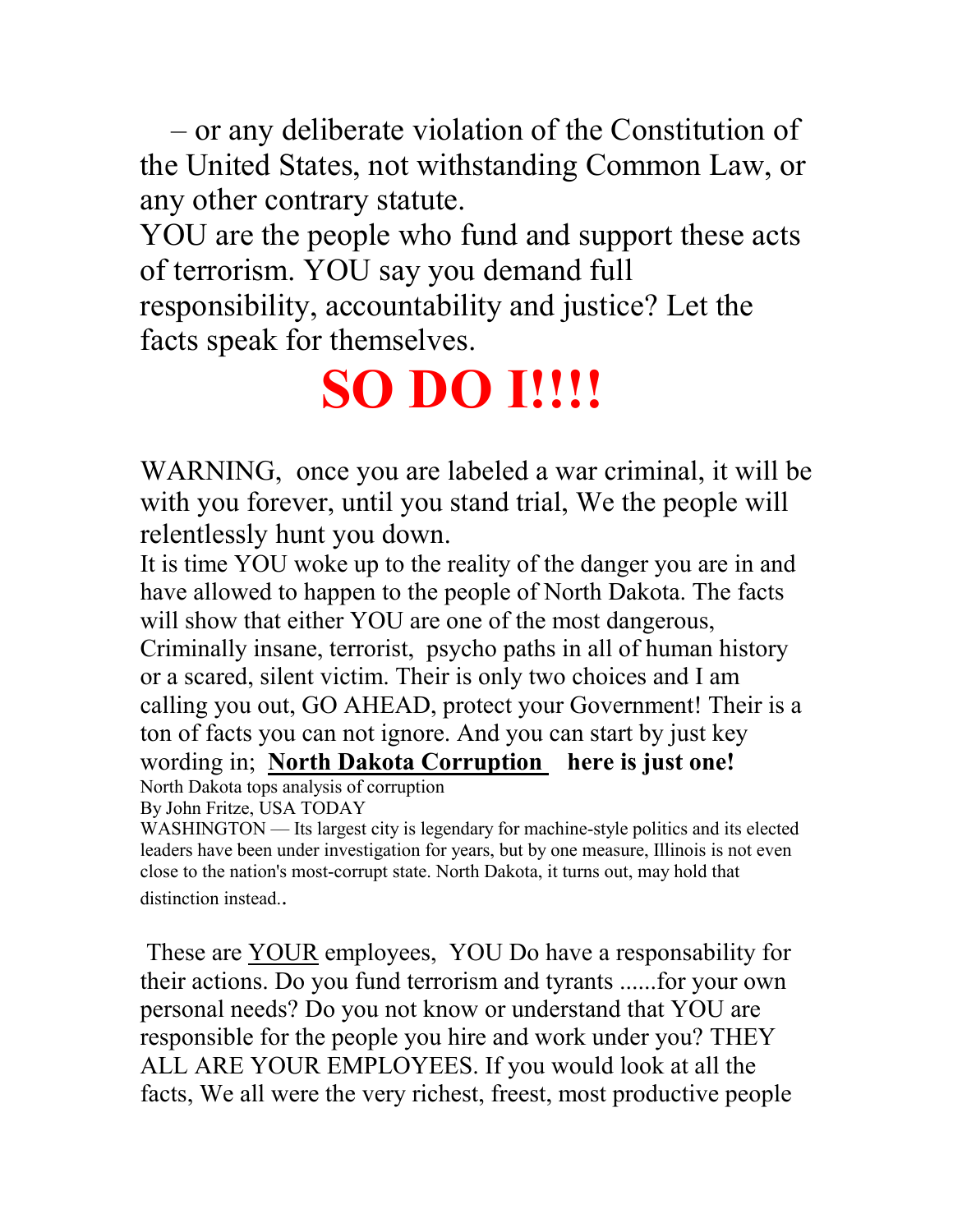– or any deliberate violation of the Constitution of the United States, not withstanding Common Law, or any other contrary statute.

YOU are the people who fund and support these acts of terrorism. YOU say you demand full responsibility, accountability and justice? Let the facts speak for themselves.

# SO DO I!!!!

WARNING, once you are labeled a war criminal, it will be with you forever, until you stand trial, We the people will relentlessly hunt you down.

It is time YOU woke up to the reality of the danger you are in and have allowed to happen to the people of North Dakota. The facts will show that either YOU are one of the most dangerous, Criminally insane, terrorist, psycho paths in all of human history or a scared, silent victim. Their is only two choices and I am calling you out, GO AHEAD, protect your Government! Their is a ton of facts you can not ignore. And you can start by just key wording in; **North Dakota Corruption** **here is just one!**

North Dakota tops analysis of corruption
By John Fritze, USA TODAY
WASHINGTON — Its largest city is legendary for machine-style politics and its elected leaders have been under investigation for years, but by one measure, Illinois is not even close to the nation's most-corrupt state. North Dakota, it turns out, may hold that distinction instead..

These are YOUR employees, YOU Do have a responsability for their actions. Do you fund terrorism and tyrants ......for your own personal needs? Do you not know or understand that YOU are responsible for the people you hire and work under you? THEY ALL ARE YOUR EMPLOYEES. If you would look at all the facts, We all were the very richest, freest, most productive people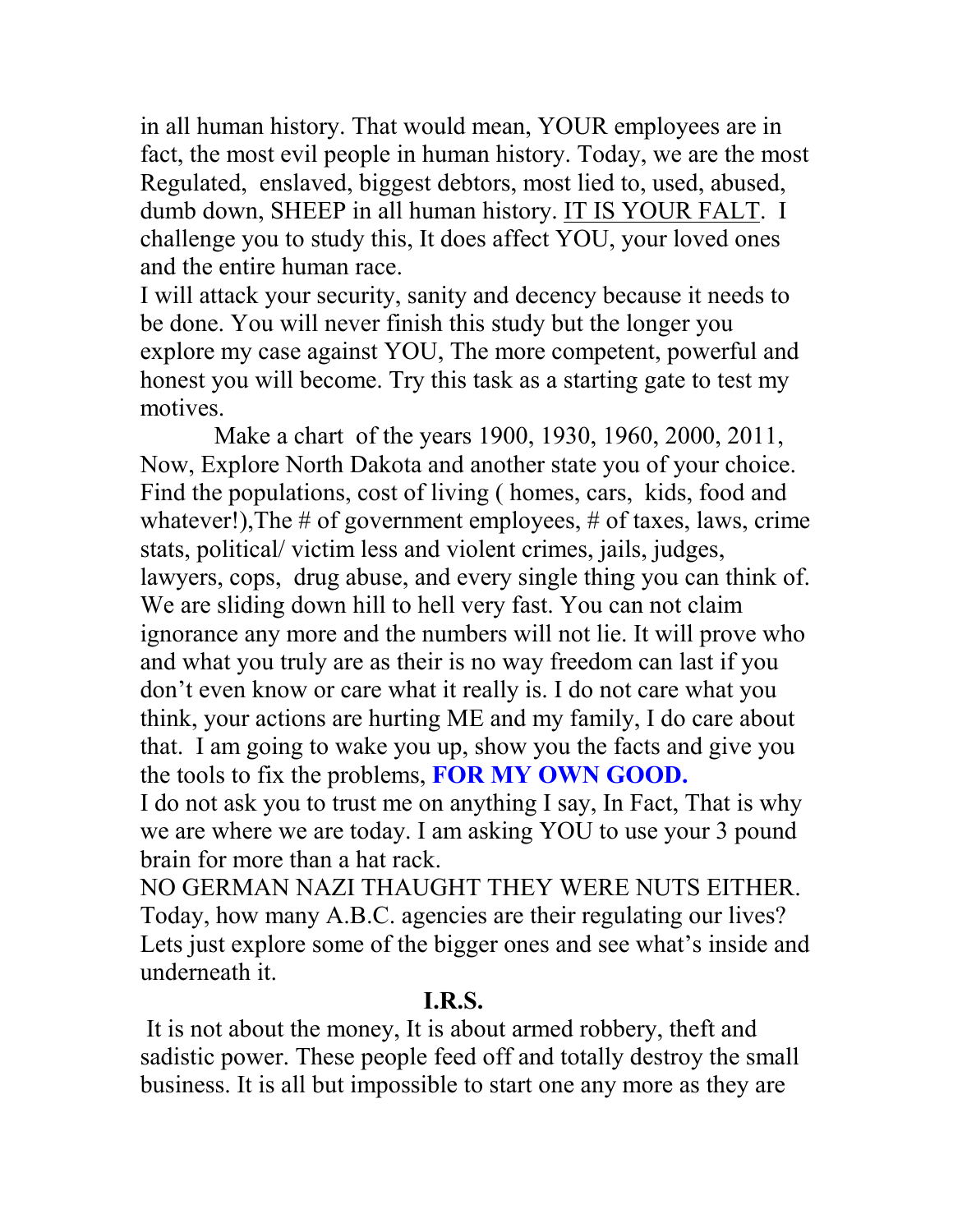in all human history. That would mean, YOUR employees are in fact, the most evil people in human history. Today, we are the most Regulated, enslaved, biggest debtors, most lied to, used, abused, dumb down, SHEEP in all human history. <u>IT IS YOUR FALT</u>. I challenge you to study this, It does affect YOU, your loved ones and the entire human race.

I will attack your security, sanity and decency because it needs to be done. You will never finish this study but the longer you explore my case against YOU, The more competent, powerful and honest you will become. Try this task as a starting gate to test my motives.

Make a chart of the years 1900, 1930, 1960, 2000, 2011, Now, Explore North Dakota and another state you of your choice. Find the populations, cost of living ( homes, cars, kids, food and whatever!),The # of government employees, # of taxes, laws, crime stats, political/ victim less and violent crimes, jails, judges, lawyers, cops, drug abuse, and every single thing you can think of. We are sliding down hill to hell very fast. You can not claim ignorance any more and the numbers will not lie. It will prove who and what you truly are as their is no way freedom can last if you don't even know or care what it really is. I do not care what you think, your actions are hurting ME and my family, I do care about that. I am going to wake you up, show you the facts and give you the tools to fix the problems, **FOR MY OWN GOOD.**

I do not ask you to trust me on anything I say, In Fact, That is why we are where we are today. I am asking YOU to use your 3 pound brain for more than a hat rack.

NO GERMAN NAZI THAUGHT THEY WERE NUTS EITHER. Today, how many A.B.C. agencies are their regulating our lives? Lets just explore some of the bigger ones and see what's inside and underneath it.

## I.R.S.

It is not about the money, It is about armed robbery, theft and sadistic power. These people feed off and totally destroy the small business. It is all but impossible to start one any more as they are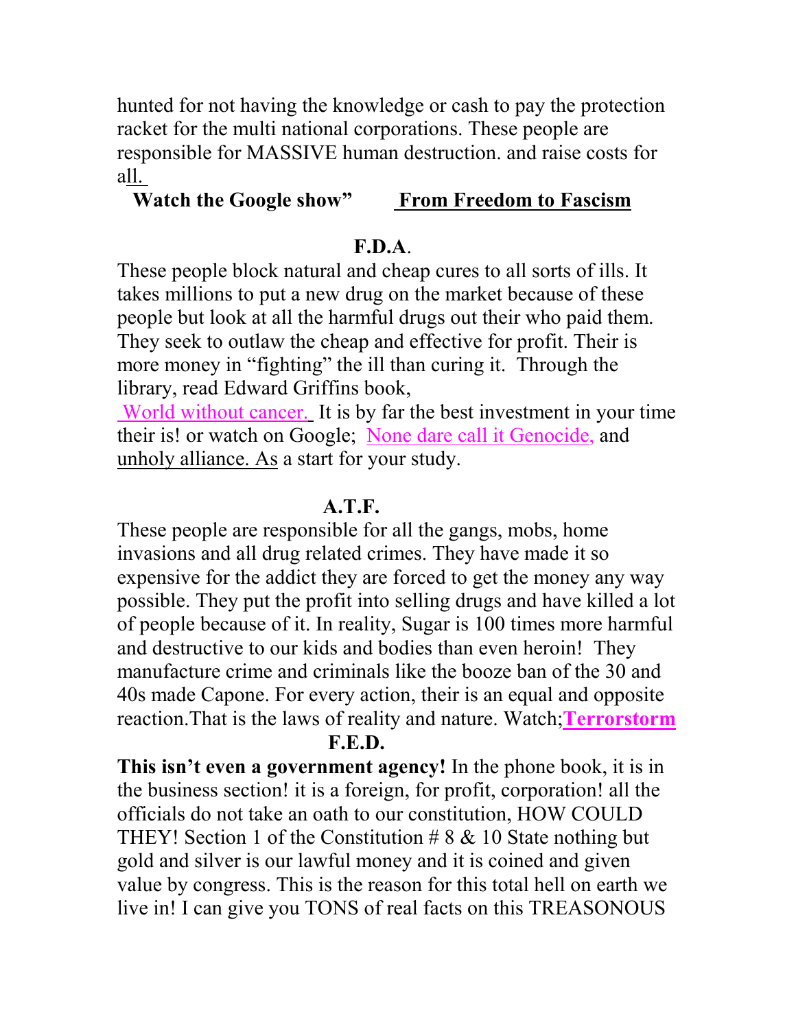hunted for not having the knowledge or cash to pay the protection racket for the multi national corporations. These people are responsible for MASSIVE human destruction. and raise costs for all.

**Watch the Google show"** **From Freedom to Fascism**

**F.D.A**.

These people block natural and cheap cures to all sorts of ills. It takes millions to put a new drug on the market because of these people but look at all the harmful drugs out their who paid them. They seek to outlaw the cheap and effective for profit. Their is more money in "fighting" the ill than curing it. Through the library, read Edward Griffins book, World without cancer. It is by far the best investment in your time their is! or watch on Google; None dare call it Genocide, and unholy alliance. As a start for your study.

**A.T.F.**

These people are responsible for all the gangs, mobs, home invasions and all drug related crimes. They have made it so expensive for the addict they are forced to get the money any way possible. They put the profit into selling drugs and have killed a lot of people because of it. In reality, Sugar is 100 times more harmful and destructive to our kids and bodies than even heroin! They manufacture crime and criminals like the booze ban of the 30 and 40s made Capone. For every action, their is an equal and opposite reaction.That is the laws of reality and nature. Watch;**Terrorstorm**

**F.E.D.**

**This isn't even a government agency!** In the phone book, it is in the business section! it is a foreign, for profit, corporation! all the officials do not take an oath to our constitution, HOW COULD THEY! Section 1 of the Constitution # 8 & 10 State nothing but gold and silver is our lawful money and it is coined and given value by congress. This is the reason for this total hell on earth we live in! I can give you TONS of real facts on this TREASONOUS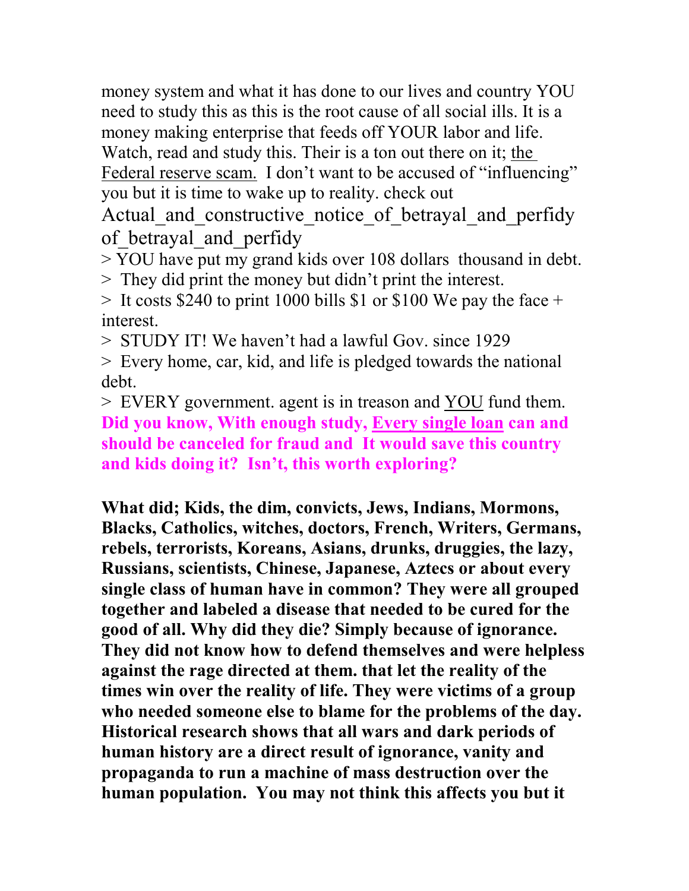money system and what it has done to our lives and country YOU need to study this as this is the root cause of all social ills. It is a money making enterprise that feeds off YOUR labor and life. Watch, read and study this. Their is a ton out there on it; the Federal reserve scam. I don't want to be accused of "influencing" you but it is time to wake up to reality. check out Actual_and_constructive_notice_of_betrayal_and_perfidy of_betrayal_and_perfidy

> YOU have put my grand kids over 108 dollars thousand in debt.
> They did print the money but didn't print the interest.
> It costs $240 to print 1000 bills $1 or $100 We pay the face + interest.
> STUDY IT! We haven't had a lawful Gov. since 1929
> Every home, car, kid, and life is pledged towards the national debt.
> EVERY government. agent is in treason and YOU fund them.

**Did you know, With enough study, Every single loan can and should be canceled for fraud and It would save this country and kids doing it? Isn't, this worth exploring?**

**What did; Kids, the dim, convicts, Jews, Indians, Mormons, Blacks, Catholics, witches, doctors, French, Writers, Germans, rebels, terrorists, Koreans, Asians, drunks, druggies, the lazy, Russians, scientists, Chinese, Japanese, Aztecs or about every single class of human have in common? They were all grouped together and labeled a disease that needed to be cured for the good of all. Why did they die? Simply because of ignorance. They did not know how to defend themselves and were helpless against the rage directed at them. that let the reality of the times win over the reality of life. They were victims of a group who needed someone else to blame for the problems of the day. Historical research shows that all wars and dark periods of human history are a direct result of ignorance, vanity and propaganda to run a machine of mass destruction over the human population. You may not think this affects you but it**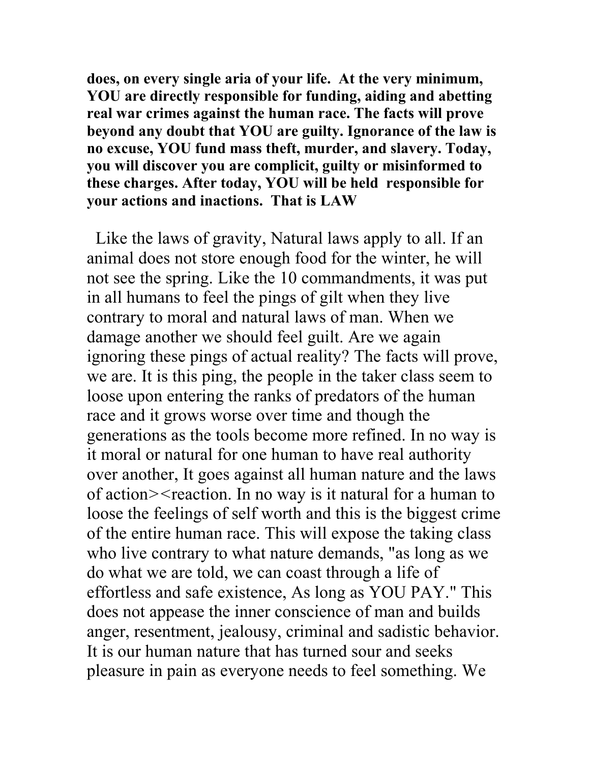**does, on every single aria of your life. At the very minimum, YOU are directly responsible for funding, aiding and abetting real war crimes against the human race. The facts will prove beyond any doubt that YOU are guilty. Ignorance of the law is no excuse, YOU fund mass theft, murder, and slavery. Today, you will discover you are complicit, guilty or misinformed to these charges. After today, YOU will be held responsible for your actions and inactions. That is LAW**

Like the laws of gravity, Natural laws apply to all. If an animal does not store enough food for the winter, he will not see the spring. Like the 10 commandments, it was put in all humans to feel the pings of gilt when they live contrary to moral and natural laws of man. When we damage another we should feel guilt. Are we again ignoring these pings of actual reality? The facts will prove, we are. It is this ping, the people in the taker class seem to loose upon entering the ranks of predators of the human race and it grows worse over time and though the generations as the tools become more refined. In no way is it moral or natural for one human to have real authority over another, It goes against all human nature and the laws of action><reaction. In no way is it natural for a human to loose the feelings of self worth and this is the biggest crime of the entire human race. This will expose the taking class who live contrary to what nature demands, "as long as we do what we are told, we can coast through a life of effortless and safe existence, As long as YOU PAY." This does not appease the inner conscience of man and builds anger, resentment, jealousy, criminal and sadistic behavior. It is our human nature that has turned sour and seeks pleasure in pain as everyone needs to feel something. We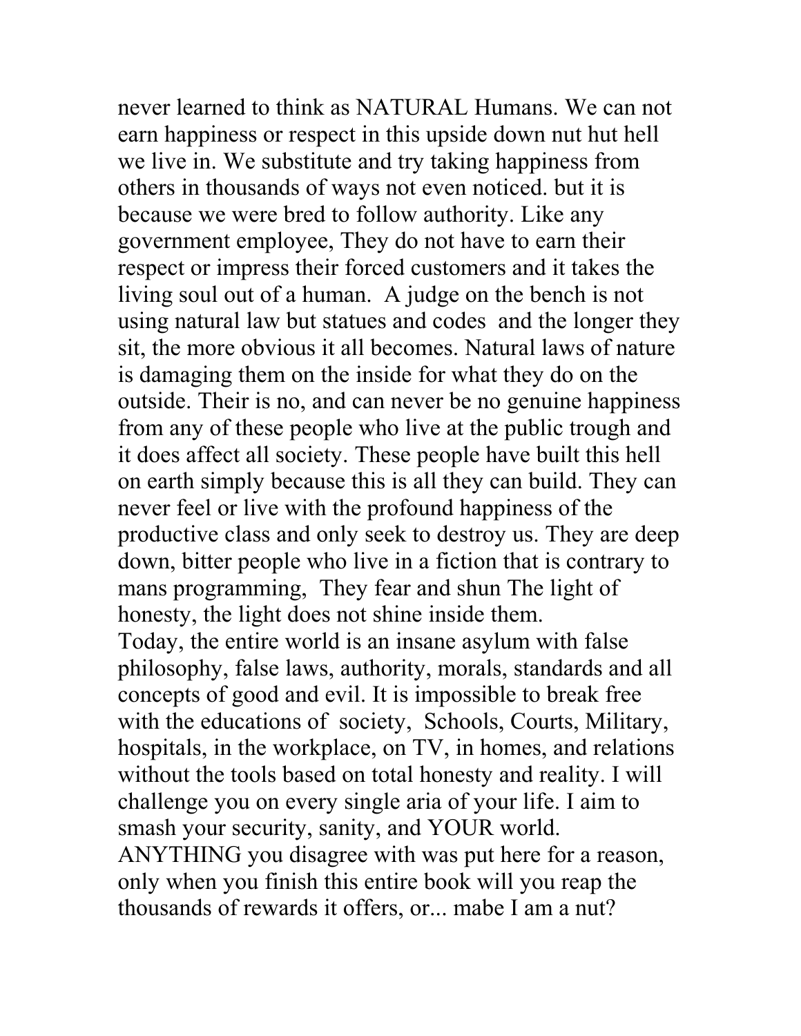never learned to think as NATURAL Humans. We can not earn happiness or respect in this upside down nut hut hell we live in. We substitute and try taking happiness from others in thousands of ways not even noticed. but it is because we were bred to follow authority. Like any government employee, They do not have to earn their respect or impress their forced customers and it takes the living soul out of a human. A judge on the bench is not using natural law but statues and codes and the longer they sit, the more obvious it all becomes. Natural laws of nature is damaging them on the inside for what they do on the outside. Their is no, and can never be no genuine happiness from any of these people who live at the public trough and it does affect all society. These people have built this hell on earth simply because this is all they can build. They can never feel or live with the profound happiness of the productive class and only seek to destroy us. They are deep down, bitter people who live in a fiction that is contrary to mans programming, They fear and shun The light of honesty, the light does not shine inside them.

Today, the entire world is an insane asylum with false philosophy, false laws, authority, morals, standards and all concepts of good and evil. It is impossible to break free with the educations of society, Schools, Courts, Military, hospitals, in the workplace, on TV, in homes, and relations without the tools based on total honesty and reality. I will challenge you on every single aria of your life. I aim to smash your security, sanity, and YOUR world. ANYTHING you disagree with was put here for a reason, only when you finish this entire book will you reap the thousands of rewards it offers, or... mabe I am a nut?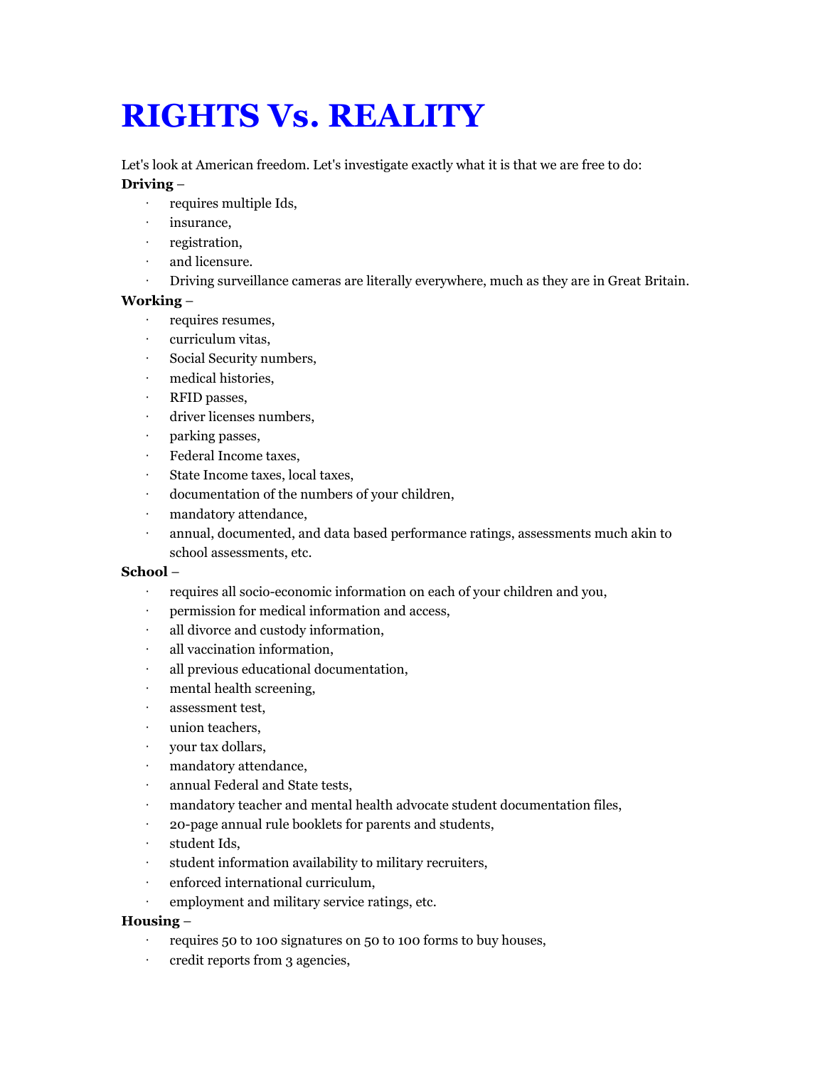# RIGHTS Vs. REALITY

Let's look at American freedom. Let's investigate exactly what it is that we are free to do:

**Driving** –

- requires multiple Ids,
- insurance,
- registration,
- and licensure.
- Driving surveillance cameras are literally everywhere, much as they are in Great Britain.

**Working** –

- requires resumes,
- curriculum vitas,
- Social Security numbers,
- medical histories,
- RFID passes,
- driver licenses numbers,
- parking passes,
- Federal Income taxes,
- State Income taxes, local taxes,
- documentation of the numbers of your children,
- mandatory attendance,
- annual, documented, and data based performance ratings, assessments much akin to school assessments, etc.

**School** –

- requires all socio-economic information on each of your children and you,
- permission for medical information and access,
- all divorce and custody information,
- all vaccination information,
- all previous educational documentation,
- mental health screening,
- assessment test,
- union teachers,
- your tax dollars,
- mandatory attendance,
- annual Federal and State tests,
- mandatory teacher and mental health advocate student documentation files,
- 20-page annual rule booklets for parents and students,
- student Ids,
- student information availability to military recruiters,
- enforced international curriculum,
- employment and military service ratings, etc.

**Housing** –

- requires 50 to 100 signatures on 50 to 100 forms to buy houses,
- credit reports from 3 agencies,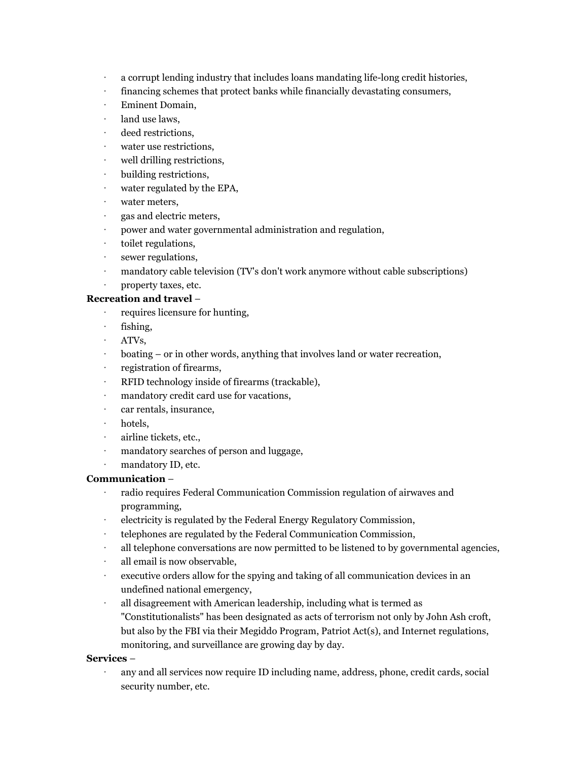- a corrupt lending industry that includes loans mandating life-long credit histories,
- financing schemes that protect banks while financially devastating consumers,
- Eminent Domain,
- land use laws,
- deed restrictions,
- water use restrictions,
- well drilling restrictions,
- building restrictions,
- water regulated by the EPA,
- water meters,
- gas and electric meters,
- power and water governmental administration and regulation,
- toilet regulations,
- sewer regulations,
- mandatory cable television (TV's don't work anymore without cable subscriptions)
- property taxes, etc.

**Recreation and travel** –

- requires licensure for hunting,
- fishing,
- ATVs,
- boating – or in other words, anything that involves land or water recreation,
- registration of firearms,
- RFID technology inside of firearms (trackable),
- mandatory credit card use for vacations,
- car rentals, insurance,
- hotels,
- airline tickets, etc.,
- mandatory searches of person and luggage,
- mandatory ID, etc.

**Communication** –

- radio requires Federal Communication Commission regulation of airwaves and programming,
- electricity is regulated by the Federal Energy Regulatory Commission,
- telephones are regulated by the Federal Communication Commission,
- all telephone conversations are now permitted to be listened to by governmental agencies,
- all email is now observable,
- executive orders allow for the spying and taking of all communication devices in an undefined national emergency,
- all disagreement with American leadership, including what is termed as "Constitutionalists" has been designated as acts of terrorism not only by John Ash croft, but also by the FBI via their Megiddo Program, Patriot Act(s), and Internet regulations, monitoring, and surveillance are growing day by day.

**Services** –

- any and all services now require ID including name, address, phone, credit cards, social security number, etc.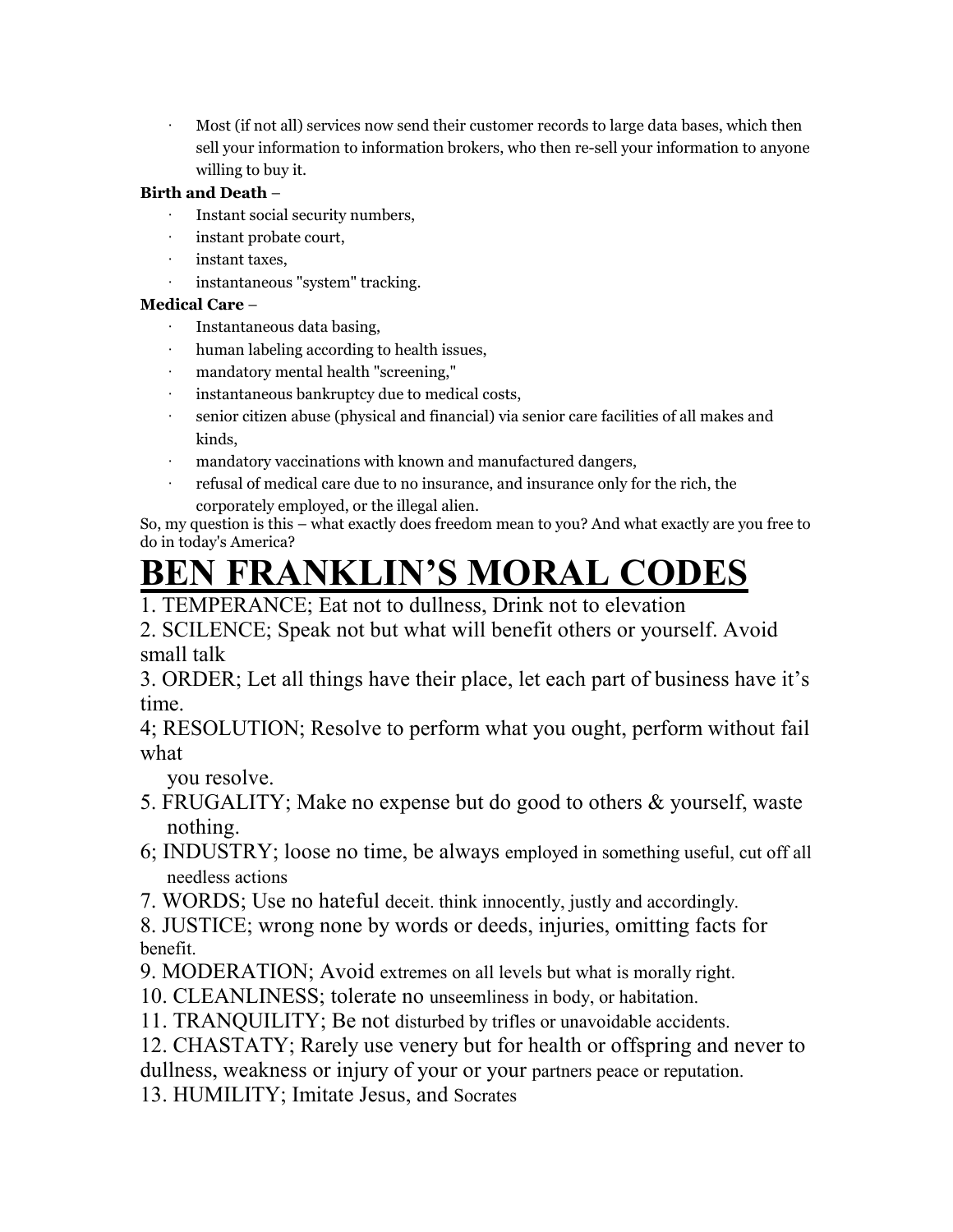- Most (if not all) services now send their customer records to large data bases, which then sell your information to information brokers, who then re-sell your information to anyone willing to buy it.

**Birth and Death** –

- Instant social security numbers,
- instant probate court,
- instant taxes,
- instantaneous "system" tracking.

**Medical Care** –

- Instantaneous data basing,
- human labeling according to health issues,
- mandatory mental health "screening,"
- instantaneous bankruptcy due to medical costs,
- senior citizen abuse (physical and financial) via senior care facilities of all makes and kinds,
- mandatory vaccinations with known and manufactured dangers,
- refusal of medical care due to no insurance, and insurance only for the rich, the corporately employed, or the illegal alien.

So, my question is this – what exactly does freedom mean to you? And what exactly are you free to do in today's America?

# BEN FRANKLIN'S MORAL CODES

1. TEMPERANCE; Eat not to dullness, Drink not to elevation
2. SCILENCE; Speak not but what will benefit others or yourself. Avoid small talk
3. ORDER; Let all things have their place, let each part of business have it's time.

4; RESOLUTION; Resolve to perform what you ought, perform without fail what you resolve.

5. FRUGALITY; Make no expense but do good to others & yourself, waste nothing.

6; INDUSTRY; loose no time, be always employed in something useful, cut off all needless actions

7. WORDS; Use no hateful deceit. think innocently, justly and accordingly.
8. JUSTICE; wrong none by words or deeds, injuries, omitting facts for benefit.
9. MODERATION; Avoid extremes on all levels but what is morally right.
10. CLEANLINESS; tolerate no unseemliness in body, or habitation.
11. TRANQUILITY; Be not disturbed by trifles or unavoidable accidents.
12. CHASTATY; Rarely use venery but for health or offspring and never to dullness, weakness or injury of your or your partners peace or reputation.
13. HUMILITY; Imitate Jesus, and Socrates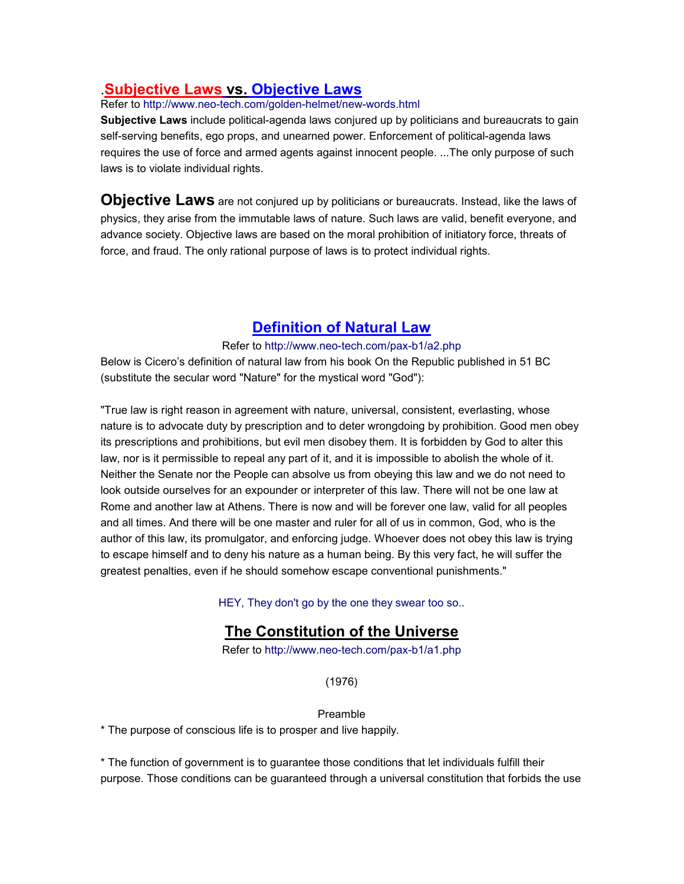## .Subjective Laws vs. Objective Laws

Refer to http://www.neo-tech.com/golden-helmet/new-words.html

**Subjective Laws** include political-agenda laws conjured up by politicians and bureaucrats to gain self-serving benefits, ego props, and unearned power. Enforcement of political-agenda laws requires the use of force and armed agents against innocent people. ...The only purpose of such laws is to violate individual rights.

**Objective Laws** are not conjured up by politicians or bureaucrats. Instead, like the laws of physics, they arise from the immutable laws of nature. Such laws are valid, benefit everyone, and advance society. Objective laws are based on the moral prohibition of initiatory force, threats of force, and fraud. The only rational purpose of laws is to protect individual rights.

## Definition of Natural Law

Refer to http://www.neo-tech.com/pax-b1/a2.php

Below is Cicero's definition of natural law from his book On the Republic published in 51 BC (substitute the secular word "Nature" for the mystical word "God"):

"True law is right reason in agreement with nature, universal, consistent, everlasting, whose nature is to advocate duty by prescription and to deter wrongdoing by prohibition. Good men obey its prescriptions and prohibitions, but evil men disobey them. It is forbidden by God to alter this law, nor is it permissible to repeal any part of it, and it is impossible to abolish the whole of it. Neither the Senate nor the People can absolve us from obeying this law and we do not need to look outside ourselves for an expounder or interpreter of this law. There will not be one law at Rome and another law at Athens. There is now and will be forever one law, valid for all peoples and all times. And there will be one master and ruler for all of us in common, God, who is the author of this law, its promulgator, and enforcing judge. Whoever does not obey this law is trying to escape himself and to deny his nature as a human being. By this very fact, he will suffer the greatest penalties, even if he should somehow escape conventional punishments."

HEY, They don't go by the one they swear too so..

## The Constitution of the Universe

Refer to http://www.neo-tech.com/pax-b1/a1.php

(1976)

Preamble

* The purpose of conscious life is to prosper and live happily.

* The function of government is to guarantee those conditions that let individuals fulfill their purpose. Those conditions can be guaranteed through a universal constitution that forbids the use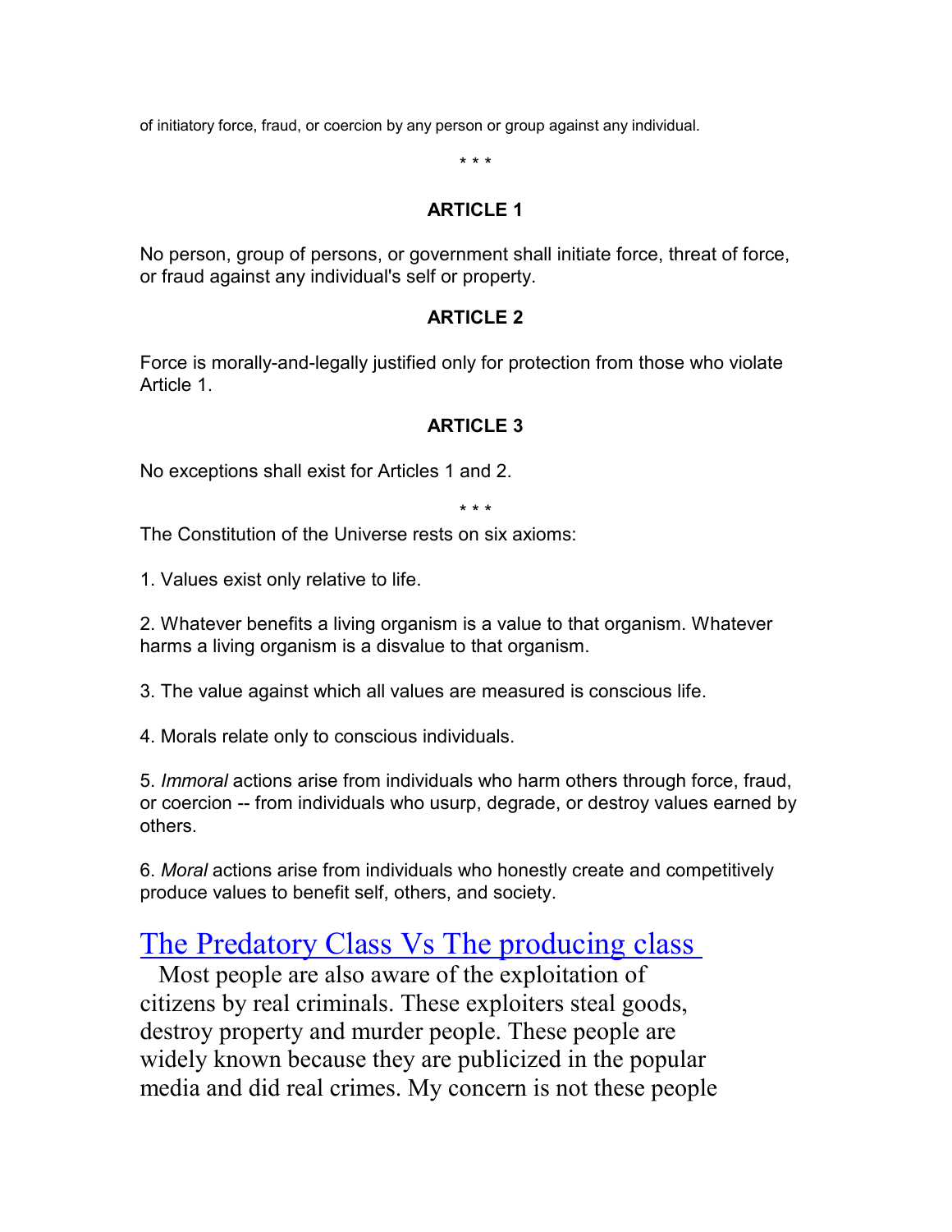of initiatory force, fraud, or coercion by any person or group against any individual.

* * *

**ARTICLE 1**

No person, group of persons, or government shall initiate force, threat of force, or fraud against any individual's self or property.

**ARTICLE 2**

Force is morally-and-legally justified only for protection from those who violate Article 1.

**ARTICLE 3**

No exceptions shall exist for Articles 1 and 2.

* * *

The Constitution of the Universe rests on six axioms:

1. Values exist only relative to life.

2. Whatever benefits a living organism is a value to that organism. Whatever harms a living organism is a disvalue to that organism.

3. The value against which all values are measured is conscious life.

4. Morals relate only to conscious individuals.

5. *Immoral* actions arise from individuals who harm others through force, fraud, or coercion -- from individuals who usurp, degrade, or destroy values earned by others.

6. *Moral* actions arise from individuals who honestly create and competitively produce values to benefit self, others, and society.

## The Predatory Class Vs The producing class

Most people are also aware of the exploitation of citizens by real criminals. These exploiters steal goods, destroy property and murder people. These people are widely known because they are publicized in the popular media and did real crimes. My concern is not these people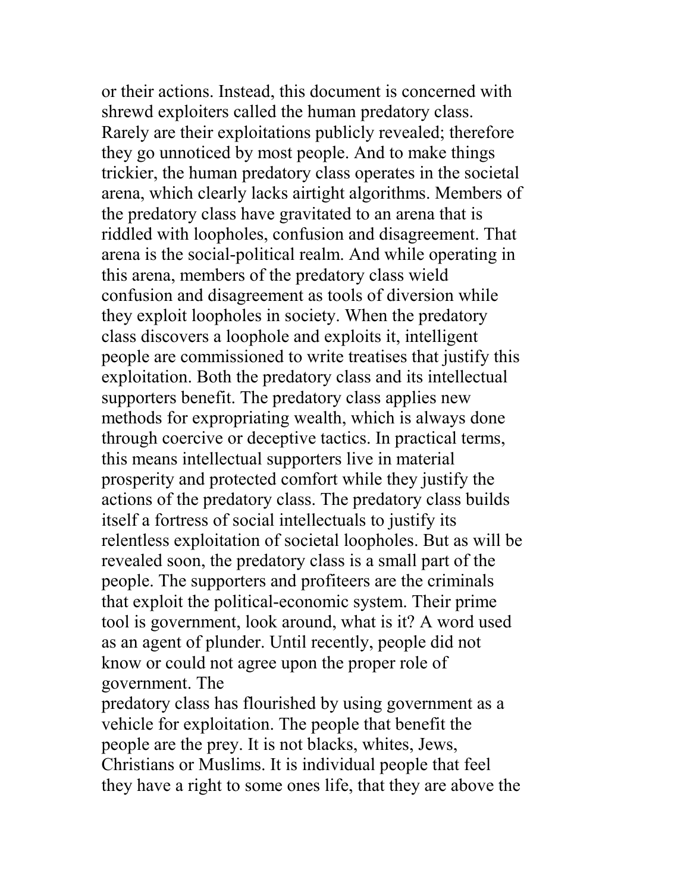or their actions. Instead, this document is concerned with shrewd exploiters called the human predatory class. Rarely are their exploitations publicly revealed; therefore they go unnoticed by most people. And to make things trickier, the human predatory class operates in the societal arena, which clearly lacks airtight algorithms. Members of the predatory class have gravitated to an arena that is riddled with loopholes, confusion and disagreement. That arena is the social-political realm. And while operating in this arena, members of the predatory class wield confusion and disagreement as tools of diversion while they exploit loopholes in society. When the predatory class discovers a loophole and exploits it, intelligent people are commissioned to write treatises that justify this exploitation. Both the predatory class and its intellectual supporters benefit. The predatory class applies new methods for expropriating wealth, which is always done through coercive or deceptive tactics. In practical terms, this means intellectual supporters live in material prosperity and protected comfort while they justify the actions of the predatory class. The predatory class builds itself a fortress of social intellectuals to justify its relentless exploitation of societal loopholes. But as will be revealed soon, the predatory class is a small part of the people. The supporters and profiteers are the criminals that exploit the political-economic system. Their prime tool is government, look around, what is it? A word used as an agent of plunder. Until recently, people did not know or could not agree upon the proper role of government. The predatory class has flourished by using government as a vehicle for exploitation. The people that benefit the people are the prey. It is not blacks, whites, Jews, Christians or Muslims. It is individual people that feel they have a right to some ones life, that they are above the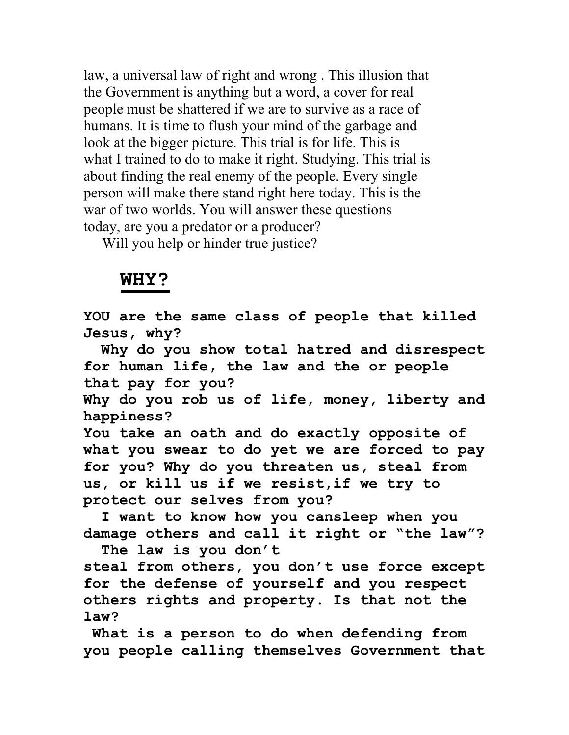law, a universal law of right and wrong . This illusion that the Government is anything but a word, a cover for real people must be shattered if we are to survive as a race of humans. It is time to flush your mind of the garbage and look at the bigger picture. This trial is for life. This is what I trained to do to make it right. Studying. This trial is about finding the real enemy of the people. Every single person will make there stand right here today. This is the war of two worlds. You will answer these questions today, are you a predator or a producer?

Will you help or hinder true justice?

## WHY?

**YOU are the same class of people that killed Jesus, why?**

**Why do you show total hatred and disrespect for human life, the law and the or people that pay for you?**

**Why do you rob us of life, money, liberty and happiness?**

**You take an oath and do exactly opposite of what you swear to do yet we are forced to pay for you? Why do you threaten us, steal from us, or kill us if we resist,if we try to protect our selves from you?**

**I want to know how you cansleep when you damage others and call it right or "the law"?**

**The law is you don't steal from others, you don't use force except for the defense of yourself and you respect others rights and property. Is that not the law?**

**What is a person to do when defending from you people calling themselves Government that**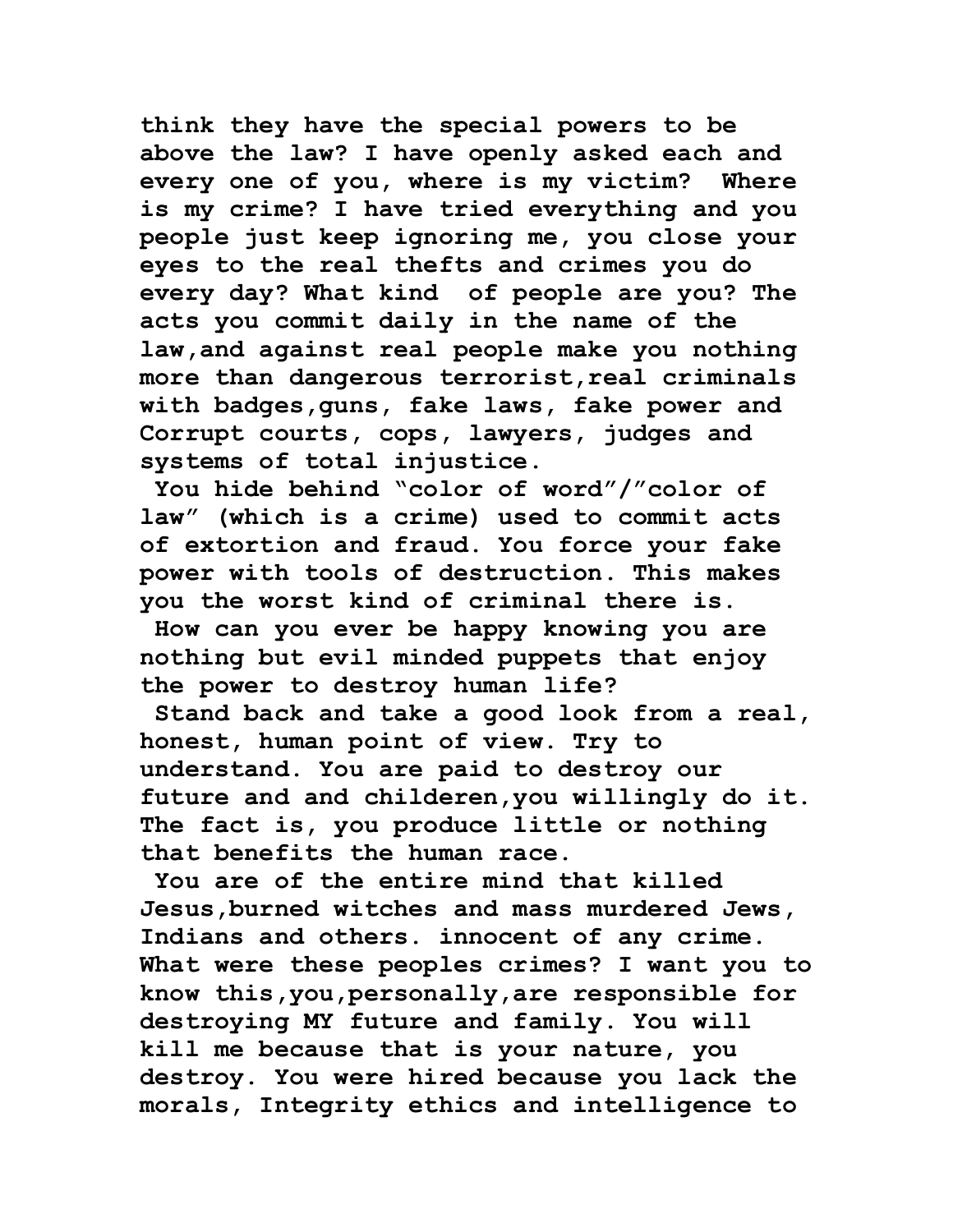think they have the special powers to be above the law? I have openly asked each and every one of you, where is my victim? Where is my crime? I have tried everything and you people just keep ignoring me, you close your eyes to the real thefts and crimes you do every day? What kind of people are you? The acts you commit daily in the name of the law,and against real people make you nothing more than dangerous terrorist,real criminals with badges,guns, fake laws, fake power and Corrupt courts, cops, lawyers, judges and systems of total injustice.

You hide behind "color of word"/"color of law" (which is a crime) used to commit acts of extortion and fraud. You force your fake power with tools of destruction. This makes you the worst kind of criminal there is.

How can you ever be happy knowing you are nothing but evil minded puppets that enjoy the power to destroy human life?

Stand back and take a good look from a real, honest, human point of view. Try to understand. You are paid to destroy our future and and childeren,you willingly do it. The fact is, you produce little or nothing that benefits the human race.

You are of the entire mind that killed Jesus,burned witches and mass murdered Jews, Indians and others. innocent of any crime. What were these peoples crimes? I want you to know this,you,personally,are responsible for destroying MY future and family. You will kill me because that is your nature, you destroy. You were hired because you lack the morals, Integrity ethics and intelligence to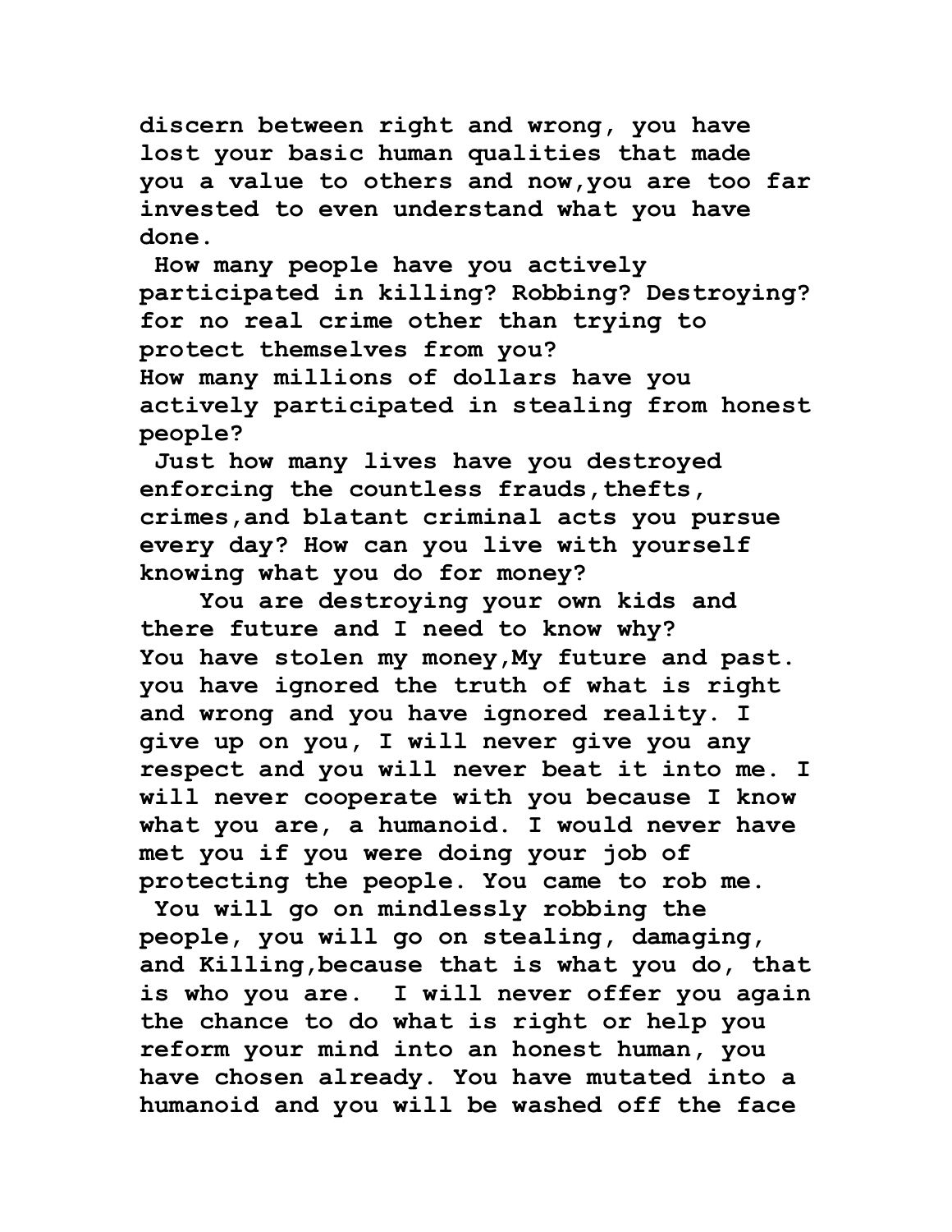discern between right and wrong, you have lost your basic human qualities that made you a value to others and now,you are too far invested to even understand what you have done.

How many people have you actively participated in killing? Robbing? Destroying? for no real crime other than trying to protect themselves from you?
How many millions of dollars have you actively participated in stealing from honest people?

Just how many lives have you destroyed enforcing the countless frauds,thefts, crimes,and blatant criminal acts you pursue every day? How can you live with yourself knowing what you do for money?

You are destroying your own kids and there future and I need to know why?
You have stolen my money,My future and past. you have ignored the truth of what is right and wrong and you have ignored reality. I give up on you, I will never give you any respect and you will never beat it into me. I will never cooperate with you because I know what you are, a humanoid. I would never have met you if you were doing your job of protecting the people. You came to rob me.

You will go on mindlessly robbing the people, you will go on stealing, damaging, and Killing,because that is what you do, that is who you are. I will never offer you again the chance to do what is right or help you reform your mind into an honest human, you have chosen already. You have mutated into a humanoid and you will be washed off the face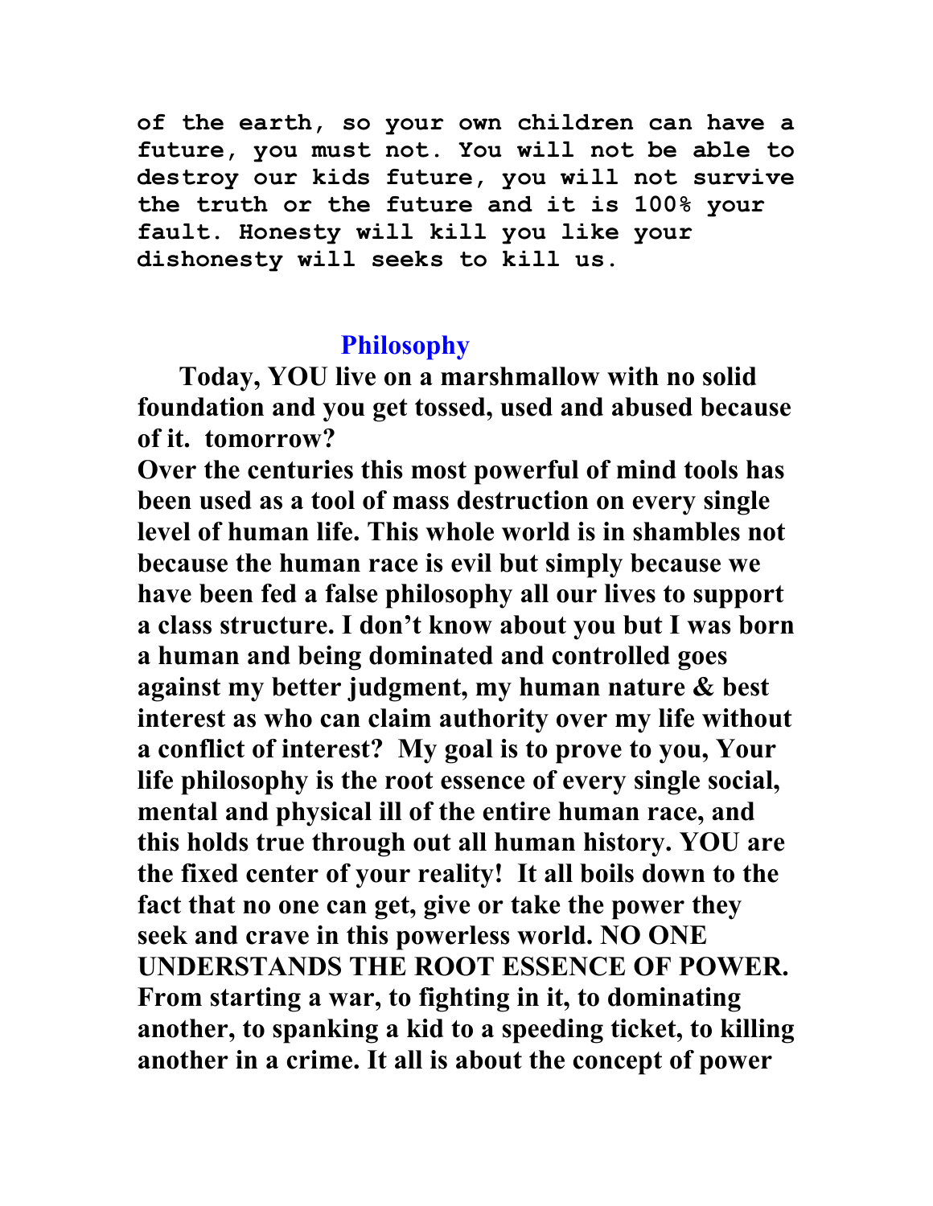**of the earth, so your own children can have a future, you must not. You will not be able to destroy our kids future, you will not survive the truth or the future and it is 100% your fault. Honesty will kill you like your dishonesty will seeks to kill us.**

## Philosophy

**Today, YOU live on a marshmallow with no solid foundation and you get tossed, used and abused because of it. tomorrow?**

**Over the centuries this most powerful of mind tools has been used as a tool of mass destruction on every single level of human life. This whole world is in shambles not because the human race is evil but simply because we have been fed a false philosophy all our lives to support a class structure. I don't know about you but I was born a human and being dominated and controlled goes against my better judgment, my human nature & best interest as who can claim authority over my life without a conflict of interest? My goal is to prove to you, Your life philosophy is the root essence of every single social, mental and physical ill of the entire human race, and this holds true through out all human history. YOU are the fixed center of your reality! It all boils down to the fact that no one can get, give or take the power they seek and crave in this powerless world. NO ONE UNDERSTANDS THE ROOT ESSENCE OF POWER. From starting a war, to fighting in it, to dominating another, to spanking a kid to a speeding ticket, to killing another in a crime. It all is about the concept of power**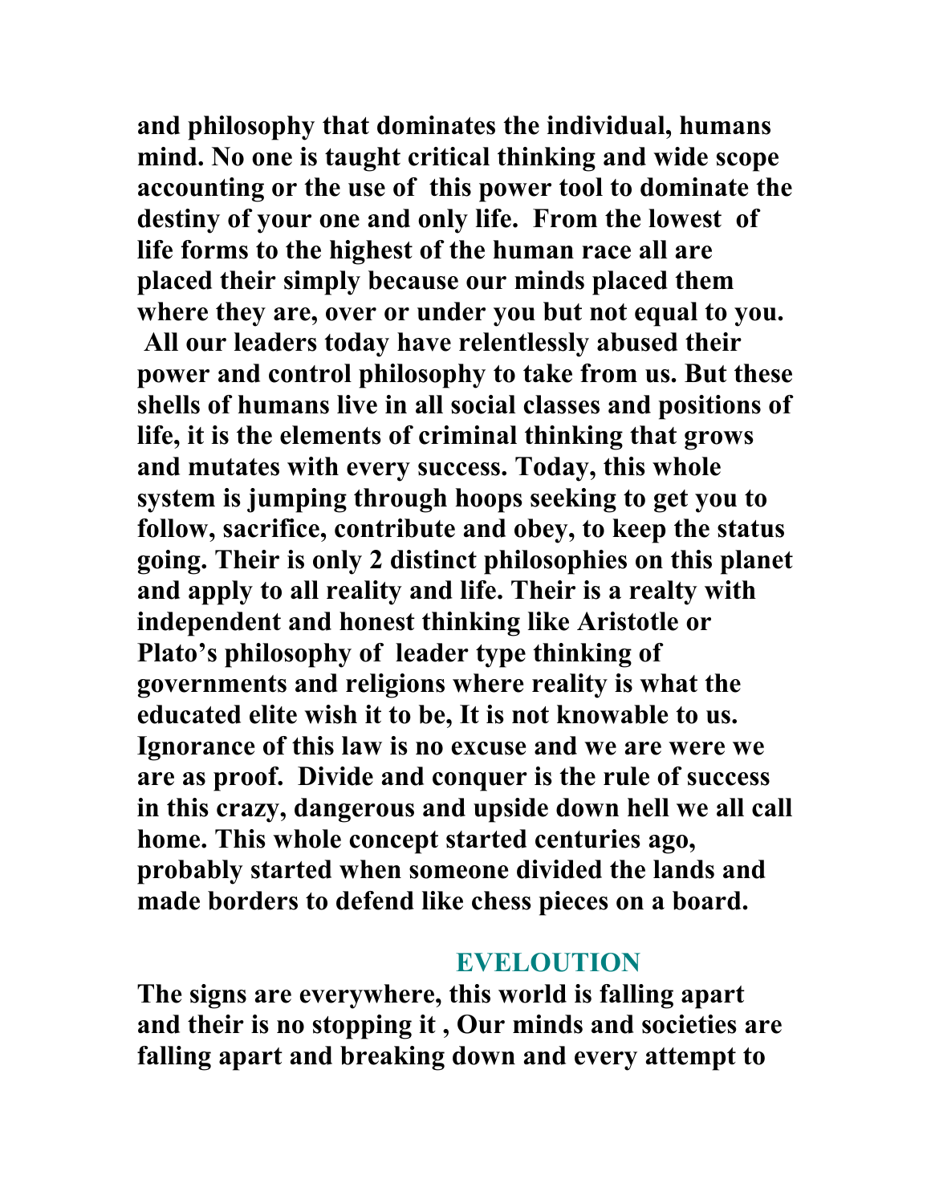**and philosophy that dominates the individual, humans mind. No one is taught critical thinking and wide scope accounting or the use of this power tool to dominate the destiny of your one and only life. From the lowest of life forms to the highest of the human race all are placed their simply because our minds placed them where they are, over or under you but not equal to you. All our leaders today have relentlessly abused their power and control philosophy to take from us. But these shells of humans live in all social classes and positions of life, it is the elements of criminal thinking that grows and mutates with every success. Today, this whole system is jumping through hoops seeking to get you to follow, sacrifice, contribute and obey, to keep the status going. Their is only 2 distinct philosophies on this planet and apply to all reality and life. Their is a realty with independent and honest thinking like Aristotle or Plato's philosophy of leader type thinking of governments and religions where reality is what the educated elite wish it to be, It is not knowable to us. Ignorance of this law is no excuse and we are were we are as proof. Divide and conquer is the rule of success in this crazy, dangerous and upside down hell we all call home. This whole concept started centuries ago, probably started when someone divided the lands and made borders to defend like chess pieces on a board.**

## EVELOUTION

**The signs are everywhere, this world is falling apart and their is no stopping it , Our minds and societies are falling apart and breaking down and every attempt to**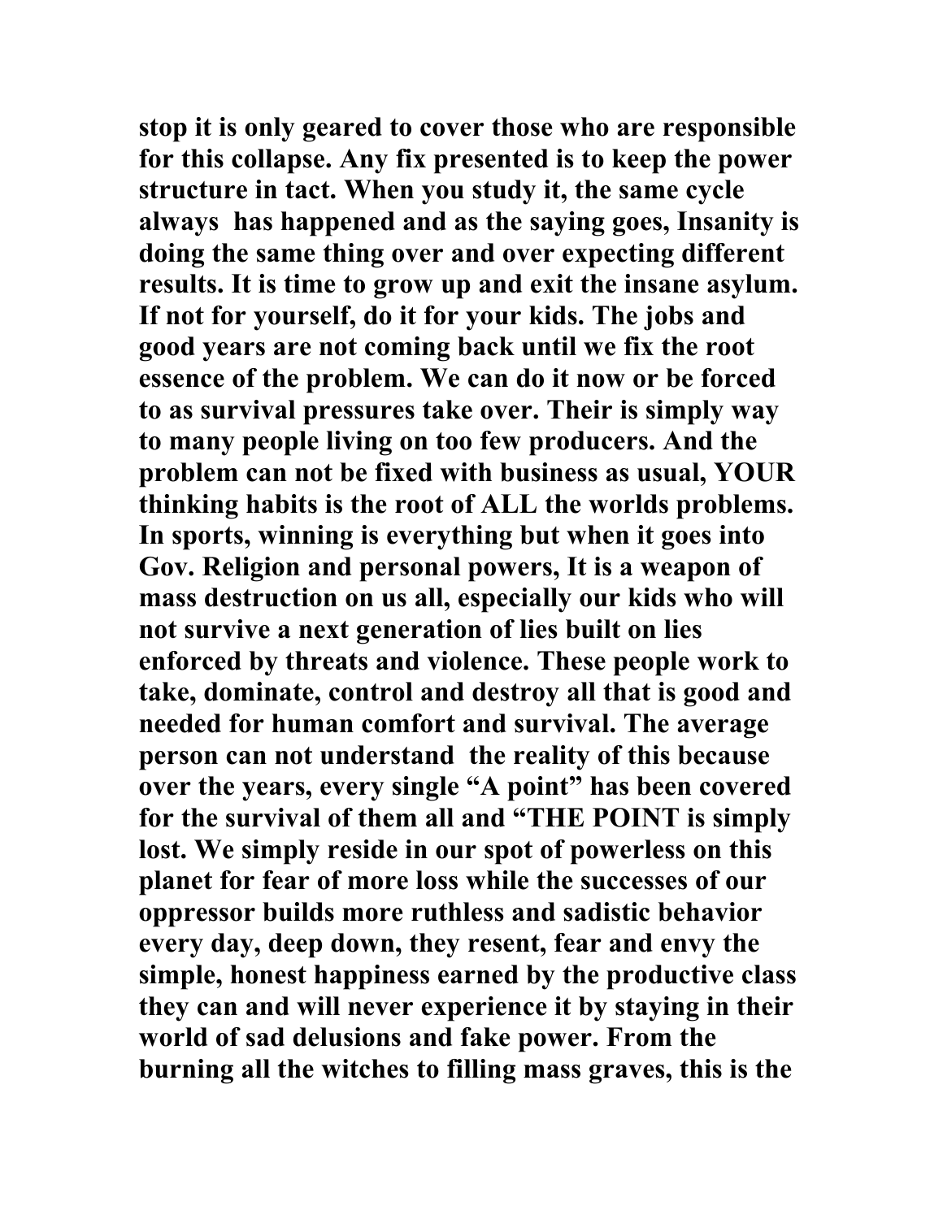**stop it is only geared to cover those who are responsible for this collapse. Any fix presented is to keep the power structure in tact. When you study it, the same cycle always has happened and as the saying goes, Insanity is doing the same thing over and over expecting different results. It is time to grow up and exit the insane asylum. If not for yourself, do it for your kids. The jobs and good years are not coming back until we fix the root essence of the problem. We can do it now or be forced to as survival pressures take over. Their is simply way to many people living on too few producers. And the problem can not be fixed with business as usual, YOUR thinking habits is the root of ALL the worlds problems. In sports, winning is everything but when it goes into Gov. Religion and personal powers, It is a weapon of mass destruction on us all, especially our kids who will not survive a next generation of lies built on lies enforced by threats and violence. These people work to take, dominate, control and destroy all that is good and needed for human comfort and survival. The average person can not understand the reality of this because over the years, every single "A point" has been covered for the survival of them all and "THE POINT is simply lost. We simply reside in our spot of powerless on this planet for fear of more loss while the successes of our oppressor builds more ruthless and sadistic behavior every day, deep down, they resent, fear and envy the simple, honest happiness earned by the productive class they can and will never experience it by staying in their world of sad delusions and fake power. From the burning all the witches to filling mass graves, this is the**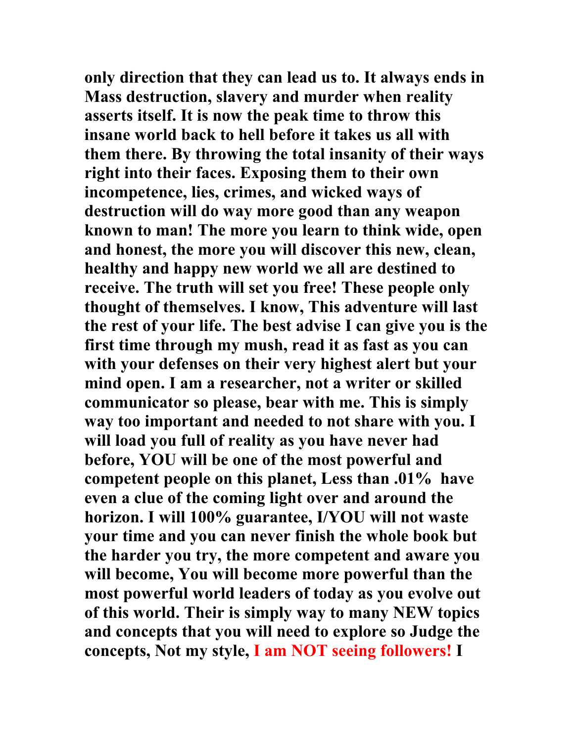**only direction that they can lead us to. It always ends in Mass destruction, slavery and murder when reality asserts itself. It is now the peak time to throw this insane world back to hell before it takes us all with them there. By throwing the total insanity of their ways right into their faces. Exposing them to their own incompetence, lies, crimes, and wicked ways of destruction will do way more good than any weapon known to man! The more you learn to think wide, open and honest, the more you will discover this new, clean, healthy and happy new world we all are destined to receive. The truth will set you free! These people only thought of themselves. I know, This adventure will last the rest of your life. The best advise I can give you is the first time through my mush, read it as fast as you can with your defenses on their very highest alert but your mind open. I am a researcher, not a writer or skilled communicator so please, bear with me. This is simply way too important and needed to not share with you. I will load you full of reality as you have never had before, YOU will be one of the most powerful and competent people on this planet, Less than .01% have even a clue of the coming light over and around the horizon. I will 100% guarantee, I/YOU will not waste your time and you can never finish the whole book but the harder you try, the more competent and aware you will become, You will become more powerful than the most powerful world leaders of today as you evolve out of this world. Their is simply way to many NEW topics and concepts that you will need to explore so Judge the concepts, Not my style, I am NOT seeing followers! I**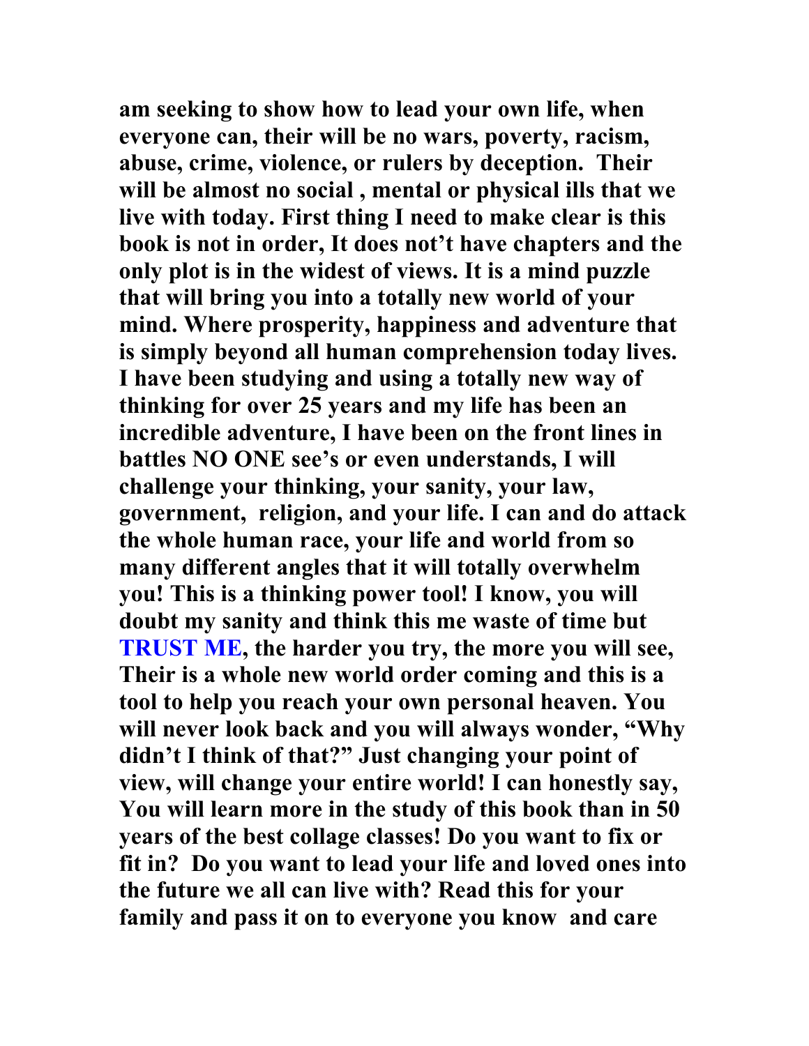**am seeking to show how to lead your own life, when everyone can, their will be no wars, poverty, racism, abuse, crime, violence, or rulers by deception. Their will be almost no social , mental or physical ills that we live with today. First thing I need to make clear is this book is not in order, It does not't have chapters and the only plot is in the widest of views. It is a mind puzzle that will bring you into a totally new world of your mind. Where prosperity, happiness and adventure that is simply beyond all human comprehension today lives. I have been studying and using a totally new way of thinking for over 25 years and my life has been an incredible adventure, I have been on the front lines in battles NO ONE see's or even understands, I will challenge your thinking, your sanity, your law, government, religion, and your life. I can and do attack the whole human race, your life and world from so many different angles that it will totally overwhelm you! This is a thinking power tool! I know, you will doubt my sanity and think this me waste of time but TRUST ME, the harder you try, the more you will see, Their is a whole new world order coming and this is a tool to help you reach your own personal heaven. You will never look back and you will always wonder, "Why didn't I think of that?" Just changing your point of view, will change your entire world! I can honestly say, You will learn more in the study of this book than in 50 years of the best collage classes! Do you want to fix or fit in? Do you want to lead your life and loved ones into the future we all can live with? Read this for your family and pass it on to everyone you know and care**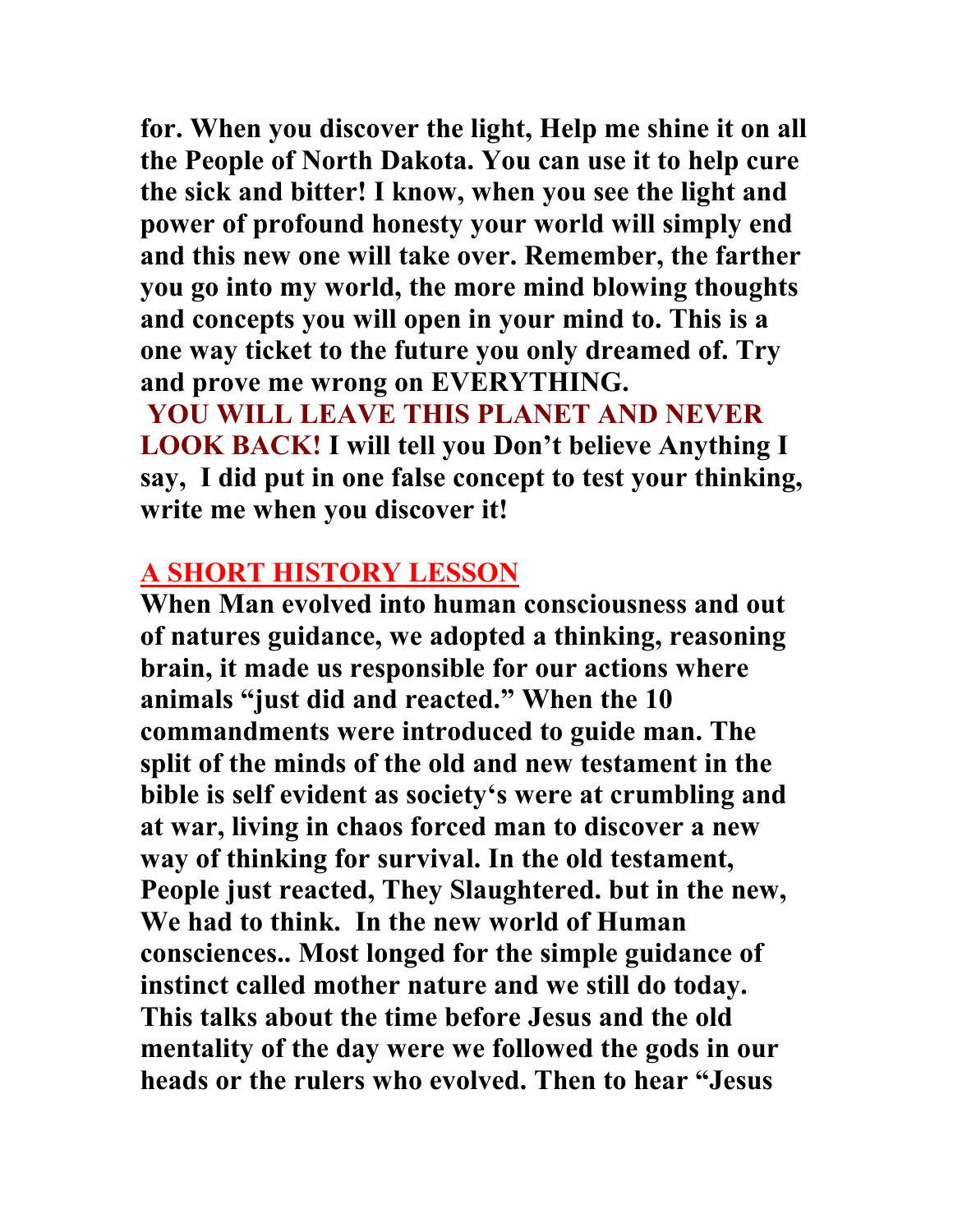**for. When you discover the light, Help me shine it on all the People of North Dakota. You can use it to help cure the sick and bitter! I know, when you see the light and power of profound honesty your world will simply end and this new one will take over. Remember, the farther you go into my world, the more mind blowing thoughts and concepts you will open in your mind to. This is a one way ticket to the future you only dreamed of. Try and prove me wrong on EVERYTHING.**
**YOU WILL LEAVE THIS PLANET AND NEVER LOOK BACK! I will tell you Don't believe Anything I say, I did put in one false concept to test your thinking, write me when you discover it!**

## A SHORT HISTORY LESSON

**When Man evolved into human consciousness and out of natures guidance, we adopted a thinking, reasoning brain, it made us responsible for our actions where animals "just did and reacted." When the 10 commandments were introduced to guide man. The split of the minds of the old and new testament in the bible is self evident as society's were at crumbling and at war, living in chaos forced man to discover a new way of thinking for survival. In the old testament, People just reacted, They Slaughtered. but in the new, We had to think. In the new world of Human consciences.. Most longed for the simple guidance of instinct called mother nature and we still do today. This talks about the time before Jesus and the old mentality of the day were we followed the gods in our heads or the rulers who evolved. Then to hear "Jesus**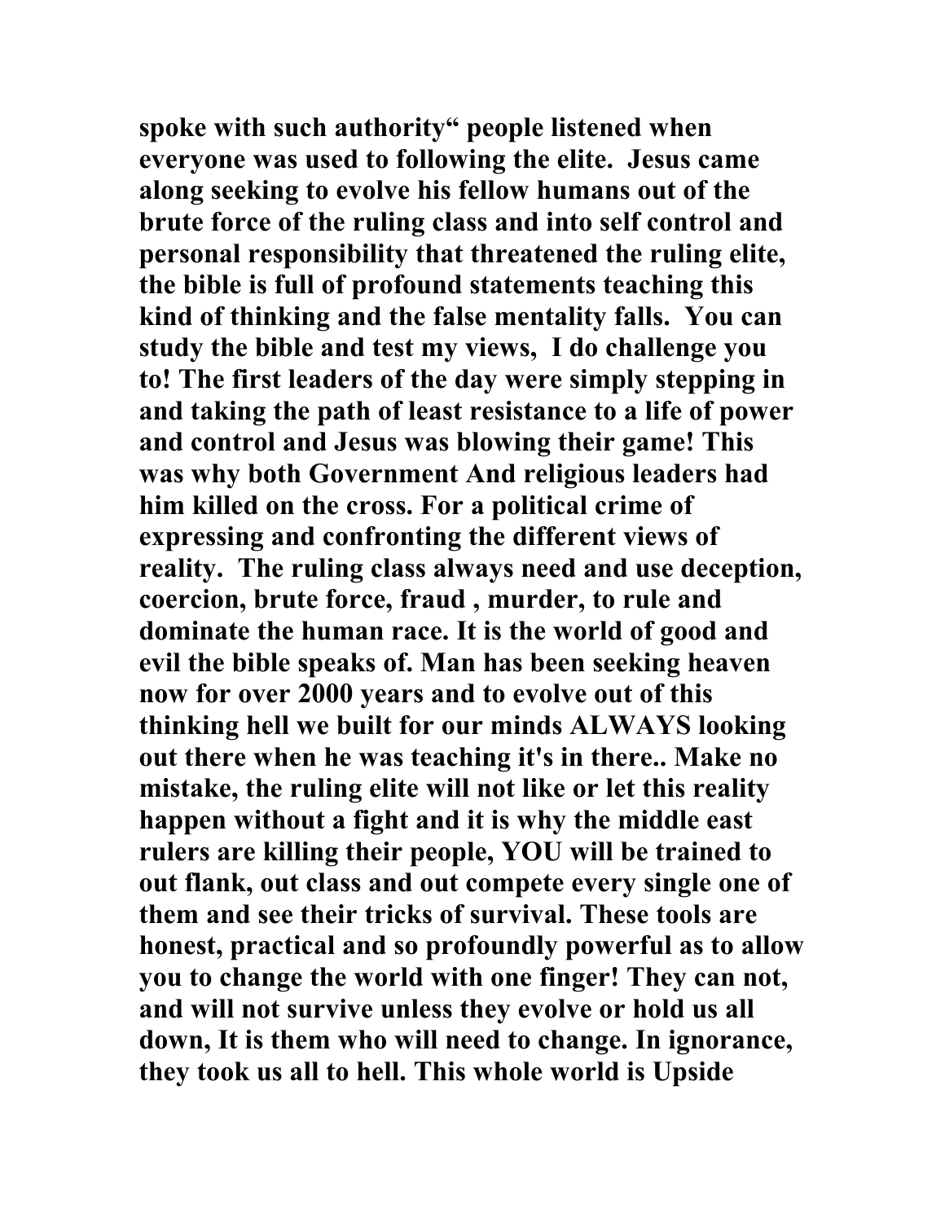**spoke with such authority" people listened when everyone was used to following the elite. Jesus came along seeking to evolve his fellow humans out of the brute force of the ruling class and into self control and personal responsibility that threatened the ruling elite, the bible is full of profound statements teaching this kind of thinking and the false mentality falls. You can study the bible and test my views, I do challenge you to! The first leaders of the day were simply stepping in and taking the path of least resistance to a life of power and control and Jesus was blowing their game! This was why both Government And religious leaders had him killed on the cross. For a political crime of expressing and confronting the different views of reality. The ruling class always need and use deception, coercion, brute force, fraud , murder, to rule and dominate the human race. It is the world of good and evil the bible speaks of. Man has been seeking heaven now for over 2000 years and to evolve out of this thinking hell we built for our minds ALWAYS looking out there when he was teaching it's in there.. Make no mistake, the ruling elite will not like or let this reality happen without a fight and it is why the middle east rulers are killing their people, YOU will be trained to out flank, out class and out compete every single one of them and see their tricks of survival. These tools are honest, practical and so profoundly powerful as to allow you to change the world with one finger! They can not, and will not survive unless they evolve or hold us all down, It is them who will need to change. In ignorance, they took us all to hell. This whole world is Upside**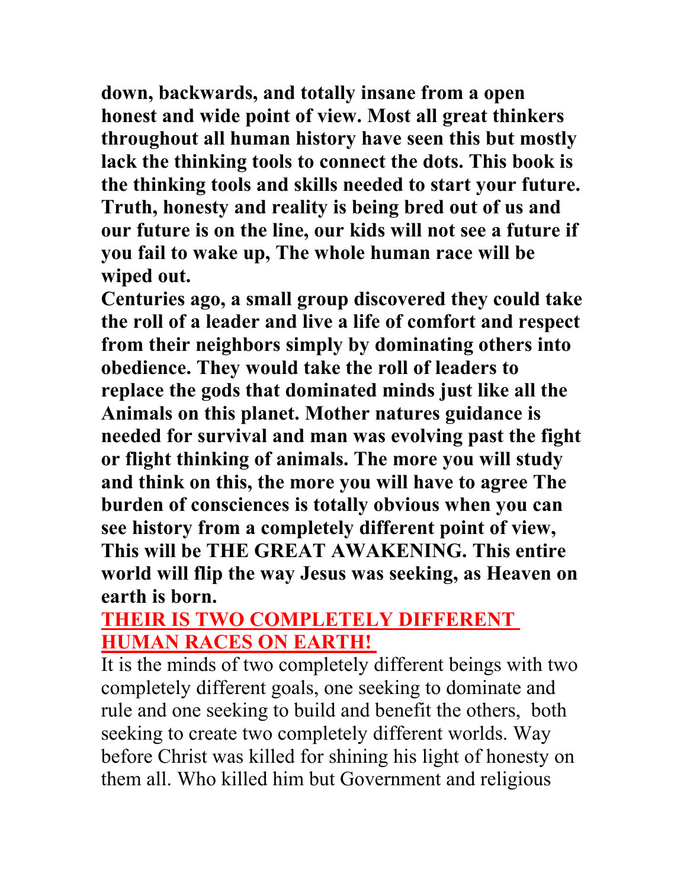**down, backwards, and totally insane from a open honest and wide point of view. Most all great thinkers throughout all human history have seen this but mostly lack the thinking tools to connect the dots. This book is the thinking tools and skills needed to start your future. Truth, honesty and reality is being bred out of us and our future is on the line, our kids will not see a future if you fail to wake up, The whole human race will be wiped out.**

**Centuries ago, a small group discovered they could take the roll of a leader and live a life of comfort and respect from their neighbors simply by dominating others into obedience. They would take the roll of leaders to replace the gods that dominated minds just like all the Animals on this planet. Mother natures guidance is needed for survival and man was evolving past the fight or flight thinking of animals. The more you will study and think on this, the more you will have to agree The burden of consciences is totally obvious when you can see history from a completely different point of view, This will be THE GREAT AWAKENING. This entire world will flip the way Jesus was seeking, as Heaven on earth is born.**

## THEIR IS TWO COMPLETELY DIFFERENT HUMAN RACES ON EARTH!

It is the minds of two completely different beings with two completely different goals, one seeking to dominate and rule and one seeking to build and benefit the others, both seeking to create two completely different worlds. Way before Christ was killed for shining his light of honesty on them all. Who killed him but Government and religious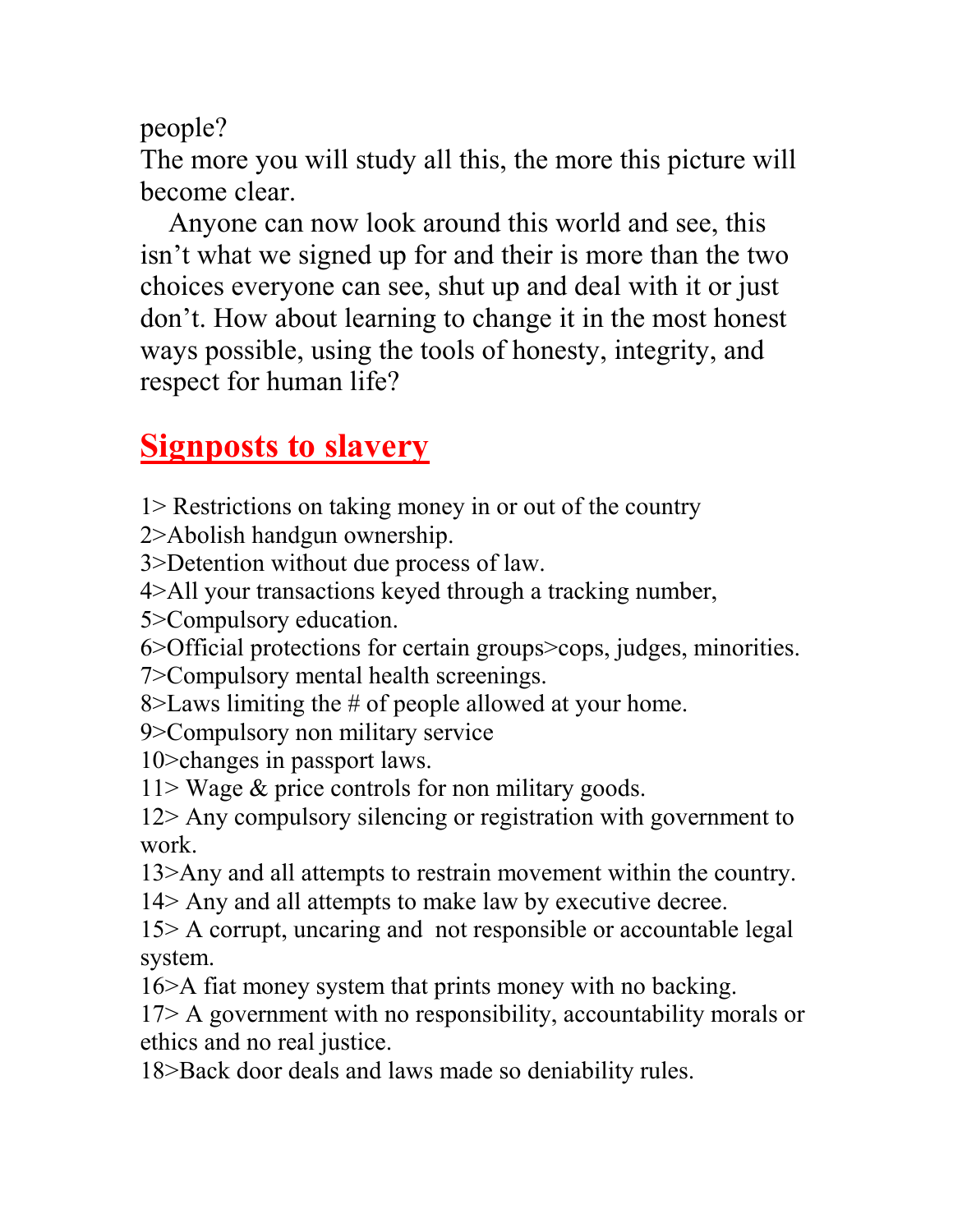people?
The more you will study all this, the more this picture will become clear.

Anyone can now look around this world and see, this isn't what we signed up for and their is more than the two choices everyone can see, shut up and deal with it or just don't. How about learning to change it in the most honest ways possible, using the tools of honesty, integrity, and respect for human life?

## Signposts to slavery

1> Restrictions on taking money in or out of the country
2>Abolish handgun ownership.
3>Detention without due process of law.
4>All your transactions keyed through a tracking number,
5>Compulsory education.
6>Official protections for certain groups>cops, judges, minorities.
7>Compulsory mental health screenings.
8>Laws limiting the # of people allowed at your home.
9>Compulsory non military service
10>changes in passport laws.
11> Wage & price controls for non military goods.
12> Any compulsory silencing or registration with government to work.
13>Any and all attempts to restrain movement within the country.
14> Any and all attempts to make law by executive decree.
15> A corrupt, uncaring and not responsible or accountable legal system.
16>A fiat money system that prints money with no backing.
17> A government with no responsibility, accountability morals or ethics and no real justice.
18>Back door deals and laws made so deniability rules.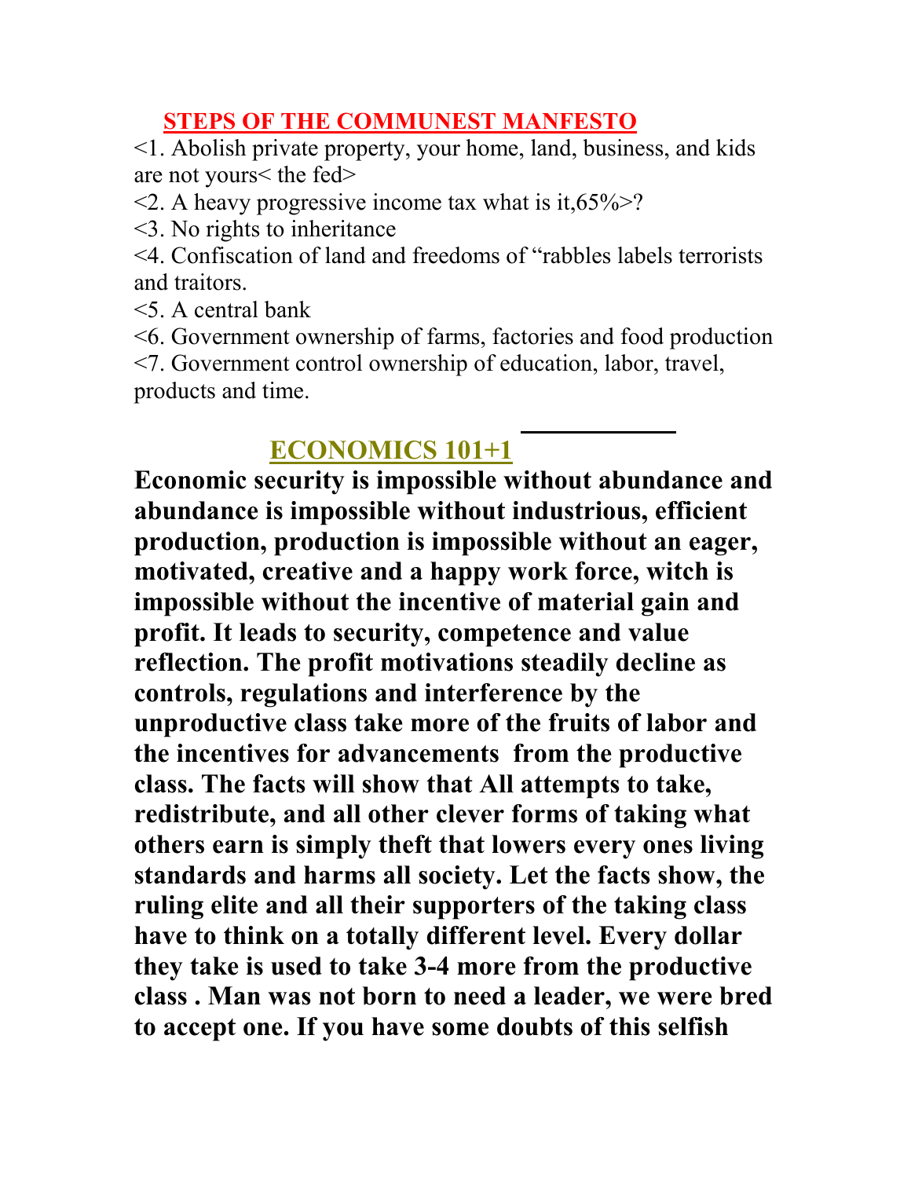## STEPS OF THE COMMUNEST MANFESTO

<1. Abolish private property, your home, land, business, and kids are not yours< the fed>

<2. A heavy progressive income tax what is it,65%>?

<3. No rights to inheritance

<4. Confiscation of land and freedoms of "rabbles labels terrorists and traitors.

<5. A central bank

<6. Government ownership of farms, factories and food production

<7. Government control ownership of education, labor, travel, products and time.

## ECONOMICS 101+1

**Economic security is impossible without abundance and abundance is impossible without industrious, efficient production, production is impossible without an eager, motivated, creative and a happy work force, witch is impossible without the incentive of material gain and profit. It leads to security, competence and value reflection. The profit motivations steadily decline as controls, regulations and interference by the unproductive class take more of the fruits of labor and the incentives for advancements from the productive class. The facts will show that All attempts to take, redistribute, and all other clever forms of taking what others earn is simply theft that lowers every ones living standards and harms all society. Let the facts show, the ruling elite and all their supporters of the taking class have to think on a totally different level. Every dollar they take is used to take 3-4 more from the productive class . Man was not born to need a leader, we were bred to accept one. If you have some doubts of this selfish**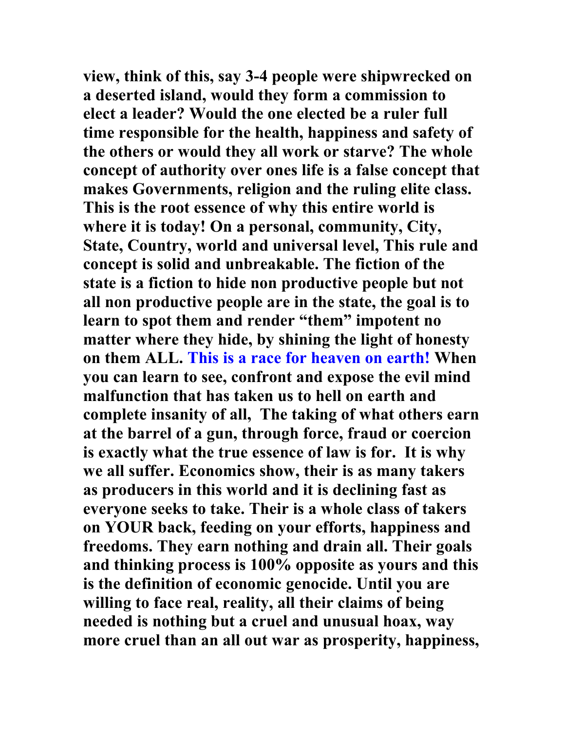**view, think of this, say 3-4 people were shipwrecked on a deserted island, would they form a commission to elect a leader? Would the one elected be a ruler full time responsible for the health, happiness and safety of the others or would they all work or starve? The whole concept of authority over ones life is a false concept that makes Governments, religion and the ruling elite class. This is the root essence of why this entire world is where it is today! On a personal, community, City, State, Country, world and universal level, This rule and concept is solid and unbreakable. The fiction of the state is a fiction to hide non productive people but not all non productive people are in the state, the goal is to learn to spot them and render "them" impotent no matter where they hide, by shining the light of honesty on them ALL. This is a race for heaven on earth! When you can learn to see, confront and expose the evil mind malfunction that has taken us to hell on earth and complete insanity of all, The taking of what others earn at the barrel of a gun, through force, fraud or coercion is exactly what the true essence of law is for. It is why we all suffer. Economics show, their is as many takers as producers in this world and it is declining fast as everyone seeks to take. Their is a whole class of takers on YOUR back, feeding on your efforts, happiness and freedoms. They earn nothing and drain all. Their goals and thinking process is 100% opposite as yours and this is the definition of economic genocide. Until you are willing to face real, reality, all their claims of being needed is nothing but a cruel and unusual hoax, way more cruel than an all out war as prosperity, happiness,**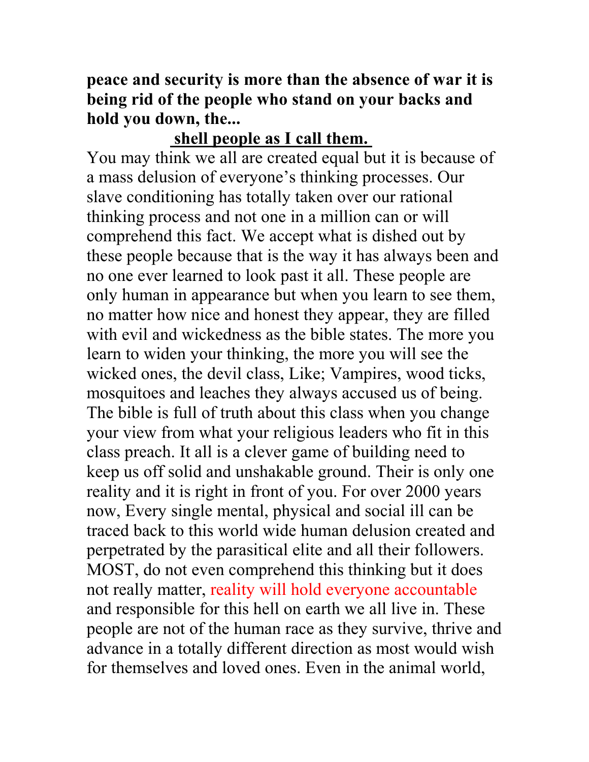**peace and security is more than the absence of war it is being rid of the people who stand on your backs and hold you down, the...**

**shell people as I call them.**

You may think we all are created equal but it is because of a mass delusion of everyone's thinking processes. Our slave conditioning has totally taken over our rational thinking process and not one in a million can or will comprehend this fact. We accept what is dished out by these people because that is the way it has always been and no one ever learned to look past it all. These people are only human in appearance but when you learn to see them, no matter how nice and honest they appear, they are filled with evil and wickedness as the bible states. The more you learn to widen your thinking, the more you will see the wicked ones, the devil class, Like; Vampires, wood ticks, mosquitoes and leaches they always accused us of being. The bible is full of truth about this class when you change your view from what your religious leaders who fit in this class preach. It all is a clever game of building need to keep us off solid and unshakable ground. Their is only one reality and it is right in front of you. For over 2000 years now, Every single mental, physical and social ill can be traced back to this world wide human delusion created and perpetrated by the parasitical elite and all their followers. MOST, do not even comprehend this thinking but it does not really matter, reality will hold everyone accountable and responsible for this hell on earth we all live in. These people are not of the human race as they survive, thrive and advance in a totally different direction as most would wish for themselves and loved ones. Even in the animal world,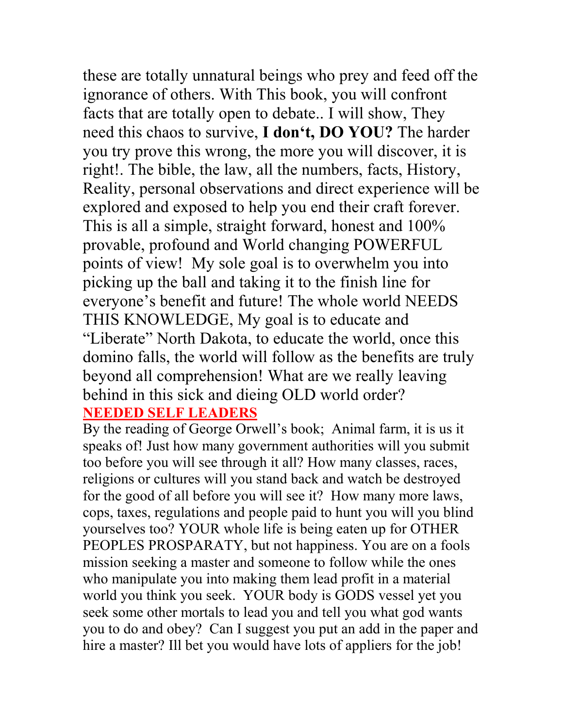these are totally unnatural beings who prey and feed off the ignorance of others. With This book, you will confront facts that are totally open to debate.. I will show, They need this chaos to survive, **I don't, DO YOU?** The harder you try prove this wrong, the more you will discover, it is right!. The bible, the law, all the numbers, facts, History, Reality, personal observations and direct experience will be explored and exposed to help you end their craft forever. This is all a simple, straight forward, honest and 100% provable, profound and World changing POWERFUL points of view! My sole goal is to overwhelm you into picking up the ball and taking it to the finish line for everyone's benefit and future! The whole world NEEDS THIS KNOWLEDGE, My goal is to educate and "Liberate" North Dakota, to educate the world, once this domino falls, the world will follow as the benefits are truly beyond all comprehension! What are we really leaving behind in this sick and dieing OLD world order?

## NEEDED SELF LEADERS

By the reading of George Orwell's book; Animal farm, it is us it speaks of! Just how many government authorities will you submit too before you will see through it all? How many classes, races, religions or cultures will you stand back and watch be destroyed for the good of all before you will see it? How many more laws, cops, taxes, regulations and people paid to hunt you will you blind yourselves too? YOUR whole life is being eaten up for OTHER PEOPLES PROSPARATY, but not happiness. You are on a fools mission seeking a master and someone to follow while the ones who manipulate you into making them lead profit in a material world you think you seek. YOUR body is GODS vessel yet you seek some other mortals to lead you and tell you what god wants you to do and obey? Can I suggest you put an add in the paper and hire a master? Ill bet you would have lots of appliers for the job!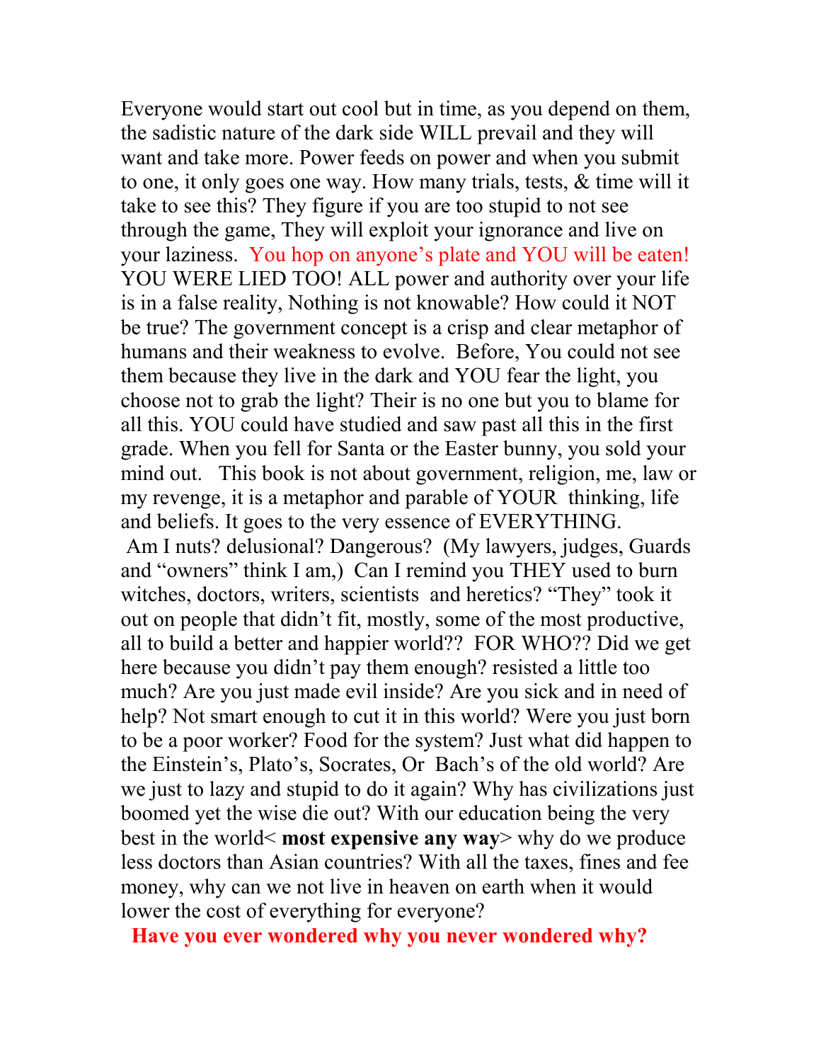Everyone would start out cool but in time, as you depend on them, the sadistic nature of the dark side WILL prevail and they will want and take more. Power feeds on power and when you submit to one, it only goes one way. How many trials, tests, & time will it take to see this? They figure if you are too stupid to not see through the game, They will exploit your ignorance and live on your laziness. You hop on anyone's plate and YOU will be eaten! YOU WERE LIED TOO! ALL power and authority over your life is in a false reality, Nothing is not knowable? How could it NOT be true? The government concept is a crisp and clear metaphor of humans and their weakness to evolve. Before, You could not see them because they live in the dark and YOU fear the light, you choose not to grab the light? Their is no one but you to blame for all this. YOU could have studied and saw past all this in the first grade. When you fell for Santa or the Easter bunny, you sold your mind out. This book is not about government, religion, me, law or my revenge, it is a metaphor and parable of YOUR thinking, life and beliefs. It goes to the very essence of EVERYTHING.

Am I nuts? delusional? Dangerous? (My lawyers, judges, Guards and "owners" think I am,) Can I remind you THEY used to burn witches, doctors, writers, scientists and heretics? "They" took it out on people that didn't fit, mostly, some of the most productive, all to build a better and happier world?? FOR WHO?? Did we get here because you didn't pay them enough? resisted a little too much? Are you just made evil inside? Are you sick and in need of help? Not smart enough to cut it in this world? Were you just born to be a poor worker? Food for the system? Just what did happen to the Einstein's, Plato's, Socrates, Or Bach's of the old world? Are we just to lazy and stupid to do it again? Why has civilizations just boomed yet the wise die out? With our education being the very best in the world< **most expensive any way**> why do we produce less doctors than Asian countries? With all the taxes, fines and fee money, why can we not live in heaven on earth when it would lower the cost of everything for everyone?

**Have you ever wondered why you never wondered why?**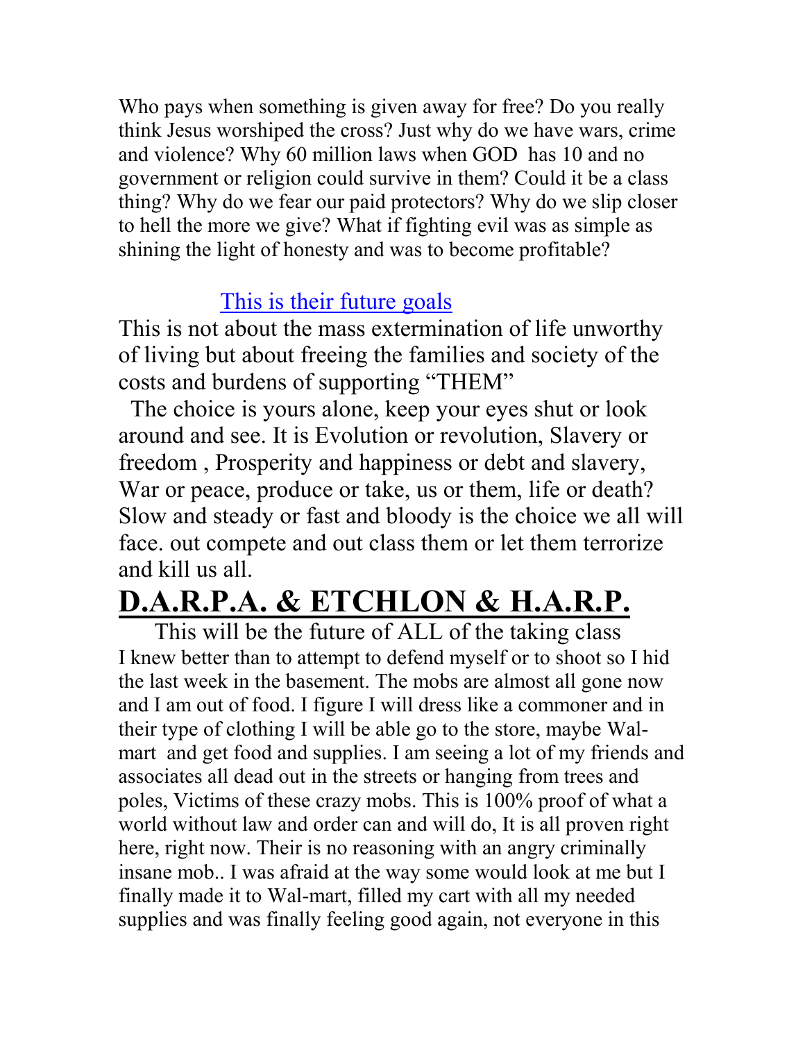Who pays when something is given away for free? Do you really think Jesus worshiped the cross? Just why do we have wars, crime and violence? Why 60 million laws when GOD has 10 and no government or religion could survive in them? Could it be a class thing? Why do we fear our paid protectors? Why do we slip closer to hell the more we give? What if fighting evil was as simple as shining the light of honesty and was to become profitable?

[This is their future goals]

This is not about the mass extermination of life unworthy of living but about freeing the families and society of the costs and burdens of supporting "THEM"

The choice is yours alone, keep your eyes shut or look around and see. It is Evolution or revolution, Slavery or freedom , Prosperity and happiness or debt and slavery, War or peace, produce or take, us or them, life or death? Slow and steady or fast and bloody is the choice we all will face. out compete and out class them or let them terrorize and kill us all.

# D.A.R.P.A. & ETCHLON & H.A.R.P.

This will be the future of ALL of the taking class

I knew better than to attempt to defend myself or to shoot so I hid the last week in the basement. The mobs are almost all gone now and I am out of food. I figure I will dress like a commoner and in their type of clothing I will be able go to the store, maybe Wal-mart and get food and supplies. I am seeing a lot of my friends and associates all dead out in the streets or hanging from trees and poles, Victims of these crazy mobs. This is 100% proof of what a world without law and order can and will do, It is all proven right here, right now. Their is no reasoning with an angry criminally insane mob.. I was afraid at the way some would look at me but I finally made it to Wal-mart, filled my cart with all my needed supplies and was finally feeling good again, not everyone in this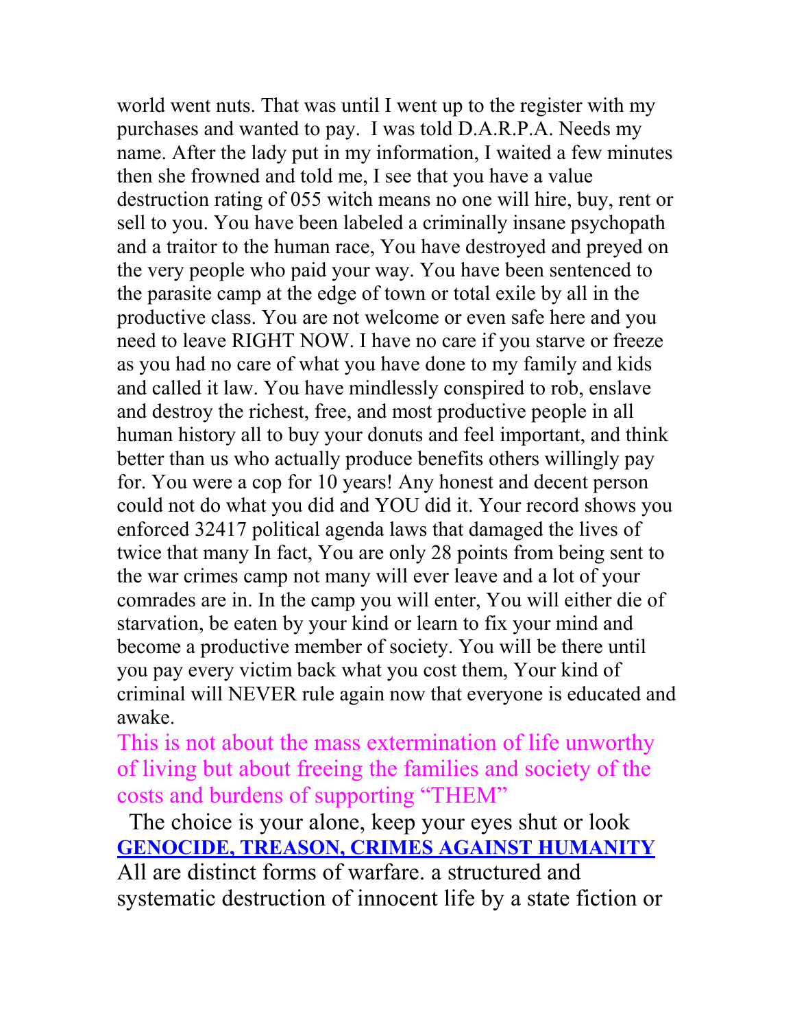world went nuts. That was until I went up to the register with my purchases and wanted to pay. I was told D.A.R.P.A. Needs my name. After the lady put in my information, I waited a few minutes then she frowned and told me, I see that you have a value destruction rating of 055 witch means no one will hire, buy, rent or sell to you. You have been labeled a criminally insane psychopath and a traitor to the human race, You have destroyed and preyed on the very people who paid your way. You have been sentenced to the parasite camp at the edge of town or total exile by all in the productive class. You are not welcome or even safe here and you need to leave RIGHT NOW. I have no care if you starve or freeze as you had no care of what you have done to my family and kids and called it law. You have mindlessly conspired to rob, enslave and destroy the richest, free, and most productive people in all human history all to buy your donuts and feel important, and think better than us who actually produce benefits others willingly pay for. You were a cop for 10 years! Any honest and decent person could not do what you did and YOU did it. Your record shows you enforced 32417 political agenda laws that damaged the lives of twice that many In fact, You are only 28 points from being sent to the war crimes camp not many will ever leave and a lot of your comrades are in. In the camp you will enter, You will either die of starvation, be eaten by your kind or learn to fix your mind and become a productive member of society. You will be there until you pay every victim back what you cost them, Your kind of criminal will NEVER rule again now that everyone is educated and awake.

This is not about the mass extermination of life unworthy of living but about freeing the families and society of the costs and burdens of supporting "THEM"

The choice is your alone, keep your eyes shut or look
**GENOCIDE, TREASON, CRIMES AGAINST HUMANITY**
All are distinct forms of warfare. a structured and systematic destruction of innocent life by a state fiction or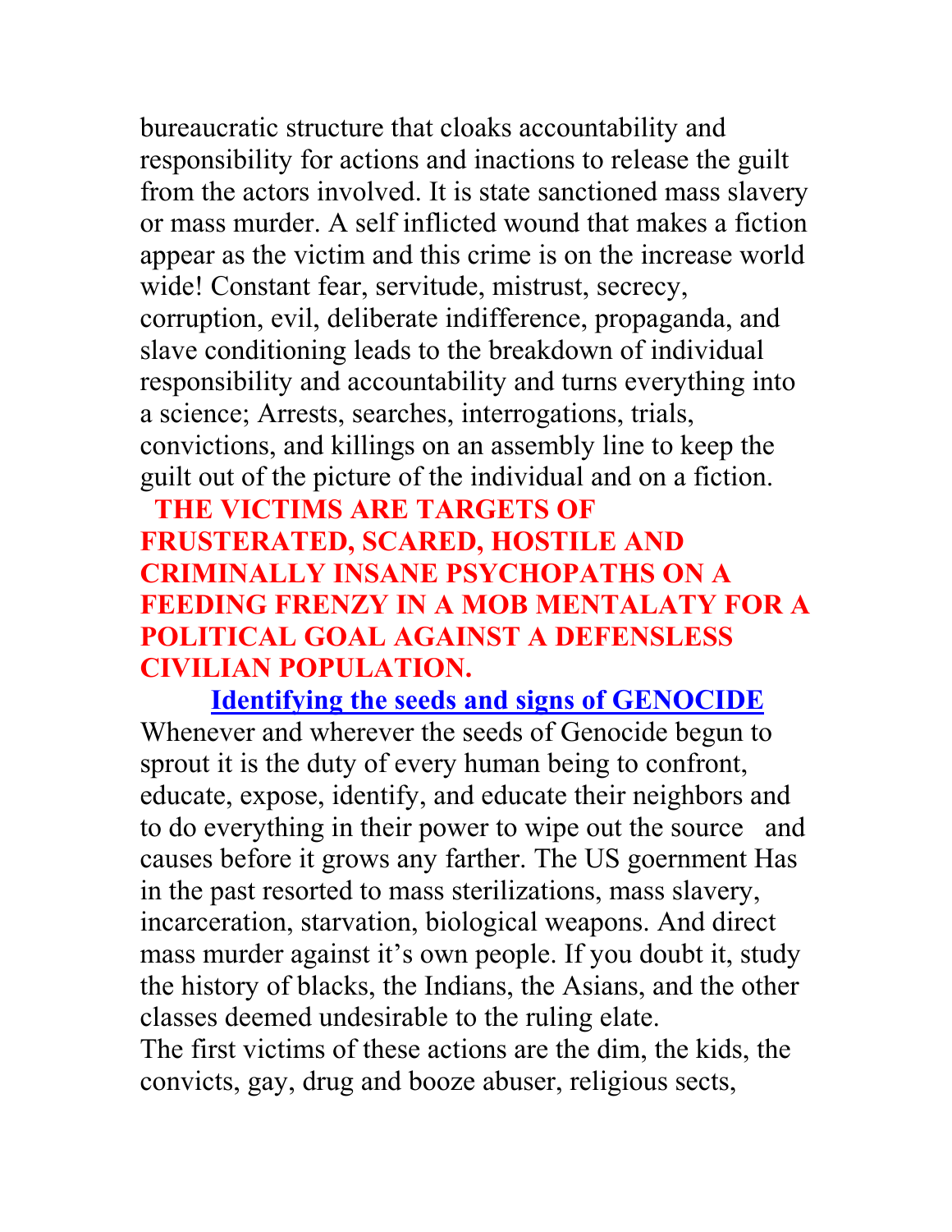bureaucratic structure that cloaks accountability and responsibility for actions and inactions to release the guilt from the actors involved. It is state sanctioned mass slavery or mass murder. A self inflicted wound that makes a fiction appear as the victim and this crime is on the increase world wide! Constant fear, servitude, mistrust, secrecy, corruption, evil, deliberate indifference, propaganda, and slave conditioning leads to the breakdown of individual responsibility and accountability and turns everything into a science; Arrests, searches, interrogations, trials, convictions, and killings on an assembly line to keep the guilt out of the picture of the individual and on a fiction.

**THE VICTIMS ARE TARGETS OF FRUSTERATED, SCARED, HOSTILE AND CRIMINALLY INSANE PSYCHOPATHS ON A FEEDING FRENZY IN A MOB MENTALATY FOR A POLITICAL GOAL AGAINST A DEFENSLESS CIVILIAN POPULATION.**

## Identifying the seeds and signs of GENOCIDE

Whenever and wherever the seeds of Genocide begun to sprout it is the duty of every human being to confront, educate, expose, identify, and educate their neighbors and to do everything in their power to wipe out the source and causes before it grows any farther. The US goernment Has in the past resorted to mass sterilizations, mass slavery, incarceration, starvation, biological weapons. And direct mass murder against it's own people. If you doubt it, study the history of blacks, the Indians, the Asians, and the other classes deemed undesirable to the ruling elate.

The first victims of these actions are the dim, the kids, the convicts, gay, drug and booze abuser, religious sects,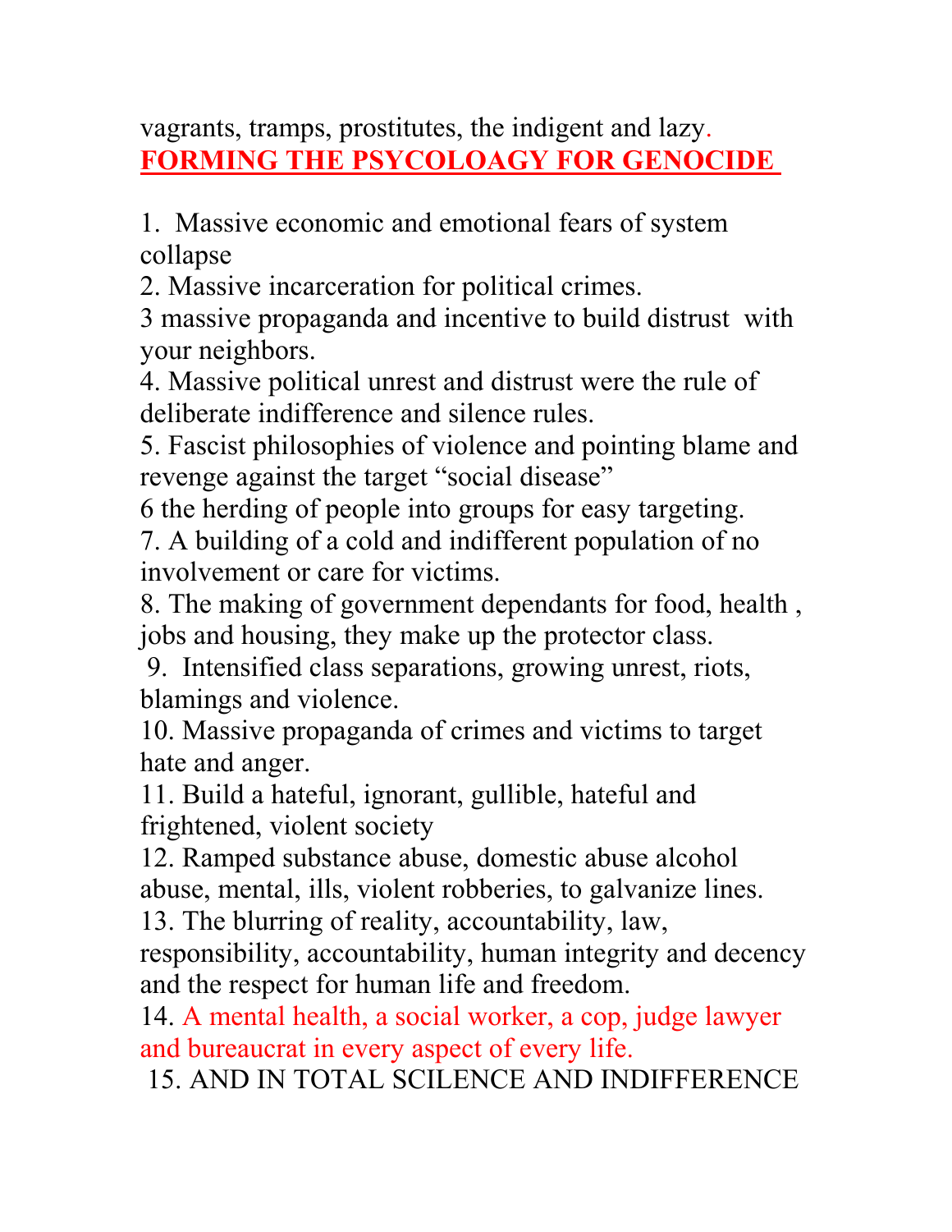vagrants, tramps, prostitutes, the indigent and lazy.

**FORMING THE PSYCOLOAGY FOR GENOCIDE**

1. Massive economic and emotional fears of system collapse
2. Massive incarceration for political crimes.
3 massive propaganda and incentive to build distrust with your neighbors.
4. Massive political unrest and distrust were the rule of deliberate indifference and silence rules.
5. Fascist philosophies of violence and pointing blame and revenge against the target "social disease"
6 the herding of people into groups for easy targeting.
7. A building of a cold and indifferent population of no involvement or care for victims.
8. The making of government dependants for food, health , jobs and housing, they make up the protector class.
9. Intensified class separations, growing unrest, riots, blamings and violence.
10. Massive propaganda of crimes and victims to target hate and anger.
11. Build a hateful, ignorant, gullible, hateful and frightened, violent society
12. Ramped substance abuse, domestic abuse alcohol abuse, mental, ills, violent robberies, to galvanize lines.
13. The blurring of reality, accountability, law, responsibility, accountability, human integrity and decency and the respect for human life and freedom.
14. A mental health, a social worker, a cop, judge lawyer and bureaucrat in every aspect of every life.
15. AND IN TOTAL SCILENCE AND INDIFFERENCE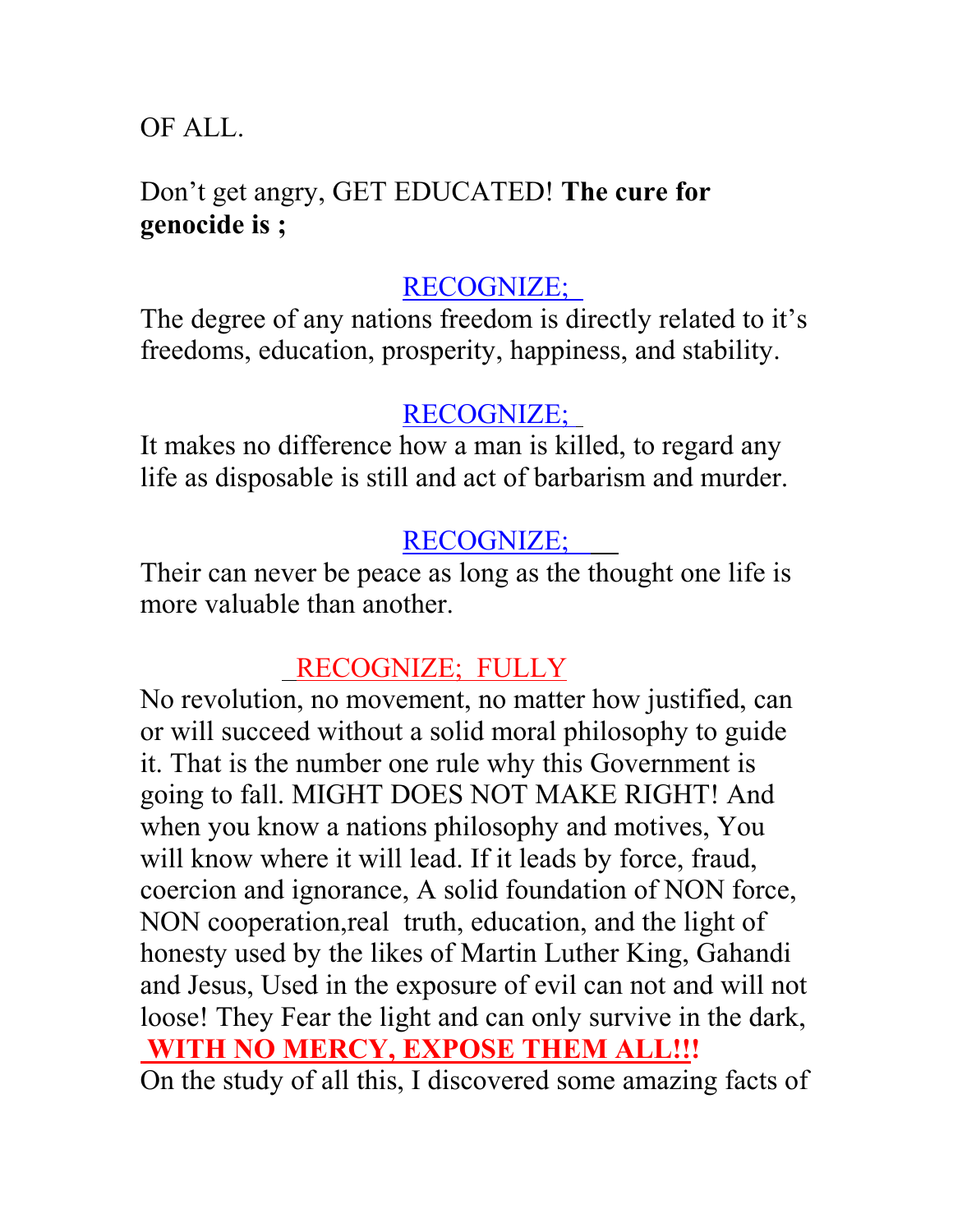OF ALL.

Don't get angry, GET EDUCATED! **The cure for genocide is ;**

RECOGNIZE;

The degree of any nations freedom is directly related to it's freedoms, education, prosperity, happiness, and stability.

RECOGNIZE;

It makes no difference how a man is killed, to regard any life as disposable is still and act of barbarism and murder.

RECOGNIZE;

Their can never be peace as long as the thought one life is more valuable than another.

RECOGNIZE; FULLY

No revolution, no movement, no matter how justified, can or will succeed without a solid moral philosophy to guide it. That is the number one rule why this Government is going to fall. MIGHT DOES NOT MAKE RIGHT! And when you know a nations philosophy and motives, You will know where it will lead. If it leads by force, fraud, coercion and ignorance, A solid foundation of NON force, NON cooperation,real truth, education, and the light of honesty used by the likes of Martin Luther King, Gahandi and Jesus, Used in the exposure of evil can not and will not loose! They Fear the light and can only survive in the dark, **WITH NO MERCY, EXPOSE THEM ALL!!!**

On the study of all this, I discovered some amazing facts of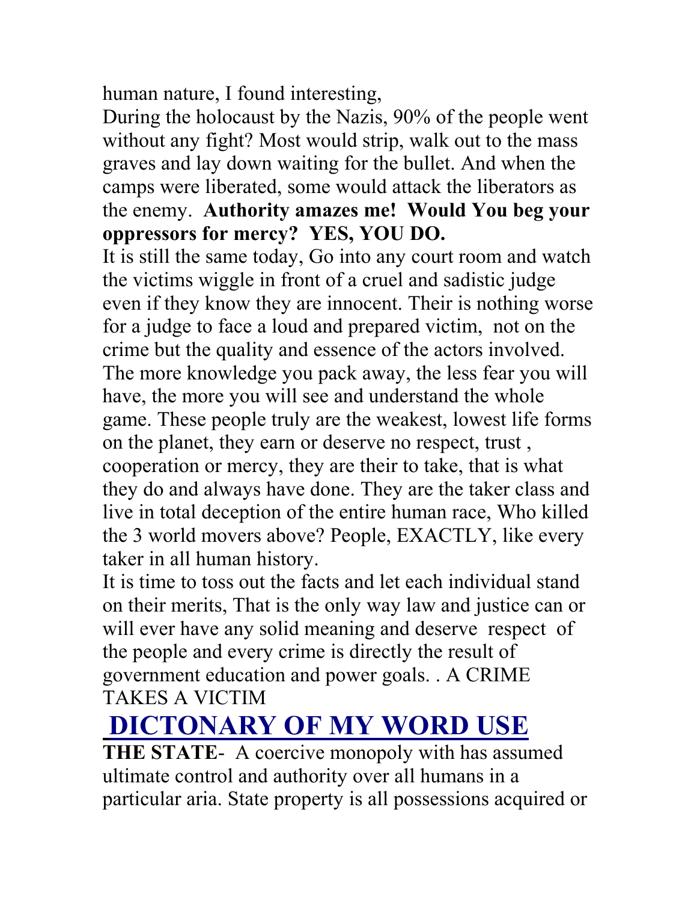human nature, I found interesting,

During the holocaust by the Nazis, 90% of the people went without any fight? Most would strip, walk out to the mass graves and lay down waiting for the bullet. And when the camps were liberated, some would attack the liberators as the enemy. **Authority amazes me! Would You beg your oppressors for mercy? YES, YOU DO.**

It is still the same today, Go into any court room and watch the victims wiggle in front of a cruel and sadistic judge even if they know they are innocent. Their is nothing worse for a judge to face a loud and prepared victim, not on the crime but the quality and essence of the actors involved. The more knowledge you pack away, the less fear you will have, the more you will see and understand the whole game. These people truly are the weakest, lowest life forms on the planet, they earn or deserve no respect, trust , cooperation or mercy, they are their to take, that is what they do and always have done. They are the taker class and live in total deception of the entire human race, Who killed the 3 world movers above? People, EXACTLY, like every taker in all human history.

It is time to toss out the facts and let each individual stand on their merits, That is the only way law and justice can or will ever have any solid meaning and deserve respect of the people and every crime is directly the result of government education and power goals. . A CRIME TAKES A VICTIM

## DICTONARY OF MY WORD USE

**THE STATE**- A coercive monopoly with has assumed ultimate control and authority over all humans in a particular aria. State property is all possessions acquired or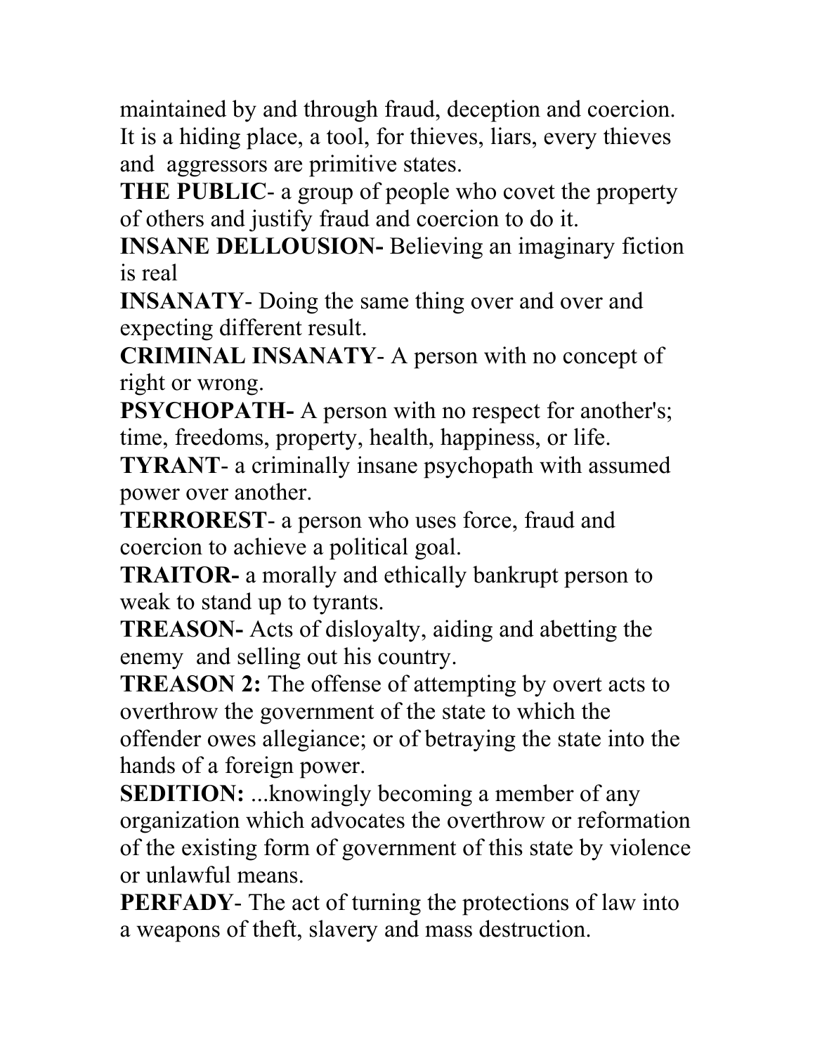maintained by and through fraud, deception and coercion. It is a hiding place, a tool, for thieves, liars, every thieves and aggressors are primitive states.

**THE PUBLIC**- a group of people who covet the property of others and justify fraud and coercion to do it.

**INSANE DELLOUSION-** Believing an imaginary fiction is real

**INSANATY**- Doing the same thing over and over and expecting different result.

**CRIMINAL INSANATY**- A person with no concept of right or wrong.

**PSYCHOPATH-** A person with no respect for another's; time, freedoms, property, health, happiness, or life.

**TYRANT**- a criminally insane psychopath with assumed power over another.

**TERROREST**- a person who uses force, fraud and coercion to achieve a political goal.

**TRAITOR-** a morally and ethically bankrupt person to weak to stand up to tyrants.

**TREASON-** Acts of disloyalty, aiding and abetting the enemy and selling out his country.

**TREASON 2:** The offense of attempting by overt acts to overthrow the government of the state to which the offender owes allegiance; or of betraying the state into the hands of a foreign power.

**SEDITION:** ...knowingly becoming a member of any organization which advocates the overthrow or reformation of the existing form of government of this state by violence or unlawful means.

**PERFADY**- The act of turning the protections of law into a weapons of theft, slavery and mass destruction.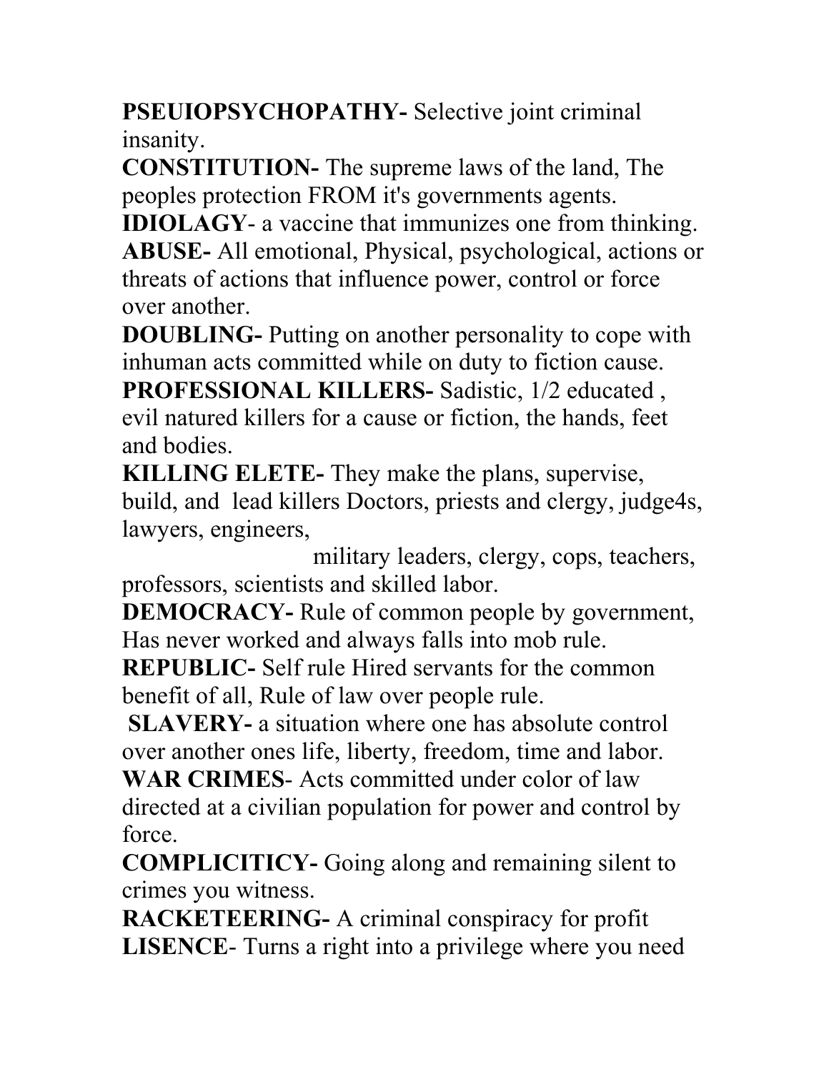**PSEUIOPSYCHOPATHY-** Selective joint criminal insanity.

**CONSTITUTION-** The supreme laws of the land, The peoples protection FROM it's governments agents.

**IDIOLAGY**- a vaccine that immunizes one from thinking.

**ABUSE-** All emotional, Physical, psychological, actions or threats of actions that influence power, control or force over another.

**DOUBLING-** Putting on another personality to cope with inhuman acts committed while on duty to fiction cause.

**PROFESSIONAL KILLERS-** Sadistic, 1/2 educated , evil natured killers for a cause or fiction, the hands, feet and bodies.

**KILLING ELETE-** They make the plans, supervise, build, and lead killers Doctors, priests and clergy, judge4s, lawyers, engineers,

military leaders, clergy, cops, teachers, professors, scientists and skilled labor.

**DEMOCRACY-** Rule of common people by government, Has never worked and always falls into mob rule.

**REPUBLIC-** Self rule Hired servants for the common benefit of all, Rule of law over people rule.

**SLAVERY-** a situation where one has absolute control over another ones life, liberty, freedom, time and labor.

**WAR CRIMES**- Acts committed under color of law directed at a civilian population for power and control by force.

**COMPLICITICY-** Going along and remaining silent to crimes you witness.

**RACKETEERING-** A criminal conspiracy for profit

**LISENCE**- Turns a right into a privilege where you need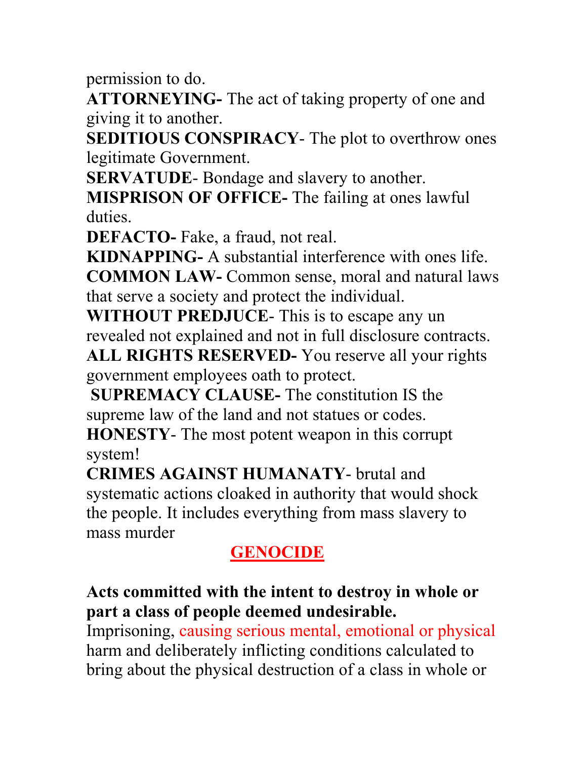permission to do.

**ATTORNEYING-** The act of taking property of one and giving it to another.

**SEDITIOUS CONSPIRACY**- The plot to overthrow ones legitimate Government.

**SERVATUDE**- Bondage and slavery to another.

**MISPRISON OF OFFICE-** The failing at ones lawful duties.

**DEFACTO-** Fake, a fraud, not real.

**KIDNAPPING-** A substantial interference with ones life.

**COMMON LAW-** Common sense, moral and natural laws that serve a society and protect the individual.

**WITHOUT PREDJUCE**- This is to escape any un revealed not explained and not in full disclosure contracts.

**ALL RIGHTS RESERVED-** You reserve all your rights government employees oath to protect.

**SUPREMACY CLAUSE-** The constitution IS the supreme law of the land and not statues or codes.

**HONESTY**- The most potent weapon in this corrupt system!

**CRIMES AGAINST HUMANATY**- brutal and systematic actions cloaked in authority that would shock the people. It includes everything from mass slavery to mass murder

## GENOCIDE

**Acts committed with the intent to destroy in whole or part a class of people deemed undesirable.**

Imprisoning, causing serious mental, emotional or physical harm and deliberately inflicting conditions calculated to bring about the physical destruction of a class in whole or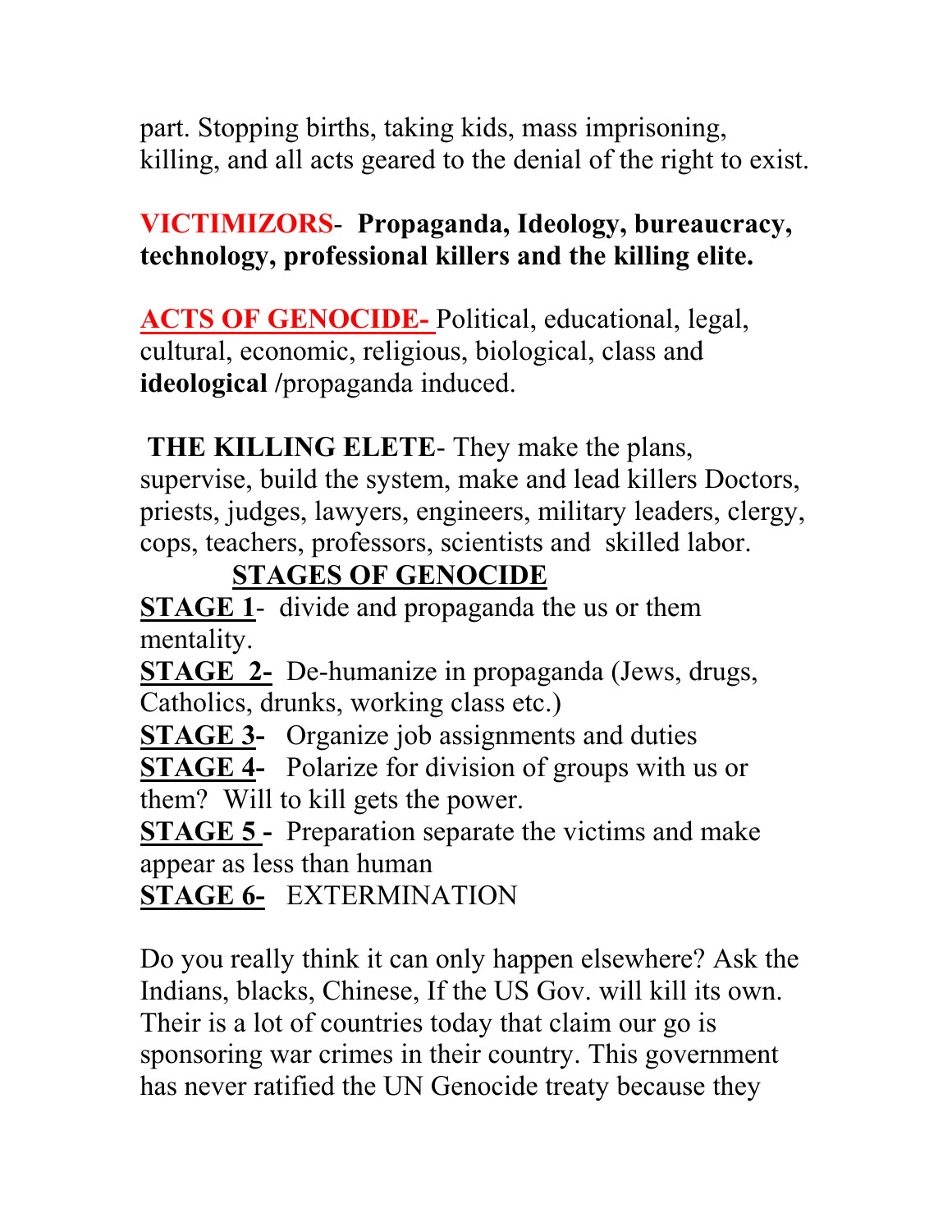part. Stopping births, taking kids, mass imprisoning, killing, and all acts geared to the denial of the right to exist.

**VICTIMIZORS- Propaganda, Ideology, bureaucracy, technology, professional killers and the killing elite.**

**ACTS OF GENOCIDE-** Political, educational, legal, cultural, economic, religious, biological, class and **ideological** /propaganda induced.

**THE KILLING ELETE**- They make the plans, supervise, build the system, make and lead killers Doctors, priests, judges, lawyers, engineers, military leaders, clergy, cops, teachers, professors, scientists and skilled labor.

## STAGES OF GENOCIDE

**STAGE 1**- divide and propaganda the us or them mentality.

**STAGE 2-** De-humanize in propaganda (Jews, drugs, Catholics, drunks, working class etc.)

**STAGE 3-** Organize job assignments and duties

**STAGE 4-** Polarize for division of groups with us or them? Will to kill gets the power.

**STAGE 5 -** Preparation separate the victims and make appear as less than human

**STAGE 6-** EXTERMINATION

Do you really think it can only happen elsewhere? Ask the Indians, blacks, Chinese, If the US Gov. will kill its own. Their is a lot of countries today that claim our go is sponsoring war crimes in their country. This government has never ratified the UN Genocide treaty because they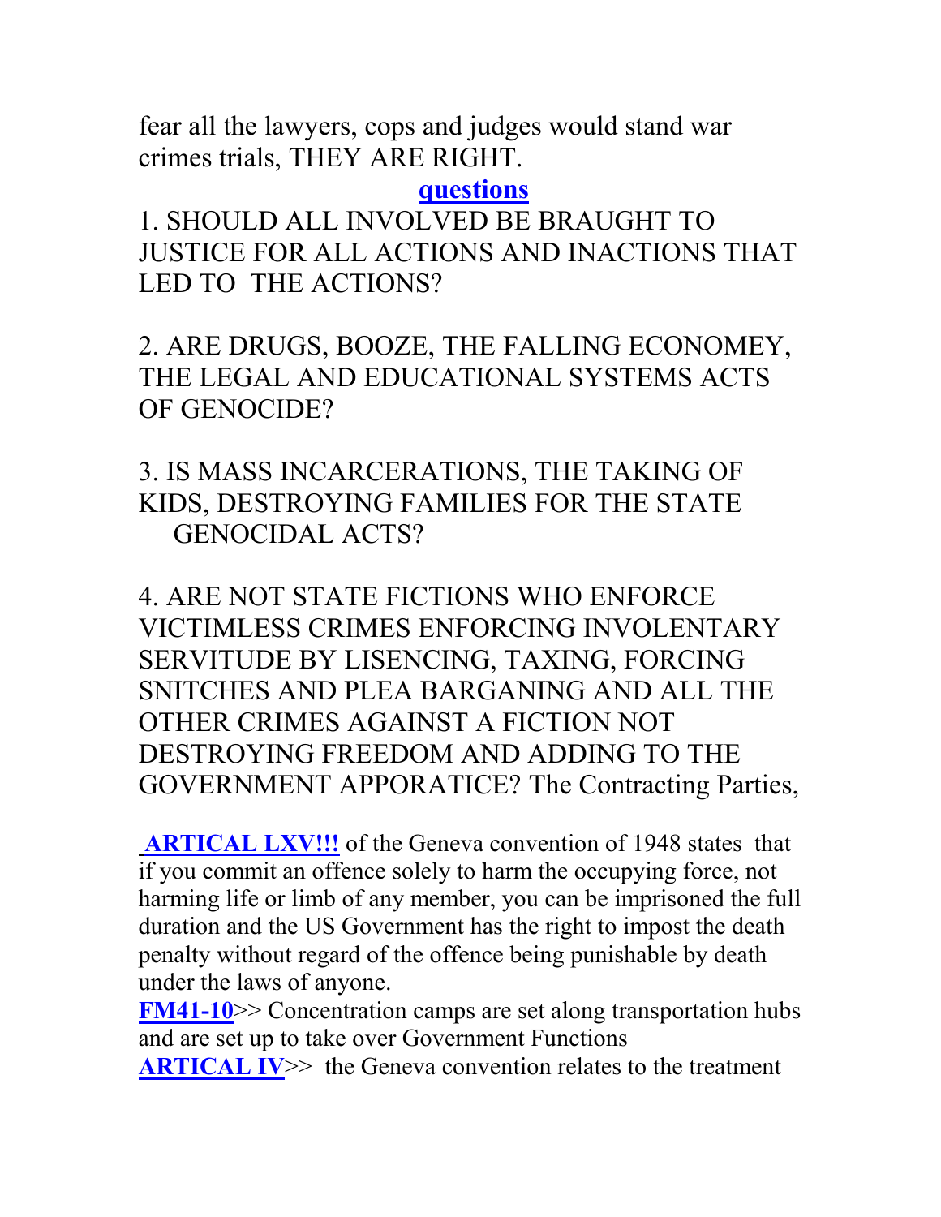fear all the lawyers, cops and judges would stand war crimes trials, THEY ARE RIGHT.

**questions**

1. SHOULD ALL INVOLVED BE BRAUGHT TO JUSTICE FOR ALL ACTIONS AND INACTIONS THAT LED TO THE ACTIONS?

2. ARE DRUGS, BOOZE, THE FALLING ECONOMEY, THE LEGAL AND EDUCATIONAL SYSTEMS ACTS OF GENOCIDE?

3. IS MASS INCARCERATIONS, THE TAKING OF KIDS, DESTROYING FAMILIES FOR THE STATE GENOCIDAL ACTS?

4. ARE NOT STATE FICTIONS WHO ENFORCE VICTIMLESS CRIMES ENFORCING INVOLENTARY SERVITUDE BY LISENCING, TAXING, FORCING SNITCHES AND PLEA BARGANING AND ALL THE OTHER CRIMES AGAINST A FICTION NOT DESTROYING FREEDOM AND ADDING TO THE GOVERNMENT APPORATICE? The Contracting Parties,

**ARTICAL LXV!!!** of the Geneva convention of 1948 states that if you commit an offence solely to harm the occupying force, not harming life or limb of any member, you can be imprisoned the full duration and the US Government has the right to impost the death penalty without regard of the offence being punishable by death under the laws of anyone.

**FM41-10**>> Concentration camps are set along transportation hubs and are set up to take over Government Functions

**ARTICAL IV**>> the Geneva convention relates to the treatment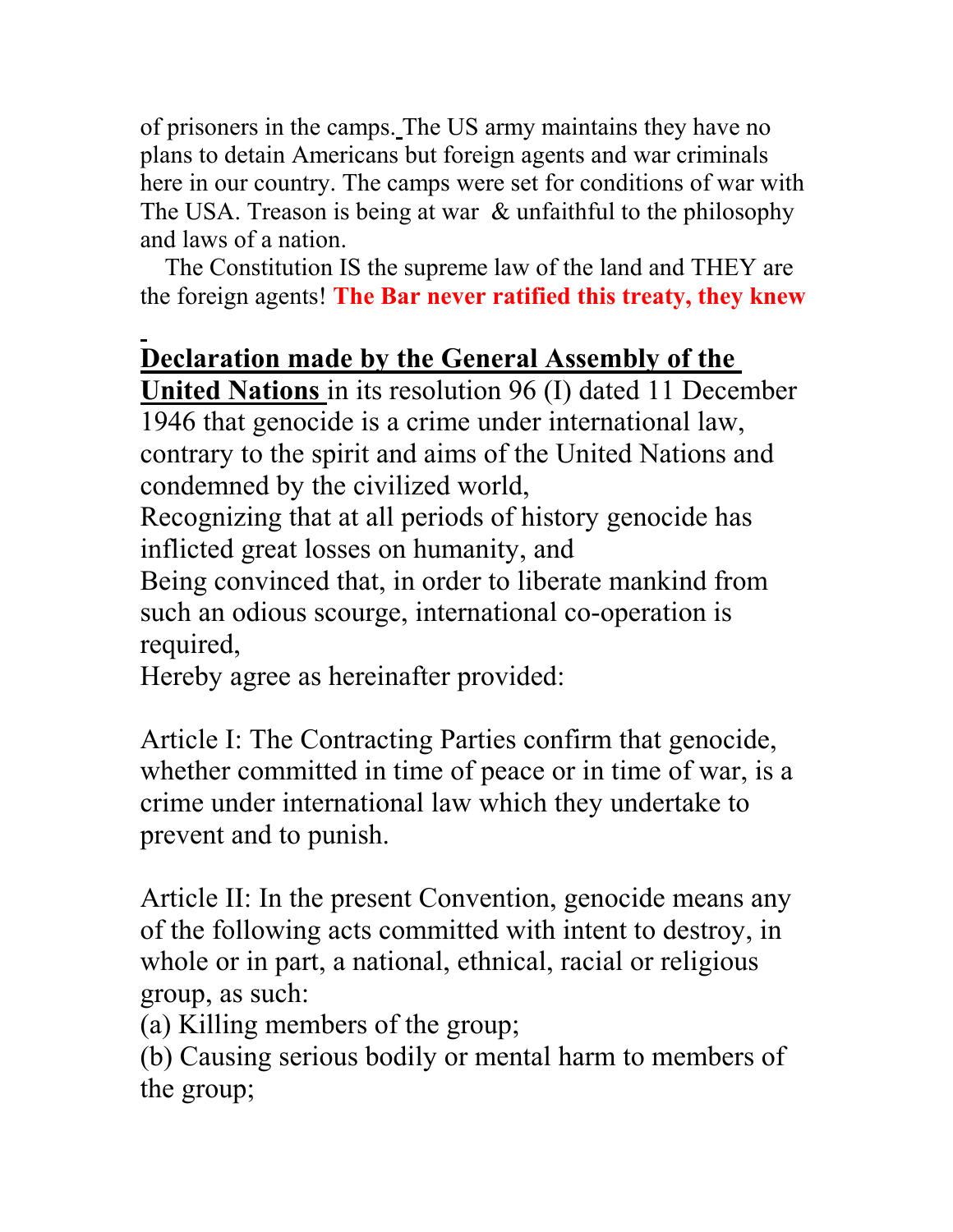of prisoners in the camps. The US army maintains they have no plans to detain Americans but foreign agents and war criminals here in our country. The camps were set for conditions of war with The USA. Treason is being at war & unfaithful to the philosophy and laws of a nation.

The Constitution IS the supreme law of the land and THEY are the foreign agents! **The Bar never ratified this treaty, they knew**

**Declaration made by the General Assembly of the United Nations** in its resolution 96 (I) dated 11 December 1946 that genocide is a crime under international law, contrary to the spirit and aims of the United Nations and condemned by the civilized world,

Recognizing that at all periods of history genocide has inflicted great losses on humanity, and

Being convinced that, in order to liberate mankind from such an odious scourge, international co-operation is required,

Hereby agree as hereinafter provided:

Article I: The Contracting Parties confirm that genocide, whether committed in time of peace or in time of war, is a crime under international law which they undertake to prevent and to punish.

Article II: In the present Convention, genocide means any of the following acts committed with intent to destroy, in whole or in part, a national, ethnical, racial or religious group, as such:

(a) Killing members of the group;

(b) Causing serious bodily or mental harm to members of the group;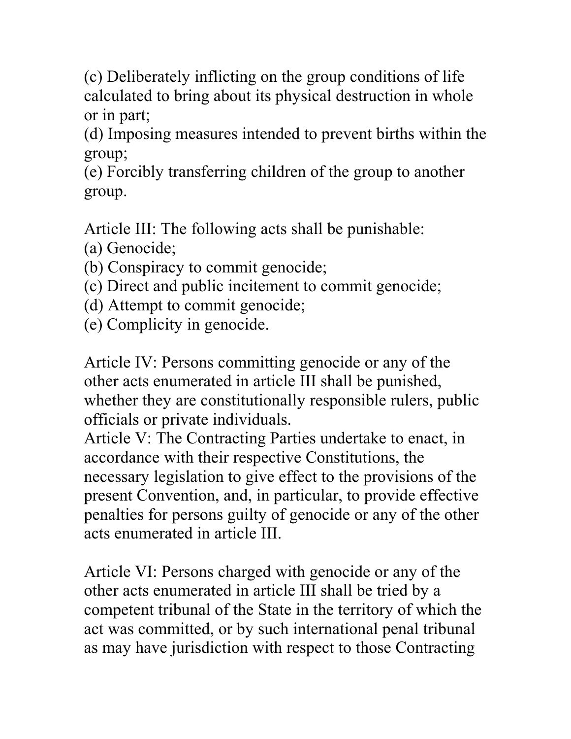(c) Deliberately inflicting on the group conditions of life calculated to bring about its physical destruction in whole or in part;
(d) Imposing measures intended to prevent births within the group;
(e) Forcibly transferring children of the group to another group.

Article III: The following acts shall be punishable:
(a) Genocide;
(b) Conspiracy to commit genocide;
(c) Direct and public incitement to commit genocide;
(d) Attempt to commit genocide;
(e) Complicity in genocide.

Article IV: Persons committing genocide or any of the other acts enumerated in article III shall be punished, whether they are constitutionally responsible rulers, public officials or private individuals.
Article V: The Contracting Parties undertake to enact, in accordance with their respective Constitutions, the necessary legislation to give effect to the provisions of the present Convention, and, in particular, to provide effective penalties for persons guilty of genocide or any of the other acts enumerated in article III.

Article VI: Persons charged with genocide or any of the other acts enumerated in article III shall be tried by a competent tribunal of the State in the territory of which the act was committed, or by such international penal tribunal as may have jurisdiction with respect to those Contracting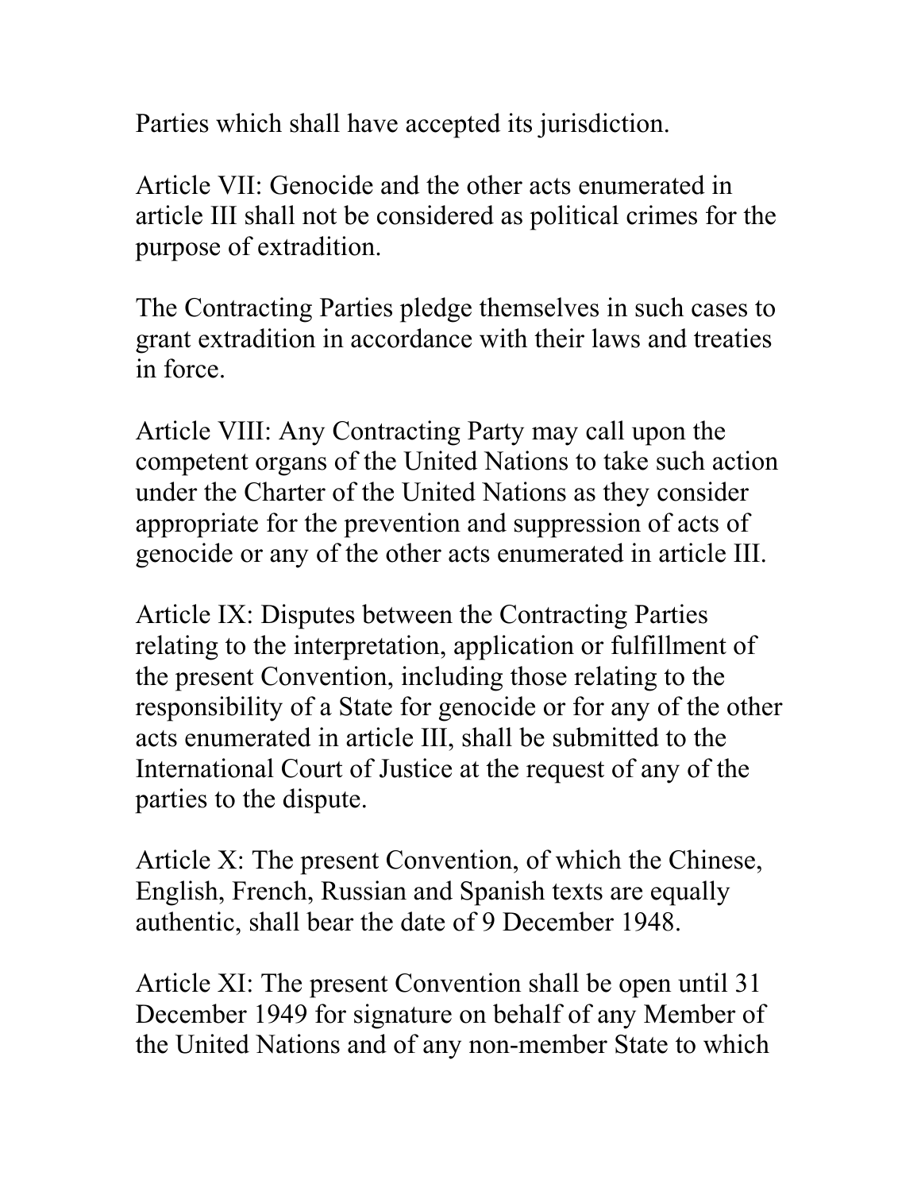Parties which shall have accepted its jurisdiction.

Article VII: Genocide and the other acts enumerated in article III shall not be considered as political crimes for the purpose of extradition.

The Contracting Parties pledge themselves in such cases to grant extradition in accordance with their laws and treaties in force.

Article VIII: Any Contracting Party may call upon the competent organs of the United Nations to take such action under the Charter of the United Nations as they consider appropriate for the prevention and suppression of acts of genocide or any of the other acts enumerated in article III.

Article IX: Disputes between the Contracting Parties relating to the interpretation, application or fulfillment of the present Convention, including those relating to the responsibility of a State for genocide or for any of the other acts enumerated in article III, shall be submitted to the International Court of Justice at the request of any of the parties to the dispute.

Article X: The present Convention, of which the Chinese, English, French, Russian and Spanish texts are equally authentic, shall bear the date of 9 December 1948.

Article XI: The present Convention shall be open until 31 December 1949 for signature on behalf of any Member of the United Nations and of any non-member State to which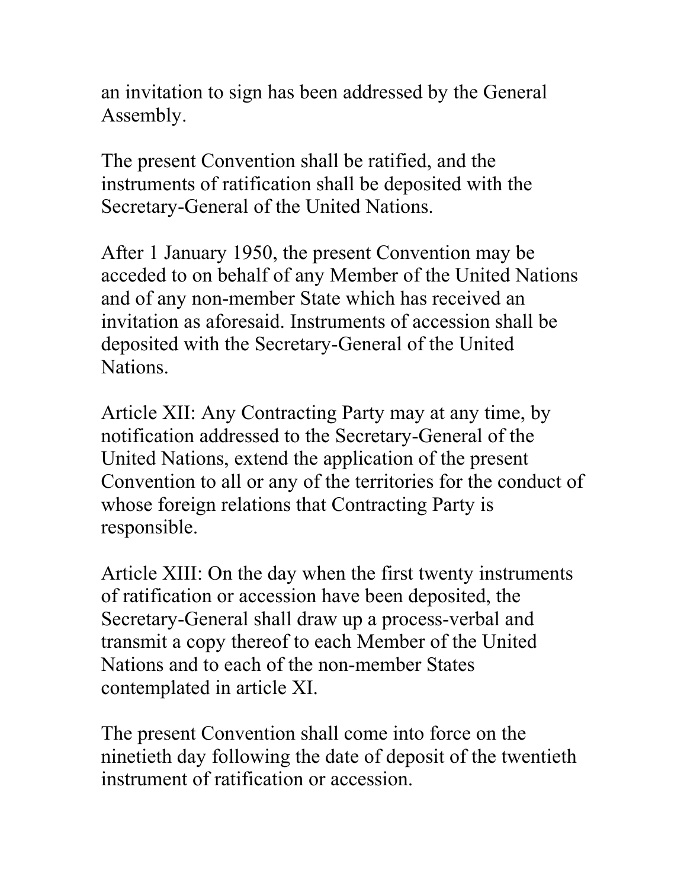an invitation to sign has been addressed by the General Assembly.

The present Convention shall be ratified, and the instruments of ratification shall be deposited with the Secretary-General of the United Nations.

After 1 January 1950, the present Convention may be acceded to on behalf of any Member of the United Nations and of any non-member State which has received an invitation as aforesaid. Instruments of accession shall be deposited with the Secretary-General of the United Nations.

Article XII: Any Contracting Party may at any time, by notification addressed to the Secretary-General of the United Nations, extend the application of the present Convention to all or any of the territories for the conduct of whose foreign relations that Contracting Party is responsible.

Article XIII: On the day when the first twenty instruments of ratification or accession have been deposited, the Secretary-General shall draw up a process-verbal and transmit a copy thereof to each Member of the United Nations and to each of the non-member States contemplated in article XI.

The present Convention shall come into force on the ninetieth day following the date of deposit of the twentieth instrument of ratification or accession.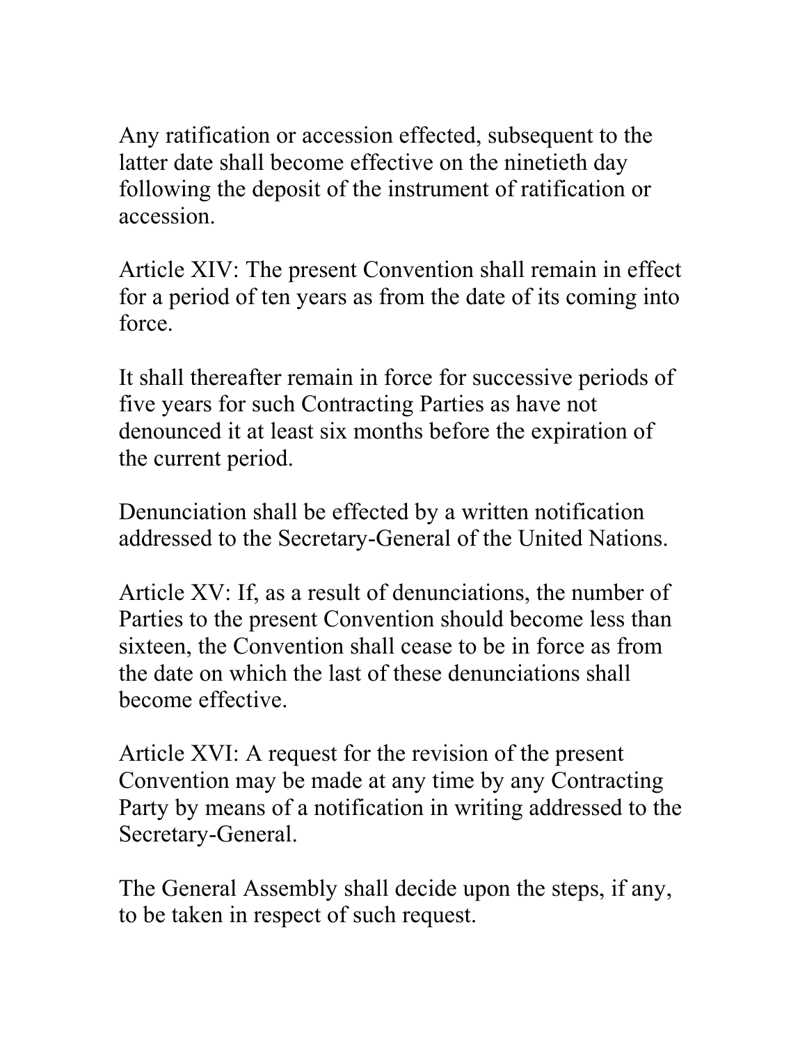Any ratification or accession effected, subsequent to the latter date shall become effective on the ninetieth day following the deposit of the instrument of ratification or accession.

Article XIV: The present Convention shall remain in effect for a period of ten years as from the date of its coming into force.

It shall thereafter remain in force for successive periods of five years for such Contracting Parties as have not denounced it at least six months before the expiration of the current period.

Denunciation shall be effected by a written notification addressed to the Secretary-General of the United Nations.

Article XV: If, as a result of denunciations, the number of Parties to the present Convention should become less than sixteen, the Convention shall cease to be in force as from the date on which the last of these denunciations shall become effective.

Article XVI: A request for the revision of the present Convention may be made at any time by any Contracting Party by means of a notification in writing addressed to the Secretary-General.

The General Assembly shall decide upon the steps, if any, to be taken in respect of such request.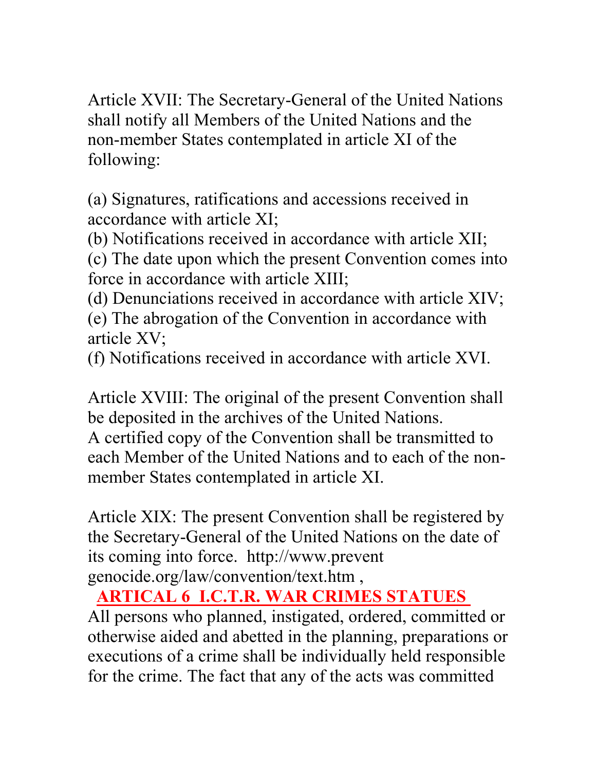Article XVII: The Secretary-General of the United Nations shall notify all Members of the United Nations and the non-member States contemplated in article XI of the following:

(a) Signatures, ratifications and accessions received in accordance with article XI;
(b) Notifications received in accordance with article XII;
(c) The date upon which the present Convention comes into force in accordance with article XIII;
(d) Denunciations received in accordance with article XIV;
(e) The abrogation of the Convention in accordance with article XV;
(f) Notifications received in accordance with article XVI.

Article XVIII: The original of the present Convention shall be deposited in the archives of the United Nations.
A certified copy of the Convention shall be transmitted to each Member of the United Nations and to each of the non-member States contemplated in article XI.

Article XIX: The present Convention shall be registered by the Secretary-General of the United Nations on the date of its coming into force. http://www.prevent genocide.org/law/convention/text.htm ,

**ARTICAL 6 I.C.T.R. WAR CRIMES STATUES**

All persons who planned, instigated, ordered, committed or otherwise aided and abetted in the planning, preparations or executions of a crime shall be individually held responsible for the crime. The fact that any of the acts was committed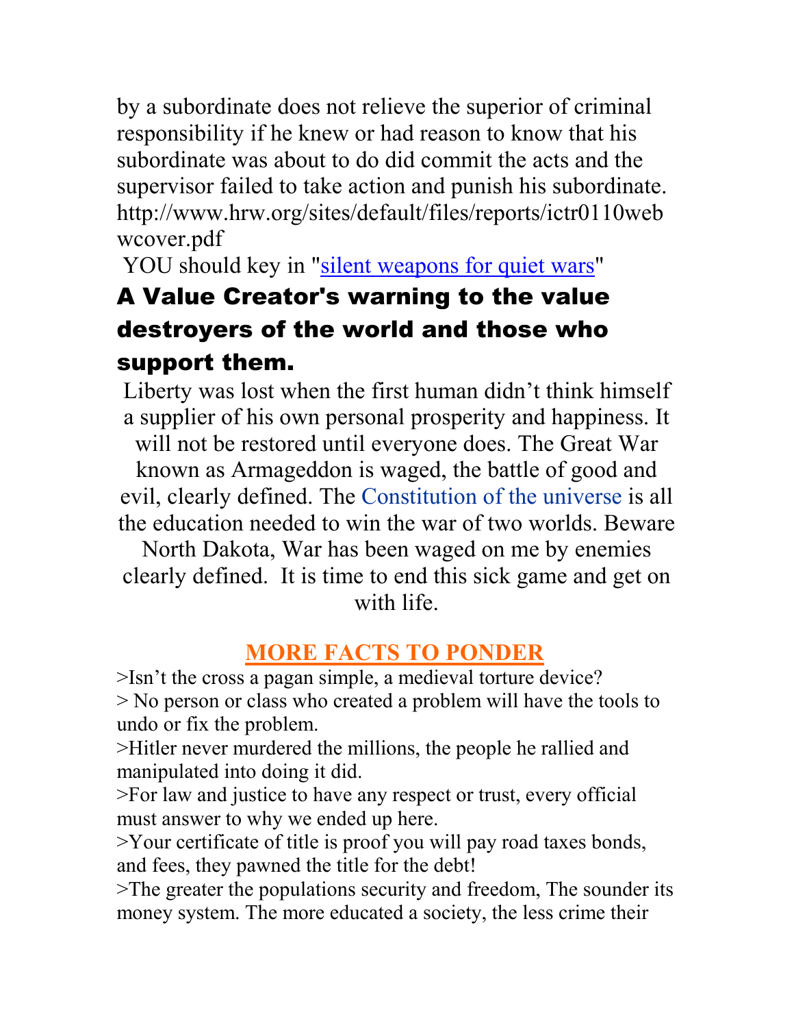by a subordinate does not relieve the superior of criminal responsibility if he knew or had reason to know that his subordinate was about to do did commit the acts and the supervisor failed to take action and punish his subordinate. http://www.hrw.org/sites/default/files/reports/ictr0110webwcover.pdf

YOU should key in "silent weapons for quiet wars"

## A Value Creator's warning to the value destroyers of the world and those who support them.

Liberty was lost when the first human didn't think himself a supplier of his own personal prosperity and happiness. It will not be restored until everyone does. The Great War known as Armageddon is waged, the battle of good and evil, clearly defined. The Constitution of the universe is all the education needed to win the war of two worlds. Beware North Dakota, War has been waged on me by enemies clearly defined. It is time to end this sick game and get on with life.

## MORE FACTS TO PONDER

>Isn't the cross a pagan simple, a medieval torture device?
> No person or class who created a problem will have the tools to undo or fix the problem.
>Hitler never murdered the millions, the people he rallied and manipulated into doing it did.
>For law and justice to have any respect or trust, every official must answer to why we ended up here.
>Your certificate of title is proof you will pay road taxes bonds, and fees, they pawned the title for the debt!
>The greater the populations security and freedom, The sounder its money system. The more educated a society, the less crime their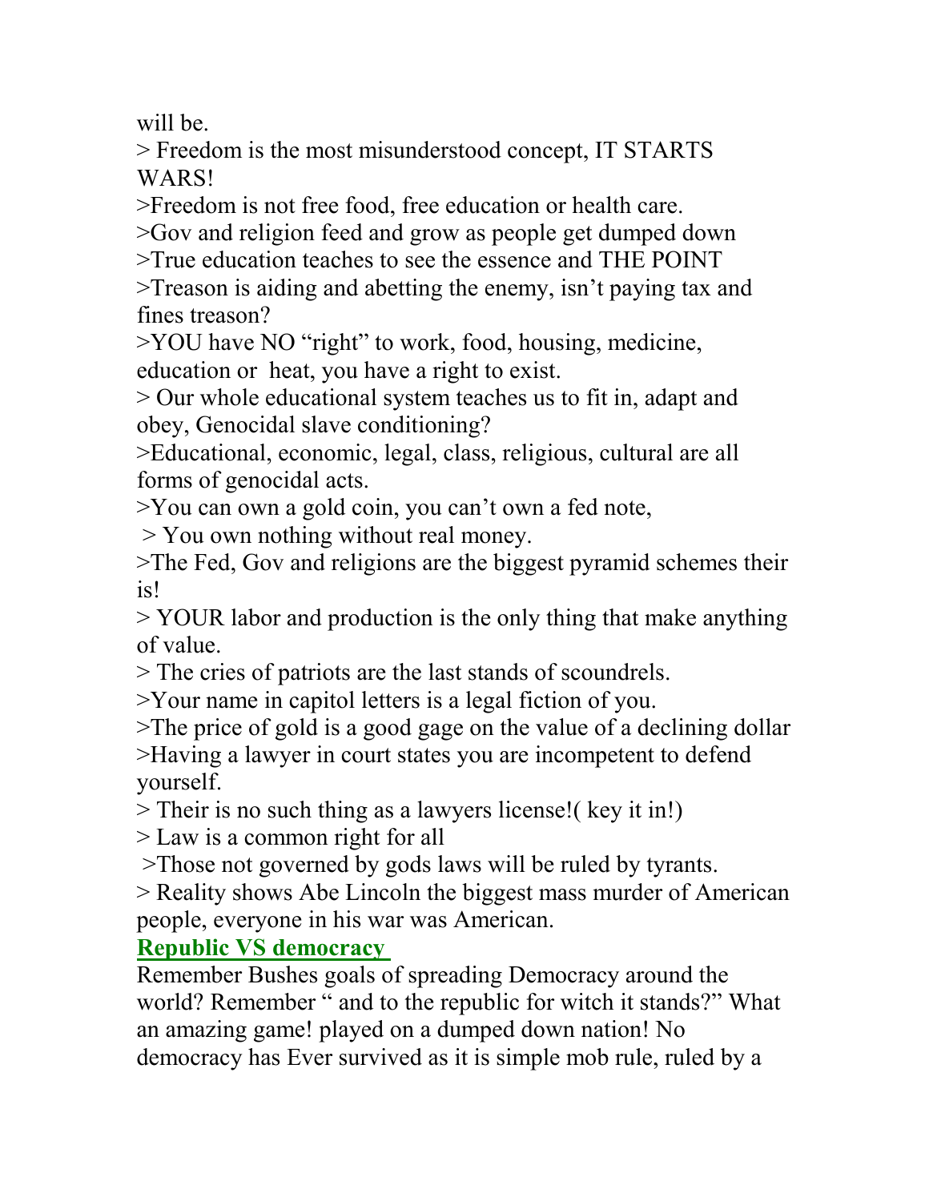will be.

> Freedom is the most misunderstood concept, IT STARTS WARS!

>Freedom is not free food, free education or health care.

>Gov and religion feed and grow as people get dumped down

>True education teaches to see the essence and THE POINT

>Treason is aiding and abetting the enemy, isn't paying tax and fines treason?

>YOU have NO "right" to work, food, housing, medicine, education or heat, you have a right to exist.

> Our whole educational system teaches us to fit in, adapt and obey, Genocidal slave conditioning?

>Educational, economic, legal, class, religious, cultural are all forms of genocidal acts.

>You can own a gold coin, you can't own a fed note,

> You own nothing without real money.

>The Fed, Gov and religions are the biggest pyramid schemes their is!

> YOUR labor and production is the only thing that make anything of value.

> The cries of patriots are the last stands of scoundrels.

>Your name in capitol letters is a legal fiction of you.

>The price of gold is a good gage on the value of a declining dollar

>Having a lawyer in court states you are incompetent to defend yourself.

> Their is no such thing as a lawyers license!( key it in!)

> Law is a common right for all

>Those not governed by gods laws will be ruled by tyrants.

> Reality shows Abe Lincoln the biggest mass murder of American people, everyone in his war was American.

**Republic VS democracy**

Remember Bushes goals of spreading Democracy around the world? Remember " and to the republic for witch it stands?" What an amazing game! played on a dumped down nation! No democracy has Ever survived as it is simple mob rule, ruled by a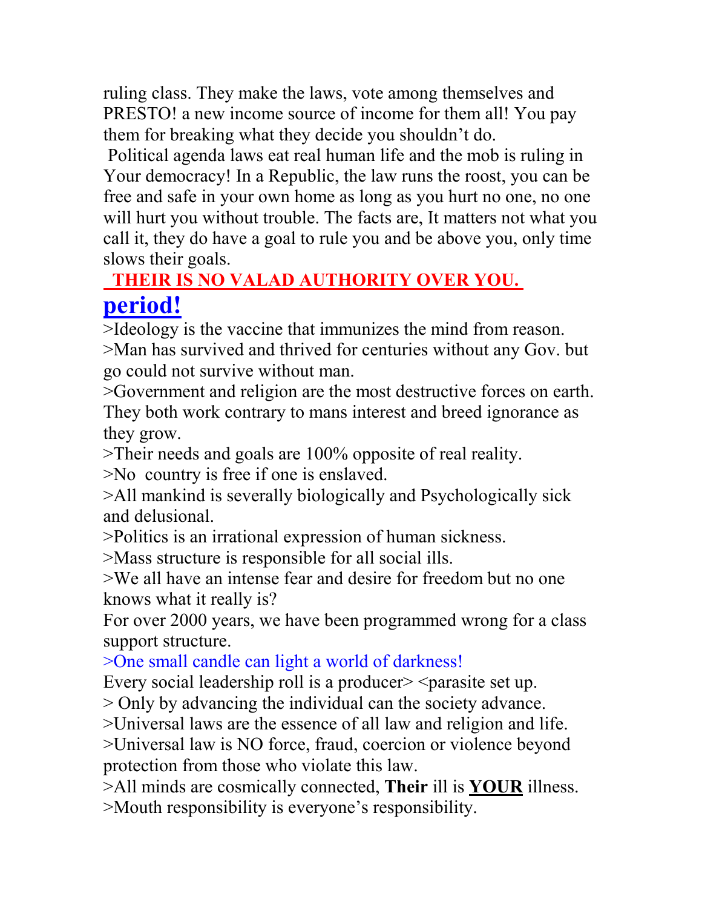ruling class. They make the laws, vote among themselves and PRESTO! a new income source of income for them all! You pay them for breaking what they decide you shouldn't do.

Political agenda laws eat real human life and the mob is ruling in Your democracy! In a Republic, the law runs the roost, you can be free and safe in your own home as long as you hurt no one, no one will hurt you without trouble. The facts are, It matters not what you call it, they do have a goal to rule you and be above you, only time slows their goals.

**THEIR IS NO VALAD AUTHORITY OVER YOU.**

**period!**

>Ideology is the vaccine that immunizes the mind from reason.

>Man has survived and thrived for centuries without any Gov. but go could not survive without man.

>Government and religion are the most destructive forces on earth. They both work contrary to mans interest and breed ignorance as they grow.

>Their needs and goals are 100% opposite of real reality.

>No country is free if one is enslaved.

>All mankind is severally biologically and Psychologically sick and delusional.

>Politics is an irrational expression of human sickness.

>Mass structure is responsible for all social ills.

>We all have an intense fear and desire for freedom but no one knows what it really is?

For over 2000 years, we have been programmed wrong for a class support structure.

>One small candle can light a world of darkness!

Every social leadership roll is a producer> <parasite set up.

> Only by advancing the individual can the society advance.

>Universal laws are the essence of all law and religion and life.

>Universal law is NO force, fraud, coercion or violence beyond protection from those who violate this law.

>All minds are cosmically connected, **Their** ill is **YOUR** illness.

>Mouth responsibility is everyone's responsibility.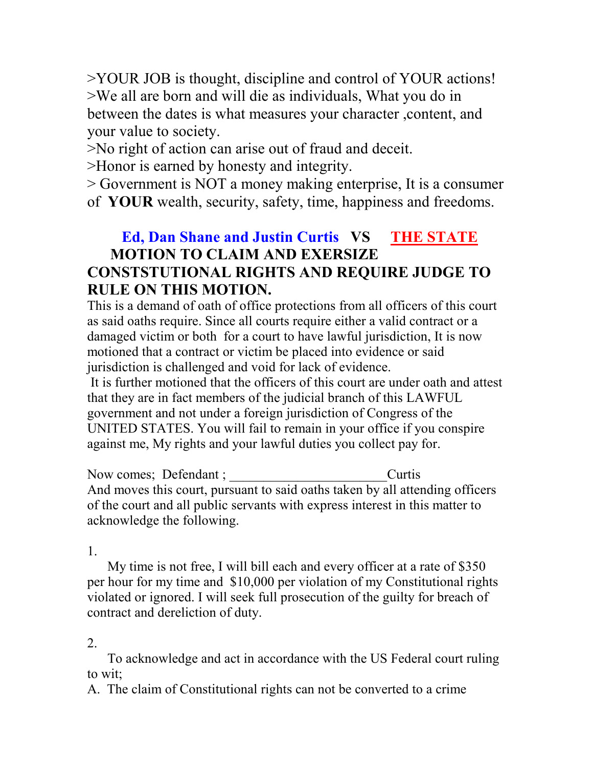>YOUR JOB is thought, discipline and control of YOUR actions!
>We all are born and will die as individuals, What you do in between the dates is what measures your character ,content, and your value to society.
>No right of action can arise out of fraud and deceit.
>Honor is earned by honesty and integrity.
> Government is NOT a money making enterprise, It is a consumer of **YOUR** wealth, security, safety, time, happiness and freedoms.

**Ed, Dan Shane and Justin Curtis VS THE STATE**

**MOTION TO CLAIM AND EXERSIZE CONSTSTUTIONAL RIGHTS AND REQUIRE JUDGE TO RULE ON THIS MOTION.**

This is a demand of oath of office protections from all officers of this court as said oaths require. Since all courts require either a valid contract or a damaged victim or both for a court to have lawful jurisdiction, It is now motioned that a contract or victim be placed into evidence or said jurisdiction is challenged and void for lack of evidence.

It is further motioned that the officers of this court are under oath and attest that they are in fact members of the judicial branch of this LAWFUL government and not under a foreign jurisdiction of Congress of the UNITED STATES. You will fail to remain in your office if you conspire against me, My rights and your lawful duties you collect pay for.

Now comes; Defendant ; ______________________Curtis
And moves this court, pursuant to said oaths taken by all attending officers of the court and all public servants with express interest in this matter to acknowledge the following.

1.

My time is not free, I will bill each and every officer at a rate of $350 per hour for my time and $10,000 per violation of my Constitutional rights violated or ignored. I will seek full prosecution of the guilty for breach of contract and dereliction of duty.

2.

To acknowledge and act in accordance with the US Federal court ruling to wit;

A. The claim of Constitutional rights can not be converted to a crime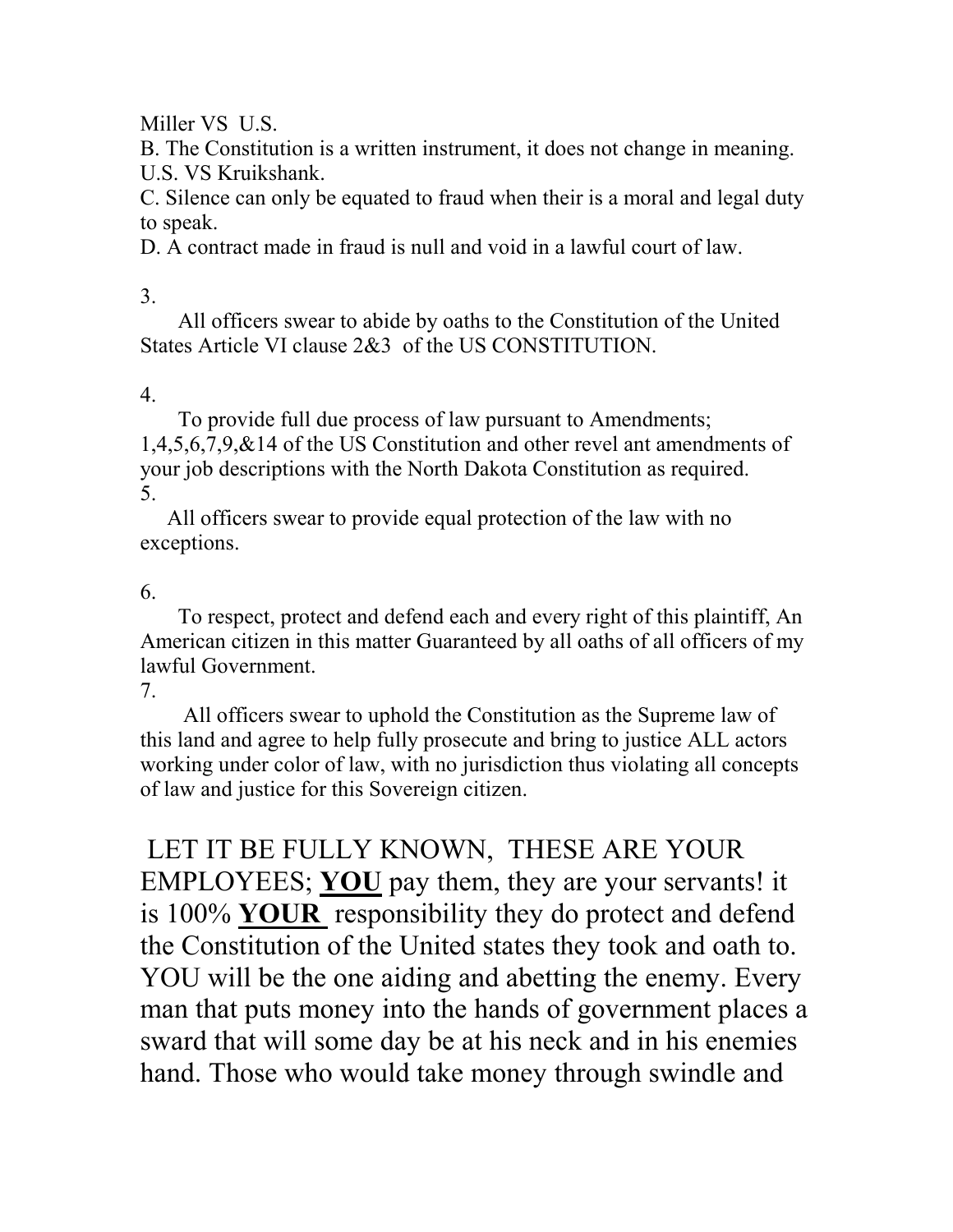Miller VS U.S.

B. The Constitution is a written instrument, it does not change in meaning. U.S. VS Kruikshank.

C. Silence can only be equated to fraud when their is a moral and legal duty to speak.

D. A contract made in fraud is null and void in a lawful court of law.

3.

All officers swear to abide by oaths to the Constitution of the United States Article VI clause 2&3 of the US CONSTITUTION.

4.

To provide full due process of law pursuant to Amendments; 1,4,5,6,7,9,&14 of the US Constitution and other revel ant amendments of your job descriptions with the North Dakota Constitution as required.

5.

All officers swear to provide equal protection of the law with no exceptions.

6.

To respect, protect and defend each and every right of this plaintiff, An American citizen in this matter Guaranteed by all oaths of all officers of my lawful Government.

7.

All officers swear to uphold the Constitution as the Supreme law of this land and agree to help fully prosecute and bring to justice ALL actors working under color of law, with no jurisdiction thus violating all concepts of law and justice for this Sovereign citizen.

LET IT BE FULLY KNOWN, THESE ARE YOUR EMPLOYEES; **YOU** pay them, they are your servants! it is 100% **YOUR** responsibility they do protect and defend the Constitution of the United states they took and oath to. YOU will be the one aiding and abetting the enemy. Every man that puts money into the hands of government places a sward that will some day be at his neck and in his enemies hand. Those who would take money through swindle and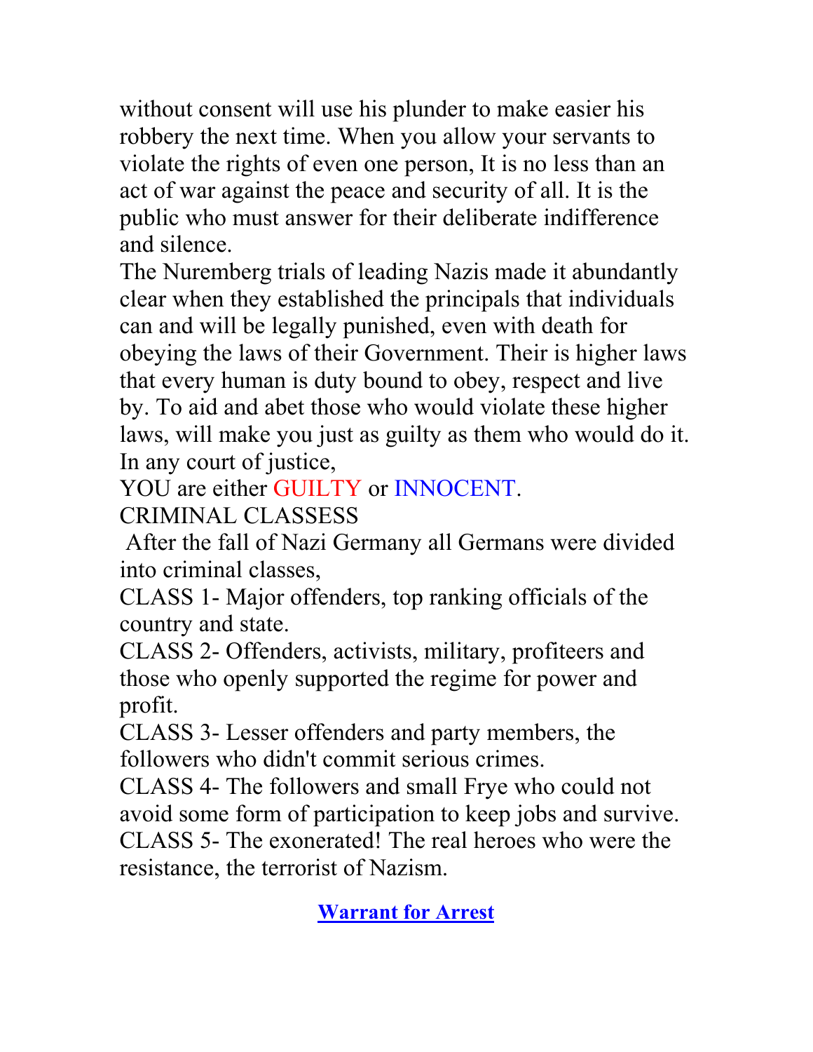without consent will use his plunder to make easier his robbery the next time. When you allow your servants to violate the rights of even one person, It is no less than an act of war against the peace and security of all. It is the public who must answer for their deliberate indifference and silence.

The Nuremberg trials of leading Nazis made it abundantly clear when they established the principals that individuals can and will be legally punished, even with death for obeying the laws of their Government. Their is higher laws that every human is duty bound to obey, respect and live by. To aid and abet those who would violate these higher laws, will make you just as guilty as them who would do it. In any court of justice,

YOU are either GUILTY or INNOCENT.

CRIMINAL CLASSESS

After the fall of Nazi Germany all Germans were divided into criminal classes,

CLASS 1- Major offenders, top ranking officials of the country and state.

CLASS 2- Offenders, activists, military, profiteers and those who openly supported the regime for power and profit.

CLASS 3- Lesser offenders and party members, the followers who didn't commit serious crimes.

CLASS 4- The followers and small Frye who could not avoid some form of participation to keep jobs and survive.

CLASS 5- The exonerated! The real heroes who were the resistance, the terrorist of Nazism.

**Warrant for Arrest**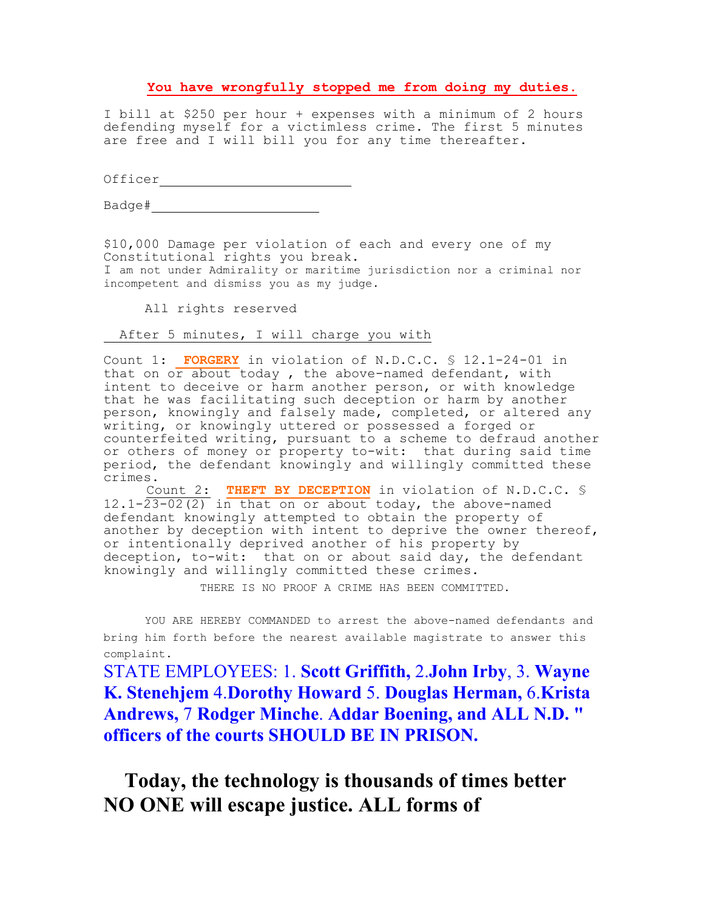**You have wrongfully stopped me from doing my duties.**

I bill at $250 per hour + expenses with a minimum of 2 hours defending myself for a victimless crime. The first 5 minutes are free and I will bill you for any time thereafter.

Officer_________________________

Badge#_____________________

$10,000 Damage per violation of each and every one of my Constitutional rights you break.
I am not under Admirality or maritime jurisdiction nor a criminal nor incompetent and dismiss you as my judge.

All rights reserved

After 5 minutes, I will charge you with

Count 1: **FORGERY** in violation of N.D.C.C. § 12.1-24-01 in that on or about today , the above-named defendant, with intent to deceive or harm another person, or with knowledge that he was facilitating such deception or harm by another person, knowingly and falsely made, completed, or altered any writing, or knowingly uttered or possessed a forged or counterfeited writing, pursuant to a scheme to defraud another or others of money or property to-wit: that during said time period, the defendant knowingly and willingly committed these crimes.

Count 2: **THEFT BY DECEPTION** in violation of N.D.C.C. § 12.1-23-02(2) in that on or about today, the above-named defendant knowingly attempted to obtain the property of another by deception with intent to deprive the owner thereof, or intentionally deprived another of his property by deception, to-wit: that on or about said day, the defendant knowingly and willingly committed these crimes.

THERE IS NO PROOF A CRIME HAS BEEN COMMITTED.

YOU ARE HEREBY COMMANDED to arrest the above-named defendants and bring him forth before the nearest available magistrate to answer this complaint.

STATE EMPLOYEES: 1. **Scott Griffith,** 2.**John Irby**, 3. **Wayne K. Stenehjem** 4.**Dorothy Howard** 5. **Douglas Herman,** 6.**Krista Andrews,** 7 **Rodger Minche**. **Addar Boening, and ALL N.D. " officers of the courts SHOULD BE IN PRISON.**

**Today, the technology is thousands of times better NO ONE will escape justice. ALL forms of**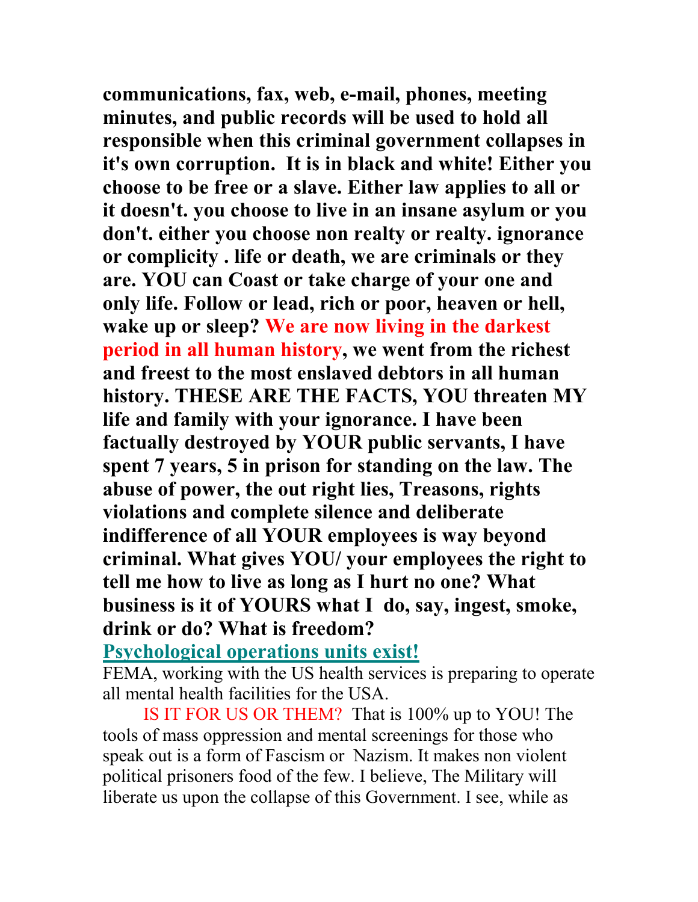**communications, fax, web, e-mail, phones, meeting minutes, and public records will be used to hold all responsible when this criminal government collapses in it's own corruption. It is in black and white! Either you choose to be free or a slave. Either law applies to all or it doesn't. you choose to live in an insane asylum or you don't. either you choose non realty or realty. ignorance or complicity . life or death, we are criminals or they are. YOU can Coast or take charge of your one and only life. Follow or lead, rich or poor, heaven or hell, wake up or sleep? We are now living in the darkest period in all human history, we went from the richest and freest to the most enslaved debtors in all human history. THESE ARE THE FACTS, YOU threaten MY life and family with your ignorance. I have been factually destroyed by YOUR public servants, I have spent 7 years, 5 in prison for standing on the law. The abuse of power, the out right lies, Treasons, rights violations and complete silence and deliberate indifference of all YOUR employees is way beyond criminal. What gives YOU/ your employees the right to tell me how to live as long as I hurt no one? What business is it of YOURS what I do, say, ingest, smoke, drink or do? What is freedom?**

**Psychological operations units exist!**

FEMA, working with the US health services is preparing to operate all mental health facilities for the USA.

IS IT FOR US OR THEM? That is 100% up to YOU! The tools of mass oppression and mental screenings for those who speak out is a form of Fascism or Nazism. It makes non violent political prisoners food of the few. I believe, The Military will liberate us upon the collapse of this Government. I see, while as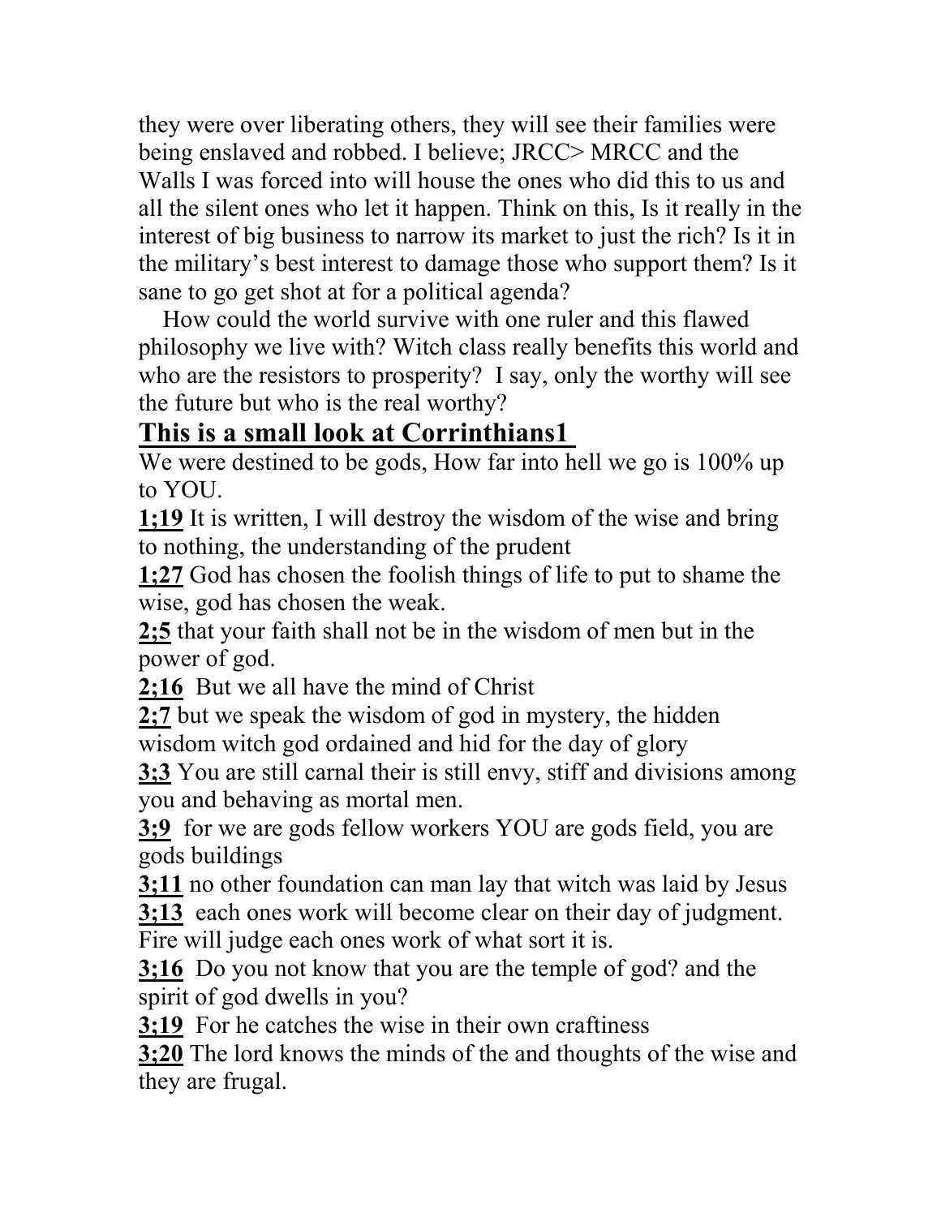they were over liberating others, they will see their families were being enslaved and robbed. I believe; JRCC> MRCC and the Walls I was forced into will house the ones who did this to us and all the silent ones who let it happen. Think on this, Is it really in the interest of big business to narrow its market to just the rich? Is it in the military's best interest to damage those who support them? Is it sane to go get shot at for a political agenda?

How could the world survive with one ruler and this flawed philosophy we live with? Witch class really benefits this world and who are the resistors to prosperity? I say, only the worthy will see the future but who is the real worthy?

## This is a small look at Corrinthians1

We were destined to be gods, How far into hell we go is 100% up to YOU.

**1;19** It is written, I will destroy the wisdom of the wise and bring to nothing, the understanding of the prudent

**1;27** God has chosen the foolish things of life to put to shame the wise, god has chosen the weak.

**2;5** that your faith shall not be in the wisdom of men but in the power of god.

**2;16** But we all have the mind of Christ

**2;7** but we speak the wisdom of god in mystery, the hidden wisdom witch god ordained and hid for the day of glory

**3;3** You are still carnal their is still envy, stiff and divisions among you and behaving as mortal men.

**3;9** for we are gods fellow workers YOU are gods field, you are gods buildings

**3;11** no other foundation can man lay that witch was laid by Jesus

**3;13** each ones work will become clear on their day of judgment. Fire will judge each ones work of what sort it is.

**3;16** Do you not know that you are the temple of god? and the spirit of god dwells in you?

**3;19** For he catches the wise in their own craftiness

**3;20** The lord knows the minds of the and thoughts of the wise and they are frugal.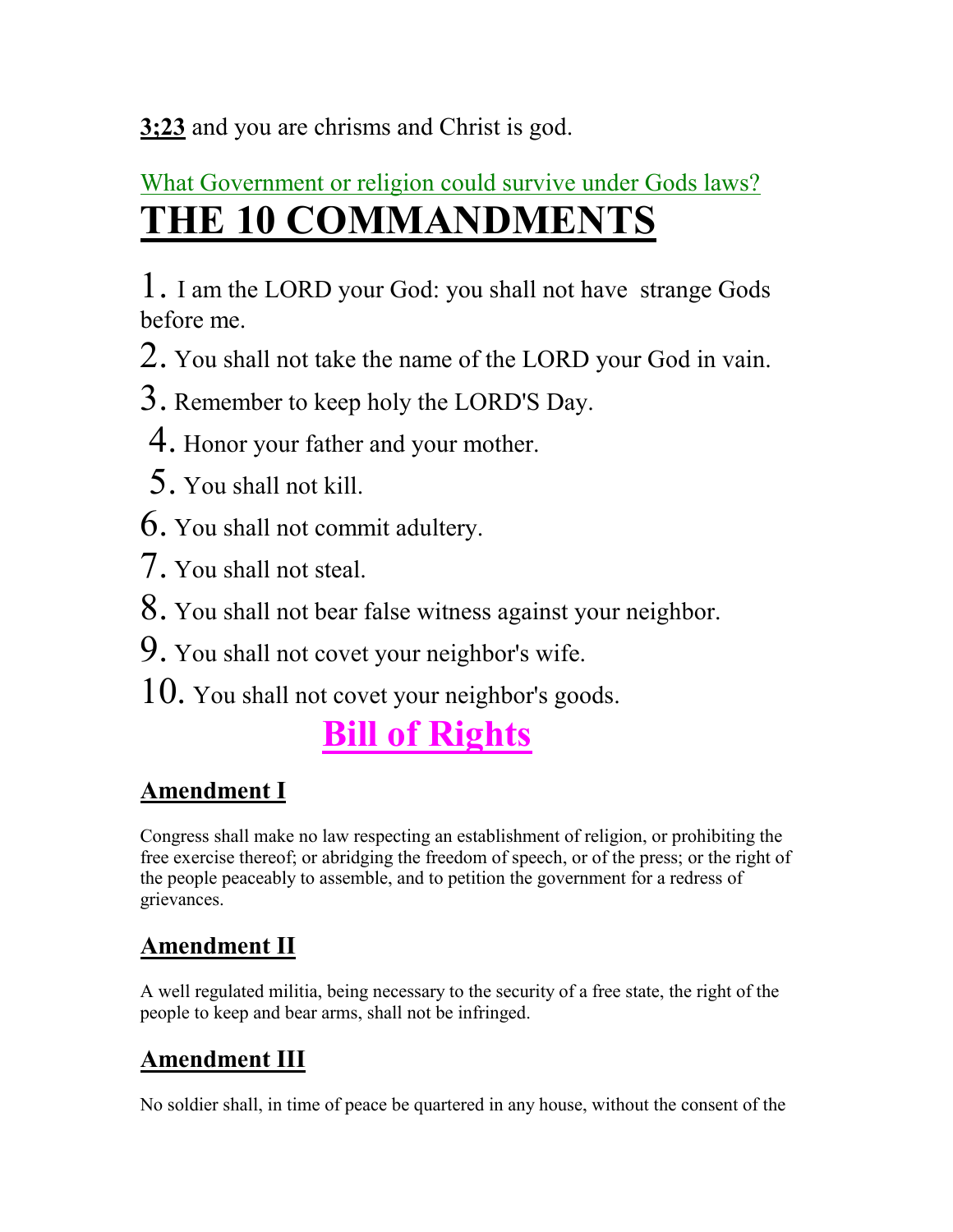**3;23** and you are chrisms and Christ is god.

What Government or religion could survive under Gods laws?

# THE 10 COMMANDMENTS

1. I am the LORD your God: you shall not have strange Gods before me.
2. You shall not take the name of the LORD your God in vain.
3. Remember to keep holy the LORD'S Day.
4. Honor your father and your mother.
5. You shall not kill.
6. You shall not commit adultery.
7. You shall not steal.
8. You shall not bear false witness against your neighbor.
9. You shall not covet your neighbor's wife.
10. You shall not covet your neighbor's goods.

# Bill of Rights

## Amendment I

Congress shall make no law respecting an establishment of religion, or prohibiting the free exercise thereof; or abridging the freedom of speech, or of the press; or the right of the people peaceably to assemble, and to petition the government for a redress of grievances.

## Amendment II

A well regulated militia, being necessary to the security of a free state, the right of the people to keep and bear arms, shall not be infringed.

## Amendment III

No soldier shall, in time of peace be quartered in any house, without the consent of the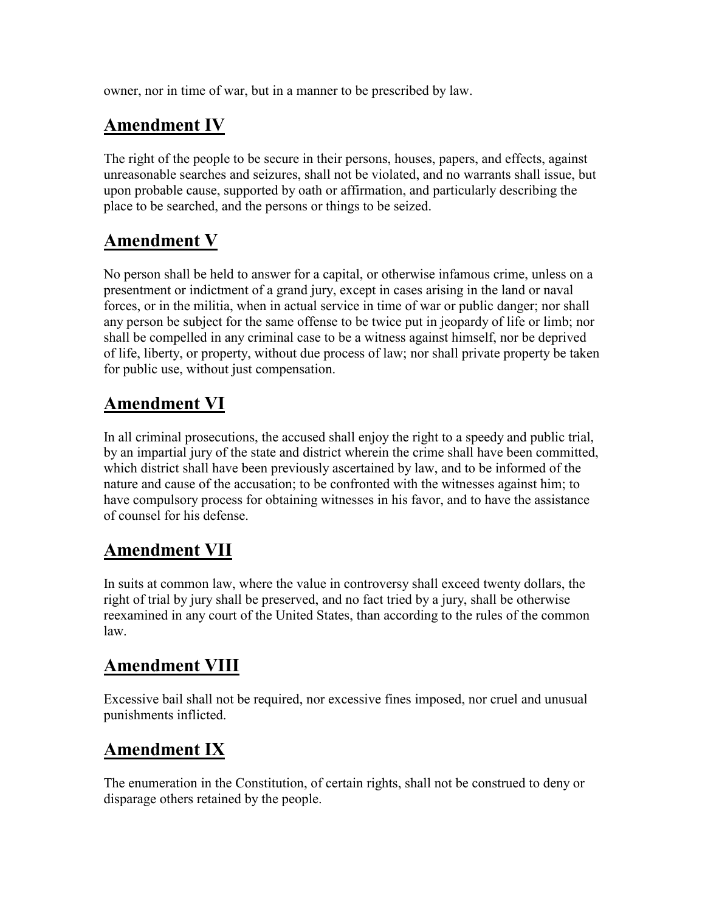owner, nor in time of war, but in a manner to be prescribed by law.

## Amendment IV

The right of the people to be secure in their persons, houses, papers, and effects, against unreasonable searches and seizures, shall not be violated, and no warrants shall issue, but upon probable cause, supported by oath or affirmation, and particularly describing the place to be searched, and the persons or things to be seized.

## Amendment V

No person shall be held to answer for a capital, or otherwise infamous crime, unless on a presentment or indictment of a grand jury, except in cases arising in the land or naval forces, or in the militia, when in actual service in time of war or public danger; nor shall any person be subject for the same offense to be twice put in jeopardy of life or limb; nor shall be compelled in any criminal case to be a witness against himself, nor be deprived of life, liberty, or property, without due process of law; nor shall private property be taken for public use, without just compensation.

## Amendment VI

In all criminal prosecutions, the accused shall enjoy the right to a speedy and public trial, by an impartial jury of the state and district wherein the crime shall have been committed, which district shall have been previously ascertained by law, and to be informed of the nature and cause of the accusation; to be confronted with the witnesses against him; to have compulsory process for obtaining witnesses in his favor, and to have the assistance of counsel for his defense.

## Amendment VII

In suits at common law, where the value in controversy shall exceed twenty dollars, the right of trial by jury shall be preserved, and no fact tried by a jury, shall be otherwise reexamined in any court of the United States, than according to the rules of the common law.

## Amendment VIII

Excessive bail shall not be required, nor excessive fines imposed, nor cruel and unusual punishments inflicted.

## Amendment IX

The enumeration in the Constitution, of certain rights, shall not be construed to deny or disparage others retained by the people.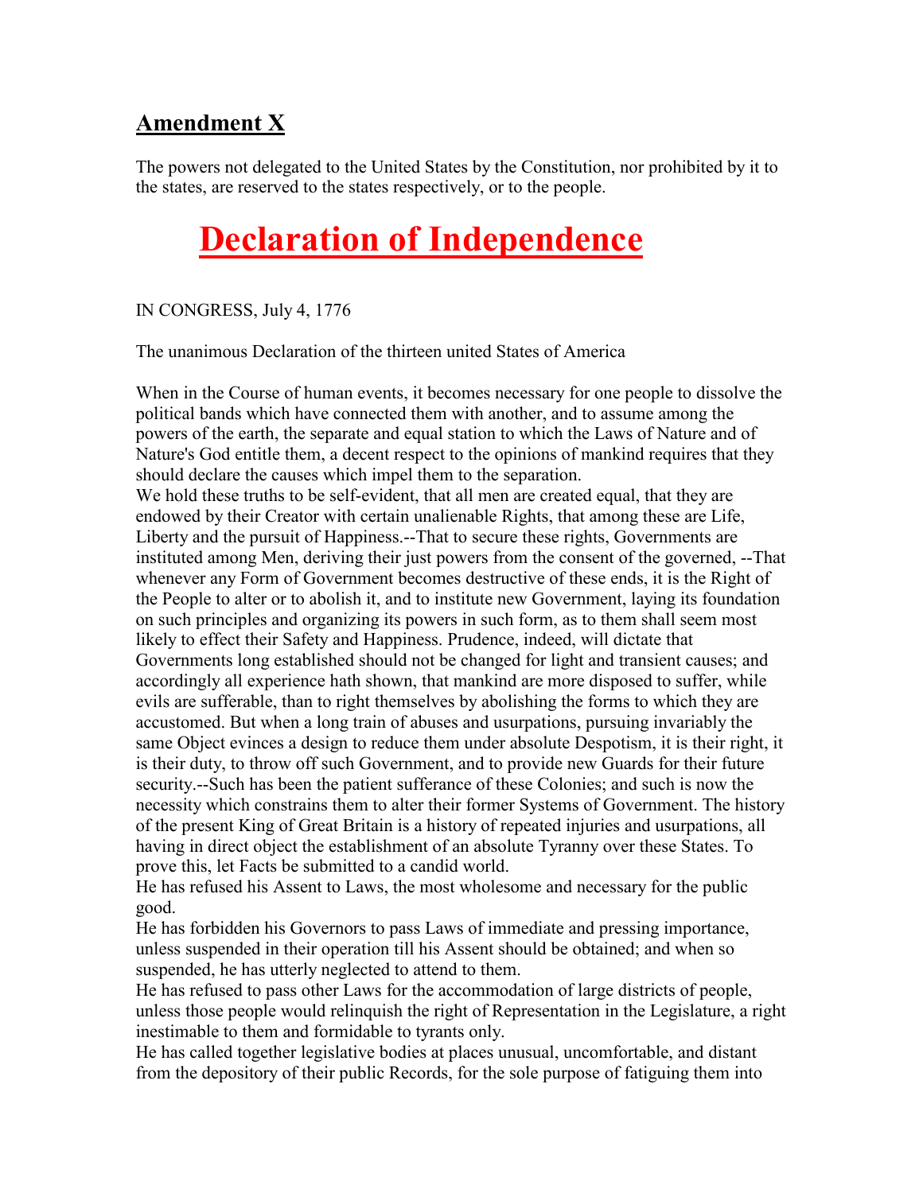## Amendment X

The powers not delegated to the United States by the Constitution, nor prohibited by it to the states, are reserved to the states respectively, or to the people.

# Declaration of Independence

IN CONGRESS, July 4, 1776

The unanimous Declaration of the thirteen united States of America

When in the Course of human events, it becomes necessary for one people to dissolve the political bands which have connected them with another, and to assume among the powers of the earth, the separate and equal station to which the Laws of Nature and of Nature's God entitle them, a decent respect to the opinions of mankind requires that they should declare the causes which impel them to the separation.

We hold these truths to be self-evident, that all men are created equal, that they are endowed by their Creator with certain unalienable Rights, that among these are Life, Liberty and the pursuit of Happiness.--That to secure these rights, Governments are instituted among Men, deriving their just powers from the consent of the governed, --That whenever any Form of Government becomes destructive of these ends, it is the Right of the People to alter or to abolish it, and to institute new Government, laying its foundation on such principles and organizing its powers in such form, as to them shall seem most likely to effect their Safety and Happiness. Prudence, indeed, will dictate that Governments long established should not be changed for light and transient causes; and accordingly all experience hath shown, that mankind are more disposed to suffer, while evils are sufferable, than to right themselves by abolishing the forms to which they are accustomed. But when a long train of abuses and usurpations, pursuing invariably the same Object evinces a design to reduce them under absolute Despotism, it is their right, it is their duty, to throw off such Government, and to provide new Guards for their future security.--Such has been the patient sufferance of these Colonies; and such is now the necessity which constrains them to alter their former Systems of Government. The history of the present King of Great Britain is a history of repeated injuries and usurpations, all having in direct object the establishment of an absolute Tyranny over these States. To prove this, let Facts be submitted to a candid world.

He has refused his Assent to Laws, the most wholesome and necessary for the public good.

He has forbidden his Governors to pass Laws of immediate and pressing importance, unless suspended in their operation till his Assent should be obtained; and when so suspended, he has utterly neglected to attend to them.

He has refused to pass other Laws for the accommodation of large districts of people, unless those people would relinquish the right of Representation in the Legislature, a right inestimable to them and formidable to tyrants only.

He has called together legislative bodies at places unusual, uncomfortable, and distant from the depository of their public Records, for the sole purpose of fatiguing them into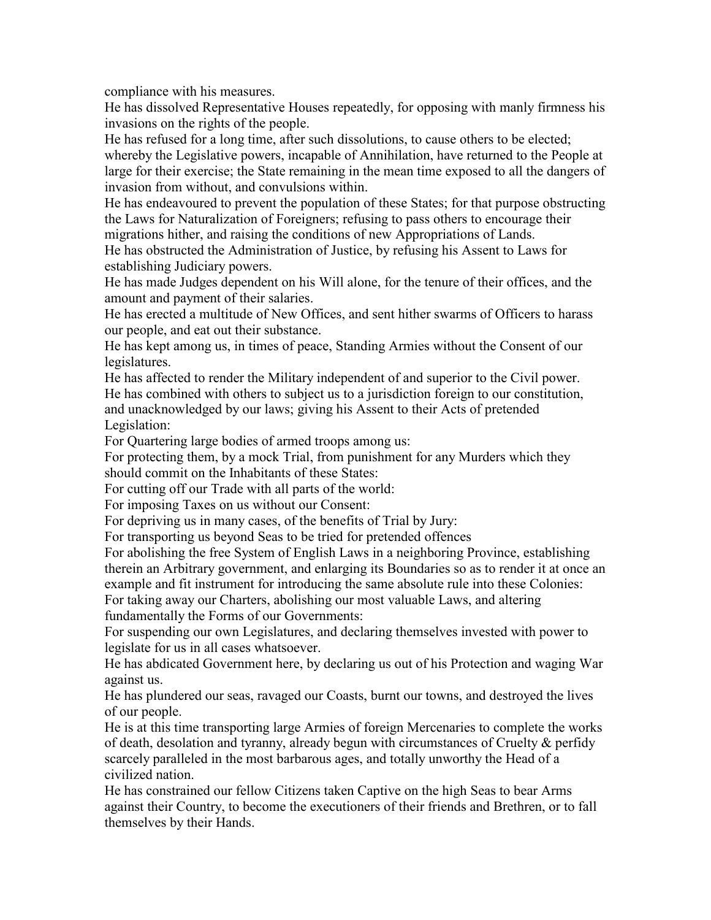compliance with his measures.

He has dissolved Representative Houses repeatedly, for opposing with manly firmness his invasions on the rights of the people.

He has refused for a long time, after such dissolutions, to cause others to be elected; whereby the Legislative powers, incapable of Annihilation, have returned to the People at large for their exercise; the State remaining in the mean time exposed to all the dangers of invasion from without, and convulsions within.

He has endeavoured to prevent the population of these States; for that purpose obstructing the Laws for Naturalization of Foreigners; refusing to pass others to encourage their migrations hither, and raising the conditions of new Appropriations of Lands.

He has obstructed the Administration of Justice, by refusing his Assent to Laws for establishing Judiciary powers.

He has made Judges dependent on his Will alone, for the tenure of their offices, and the amount and payment of their salaries.

He has erected a multitude of New Offices, and sent hither swarms of Officers to harass our people, and eat out their substance.

He has kept among us, in times of peace, Standing Armies without the Consent of our legislatures.

He has affected to render the Military independent of and superior to the Civil power.

He has combined with others to subject us to a jurisdiction foreign to our constitution, and unacknowledged by our laws; giving his Assent to their Acts of pretended Legislation:

For Quartering large bodies of armed troops among us:

For protecting them, by a mock Trial, from punishment for any Murders which they should commit on the Inhabitants of these States:

For cutting off our Trade with all parts of the world:

For imposing Taxes on us without our Consent:

For depriving us in many cases, of the benefits of Trial by Jury:

For transporting us beyond Seas to be tried for pretended offences

For abolishing the free System of English Laws in a neighboring Province, establishing therein an Arbitrary government, and enlarging its Boundaries so as to render it at once an example and fit instrument for introducing the same absolute rule into these Colonies:

For taking away our Charters, abolishing our most valuable Laws, and altering fundamentally the Forms of our Governments:

For suspending our own Legislatures, and declaring themselves invested with power to legislate for us in all cases whatsoever.

He has abdicated Government here, by declaring us out of his Protection and waging War against us.

He has plundered our seas, ravaged our Coasts, burnt our towns, and destroyed the lives of our people.

He is at this time transporting large Armies of foreign Mercenaries to complete the works of death, desolation and tyranny, already begun with circumstances of Cruelty & perfidy scarcely paralleled in the most barbarous ages, and totally unworthy the Head of a civilized nation.

He has constrained our fellow Citizens taken Captive on the high Seas to bear Arms against their Country, to become the executioners of their friends and Brethren, or to fall themselves by their Hands.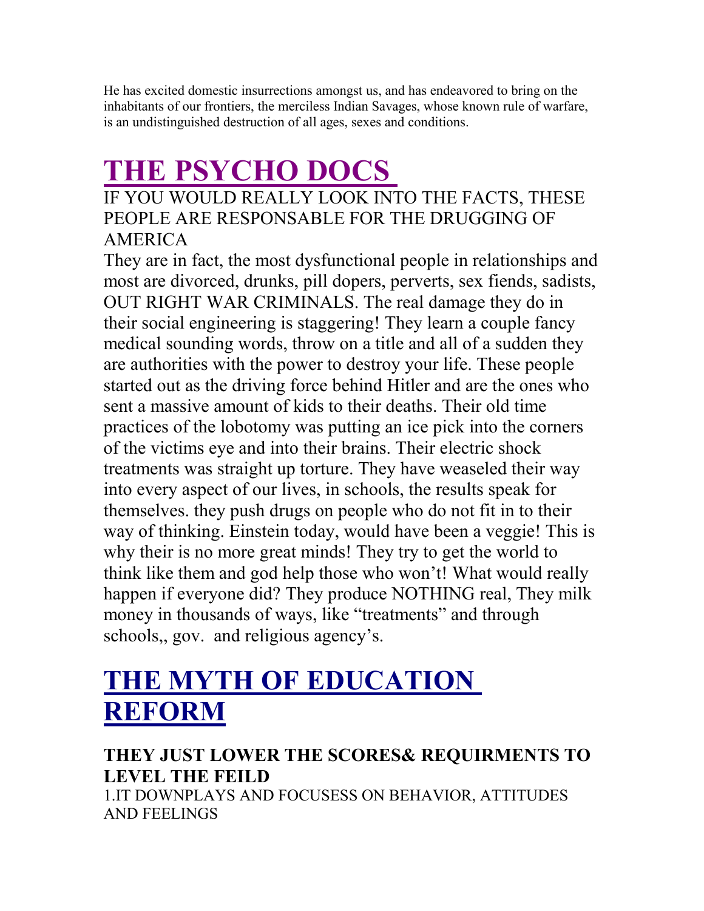He has excited domestic insurrections amongst us, and has endeavored to bring on the inhabitants of our frontiers, the merciless Indian Savages, whose known rule of warfare, is an undistinguished destruction of all ages, sexes and conditions.

# THE PSYCHO DOCS

IF YOU WOULD REALLY LOOK INTO THE FACTS, THESE PEOPLE ARE RESPONSABLE FOR THE DRUGGING OF AMERICA

They are in fact, the most dysfunctional people in relationships and most are divorced, drunks, pill dopers, perverts, sex fiends, sadists, OUT RIGHT WAR CRIMINALS. The real damage they do in their social engineering is staggering! They learn a couple fancy medical sounding words, throw on a title and all of a sudden they are authorities with the power to destroy your life. These people started out as the driving force behind Hitler and are the ones who sent a massive amount of kids to their deaths. Their old time practices of the lobotomy was putting an ice pick into the corners of the victims eye and into their brains. Their electric shock treatments was straight up torture. They have weaseled their way into every aspect of our lives, in schools, the results speak for themselves. they push drugs on people who do not fit in to their way of thinking. Einstein today, would have been a veggie! This is why their is no more great minds! They try to get the world to think like them and god help those who won't! What would really happen if everyone did? They produce NOTHING real, They milk money in thousands of ways, like "treatments" and through schools,, gov. and religious agency's.

# THE MYTH OF EDUCATION REFORM

### THEY JUST LOWER THE SCORES& REQUIRMENTS TO LEVEL THE FEILD

1.IT DOWNPLAYS AND FOCUSESS ON BEHAVIOR, ATTITUDES AND FEELINGS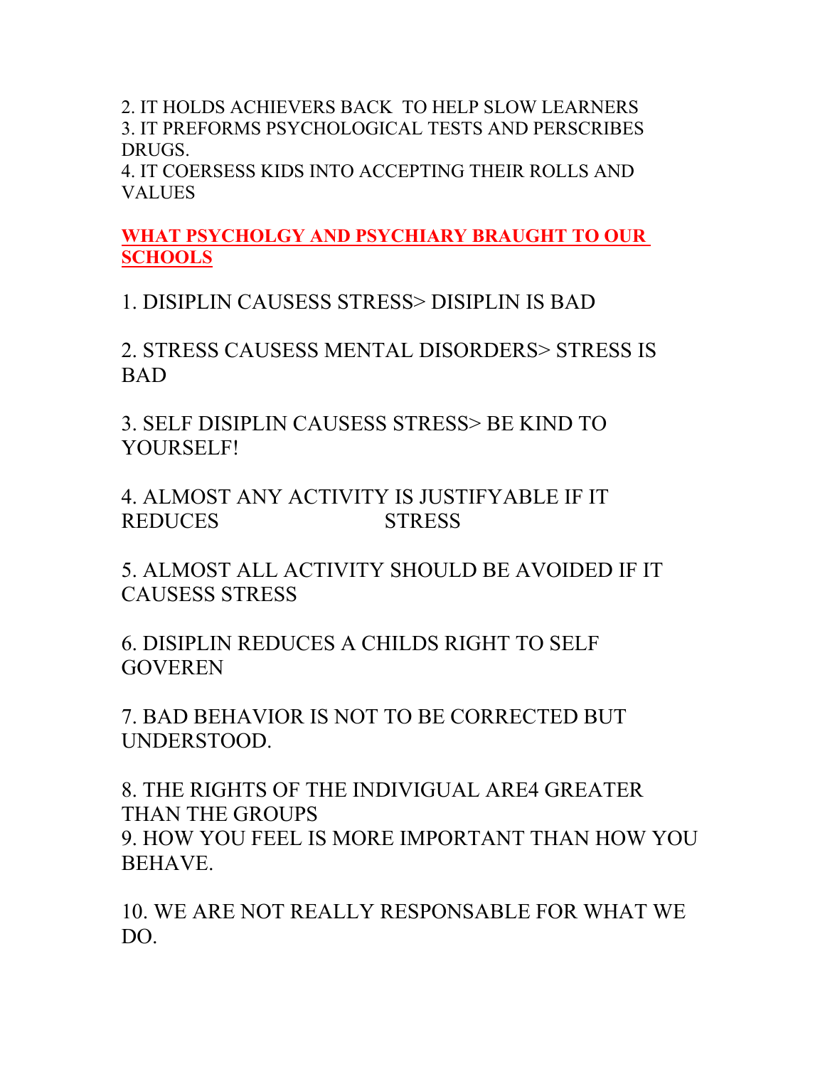2. IT HOLDS ACHIEVERS BACK TO HELP SLOW LEARNERS
3. IT PREFORMS PSYCHOLOGICAL TESTS AND PERSCRIBES DRUGS.
4. IT COERSESS KIDS INTO ACCEPTING THEIR ROLLS AND VALUES

**WHAT PSYCHOLGY AND PSYCHIARY BRAUGHT TO OUR SCHOOLS**

1. DISIPLIN CAUSESS STRESS> DISIPLIN IS BAD

2. STRESS CAUSESS MENTAL DISORDERS> STRESS IS BAD

3. SELF DISIPLIN CAUSESS STRESS> BE KIND TO YOURSELF!

4. ALMOST ANY ACTIVITY IS JUSTIFYABLE IF IT REDUCES STRESS

5. ALMOST ALL ACTIVITY SHOULD BE AVOIDED IF IT CAUSESS STRESS

6. DISIPLIN REDUCES A CHILDS RIGHT TO SELF GOVEREN

7. BAD BEHAVIOR IS NOT TO BE CORRECTED BUT UNDERSTOOD.

8. THE RIGHTS OF THE INDIVIGUAL ARE4 GREATER THAN THE GROUPS
9. HOW YOU FEEL IS MORE IMPORTANT THAN HOW YOU BEHAVE.

10. WE ARE NOT REALLY RESPONSABLE FOR WHAT WE DO.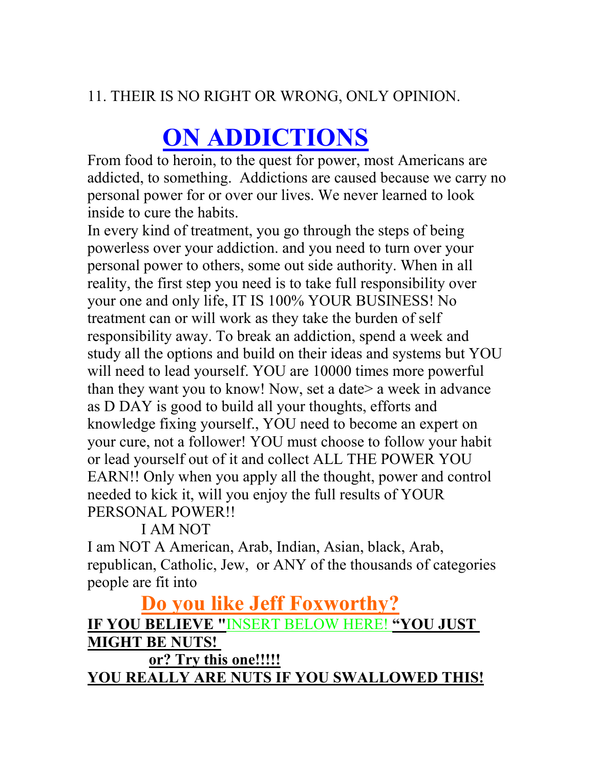11. THEIR IS NO RIGHT OR WRONG, ONLY OPINION.

# ON ADDICTIONS

From food to heroin, to the quest for power, most Americans are addicted, to something. Addictions are caused because we carry no personal power for or over our lives. We never learned to look inside to cure the habits.

In every kind of treatment, you go through the steps of being powerless over your addiction. and you need to turn over your personal power to others, some out side authority. When in all reality, the first step you need is to take full responsibility over your one and only life, IT IS 100% YOUR BUSINESS! No treatment can or will work as they take the burden of self responsibility away. To break an addiction, spend a week and study all the options and build on their ideas and systems but YOU will need to lead yourself. YOU are 10000 times more powerful than they want you to know! Now, set a date> a week in advance as D DAY is good to build all your thoughts, efforts and knowledge fixing yourself., YOU need to become an expert on your cure, not a follower! YOU must choose to follow your habit or lead yourself out of it and collect ALL THE POWER YOU EARN!! Only when you apply all the thought, power and control needed to kick it, will you enjoy the full results of YOUR PERSONAL POWER!!

I AM NOT

I am NOT A American, Arab, Indian, Asian, black, Arab, republican, Catholic, Jew, or ANY of the thousands of categories people are fit into

## Do you like Jeff Foxworthy?

**IF YOU BELIEVE "**INSERT BELOW HERE! **"YOU JUST MIGHT BE NUTS!**

**or? Try this one!!!!!**

**YOU REALLY ARE NUTS IF YOU SWALLOWED THIS!**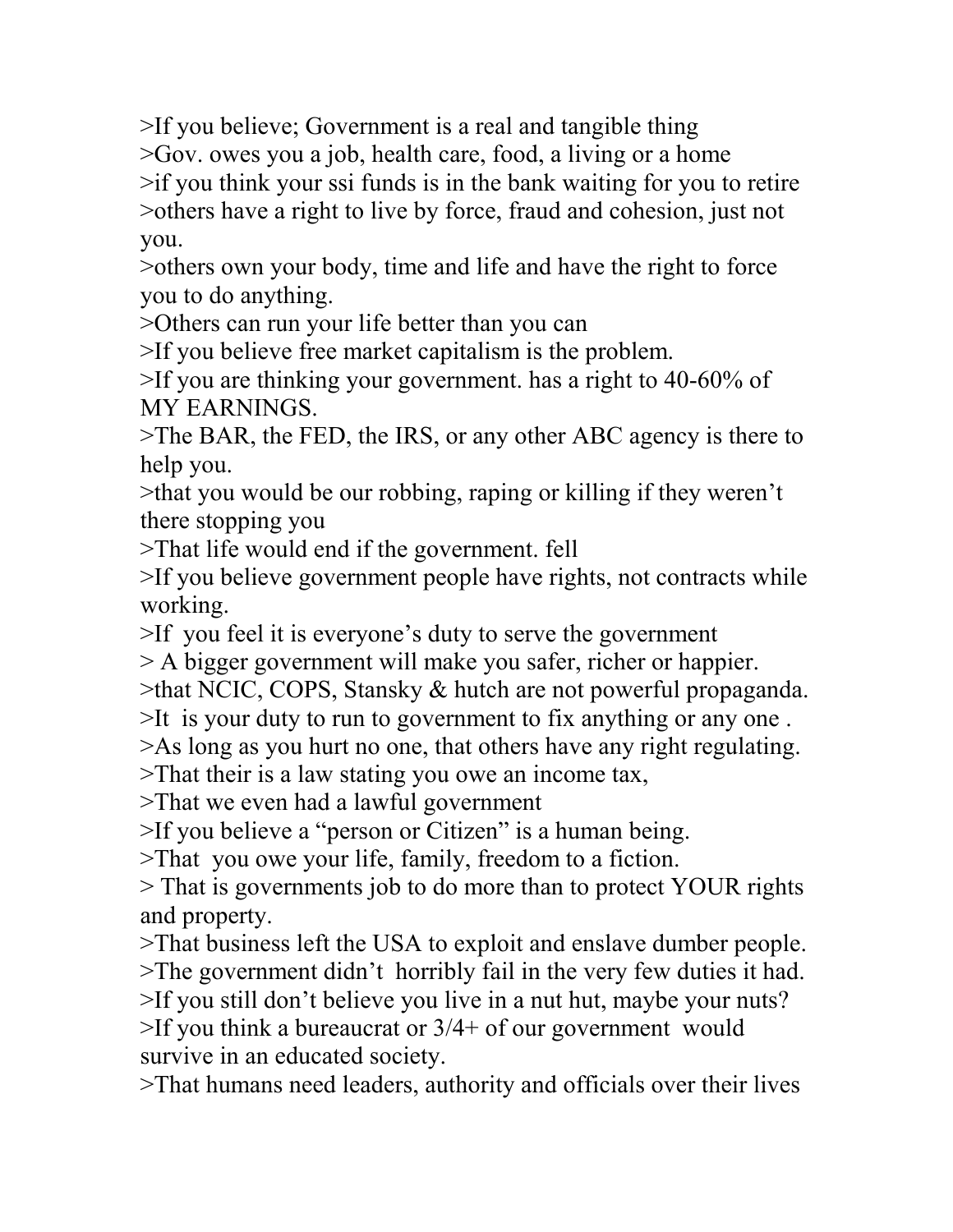>If you believe; Government is a real and tangible thing
>Gov. owes you a job, health care, food, a living or a home
>if you think your ssi funds is in the bank waiting for you to retire
>others have a right to live by force, fraud and cohesion, just not you.
>others own your body, time and life and have the right to force you to do anything.
>Others can run your life better than you can
>If you believe free market capitalism is the problem.
>If you are thinking your government. has a right to 40-60% of MY EARNINGS.
>The BAR, the FED, the IRS, or any other ABC agency is there to help you.
>that you would be our robbing, raping or killing if they weren't there stopping you
>That life would end if the government. fell
>If you believe government people have rights, not contracts while working.
>If you feel it is everyone's duty to serve the government
> A bigger government will make you safer, richer or happier.
>that NCIC, COPS, Stansky & hutch are not powerful propaganda.
>It is your duty to run to government to fix anything or any one .
>As long as you hurt no one, that others have any right regulating.
>That their is a law stating you owe an income tax,
>That we even had a lawful government
>If you believe a "person or Citizen" is a human being.
>That you owe your life, family, freedom to a fiction.
> That is governments job to do more than to protect YOUR rights and property.
>That business left the USA to exploit and enslave dumber people.
>The government didn't horribly fail in the very few duties it had.
>If you still don't believe you live in a nut hut, maybe your nuts?
>If you think a bureaucrat or 3/4+ of our government would survive in an educated society.
>That humans need leaders, authority and officials over their lives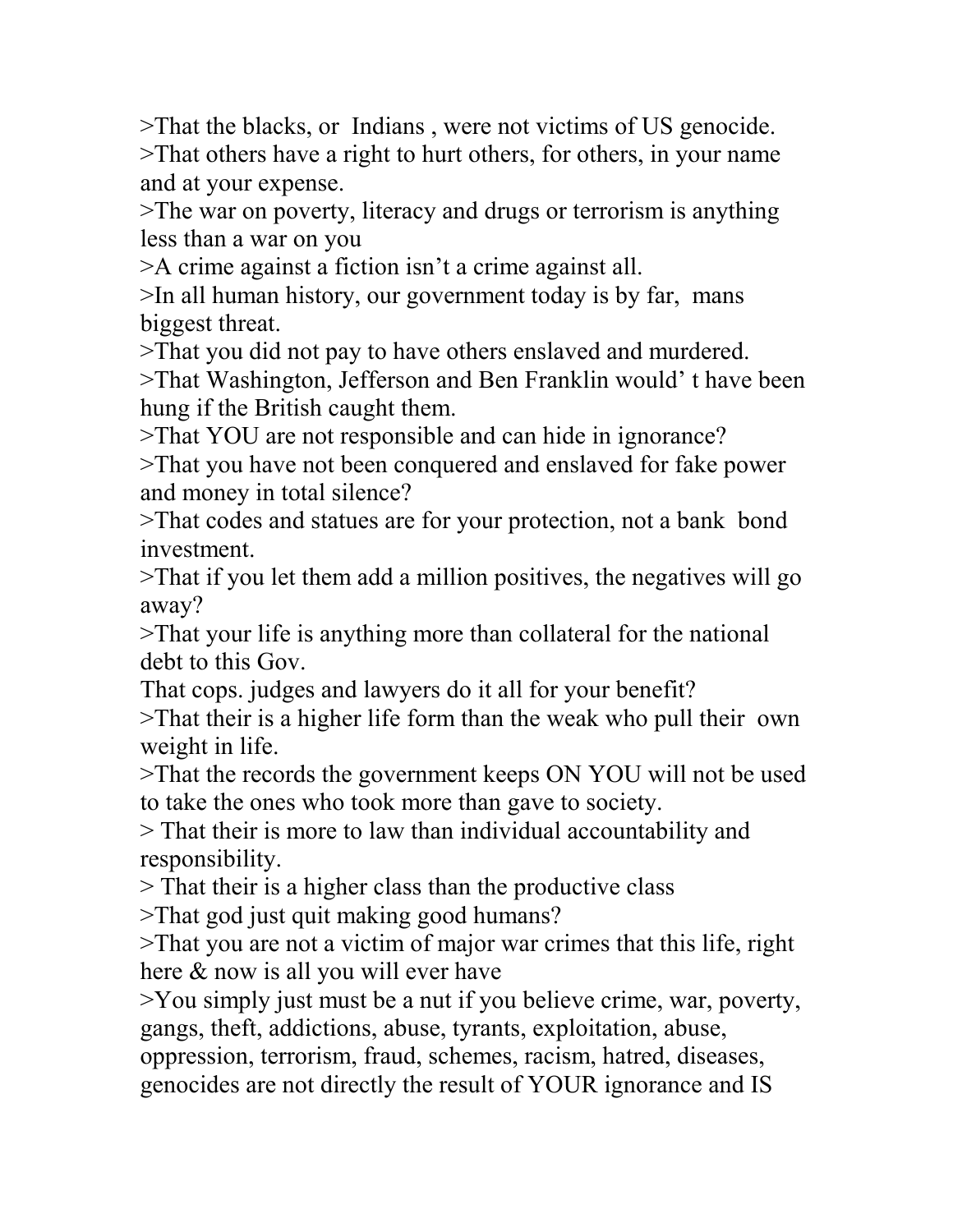>That the blacks, or Indians , were not victims of US genocide.
>That others have a right to hurt others, for others, in your name and at your expense.
>The war on poverty, literacy and drugs or terrorism is anything less than a war on you
>A crime against a fiction isn't a crime against all.
>In all human history, our government today is by far, mans biggest threat.
>That you did not pay to have others enslaved and murdered.
>That Washington, Jefferson and Ben Franklin would' t have been hung if the British caught them.
>That YOU are not responsible and can hide in ignorance?
>That you have not been conquered and enslaved for fake power and money in total silence?
>That codes and statues are for your protection, not a bank bond investment.
>That if you let them add a million positives, the negatives will go away?
>That your life is anything more than collateral for the national debt to this Gov.
That cops. judges and lawyers do it all for your benefit?
>That their is a higher life form than the weak who pull their own weight in life.
>That the records the government keeps ON YOU will not be used to take the ones who took more than gave to society.
> That their is more to law than individual accountability and responsibility.
> That their is a higher class than the productive class
>That god just quit making good humans?
>That you are not a victim of major war crimes that this life, right here & now is all you will ever have
>You simply just must be a nut if you believe crime, war, poverty, gangs, theft, addictions, abuse, tyrants, exploitation, abuse, oppression, terrorism, fraud, schemes, racism, hatred, diseases, genocides are not directly the result of YOUR ignorance and IS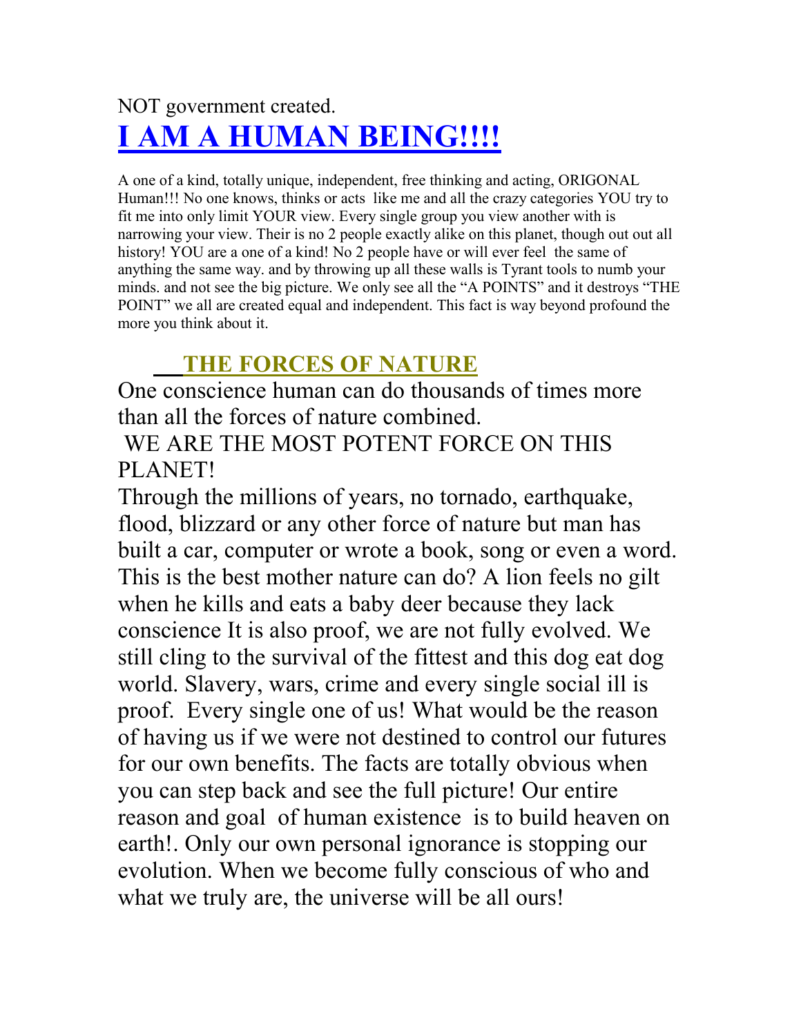NOT government created.

# I AM A HUMAN BEING!!!!

A one of a kind, totally unique, independent, free thinking and acting, ORIGONAL Human!!! No one knows, thinks or acts like me and all the crazy categories YOU try to fit me into only limit YOUR view. Every single group you view another with is narrowing your view. Their is no 2 people exactly alike on this planet, though out out all history! YOU are a one of a kind! No 2 people have or will ever feel the same of anything the same way. and by throwing up all these walls is Tyrant tools to numb your minds. and not see the big picture. We only see all the "A POINTS" and it destroys "THE POINT" we all are created equal and independent. This fact is way beyond profound the more you think about it.

## THE FORCES OF NATURE

One conscience human can do thousands of times more than all the forces of nature combined.

WE ARE THE MOST POTENT FORCE ON THIS PLANET!

Through the millions of years, no tornado, earthquake, flood, blizzard or any other force of nature but man has built a car, computer or wrote a book, song or even a word. This is the best mother nature can do? A lion feels no gilt when he kills and eats a baby deer because they lack conscience It is also proof, we are not fully evolved. We still cling to the survival of the fittest and this dog eat dog world. Slavery, wars, crime and every single social ill is proof. Every single one of us! What would be the reason of having us if we were not destined to control our futures for our own benefits. The facts are totally obvious when you can step back and see the full picture! Our entire reason and goal of human existence is to build heaven on earth!. Only our own personal ignorance is stopping our evolution. When we become fully conscious of who and what we truly are, the universe will be all ours!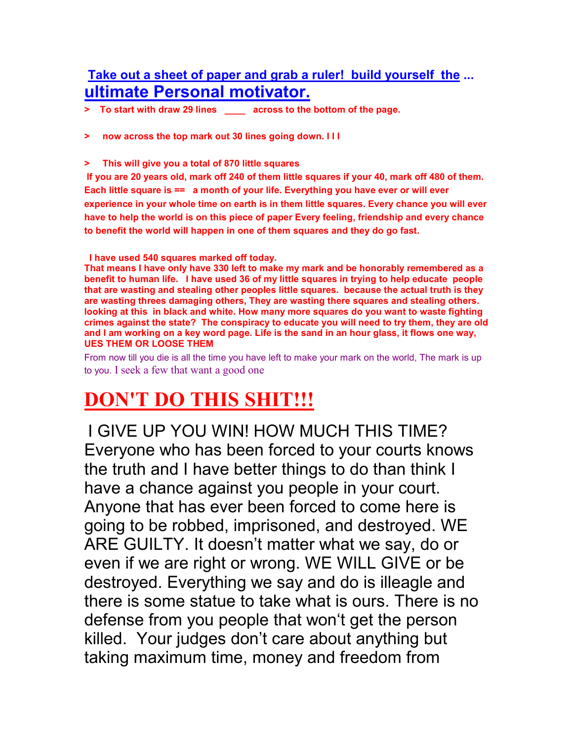**Take out a sheet of paper and grab a ruler! build yourself the ...**

## ultimate Personal motivator.

**> To start with draw 29 lines \_\_\_\_ across to the bottom of the page.**

**> now across the top mark out 30 lines going down. l l l**

**> This will give you a total of 870 little squares**

**If you are 20 years old, mark off 240 of them little squares if your 40, mark off 480 of them. Each little square is == a month of your life. Everything you have ever or will ever experience in your whole time on earth is in them little squares. Every chance you will ever have to help the world is on this piece of paper Every feeling, friendship and every chance to benefit the world will happen in one of them squares and they do go fast.**

**I have used 540 squares marked off today.**

**That means I have only have 330 left to make my mark and be honorably remembered as a benefit to human life. I have used 36 of my little squares in trying to help educate people that are wasting and stealing other peoples little squares. because the actual truth is they are wasting threes damaging others, They are wasting there squares and stealing others. looking at this in black and white. How many more squares do you want to waste fighting crimes against the state? The conspiracy to educate you will need to try them, they are old and I am working on a key word page. Life is the sand in an hour glass, it flows one way, UES THEM OR LOOSE THEM**

From now till you die is all the time you have left to make your mark on the world, The mark is up to you. I seek a few that want a good one

# DON'T DO THIS SHIT!!!

I GIVE UP YOU WIN! HOW MUCH THIS TIME? Everyone who has been forced to your courts knows the truth and I have better things to do than think I have a chance against you people in your court. Anyone that has ever been forced to come here is going to be robbed, imprisoned, and destroyed. WE ARE GUILTY. It doesn't matter what we say, do or even if we are right or wrong. WE WILL GIVE or be destroyed. Everything we say and do is illeagle and there is some statue to take what is ours. There is no defense from you people that won't get the person killed. Your judges don't care about anything but taking maximum time, money and freedom from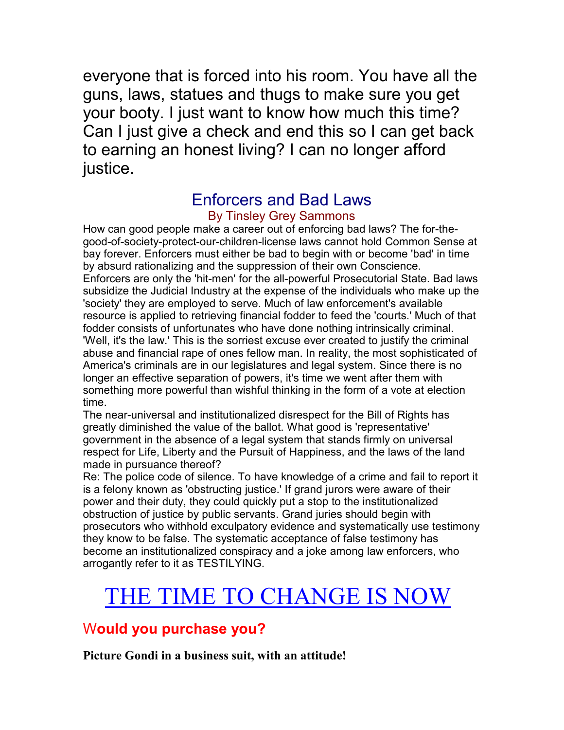everyone that is forced into his room. You have all the guns, laws, statues and thugs to make sure you get your booty. I just want to know how much this time? Can I just give a check and end this so I can get back to earning an honest living? I can no longer afford justice.

## Enforcers and Bad Laws

By Tinsley Grey Sammons

How can good people make a career out of enforcing bad laws? The for-the-good-of-society-protect-our-children-license laws cannot hold Common Sense at bay forever. Enforcers must either be bad to begin with or become 'bad' in time by absurd rationalizing and the suppression of their own Conscience. Enforcers are only the 'hit-men' for the all-powerful Prosecutorial State. Bad laws subsidize the Judicial Industry at the expense of the individuals who make up the 'society' they are employed to serve. Much of law enforcement's available resource is applied to retrieving financial fodder to feed the 'courts.' Much of that fodder consists of unfortunates who have done nothing intrinsically criminal. 'Well, it's the law.' This is the sorriest excuse ever created to justify the criminal abuse and financial rape of ones fellow man. In reality, the most sophisticated of America's criminals are in our legislatures and legal system. Since there is no longer an effective separation of powers, it's time we went after them with something more powerful than wishful thinking in the form of a vote at election time.

The near-universal and institutionalized disrespect for the Bill of Rights has greatly diminished the value of the ballot. What good is 'representative' government in the absence of a legal system that stands firmly on universal respect for Life, Liberty and the Pursuit of Happiness, and the laws of the land made in pursuance thereof?

Re: The police code of silence. To have knowledge of a crime and fail to report it is a felony known as 'obstructing justice.' If grand jurors were aware of their power and their duty, they could quickly put a stop to the institutionalized obstruction of justice by public servants. Grand juries should begin with prosecutors who withhold exculpatory evidence and systematically use testimony they know to be false. The systematic acceptance of false testimony has become an institutionalized conspiracy and a joke among law enforcers, who arrogantly refer to it as TESTILYING.

# THE TIME TO CHANGE IS NOW

## Would you purchase you?

**Picture Gondi in a business suit, with an attitude!**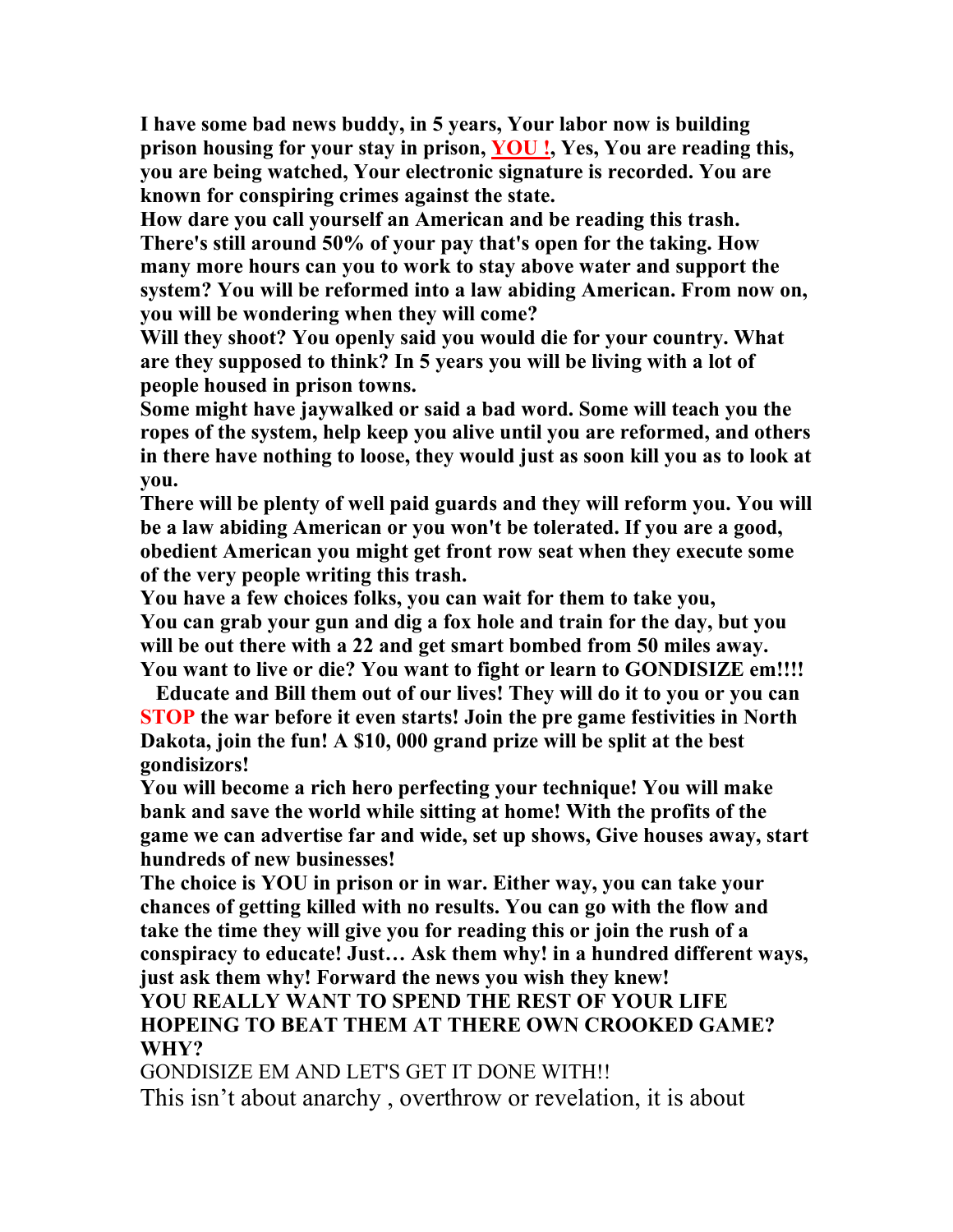**I have some bad news buddy, in 5 years, Your labor now is building prison housing for your stay in prison, YOU !, Yes, You are reading this, you are being watched, Your electronic signature is recorded. You are known for conspiring crimes against the state.**

**How dare you call yourself an American and be reading this trash. There's still around 50% of your pay that's open for the taking. How many more hours can you to work to stay above water and support the system? You will be reformed into a law abiding American. From now on, you will be wondering when they will come?**

**Will they shoot? You openly said you would die for your country. What are they supposed to think? In 5 years you will be living with a lot of people housed in prison towns.**

**Some might have jaywalked or said a bad word. Some will teach you the ropes of the system, help keep you alive until you are reformed, and others in there have nothing to loose, they would just as soon kill you as to look at you.**

**There will be plenty of well paid guards and they will reform you. You will be a law abiding American or you won't be tolerated. If you are a good, obedient American you might get front row seat when they execute some of the very people writing this trash.**

**You have a few choices folks, you can wait for them to take you,**
**You can grab your gun and dig a fox hole and train for the day, but you will be out there with a 22 and get smart bombed from 50 miles away. You want to live or die? You want to fight or learn to GONDISIZE em!!!!**

**Educate and Bill them out of our lives! They will do it to you or you can STOP the war before it even starts! Join the pre game festivities in North Dakota, join the fun! A $10, 000 grand prize will be split at the best gondisizors!**

**You will become a rich hero perfecting your technique! You will make bank and save the world while sitting at home! With the profits of the game we can advertise far and wide, set up shows, Give houses away, start hundreds of new businesses!**

**The choice is YOU in prison or in war. Either way, you can take your chances of getting killed with no results. You can go with the flow and take the time they will give you for reading this or join the rush of a conspiracy to educate! Just… Ask them why! in a hundred different ways, just ask them why! Forward the news you wish they knew!**

**YOU REALLY WANT TO SPEND THE REST OF YOUR LIFE HOPEING TO BEAT THEM AT THERE OWN CROOKED GAME? WHY?**

GONDISIZE EM AND LET'S GET IT DONE WITH!!

This isn’t about anarchy , overthrow or revelation, it is about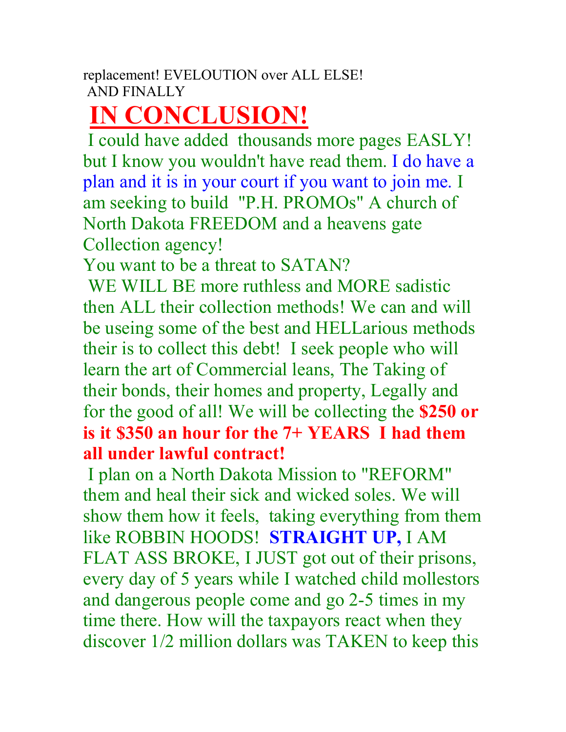replacement! EVELOUTION over ALL ELSE!
AND FINALLY

# IN CONCLUSION!

I could have added thousands more pages EASLY! but I know you wouldn't have read them. I do have a plan and it is in your court if you want to join me. I am seeking to build "P.H. PROMOs" A church of North Dakota FREEDOM and a heavens gate Collection agency!

You want to be a threat to SATAN?

WE WILL BE more ruthless and MORE sadistic then ALL their collection methods! We can and will be useing some of the best and HELLarious methods their is to collect this debt! I seek people who will learn the art of Commercial leans, The Taking of their bonds, their homes and property, Legally and for the good of all! We will be collecting the **$250 or is it $350 an hour for the 7+ YEARS I had them all under lawful contract!**

I plan on a North Dakota Mission to "REFORM" them and heal their sick and wicked soles. We will show them how it feels, taking everything from them like ROBBIN HOODS! **STRAIGHT UP,** I AM FLAT ASS BROKE, I JUST got out of their prisons, every day of 5 years while I watched child mollestors and dangerous people come and go 2-5 times in my time there. How will the taxpayors react when they discover 1/2 million dollars was TAKEN to keep this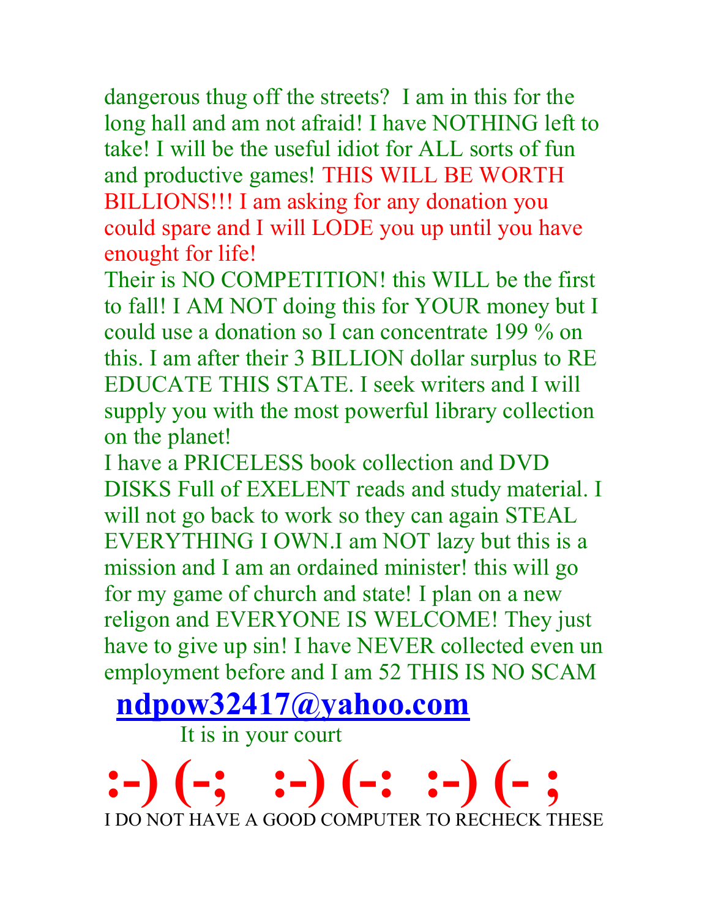dangerous thug off the streets? I am in this for the long hall and am not afraid! I have NOTHING left to take! I will be the useful idiot for ALL sorts of fun and productive games! THIS WILL BE WORTH BILLIONS!!! I am asking for any donation you could spare and I will LODE you up until you have enought for life!

Their is NO COMPETITION! this WILL be the first to fall! I AM NOT doing this for YOUR money but I could use a donation so I can concentrate 199 % on this. I am after their 3 BILLION dollar surplus to RE EDUCATE THIS STATE. I seek writers and I will supply you with the most powerful library collection on the planet!

I have a PRICELESS book collection and DVD DISKS Full of EXELENT reads and study material. I will not go back to work so they can again STEAL EVERYTHING I OWN.I am NOT lazy but this is a mission and I am an ordained minister! this will go for my game of church and state! I plan on a new religon and EVERYONE IS WELCOME! They just have to give up sin! I have NEVER collected even un employment before and I am 52 THIS IS NO SCAM

**ndpow32417@yahoo.com**

It is in your court

**:-) (-; :-) (-: :-) (- ;**

I DO NOT HAVE A GOOD COMPUTER TO RECHECK THESE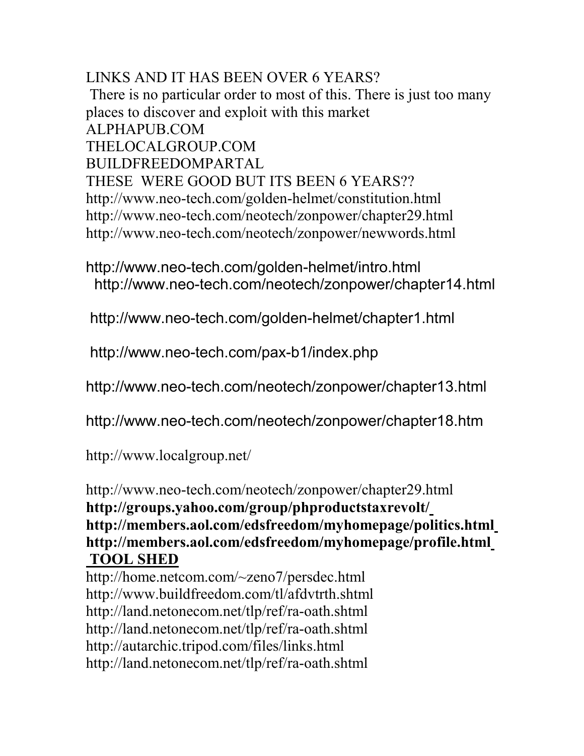LINKS AND IT HAS BEEN OVER 6 YEARS?

There is no particular order to most of this. There is just too many places to discover and exploit with this market

ALPHAPUB.COM

THELOCALGROUP.COM

BUILDFREEDOMPARTAL

THESE WERE GOOD BUT ITS BEEN 6 YEARS??

http://www.neo-tech.com/golden-helmet/constitution.html
http://www.neo-tech.com/neotech/zonpower/chapter29.html
http://www.neo-tech.com/neotech/zonpower/newwords.html

http://www.neo-tech.com/golden-helmet/intro.html
http://www.neo-tech.com/neotech/zonpower/chapter14.html

http://www.neo-tech.com/golden-helmet/chapter1.html

http://www.neo-tech.com/pax-b1/index.php

http://www.neo-tech.com/neotech/zonpower/chapter13.html

http://www.neo-tech.com/neotech/zonpower/chapter18.htm

http://www.localgroup.net/

http://www.neo-tech.com/neotech/zonpower/chapter29.html
**http://groups.yahoo.com/group/phproductstaxrevolt/**
**http://members.aol.com/edsfreedom/myhomepage/politics.html**
**http://members.aol.com/edsfreedom/myhomepage/profile.html**

**TOOL SHED**

http://home.netcom.com/~zeno7/persdec.html
http://www.buildfreedom.com/tl/afdvtrth.shtml
http://land.netonecom.net/tlp/ref/ra-oath.shtml
http://land.netonecom.net/tlp/ref/ra-oath.shtml
http://autarchic.tripod.com/files/links.html
http://land.netonecom.net/tlp/ref/ra-oath.shtml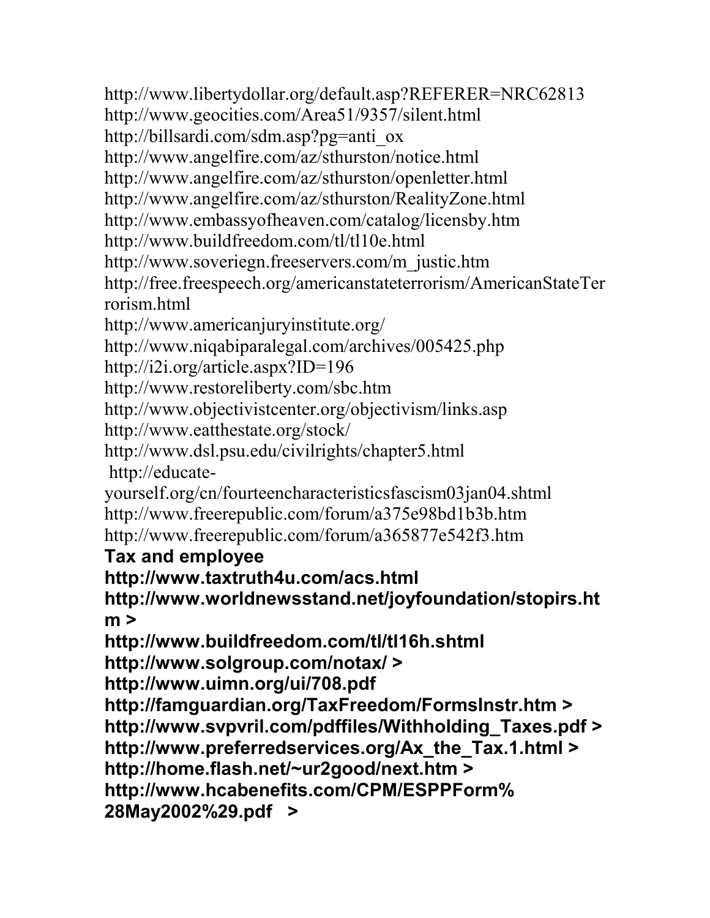http://www.libertydollar.org/default.asp?REFERER=NRC62813
http://www.geocities.com/Area51/9357/silent.html
http://billsardi.com/sdm.asp?pg=anti_ox
http://www.angelfire.com/az/sthurston/notice.html
http://www.angelfire.com/az/sthurston/openletter.html
http://www.angelfire.com/az/sthurston/RealityZone.html
http://www.embassyofheaven.com/catalog/licensby.htm
http://www.buildfreedom.com/tl/tl10e.html
http://www.soveriegn.freeservers.com/m_justic.htm
http://free.freespeech.org/americanstateterrorism/AmericanStateTerrorism.html
http://www.americanjuryinstitute.org/
http://www.niqabiparalegal.com/archives/005425.php
http://i2i.org/article.aspx?ID=196
http://www.restoreliberty.com/sbc.htm
http://www.objectivistcenter.org/objectivism/links.asp
http://www.eatthestate.org/stock/
http://www.dsl.psu.edu/civilrights/chapter5.html
http://educate-yourself.org/cn/fourteencharacteristicsfascism03jan04.shtml
http://www.freerepublic.com/forum/a375e98bd1b3b.htm
http://www.freerepublic.com/forum/a365877e542f3.htm

**Tax and employee**

**http://www.taxtruth4u.com/acs.html**
**http://www.worldnewsstand.net/joyfoundation/stopirs.htm >**
**http://www.buildfreedom.com/tl/tl16h.shtml**
**http://www.solgroup.com/notax/ >**
**http://www.uimn.org/ui/708.pdf**
**http://famguardian.org/TaxFreedom/FormsInstr.htm >**
**http://www.svpvril.com/pdffiles/Withholding_Taxes.pdf >**
**http://www.preferredservices.org/Ax_the_Tax.1.html >**
**http://home.flash.net/~ur2good/next.htm >**
**http://www.hcabenefits.com/CPM/ESPPForm%28May2002%29.pdf >**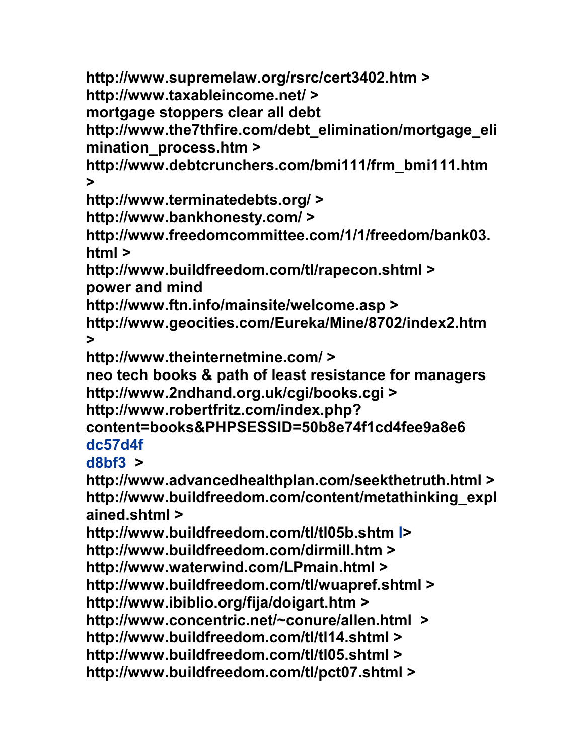**http://www.supremelaw.org/rsrc/cert3402.htm >**
**http://www.taxableincome.net/ >**
**mortgage stoppers clear all debt**
**http://www.the7thfire.com/debt_elimination/mortgage_elimination_process.htm >**
**http://www.debtcrunchers.com/bmi111/frm_bmi111.htm >**
**http://www.terminatedebts.org/ >**
**http://www.bankhonesty.com/ >**
**http://www.freedomcommittee.com/1/1/freedom/bank03.html >**
**http://www.buildfreedom.com/tl/rapecon.shtml >**
**power and mind**
**http://www.ftn.info/mainsite/welcome.asp >**
**http://www.geocities.com/Eureka/Mine/8702/index2.htm >**
**http://www.theinternetmine.com/ >**
**neo tech books & path of least resistance for managers**
**http://www.2ndhand.org.uk/cgi/books.cgi >**
**http://www.robertfritz.com/index.php?content=books&PHPSESSID=50b8e74f1cd4fee9a8e6dc57d4fd8bf3 >**
**http://www.advancedhealthplan.com/seekthetruth.html >**
**http://www.buildfreedom.com/content/metathinking_explained.shtml >**
**http://www.buildfreedom.com/tl/tl05b.shtml >**
**http://www.buildfreedom.com/dirmill.htm >**
**http://www.waterwind.com/LPmain.html >**
**http://www.buildfreedom.com/tl/wuapref.shtml >**
**http://www.ibiblio.org/fija/doigart.htm >**
**http://www.concentric.net/~conure/allen.html >**
**http://www.buildfreedom.com/tl/tl14.shtml >**
**http://www.buildfreedom.com/tl/tl05.shtml >**
**http://www.buildfreedom.com/tl/pct07.shtml >**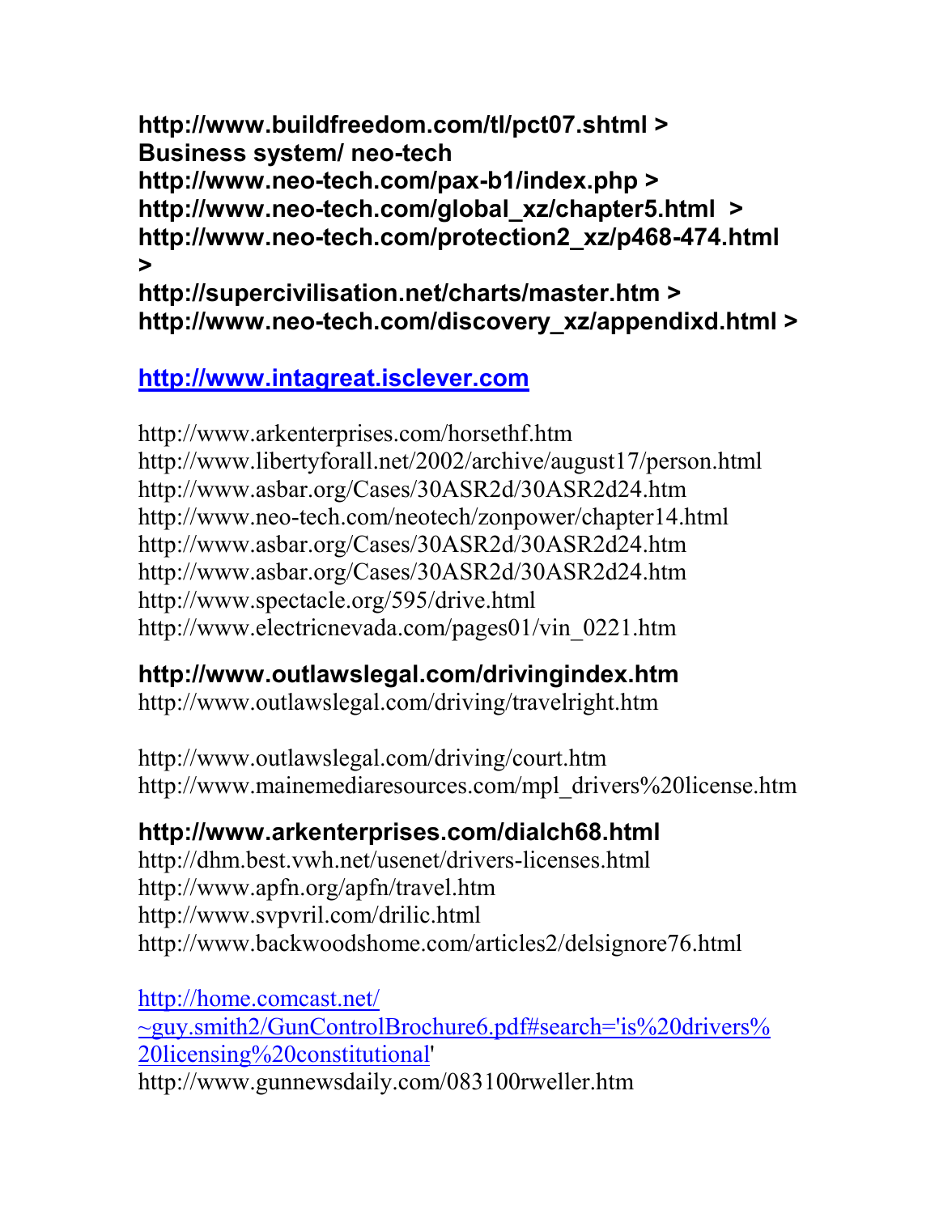**http://www.buildfreedom.com/tl/pct07.shtml >**
**Business system/ neo-tech**
**http://www.neo-tech.com/pax-b1/index.php >**
**http://www.neo-tech.com/global_xz/chapter5.html >**
**http://www.neo-tech.com/protection2_xz/p468-474.html >**
**http://supercivilisation.net/charts/master.htm >**
**http://www.neo-tech.com/discovery_xz/appendixd.html >**

**[http://www.intagreat.isclever.com](http://www.intagreat.isclever.com)**

http://www.arkenterprises.com/horsethf.htm
http://www.libertyforall.net/2002/archive/august17/person.html
http://www.asbar.org/Cases/30ASR2d/30ASR2d24.htm
http://www.neo-tech.com/neotech/zonpower/chapter14.html
http://www.asbar.org/Cases/30ASR2d/30ASR2d24.htm
http://www.asbar.org/Cases/30ASR2d/30ASR2d24.htm
http://www.spectacle.org/595/drive.html
http://www.electricnevada.com/pages01/vin_0221.htm

**http://www.outlawslegal.com/drivingindex.htm**
http://www.outlawslegal.com/driving/travelright.htm

http://www.outlawslegal.com/driving/court.htm
http://www.mainemediaresources.com/mpl_drivers%20license.htm

**http://www.arkenterprises.com/dialch68.html**
http://dhm.best.vwh.net/usenet/drivers-licenses.html
http://www.apfn.org/apfn/travel.htm
http://www.svpvril.com/drilic.html
http://www.backwoodshome.com/articles2/delsignore76.html

[http://home.comcast.net/~guy.smith2/GunControlBrochure6.pdf#search='is%20drivers%20licensing%20constitutional](http://home.comcast.net/~guy.smith2/GunControlBrochure6.pdf#search='is%20drivers%20licensing%20constitutional)'
http://www.gunnewsdaily.com/083100rweller.htm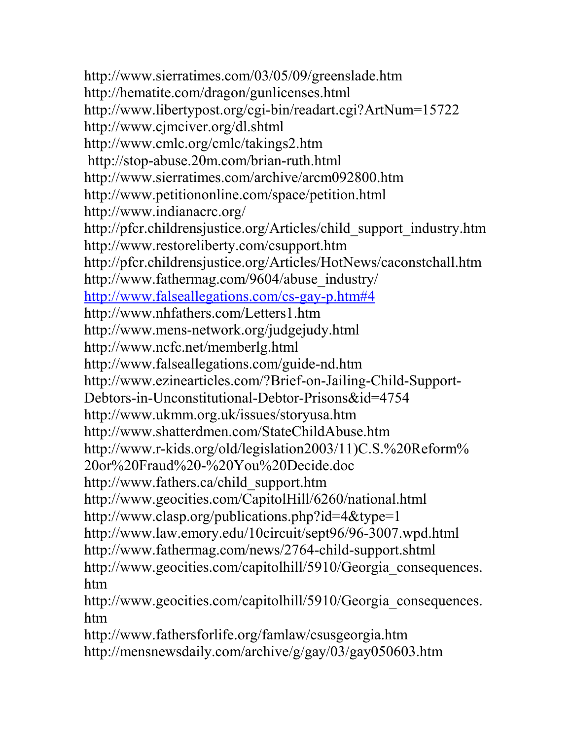http://www.sierratimes.com/03/05/09/greenslade.htm
http://hematite.com/dragon/gunlicenses.html
http://www.libertypost.org/cgi-bin/readart.cgi?ArtNum=15722
http://www.cjmciver.org/dl.shtml
http://www.cmlc.org/cmlc/takings2.htm
http://stop-abuse.20m.com/brian-ruth.html
http://www.sierratimes.com/archive/arcm092800.htm
http://www.petitiononline.com/space/petition.html
http://www.indianacrc.org/
http://pfcr.childrensjustice.org/Articles/child_support_industry.htm
http://www.restoreliberty.com/csupport.htm
http://pfcr.childrensjustice.org/Articles/HotNews/caconstchall.htm
http://www.fathermag.com/9604/abuse_industry/
http://www.falseallegations.com/cs-gay-p.htm#4
http://www.nhfathers.com/Letters1.htm
http://www.mens-network.org/judgejudy.html
http://www.ncfc.net/memberlg.html
http://www.falseallegations.com/guide-nd.htm
http://www.ezinearticles.com/?Brief-on-Jailing-Child-Support-Debtors-in-Unconstitutional-Debtor-Prisons&id=4754
http://www.ukmm.org.uk/issues/storyusa.htm
http://www.shatterdmen.com/StateChildAbuse.htm
http://www.r-kids.org/old/legislation2003/11)C.S.%20Reform%20or%20Fraud%20-%20You%20Decide.doc
http://www.fathers.ca/child_support.htm
http://www.geocities.com/CapitolHill/6260/national.html
http://www.clasp.org/publications.php?id=4&type=1
http://www.law.emory.edu/10circuit/sept96/96-3007.wpd.html
http://www.fathermag.com/news/2764-child-support.shtml
http://www.geocities.com/capitolhill/5910/Georgia_consequences.htm
http://www.geocities.com/capitolhill/5910/Georgia_consequences.htm
http://www.fathersforlife.org/famlaw/csusgeorgia.htm
http://mensnewsdaily.com/archive/g/gay/03/gay050603.htm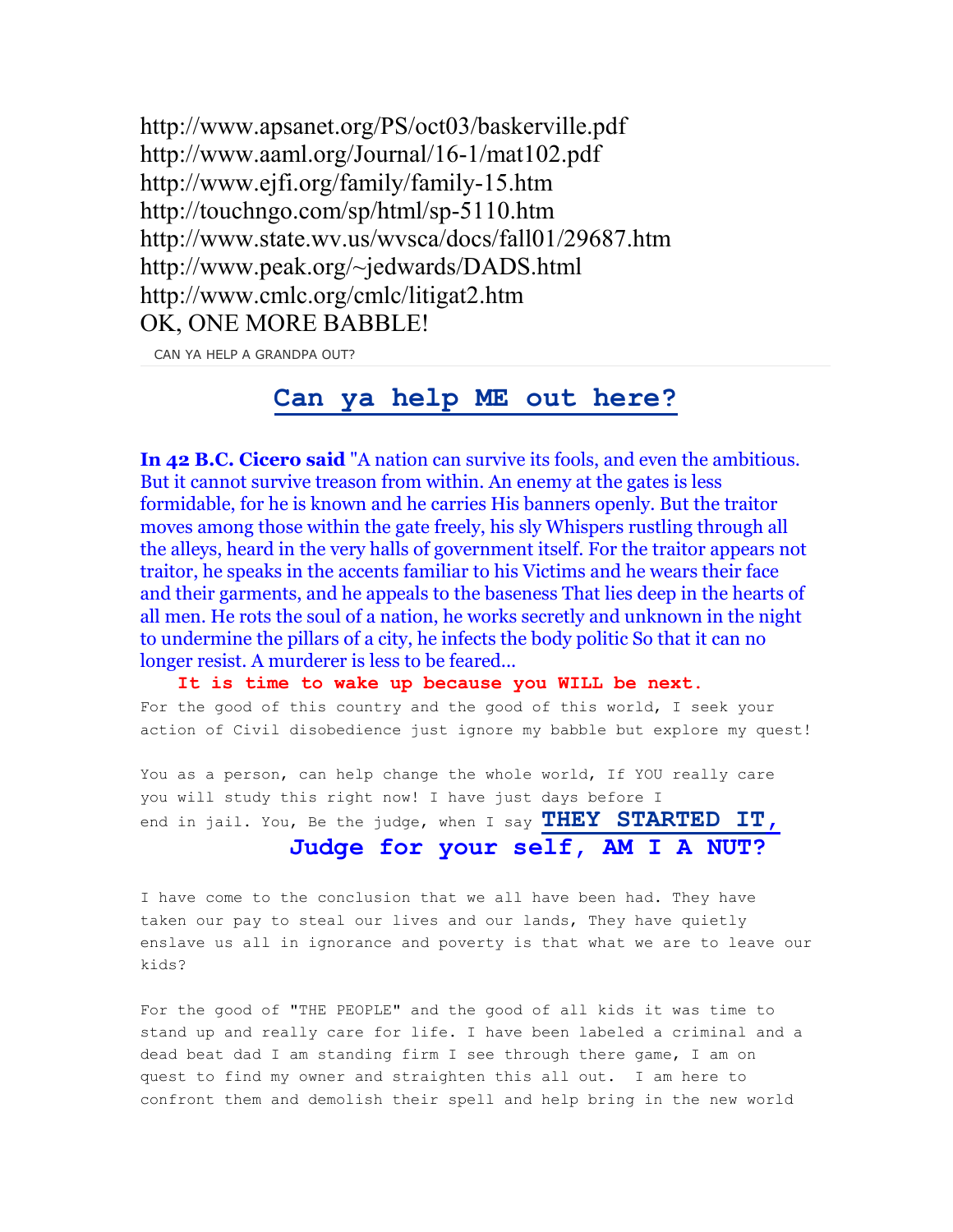http://www.apsanet.org/PS/oct03/baskerville.pdf
http://www.aaml.org/Journal/16-1/mat102.pdf
http://www.ejfi.org/family/family-15.htm
http://touchngo.com/sp/html/sp-5110.htm
http://www.state.wv.us/wvsca/docs/fall01/29687.htm
http://www.peak.org/~jedwards/DADS.html
http://www.cmlc.org/cmlc/litigat2.htm
OK, ONE MORE BABBLE!

CAN YA HELP A GRANDPA OUT?

## Can ya help ME out here?

**In 42 B.C. Cicero said** "A nation can survive its fools, and even the ambitious. But it cannot survive treason from within. An enemy at the gates is less formidable, for he is known and he carries His banners openly. But the traitor moves among those within the gate freely, his sly Whispers rustling through all the alleys, heard in the very halls of government itself. For the traitor appears not traitor, he speaks in the accents familiar to his Victims and he wears their face and their garments, and he appeals to the baseness That lies deep in the hearts of all men. He rots the soul of a nation, he works secretly and unknown in the night to undermine the pillars of a city, he infects the body politic So that it can no longer resist. A murderer is less to be feared...

**It is time to wake up because you WILL be next.**

For the good of this country and the good of this world, I seek your action of Civil disobedience just ignore my babble but explore my quest!

You as a person, can help change the whole world, If YOU really care you will study this right now! I have just days before I end in jail. You, Be the judge, when I say **THEY STARTED IT,**

**Judge for your self, AM I A NUT?**

I have come to the conclusion that we all have been had. They have taken our pay to steal our lives and our lands, They have quietly enslave us all in ignorance and poverty is that what we are to leave our kids?

For the good of "THE PEOPLE" and the good of all kids it was time to stand up and really care for life. I have been labeled a criminal and a dead beat dad I am standing firm I see through there game, I am on quest to find my owner and straighten this all out. I am here to confront them and demolish their spell and help bring in the new world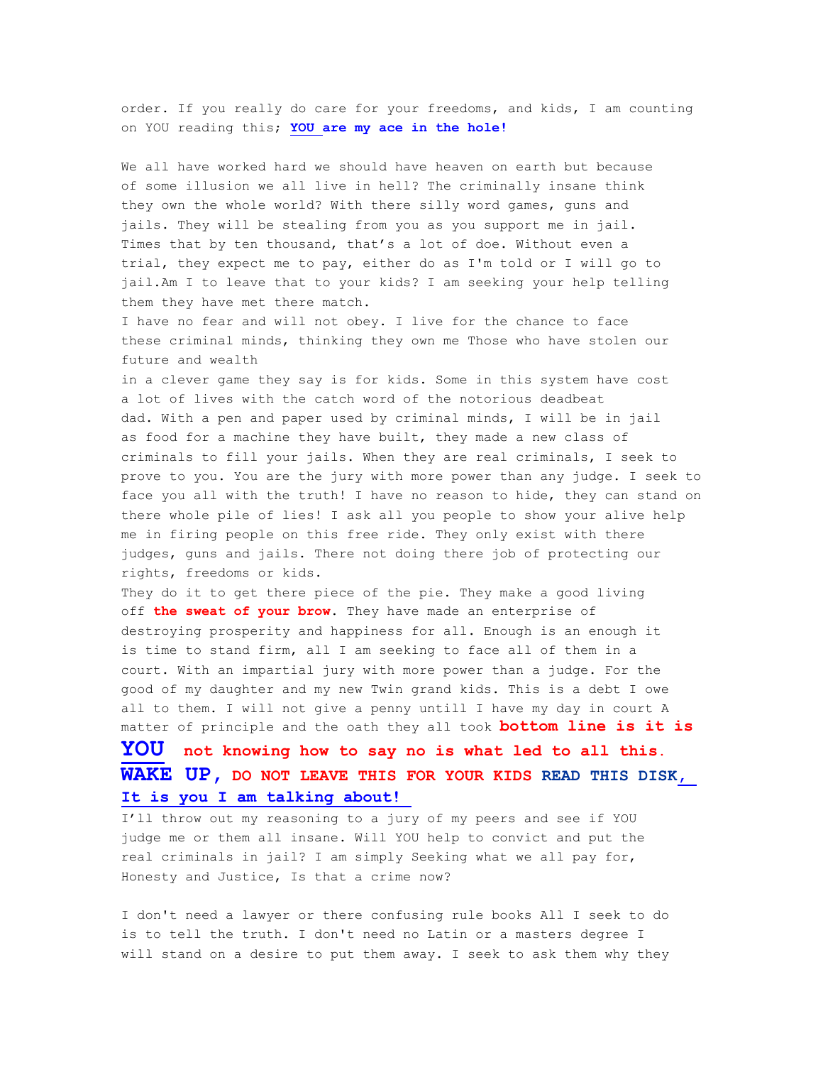order. If you really do care for your freedoms, and kids, I am counting on YOU reading this; **YOU are my ace in the hole!**

We all have worked hard we should have heaven on earth but because of some illusion we all live in hell? The criminally insane think they own the whole world? With there silly word games, guns and jails. They will be stealing from you as you support me in jail. Times that by ten thousand, that's a lot of doe. Without even a trial, they expect me to pay, either do as I'm told or I will go to jail.Am I to leave that to your kids? I am seeking your help telling them they have met there match.

I have no fear and will not obey. I live for the chance to face these criminal minds, thinking they own me Those who have stolen our future and wealth in a clever game they say is for kids. Some in this system have cost a lot of lives with the catch word of the notorious deadbeat dad. With a pen and paper used by criminal minds, I will be in jail as food for a machine they have built, they made a new class of criminals to fill your jails. When they are real criminals, I seek to prove to you. You are the jury with more power than any judge. I seek to face you all with the truth! I have no reason to hide, they can stand on there whole pile of lies! I ask all you people to show your alive help me in firing people on this free ride. They only exist with there judges, guns and jails. There not doing there job of protecting our rights, freedoms or kids.

They do it to get there piece of the pie. They make a good living off **the sweat of your brow**. They have made an enterprise of destroying prosperity and happiness for all. Enough is an enough it is time to stand firm, all I am seeking to face all of them in a court. With an impartial jury with more power than a judge. For the good of my daughter and my new Twin grand kids. This is a debt I owe all to them. I will not give a penny untill I have my day in court A matter of principle and the oath they all took **bottom line is it is YOU not knowing how to say no is what led to all this. WAKE UP, DO NOT LEAVE THIS FOR YOUR KIDS READ THIS DISK, It is you I am talking about!**

I'll throw out my reasoning to a jury of my peers and see if YOU judge me or them all insane. Will YOU help to convict and put the real criminals in jail? I am simply Seeking what we all pay for, Honesty and Justice, Is that a crime now?

I don't need a lawyer or there confusing rule books All I seek to do is to tell the truth. I don't need no Latin or a masters degree I will stand on a desire to put them away. I seek to ask them why they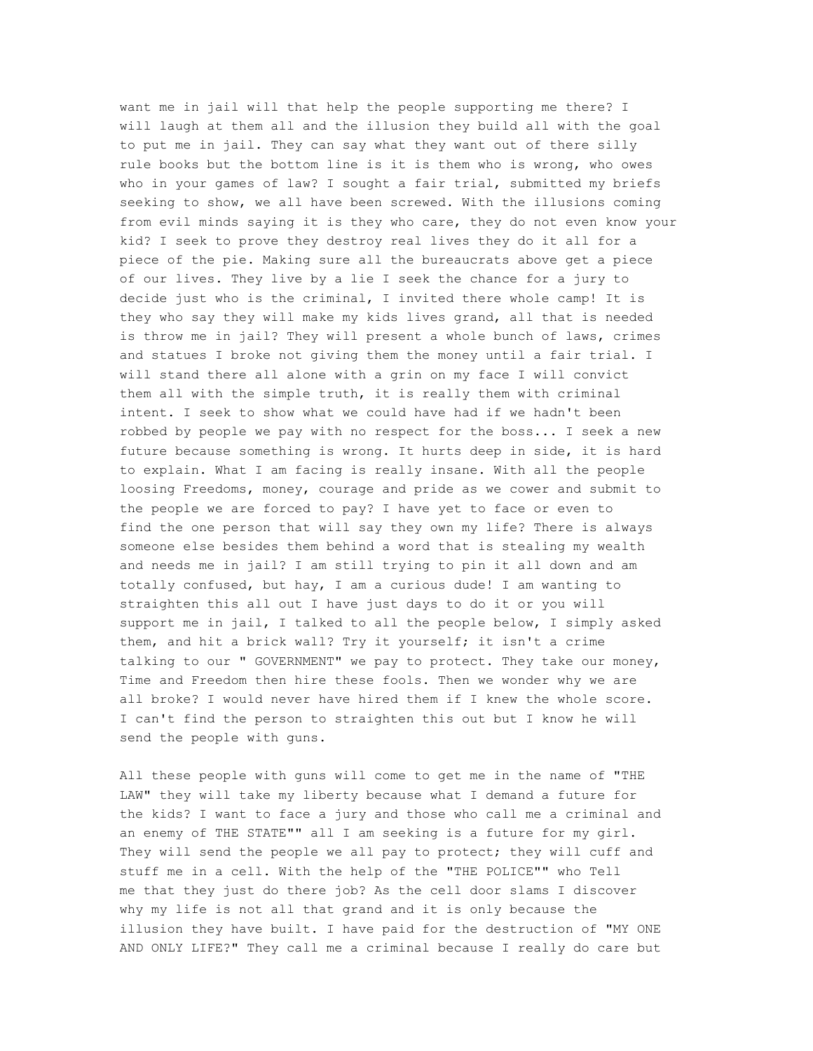want me in jail will that help the people supporting me there? I will laugh at them all and the illusion they build all with the goal to put me in jail. They can say what they want out of there silly rule books but the bottom line is it is them who is wrong, who owes who in your games of law? I sought a fair trial, submitted my briefs seeking to show, we all have been screwed. With the illusions coming from evil minds saying it is they who care, they do not even know your kid? I seek to prove they destroy real lives they do it all for a piece of the pie. Making sure all the bureaucrats above get a piece of our lives. They live by a lie I seek the chance for a jury to decide just who is the criminal, I invited there whole camp! It is they who say they will make my kids lives grand, all that is needed is throw me in jail? They will present a whole bunch of laws, crimes and statues I broke not giving them the money until a fair trial. I will stand there all alone with a grin on my face I will convict them all with the simple truth, it is really them with criminal intent. I seek to show what we could have had if we hadn't been robbed by people we pay with no respect for the boss... I seek a new future because something is wrong. It hurts deep in side, it is hard to explain. What I am facing is really insane. With all the people loosing Freedoms, money, courage and pride as we cower and submit to the people we are forced to pay? I have yet to face or even to find the one person that will say they own my life? There is always someone else besides them behind a word that is stealing my wealth and needs me in jail? I am still trying to pin it all down and am totally confused, but hay, I am a curious dude! I am wanting to straighten this all out I have just days to do it or you will support me in jail, I talked to all the people below, I simply asked them, and hit a brick wall? Try it yourself; it isn't a crime talking to our " GOVERNMENT" we pay to protect. They take our money, Time and Freedom then hire these fools. Then we wonder why we are all broke? I would never have hired them if I knew the whole score. I can't find the person to straighten this out but I know he will send the people with guns.

All these people with guns will come to get me in the name of "THE LAW" they will take my liberty because what I demand a future for the kids? I want to face a jury and those who call me a criminal and an enemy of THE STATE"" all I am seeking is a future for my girl. They will send the people we all pay to protect; they will cuff and stuff me in a cell. With the help of the "THE POLICE"" who Tell me that they just do there job? As the cell door slams I discover why my life is not all that grand and it is only because the illusion they have built. I have paid for the destruction of "MY ONE AND ONLY LIFE?" They call me a criminal because I really do care but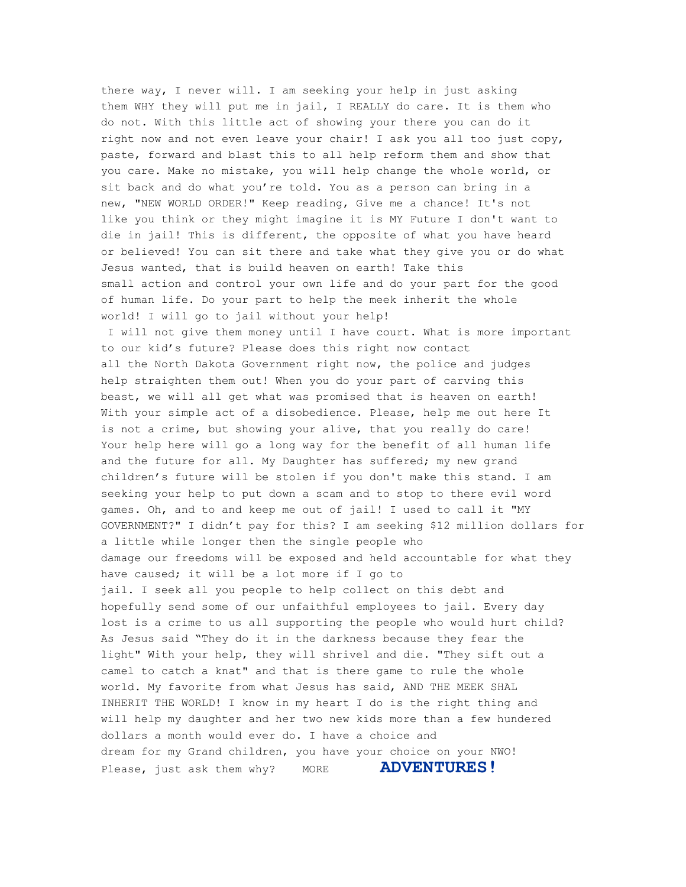there way, I never will. I am seeking your help in just asking them WHY they will put me in jail, I REALLY do care. It is them who do not. With this little act of showing your there you can do it right now and not even leave your chair! I ask you all too just copy, paste, forward and blast this to all help reform them and show that you care. Make no mistake, you will help change the whole world, or sit back and do what you're told. You as a person can bring in a new, "NEW WORLD ORDER!" Keep reading, Give me a chance! It's not like you think or they might imagine it is MY Future I don't want to die in jail! This is different, the opposite of what you have heard or believed! You can sit there and take what they give you or do what Jesus wanted, that is build heaven on earth! Take this small action and control your own life and do your part for the good of human life. Do your part to help the meek inherit the whole world! I will go to jail without your help!

I will not give them money until I have court. What is more important to our kid's future? Please does this right now contact all the North Dakota Government right now, the police and judges help straighten them out! When you do your part of carving this beast, we will all get what was promised that is heaven on earth! With your simple act of a disobedience. Please, help me out here It is not a crime, but showing your alive, that you really do care! Your help here will go a long way for the benefit of all human life and the future for all. My Daughter has suffered; my new grand children's future will be stolen if you don't make this stand. I am seeking your help to put down a scam and to stop to there evil word games. Oh, and to and keep me out of jail! I used to call it "MY GOVERNMENT?" I didn't pay for this? I am seeking $12 million dollars for a little while longer then the single people who damage our freedoms will be exposed and held accountable for what they have caused; it will be a lot more if I go to jail. I seek all you people to help collect on this debt and hopefully send some of our unfaithful employees to jail. Every day lost is a crime to us all supporting the people who would hurt child? As Jesus said "They do it in the darkness because they fear the light" With your help, they will shrivel and die. "They sift out a camel to catch a knat" and that is there game to rule the whole world. My favorite from what Jesus has said, AND THE MEEK SHAL INHERIT THE WORLD! I know in my heart I do is the right thing and will help my daughter and her two new kids more than a few hundered dollars a month would ever do. I have a choice and dream for my Grand children, you have your choice on your NWO! Please, just ask them why? MORE **ADVENTURES!**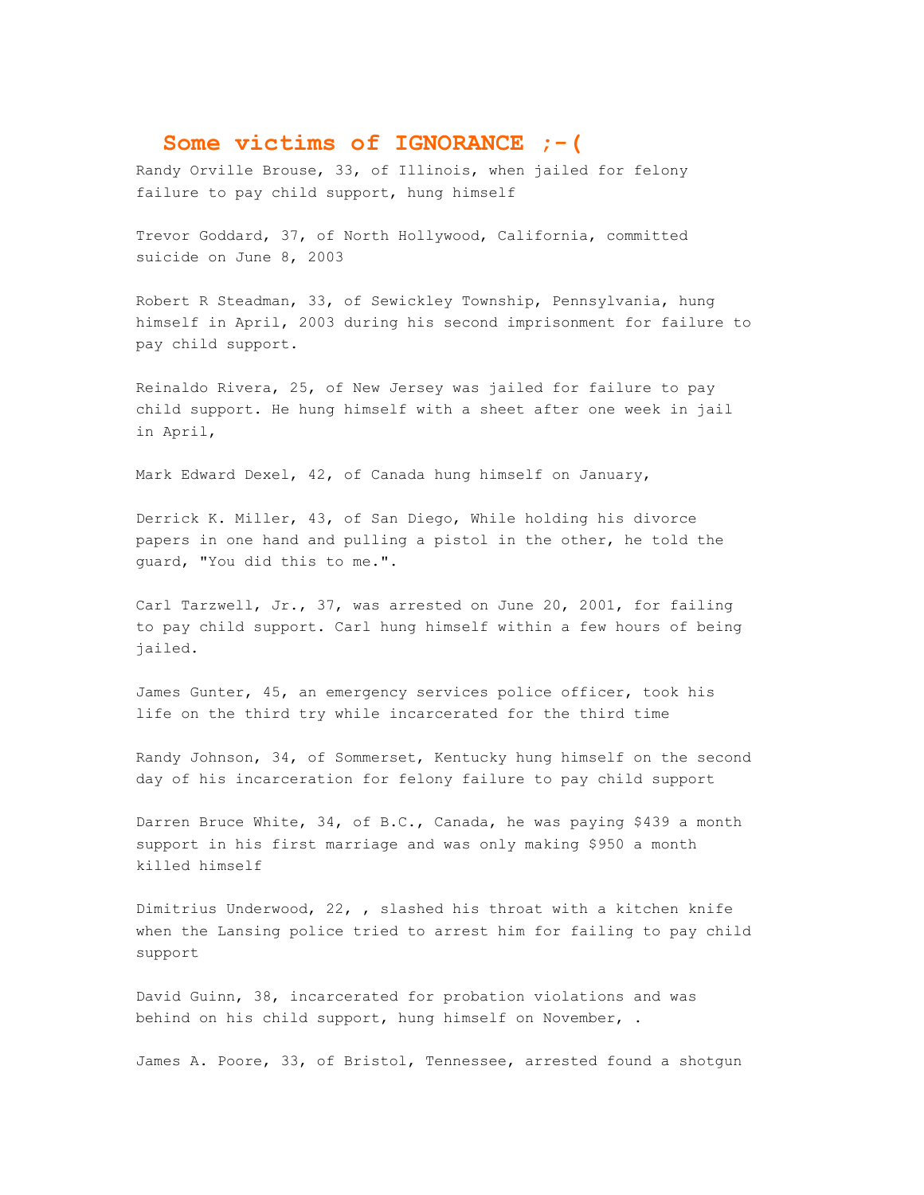## Some victims of IGNORANCE ;-(

Randy Orville Brouse, 33, of Illinois, when jailed for felony failure to pay child support, hung himself

Trevor Goddard, 37, of North Hollywood, California, committed suicide on June 8, 2003

Robert R Steadman, 33, of Sewickley Township, Pennsylvania, hung himself in April, 2003 during his second imprisonment for failure to pay child support.

Reinaldo Rivera, 25, of New Jersey was jailed for failure to pay child support. He hung himself with a sheet after one week in jail in April,

Mark Edward Dexel, 42, of Canada hung himself on January,

Derrick K. Miller, 43, of San Diego, While holding his divorce papers in one hand and pulling a pistol in the other, he told the guard, "You did this to me.".

Carl Tarzwell, Jr., 37, was arrested on June 20, 2001, for failing to pay child support. Carl hung himself within a few hours of being jailed.

James Gunter, 45, an emergency services police officer, took his life on the third try while incarcerated for the third time

Randy Johnson, 34, of Sommerset, Kentucky hung himself on the second day of his incarceration for felony failure to pay child support

Darren Bruce White, 34, of B.C., Canada, he was paying $439 a month support in his first marriage and was only making $950 a month killed himself

Dimitrius Underwood, 22, , slashed his throat with a kitchen knife when the Lansing police tried to arrest him for failing to pay child support

David Guinn, 38, incarcerated for probation violations and was behind on his child support, hung himself on November, .

James A. Poore, 33, of Bristol, Tennessee, arrested found a shotgun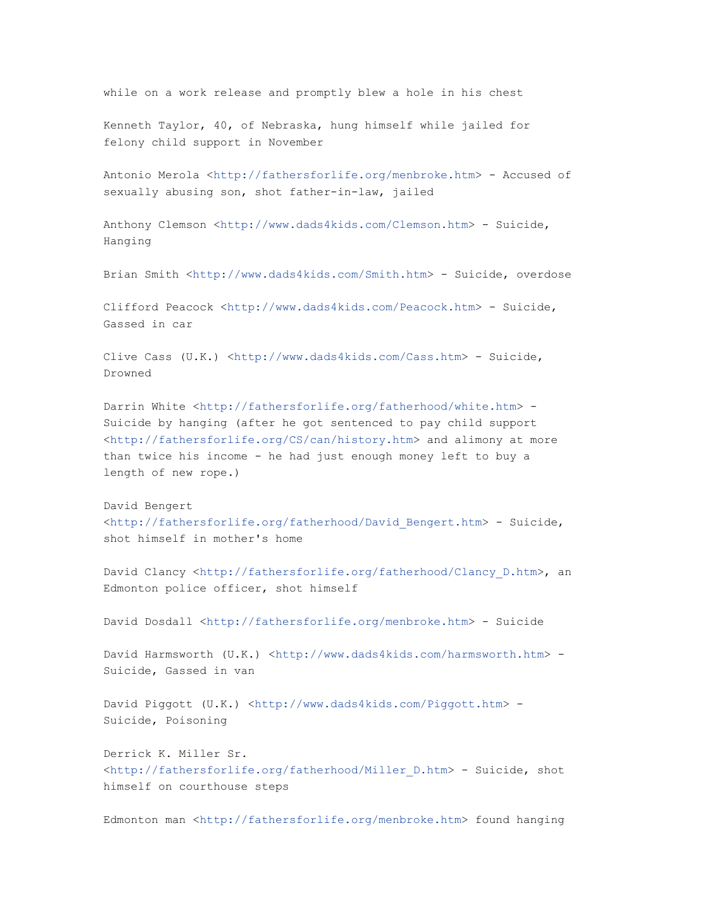while on a work release and promptly blew a hole in his chest

Kenneth Taylor, 40, of Nebraska, hung himself while jailed for felony child support in November

Antonio Merola <http://fathersforlife.org/menbroke.htm> - Accused of sexually abusing son, shot father-in-law, jailed

Anthony Clemson <http://www.dads4kids.com/Clemson.htm> - Suicide, Hanging

Brian Smith <http://www.dads4kids.com/Smith.htm> - Suicide, overdose

Clifford Peacock <http://www.dads4kids.com/Peacock.htm> - Suicide, Gassed in car

Clive Cass (U.K.) <http://www.dads4kids.com/Cass.htm> - Suicide, Drowned

Darrin White <http://fathersforlife.org/fatherhood/white.htm> - Suicide by hanging (after he got sentenced to pay child support <http://fathersforlife.org/CS/can/history.htm> and alimony at more than twice his income - he had just enough money left to buy a length of new rope.)

David Bengert <http://fathersforlife.org/fatherhood/David_Bengert.htm> - Suicide, shot himself in mother's home

David Clancy <http://fathersforlife.org/fatherhood/Clancy_D.htm>, an Edmonton police officer, shot himself

David Dosdall <http://fathersforlife.org/menbroke.htm> - Suicide

David Harmsworth (U.K.) <http://www.dads4kids.com/harmsworth.htm> - Suicide, Gassed in van

David Piggott (U.K.) <http://www.dads4kids.com/Piggott.htm> - Suicide, Poisoning

Derrick K. Miller Sr. <http://fathersforlife.org/fatherhood/Miller_D.htm> - Suicide, shot himself on courthouse steps

Edmonton man <http://fathersforlife.org/menbroke.htm> found hanging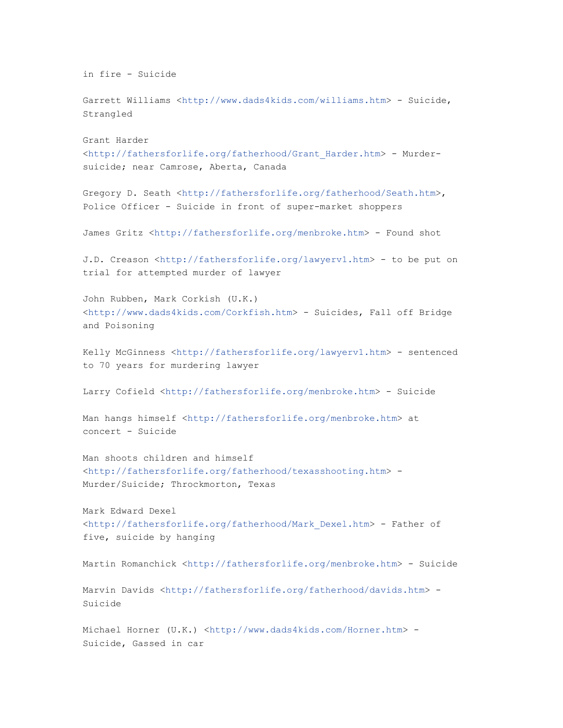in fire - Suicide

Garrett Williams <http://www.dads4kids.com/williams.htm> - Suicide, Strangled

Grant Harder <http://fathersforlife.org/fatherhood/Grant_Harder.htm> - Murder-suicide; near Camrose, Aberta, Canada

Gregory D. Seath <http://fathersforlife.org/fatherhood/Seath.htm>, Police Officer - Suicide in front of super-market shoppers

James Gritz <http://fathersforlife.org/menbroke.htm> - Found shot

J.D. Creason <http://fathersforlife.org/lawyerv1.htm> - to be put on trial for attempted murder of lawyer

John Rubben, Mark Corkish (U.K.) <http://www.dads4kids.com/Corkfish.htm> - Suicides, Fall off Bridge and Poisoning

Kelly McGinness <http://fathersforlife.org/lawyerv1.htm> - sentenced to 70 years for murdering lawyer

Larry Cofield <http://fathersforlife.org/menbroke.htm> - Suicide

Man hangs himself <http://fathersforlife.org/menbroke.htm> at concert - Suicide

Man shoots children and himself <http://fathersforlife.org/fatherhood/texasshooting.htm> - Murder/Suicide; Throckmorton, Texas

Mark Edward Dexel <http://fathersforlife.org/fatherhood/Mark_Dexel.htm> - Father of five, suicide by hanging

Martin Romanchick <http://fathersforlife.org/menbroke.htm> - Suicide

Marvin Davids <http://fathersforlife.org/fatherhood/davids.htm> - Suicide

Michael Horner (U.K.) <http://www.dads4kids.com/Horner.htm> - Suicide, Gassed in car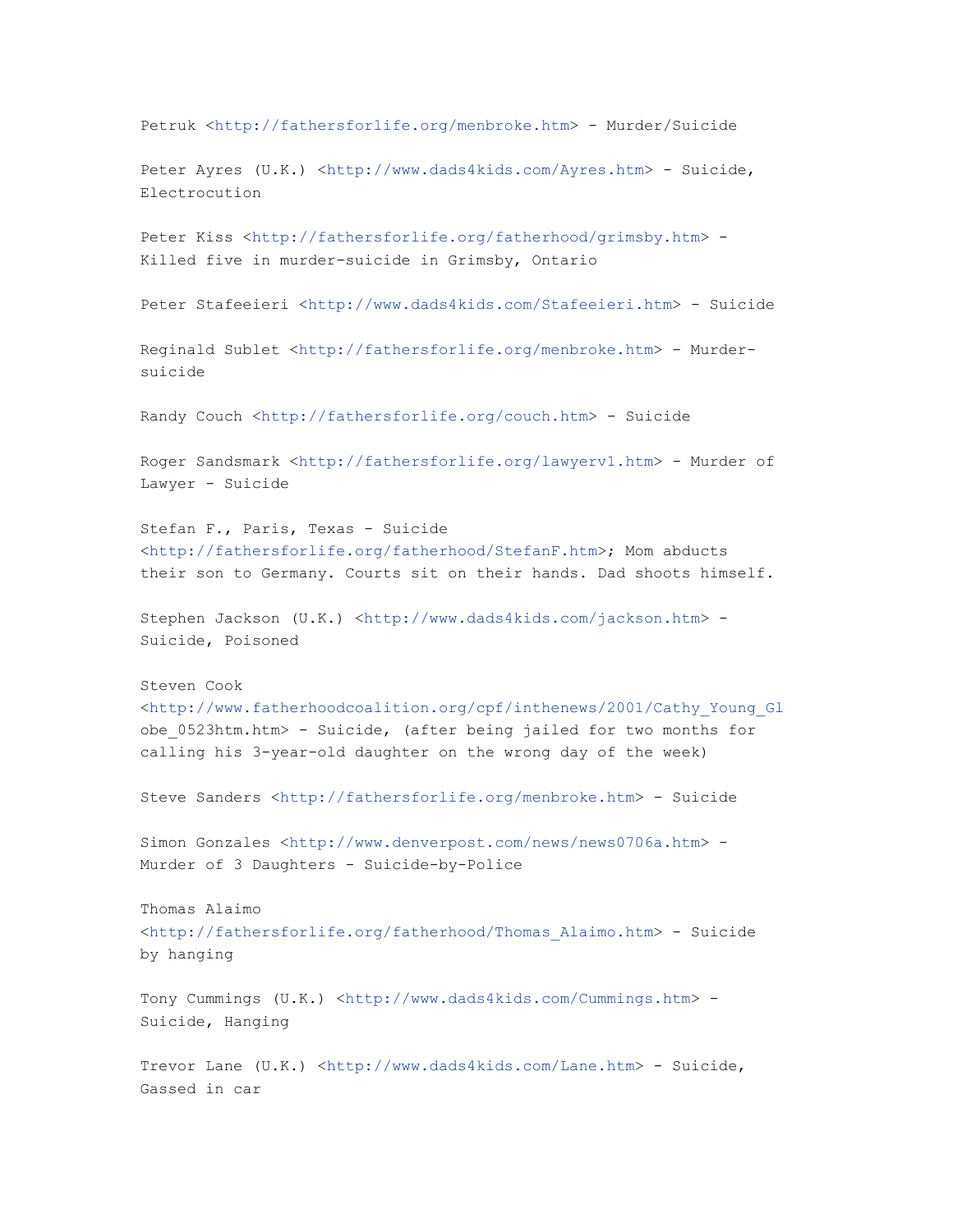Petruk <http://fathersforlife.org/menbroke.htm> - Murder/Suicide

Peter Ayres (U.K.) <http://www.dads4kids.com/Ayres.htm> - Suicide, Electrocution

Peter Kiss <http://fathersforlife.org/fatherhood/grimsby.htm> - Killed five in murder-suicide in Grimsby, Ontario

Peter Stafeeieri <http://www.dads4kids.com/Stafeeieri.htm> - Suicide

Reginald Sublet <http://fathersforlife.org/menbroke.htm> - Murder-suicide

Randy Couch <http://fathersforlife.org/couch.htm> - Suicide

Roger Sandsmark <http://fathersforlife.org/lawyerv1.htm> - Murder of Lawyer - Suicide

Stefan F., Paris, Texas - Suicide <http://fathersforlife.org/fatherhood/StefanF.htm>; Mom abducts their son to Germany. Courts sit on their hands. Dad shoots himself.

Stephen Jackson (U.K.) <http://www.dads4kids.com/jackson.htm> - Suicide, Poisoned

Steven Cook <http://www.fatherhoodcoalition.org/cpf/inthenews/2001/Cathy_Young_Globe_0523htm.htm> - Suicide, (after being jailed for two months for calling his 3-year-old daughter on the wrong day of the week)

Steve Sanders <http://fathersforlife.org/menbroke.htm> - Suicide

Simon Gonzales <http://www.denverpost.com/news/news0706a.htm> - Murder of 3 Daughters - Suicide-by-Police

Thomas Alaimo <http://fathersforlife.org/fatherhood/Thomas_Alaimo.htm> - Suicide by hanging

Tony Cummings (U.K.) <http://www.dads4kids.com/Cummings.htm> - Suicide, Hanging

Trevor Lane (U.K.) <http://www.dads4kids.com/Lane.htm> - Suicide, Gassed in car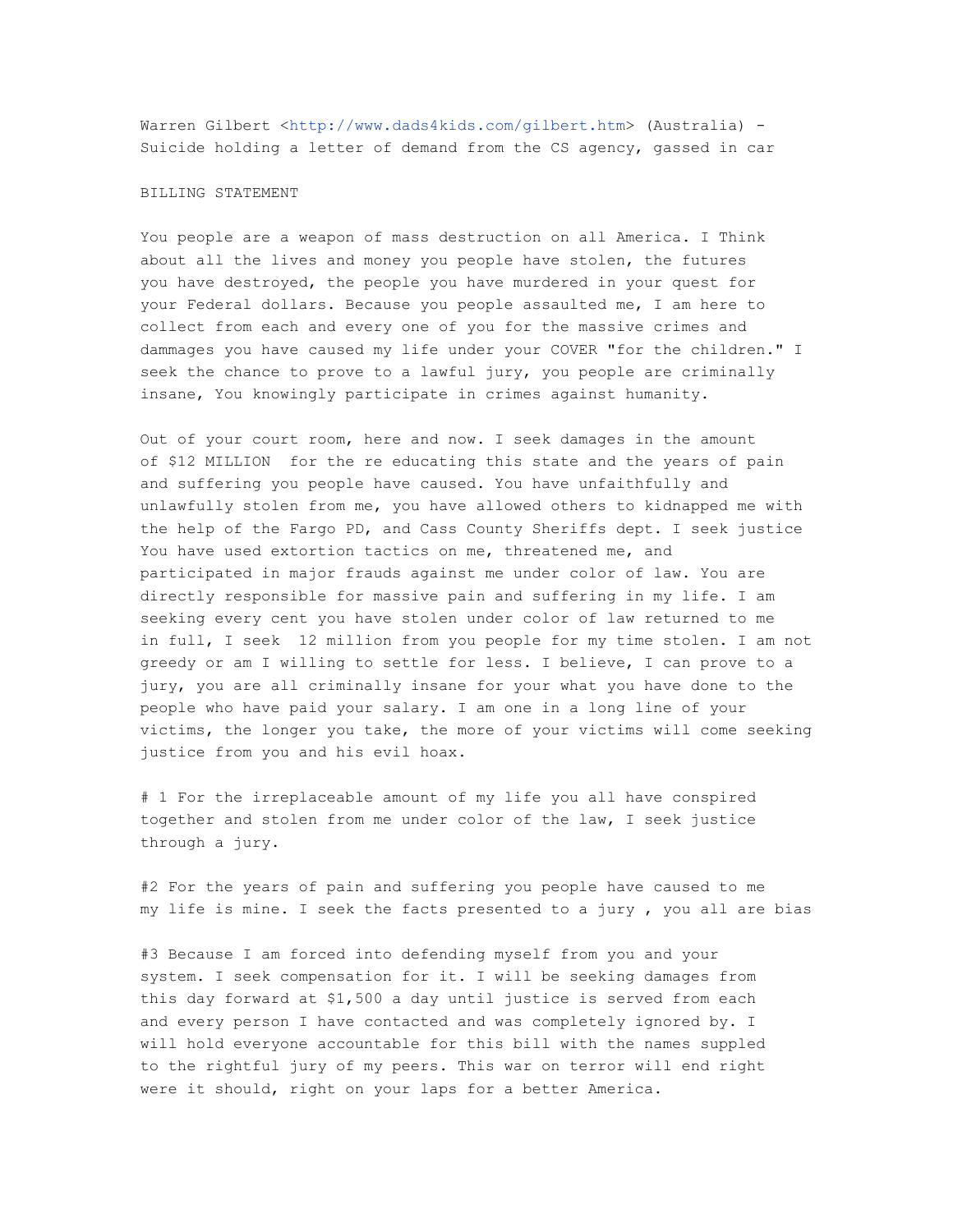Warren Gilbert <http://www.dads4kids.com/gilbert.htm> (Australia) - Suicide holding a letter of demand from the CS agency, gassed in car

BILLING STATEMENT

You people are a weapon of mass destruction on all America. I Think about all the lives and money you people have stolen, the futures you have destroyed, the people you have murdered in your quest for your Federal dollars. Because you people assaulted me, I am here to collect from each and every one of you for the massive crimes and dammages you have caused my life under your COVER "for the children." I seek the chance to prove to a lawful jury, you people are criminally insane, You knowingly participate in crimes against humanity.

Out of your court room, here and now. I seek damages in the amount of $12 MILLION for the re educating this state and the years of pain and suffering you people have caused. You have unfaithfully and unlawfully stolen from me, you have allowed others to kidnapped me with the help of the Fargo PD, and Cass County Sheriffs dept. I seek justice You have used extortion tactics on me, threatened me, and participated in major frauds against me under color of law. You are directly responsible for massive pain and suffering in my life. I am seeking every cent you have stolen under color of law returned to me in full, I seek 12 million from you people for my time stolen. I am not greedy or am I willing to settle for less. I believe, I can prove to a jury, you are all criminally insane for your what you have done to the people who have paid your salary. I am one in a long line of your victims, the longer you take, the more of your victims will come seeking justice from you and his evil hoax.

# 1 For the irreplaceable amount of my life you all have conspired together and stolen from me under color of the law, I seek justice through a jury.

#2 For the years of pain and suffering you people have caused to me my life is mine. I seek the facts presented to a jury , you all are bias

#3 Because I am forced into defending myself from you and your system. I seek compensation for it. I will be seeking damages from this day forward at $1,500 a day until justice is served from each and every person I have contacted and was completely ignored by. I will hold everyone accountable for this bill with the names suppled to the rightful jury of my peers. This war on terror will end right were it should, right on your laps for a better America.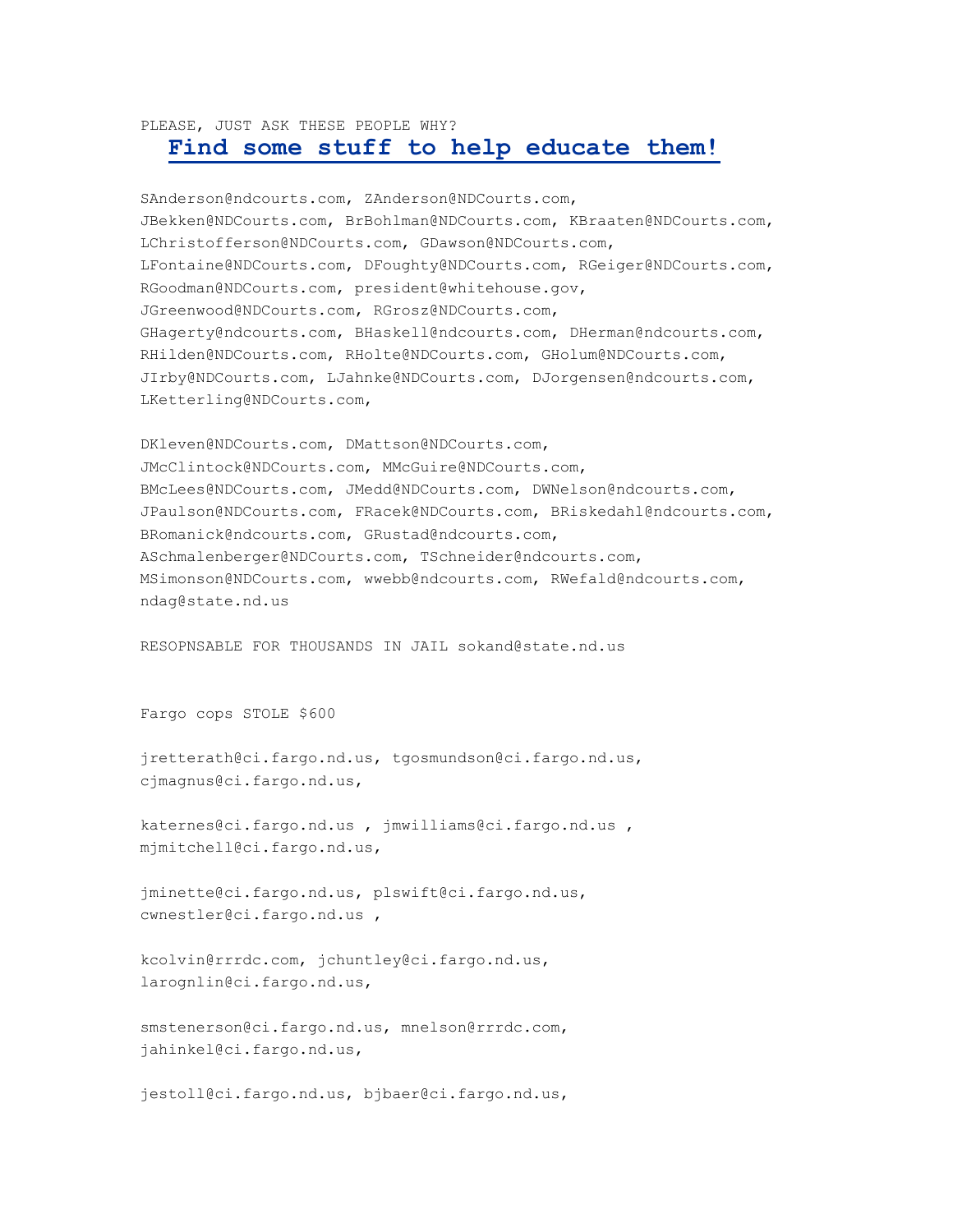PLEASE, JUST ASK THESE PEOPLE WHY?

## Find some stuff to help educate them!

SAnderson@ndcourts.com, ZAnderson@NDCourts.com, JBekken@NDCourts.com, BrBohlman@NDCourts.com, KBraaten@NDCourts.com, LChristofferson@NDCourts.com, GDawson@NDCourts.com, LFontaine@NDCourts.com, DFoughty@NDCourts.com, RGeiger@NDCourts.com, RGoodman@NDCourts.com, president@whitehouse.gov, JGreenwood@NDCourts.com, RGrosz@NDCourts.com, GHagerty@ndcourts.com, BHaskell@ndcourts.com, DHerman@ndcourts.com, RHilden@NDCourts.com, RHolte@NDCourts.com, GHolum@NDCourts.com, JIrby@NDCourts.com, LJahnke@NDCourts.com, DJorgensen@ndcourts.com, LKetterling@NDCourts.com,

DKleven@NDCourts.com, DMattson@NDCourts.com, JMcClintock@NDCourts.com, MMcGuire@NDCourts.com, BMcLees@NDCourts.com, JMedd@NDCourts.com, DWNelson@ndcourts.com, JPaulson@NDCourts.com, FRacek@NDCourts.com, BRiskedahl@ndcourts.com, BRomanick@ndcourts.com, GRustad@ndcourts.com, ASchmalenberger@NDCourts.com, TSchneider@ndcourts.com, MSimonson@NDCourts.com, wwebb@ndcourts.com, RWefald@ndcourts.com, ndag@state.nd.us

RESOPNSABLE FOR THOUSANDS IN JAIL sokand@state.nd.us

Fargo cops STOLE $600

jretterath@ci.fargo.nd.us, tgosmundson@ci.fargo.nd.us, cjmagnus@ci.fargo.nd.us,

katernes@ci.fargo.nd.us , jmwilliams@ci.fargo.nd.us , mjmitchell@ci.fargo.nd.us,

jminette@ci.fargo.nd.us, plswift@ci.fargo.nd.us, cwnestler@ci.fargo.nd.us ,

kcolvin@rrrdc.com, jchuntley@ci.fargo.nd.us, larognlin@ci.fargo.nd.us,

smstenerson@ci.fargo.nd.us, mnelson@rrrdc.com, jahinkel@ci.fargo.nd.us,

jestoll@ci.fargo.nd.us, bjbaer@ci.fargo.nd.us,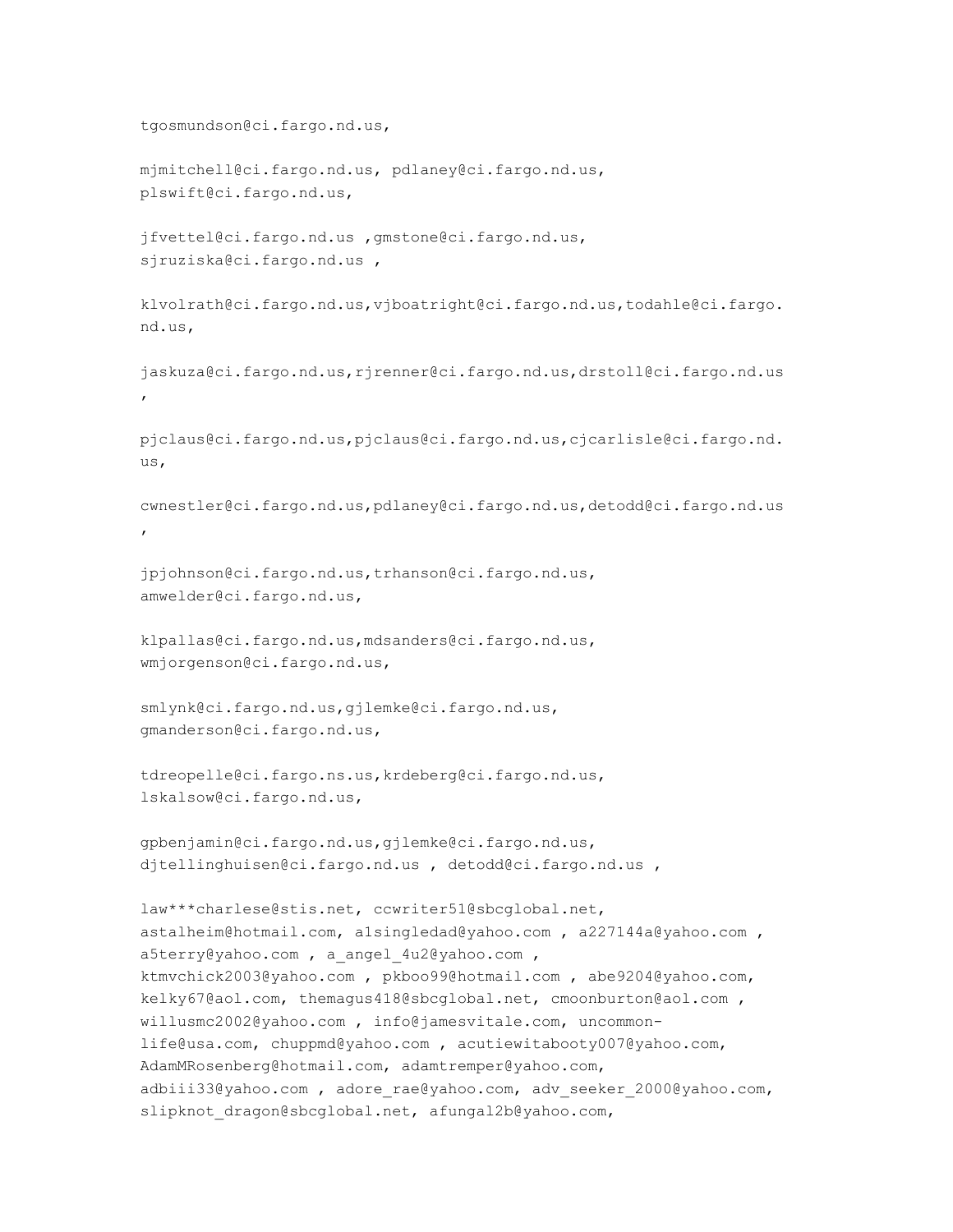tgosmundson@ci.fargo.nd.us,

mjmitchell@ci.fargo.nd.us, pdlaney@ci.fargo.nd.us,
plswift@ci.fargo.nd.us,

jfvettel@ci.fargo.nd.us ,gmstone@ci.fargo.nd.us,
sjruziska@ci.fargo.nd.us ,

klvolrath@ci.fargo.nd.us,vjboatright@ci.fargo.nd.us,todahle@ci.fargo.nd.us,

jaskuza@ci.fargo.nd.us,rjrenner@ci.fargo.nd.us,drstoll@ci.fargo.nd.us
,

pjclaus@ci.fargo.nd.us,pjclaus@ci.fargo.nd.us,cjcarlisle@ci.fargo.nd.us,

cwnestler@ci.fargo.nd.us,pdlaney@ci.fargo.nd.us,detodd@ci.fargo.nd.us
,

jpjohnson@ci.fargo.nd.us,trhanson@ci.fargo.nd.us,
amwelder@ci.fargo.nd.us,

klpallas@ci.fargo.nd.us,mdsanders@ci.fargo.nd.us,
wmjorgenson@ci.fargo.nd.us,

smlynk@ci.fargo.nd.us,gjlemke@ci.fargo.nd.us,
gmanderson@ci.fargo.nd.us,

tdreopelle@ci.fargo.ns.us,krdeberg@ci.fargo.nd.us,
lskalsow@ci.fargo.nd.us,

gpbenjamin@ci.fargo.nd.us,gjlemke@ci.fargo.nd.us,
djtellinghuisen@ci.fargo.nd.us , detodd@ci.fargo.nd.us ,

law***charlese@stis.net, ccwriter51@sbcglobal.net,
astalheim@hotmail.com, a1singledad@yahoo.com , a227144a@yahoo.com ,
a5terry@yahoo.com , a_angel_4u2@yahoo.com ,
ktmvchick2003@yahoo.com , pkboo99@hotmail.com , abe9204@yahoo.com,
kelky67@aol.com, themagus418@sbcglobal.net, cmoonburton@aol.com ,
willusmc2002@yahoo.com , info@jamesvitale.com, uncommon-life@usa.com, chuppmd@yahoo.com , acutiewitabooty007@yahoo.com,
AdamMRosenberg@hotmail.com, adamtremper@yahoo.com,
adbiii33@yahoo.com , adore_rae@yahoo.com, adv_seeker_2000@yahoo.com,
slipknot_dragon@sbcglobal.net, afungal2b@yahoo.com,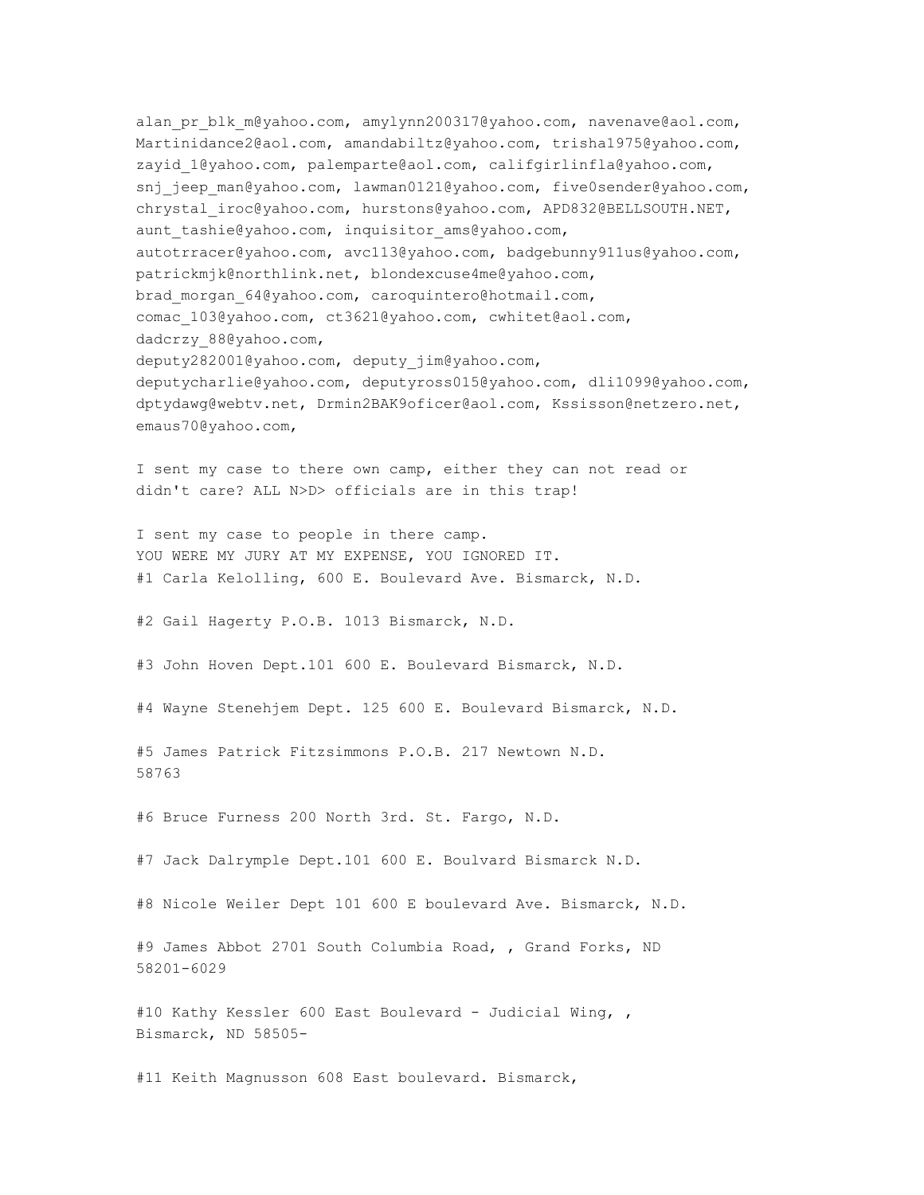alan_pr_blk_m@yahoo.com, amylynn200317@yahoo.com, navenave@aol.com, Martinidance2@aol.com, amandabiltz@yahoo.com, trisha1975@yahoo.com, zayid_1@yahoo.com, palemparte@aol.com, califgirlinfla@yahoo.com, snj_jeep_man@yahoo.com, lawman0121@yahoo.com, five0sender@yahoo.com, chrystal_iroc@yahoo.com, hurstons@yahoo.com, APD832@BELLSOUTH.NET, aunt_tashie@yahoo.com, inquisitor_ams@yahoo.com, autotrracer@yahoo.com, avc113@yahoo.com, badgebunny911us@yahoo.com, patrickmjk@northlink.net, blondexcuse4me@yahoo.com, brad_morgan_64@yahoo.com, caroquintero@hotmail.com, comac_103@yahoo.com, ct3621@yahoo.com, cwhitet@aol.com, dadcrzy_88@yahoo.com,
deputy282001@yahoo.com, deputy_jim@yahoo.com, deputycharlie@yahoo.com, deputyross015@yahoo.com, dli1099@yahoo.com, dptydawg@webtv.net, Drmin2BAK9oficer@aol.com, Kssisson@netzero.net, emaus70@yahoo.com,

I sent my case to there own camp, either they can not read or didn't care? ALL N>D> officials are in this trap!

I sent my case to people in there camp.
YOU WERE MY JURY AT MY EXPENSE, YOU IGNORED IT.
#1 Carla Kelolling, 600 E. Boulevard Ave. Bismarck, N.D.

#2 Gail Hagerty P.O.B. 1013 Bismarck, N.D.

#3 John Hoven Dept.101 600 E. Boulevard Bismarck, N.D.

#4 Wayne Stenehjem Dept. 125 600 E. Boulevard Bismarck, N.D.

#5 James Patrick Fitzsimmons P.O.B. 217 Newtown N.D. 58763

#6 Bruce Furness 200 North 3rd. St. Fargo, N.D.

#7 Jack Dalrymple Dept.101 600 E. Boulvard Bismarck N.D.

#8 Nicole Weiler Dept 101 600 E boulevard Ave. Bismarck, N.D.

#9 James Abbot 2701 South Columbia Road, , Grand Forks, ND 58201-6029

#10 Kathy Kessler 600 East Boulevard - Judicial Wing, , Bismarck, ND 58505-

#11 Keith Magnusson 608 East boulevard. Bismarck,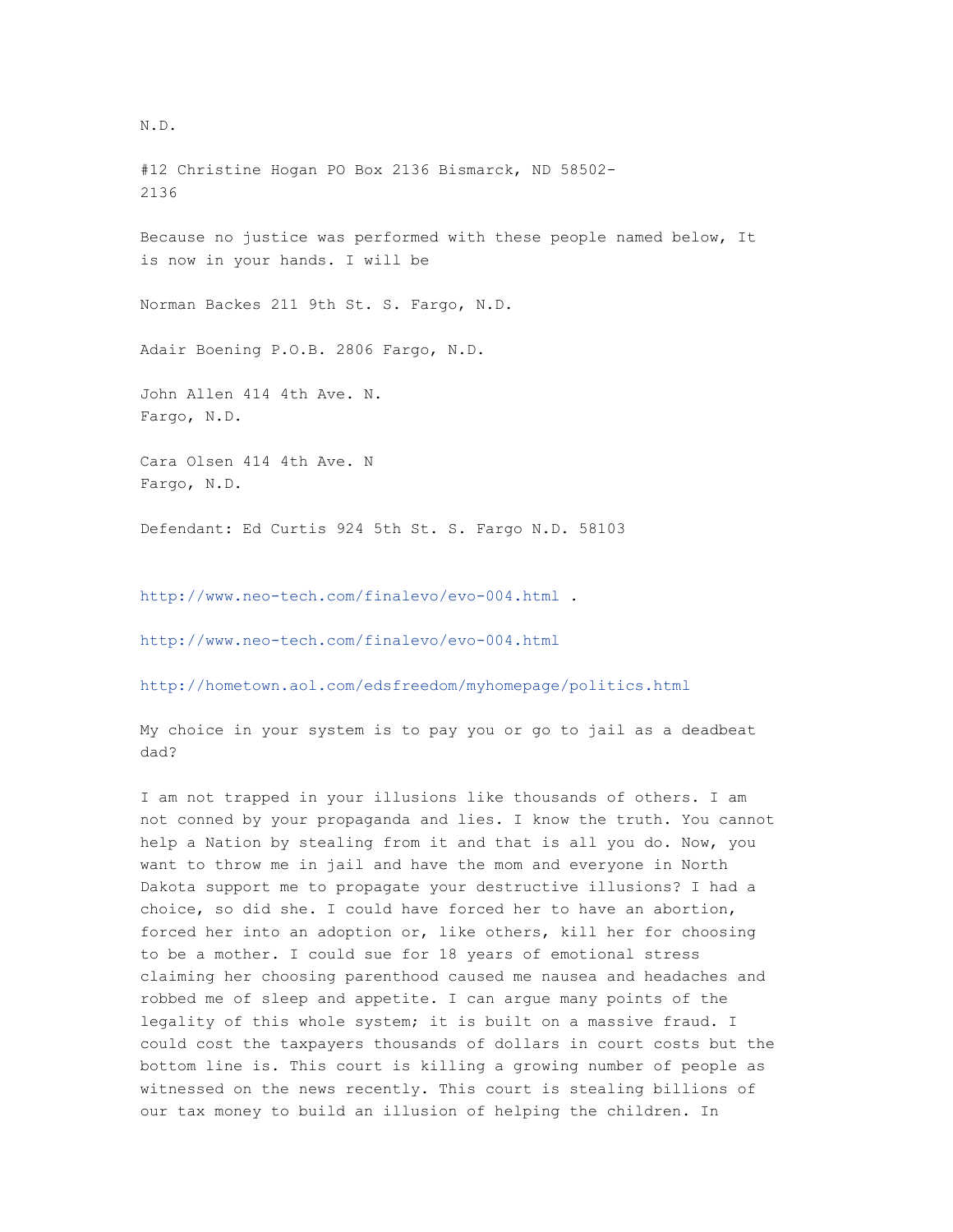N.D.

#12 Christine Hogan PO Box 2136 Bismarck, ND 58502-2136

Because no justice was performed with these people named below, It is now in your hands. I will be

Norman Backes 211 9th St. S. Fargo, N.D.

Adair Boening P.O.B. 2806 Fargo, N.D.

John Allen 414 4th Ave. N.
Fargo, N.D.

Cara Olsen 414 4th Ave. N
Fargo, N.D.

Defendant: Ed Curtis 924 5th St. S. Fargo N.D. 58103

http://www.neo-tech.com/finalevo/evo-004.html .

http://www.neo-tech.com/finalevo/evo-004.html

http://hometown.aol.com/edsfreedom/myhomepage/politics.html

My choice in your system is to pay you or go to jail as a deadbeat dad?

I am not trapped in your illusions like thousands of others. I am not conned by your propaganda and lies. I know the truth. You cannot help a Nation by stealing from it and that is all you do. Now, you want to throw me in jail and have the mom and everyone in North Dakota support me to propagate your destructive illusions? I had a choice, so did she. I could have forced her to have an abortion, forced her into an adoption or, like others, kill her for choosing to be a mother. I could sue for 18 years of emotional stress claiming her choosing parenthood caused me nausea and headaches and robbed me of sleep and appetite. I can argue many points of the legality of this whole system; it is built on a massive fraud. I could cost the taxpayers thousands of dollars in court costs but the bottom line is. This court is killing a growing number of people as witnessed on the news recently. This court is stealing billions of our tax money to build an illusion of helping the children. In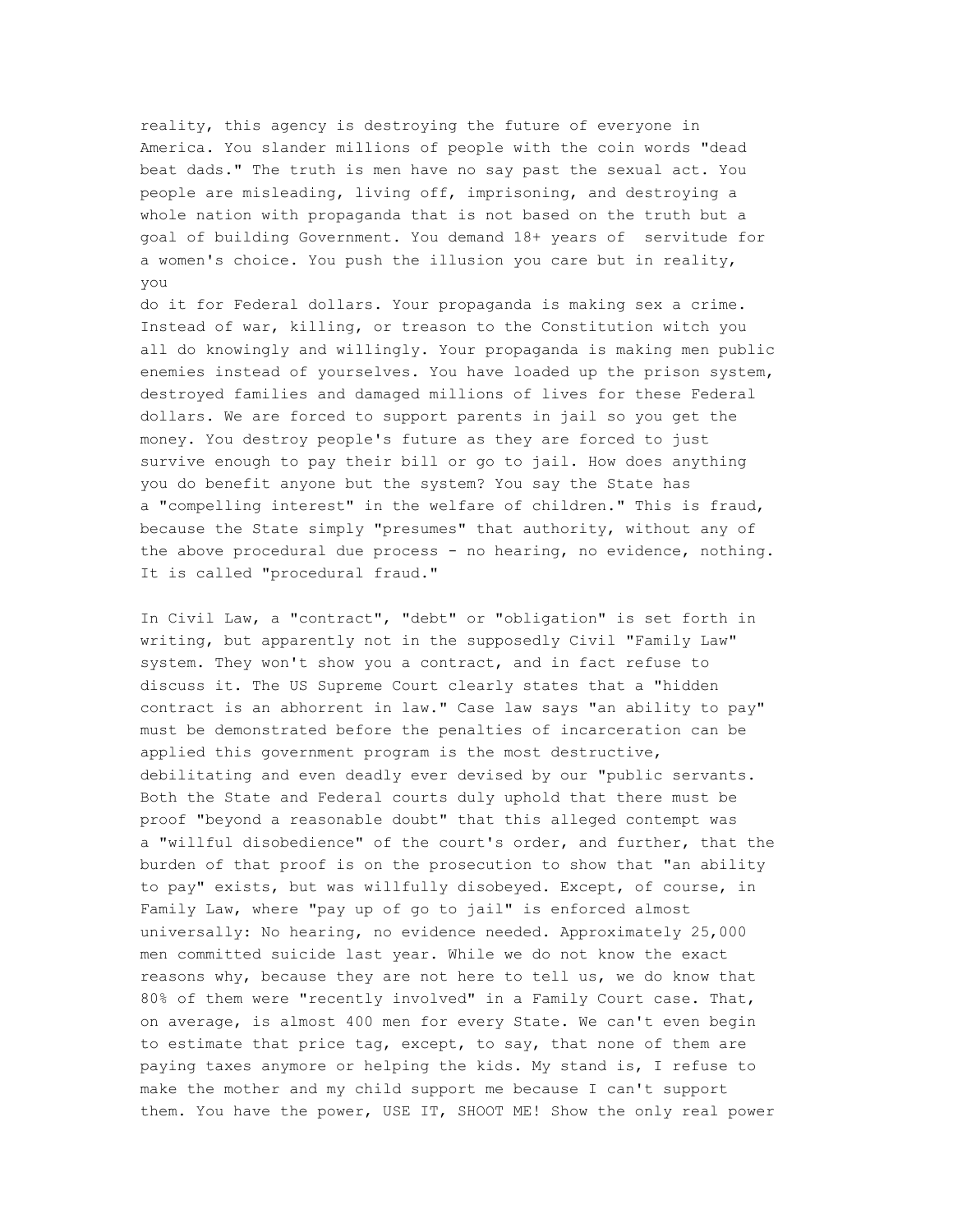reality, this agency is destroying the future of everyone in America. You slander millions of people with the coin words "dead beat dads." The truth is men have no say past the sexual act. You people are misleading, living off, imprisoning, and destroying a whole nation with propaganda that is not based on the truth but a goal of building Government. You demand 18+ years of servitude for a women's choice. You push the illusion you care but in reality, you do it for Federal dollars. Your propaganda is making sex a crime. Instead of war, killing, or treason to the Constitution witch you all do knowingly and willingly. Your propaganda is making men public enemies instead of yourselves. You have loaded up the prison system, destroyed families and damaged millions of lives for these Federal dollars. We are forced to support parents in jail so you get the money. You destroy people's future as they are forced to just survive enough to pay their bill or go to jail. How does anything you do benefit anyone but the system? You say the State has a "compelling interest" in the welfare of children." This is fraud, because the State simply "presumes" that authority, without any of the above procedural due process - no hearing, no evidence, nothing. It is called "procedural fraud."

In Civil Law, a "contract", "debt" or "obligation" is set forth in writing, but apparently not in the supposedly Civil "Family Law" system. They won't show you a contract, and in fact refuse to discuss it. The US Supreme Court clearly states that a "hidden contract is an abhorrent in law." Case law says "an ability to pay" must be demonstrated before the penalties of incarceration can be applied this government program is the most destructive, debilitating and even deadly ever devised by our "public servants. Both the State and Federal courts duly uphold that there must be proof "beyond a reasonable doubt" that this alleged contempt was a "willful disobedience" of the court's order, and further, that the burden of that proof is on the prosecution to show that "an ability to pay" exists, but was willfully disobeyed. Except, of course, in Family Law, where "pay up of go to jail" is enforced almost universally: No hearing, no evidence needed. Approximately 25,000 men committed suicide last year. While we do not know the exact reasons why, because they are not here to tell us, we do know that 80% of them were "recently involved" in a Family Court case. That, on average, is almost 400 men for every State. We can't even begin to estimate that price tag, except, to say, that none of them are paying taxes anymore or helping the kids. My stand is, I refuse to make the mother and my child support me because I can't support them. You have the power, USE IT, SHOOT ME! Show the only real power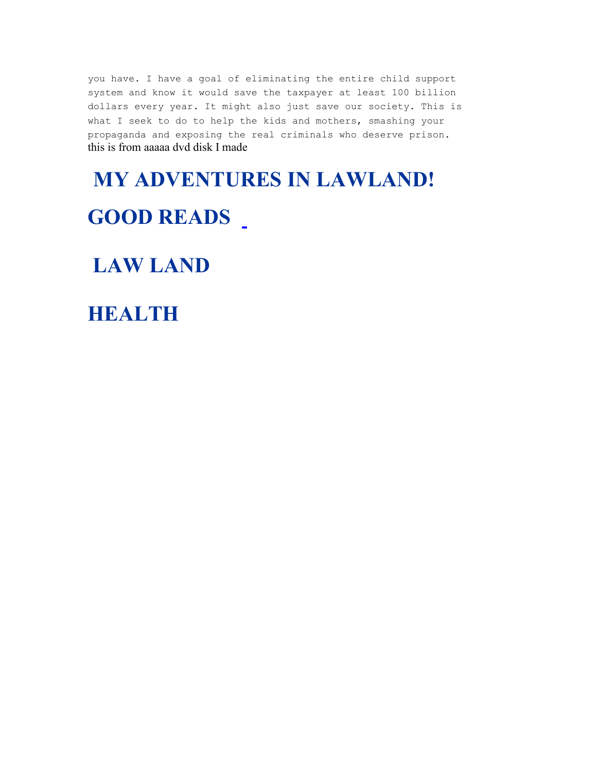```
you have. I have a goal of eliminating the entire child support
system and know it would save the taxpayer at least 100 billion
dollars every year. It might also just save our society. This is
what I seek to do to help the kids and mothers, smashing your
propaganda and exposing the real criminals who deserve prison.
```

this is from aaaaa dvd disk I made

# MY ADVENTURES IN LAWLAND!

# GOOD READS

# LAW LAND

# HEALTH